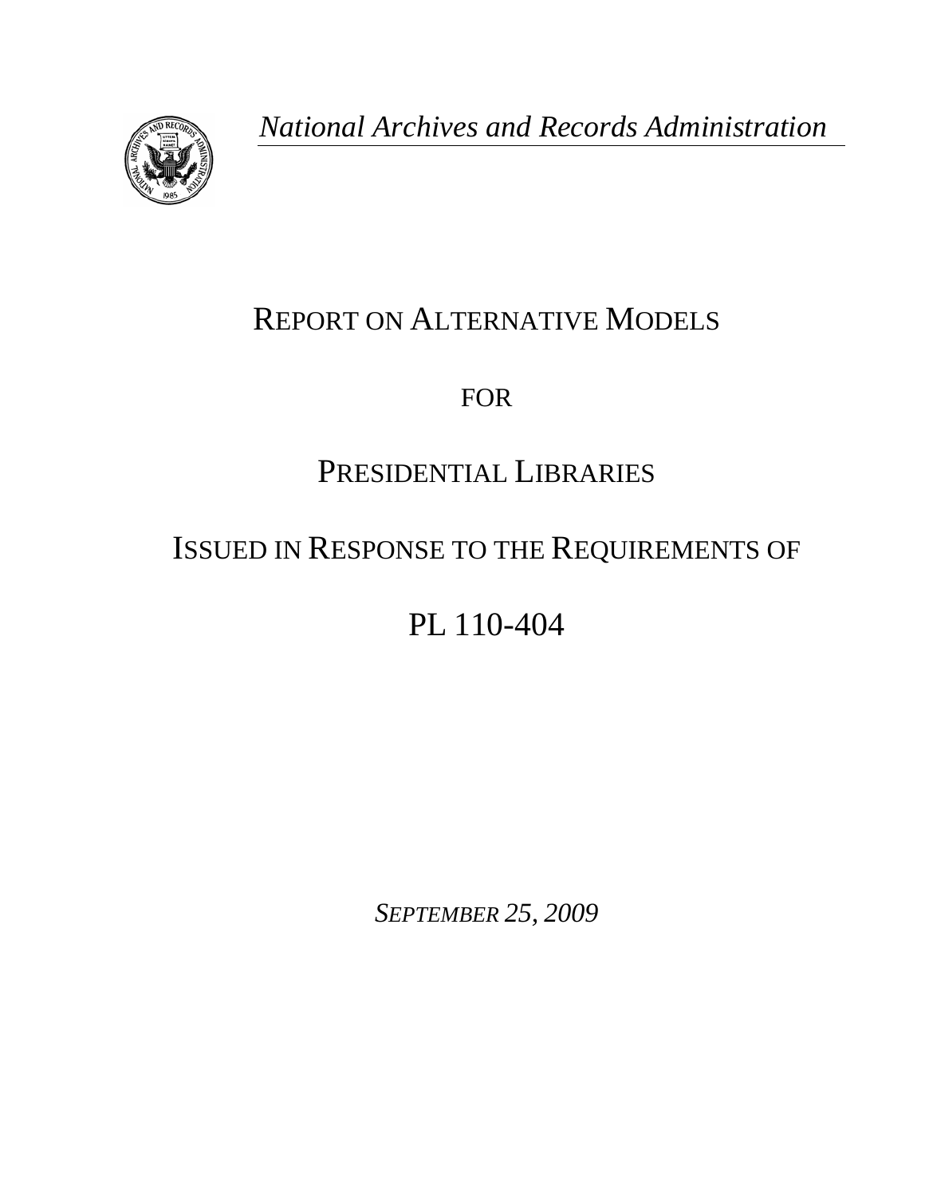*National Archives and Records Administration*

# REPORT ON ALTERNATIVE MODELS

FOR

# PRESIDENTIAL LIBRARIES

# ISSUED IN RESPONSE TO THE REQUIREMENTS OF

# PL 110-404

*SEPTEMBER 25, 2009*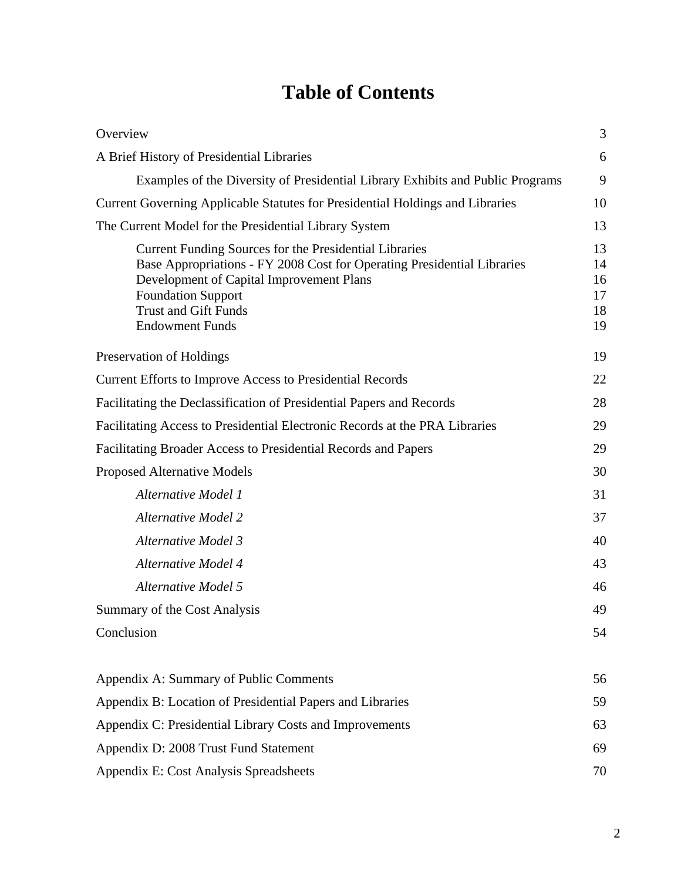# Table of Contents

| | |
|---|---|
| Overview | 3 |
| A Brief History of Presidential Libraries | 6 |
| &nbsp;&nbsp;&nbsp;&nbsp;Examples of the Diversity of Presidential Library Exhibits and Public Programs | 9 |
| Current Governing Applicable Statutes for Presidential Holdings and Libraries | 10 |
| The Current Model for the Presidential Library System | 13 |
| &nbsp;&nbsp;&nbsp;&nbsp;Current Funding Sources for the Presidential Libraries | 13 |
| &nbsp;&nbsp;&nbsp;&nbsp;Base Appropriations - FY 2008 Cost for Operating Presidential Libraries | 14 |
| &nbsp;&nbsp;&nbsp;&nbsp;Development of Capital Improvement Plans | 16 |
| &nbsp;&nbsp;&nbsp;&nbsp;Foundation Support | 17 |
| &nbsp;&nbsp;&nbsp;&nbsp;Trust and Gift Funds | 18 |
| &nbsp;&nbsp;&nbsp;&nbsp;Endowment Funds | 19 |
| Preservation of Holdings | 19 |
| Current Efforts to Improve Access to Presidential Records | 22 |
| Facilitating the Declassification of Presidential Papers and Records | 28 |
| Facilitating Access to Presidential Electronic Records at the PRA Libraries | 29 |
| Facilitating Broader Access to Presidential Records and Papers | 29 |
| Proposed Alternative Models | 30 |
| &nbsp;&nbsp;&nbsp;&nbsp;*Alternative Model 1* | 31 |
| &nbsp;&nbsp;&nbsp;&nbsp;*Alternative Model 2* | 37 |
| &nbsp;&nbsp;&nbsp;&nbsp;*Alternative Model 3* | 40 |
| &nbsp;&nbsp;&nbsp;&nbsp;*Alternative Model 4* | 43 |
| &nbsp;&nbsp;&nbsp;&nbsp;*Alternative Model 5* | 46 |
| Summary of the Cost Analysis | 49 |
| Conclusion | 54 |
| Appendix A: Summary of Public Comments | 56 |
| Appendix B: Location of Presidential Papers and Libraries | 59 |
| Appendix C: Presidential Library Costs and Improvements | 63 |
| Appendix D: 2008 Trust Fund Statement | 69 |
| Appendix E: Cost Analysis Spreadsheets | 70 |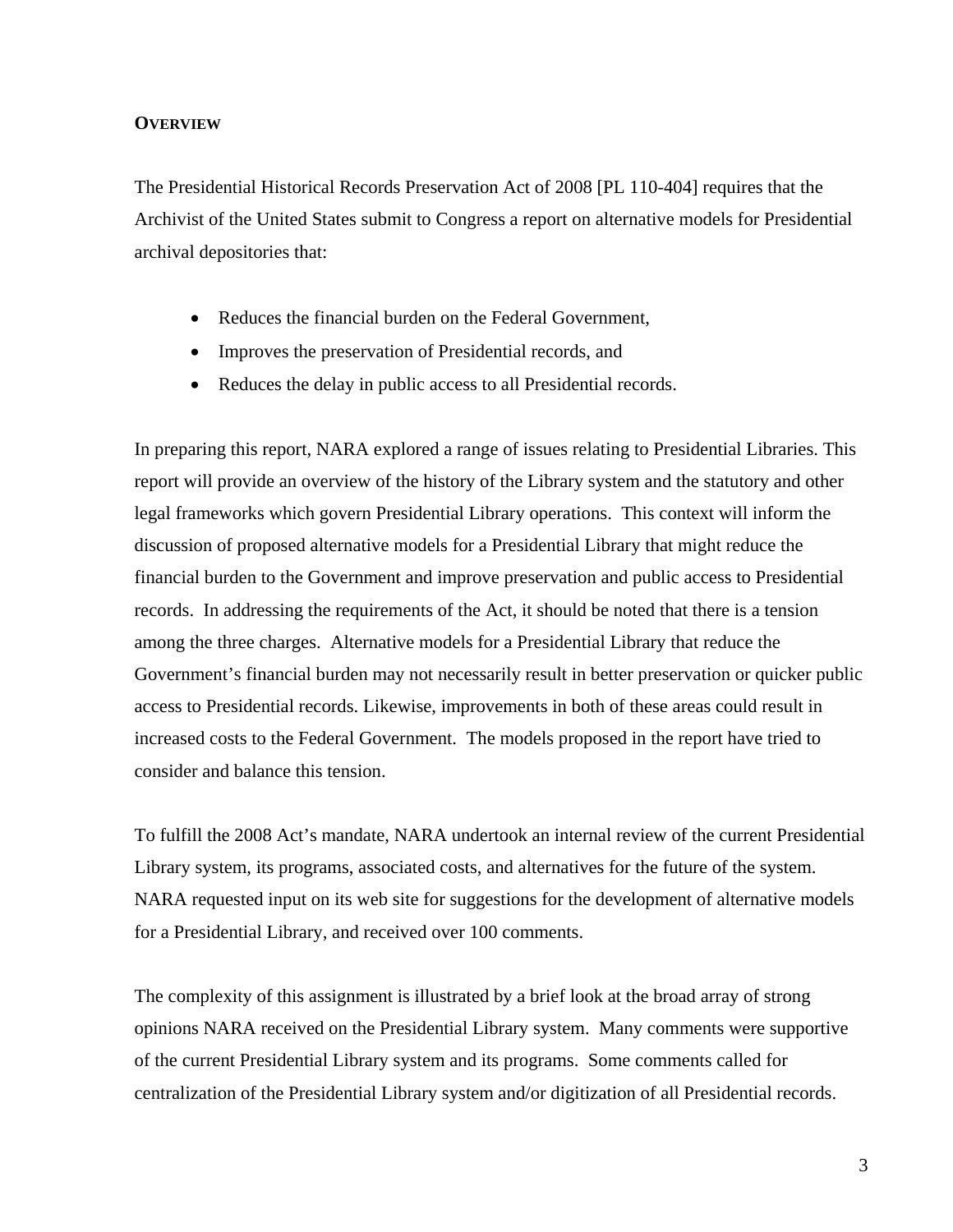## Overview

The Presidential Historical Records Preservation Act of 2008 [PL 110-404] requires that the Archivist of the United States submit to Congress a report on alternative models for Presidential archival depositories that:

- Reduces the financial burden on the Federal Government,
- Improves the preservation of Presidential records, and
- Reduces the delay in public access to all Presidential records.

In preparing this report, NARA explored a range of issues relating to Presidential Libraries. This report will provide an overview of the history of the Library system and the statutory and other legal frameworks which govern Presidential Library operations. This context will inform the discussion of proposed alternative models for a Presidential Library that might reduce the financial burden to the Government and improve preservation and public access to Presidential records. In addressing the requirements of the Act, it should be noted that there is a tension among the three charges. Alternative models for a Presidential Library that reduce the Government's financial burden may not necessarily result in better preservation or quicker public access to Presidential records. Likewise, improvements in both of these areas could result in increased costs to the Federal Government. The models proposed in the report have tried to consider and balance this tension.

To fulfill the 2008 Act's mandate, NARA undertook an internal review of the current Presidential Library system, its programs, associated costs, and alternatives for the future of the system. NARA requested input on its web site for suggestions for the development of alternative models for a Presidential Library, and received over 100 comments.

The complexity of this assignment is illustrated by a brief look at the broad array of strong opinions NARA received on the Presidential Library system. Many comments were supportive of the current Presidential Library system and its programs. Some comments called for centralization of the Presidential Library system and/or digitization of all Presidential records.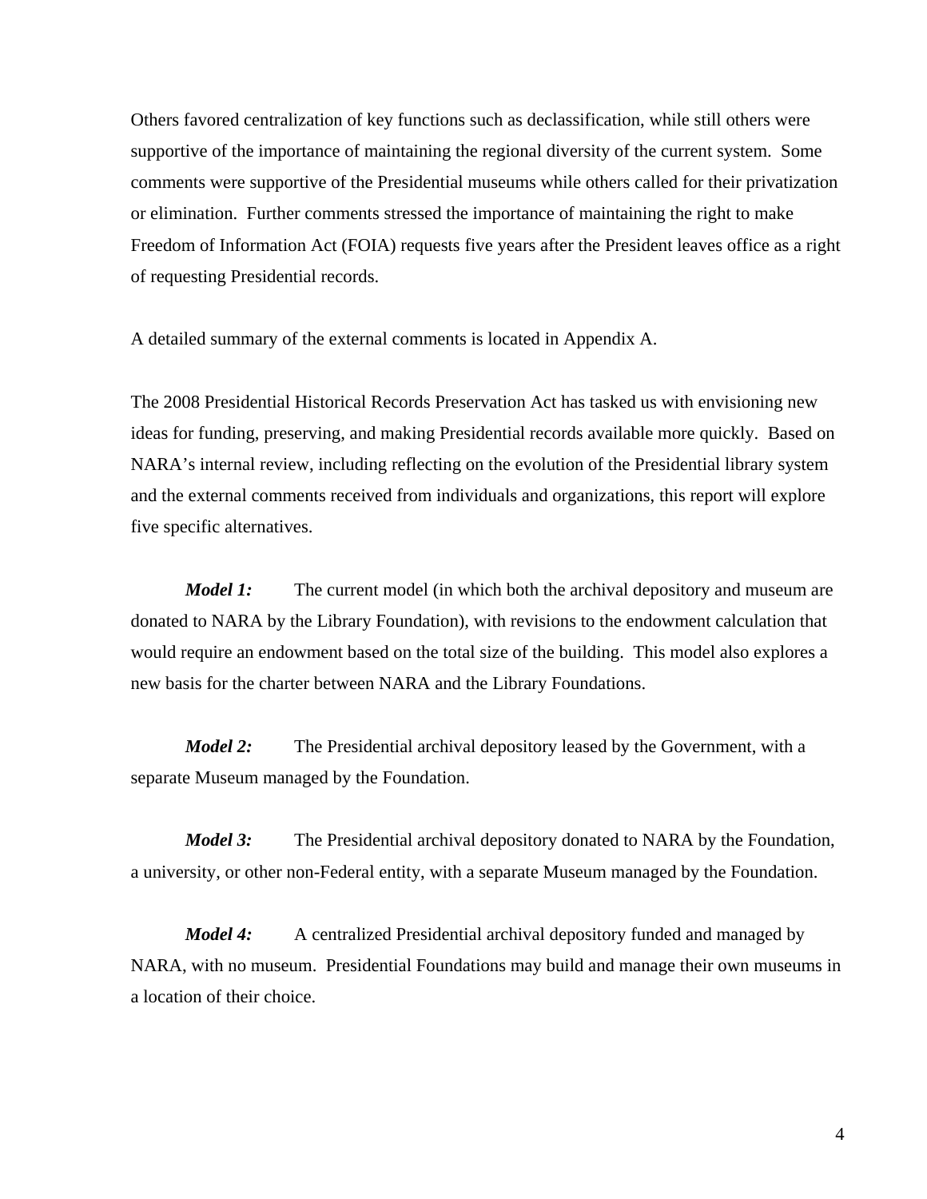Others favored centralization of key functions such as declassification, while still others were supportive of the importance of maintaining the regional diversity of the current system. Some comments were supportive of the Presidential museums while others called for their privatization or elimination. Further comments stressed the importance of maintaining the right to make Freedom of Information Act (FOIA) requests five years after the President leaves office as a right of requesting Presidential records.

A detailed summary of the external comments is located in Appendix A.

The 2008 Presidential Historical Records Preservation Act has tasked us with envisioning new ideas for funding, preserving, and making Presidential records available more quickly. Based on NARA's internal review, including reflecting on the evolution of the Presidential library system and the external comments received from individuals and organizations, this report will explore five specific alternatives.

***Model 1:*** The current model (in which both the archival depository and museum are donated to NARA by the Library Foundation), with revisions to the endowment calculation that would require an endowment based on the total size of the building. This model also explores a new basis for the charter between NARA and the Library Foundations.

***Model 2:*** The Presidential archival depository leased by the Government, with a separate Museum managed by the Foundation.

***Model 3:*** The Presidential archival depository donated to NARA by the Foundation, a university, or other non-Federal entity, with a separate Museum managed by the Foundation.

***Model 4:*** A centralized Presidential archival depository funded and managed by NARA, with no museum. Presidential Foundations may build and manage their own museums in a location of their choice.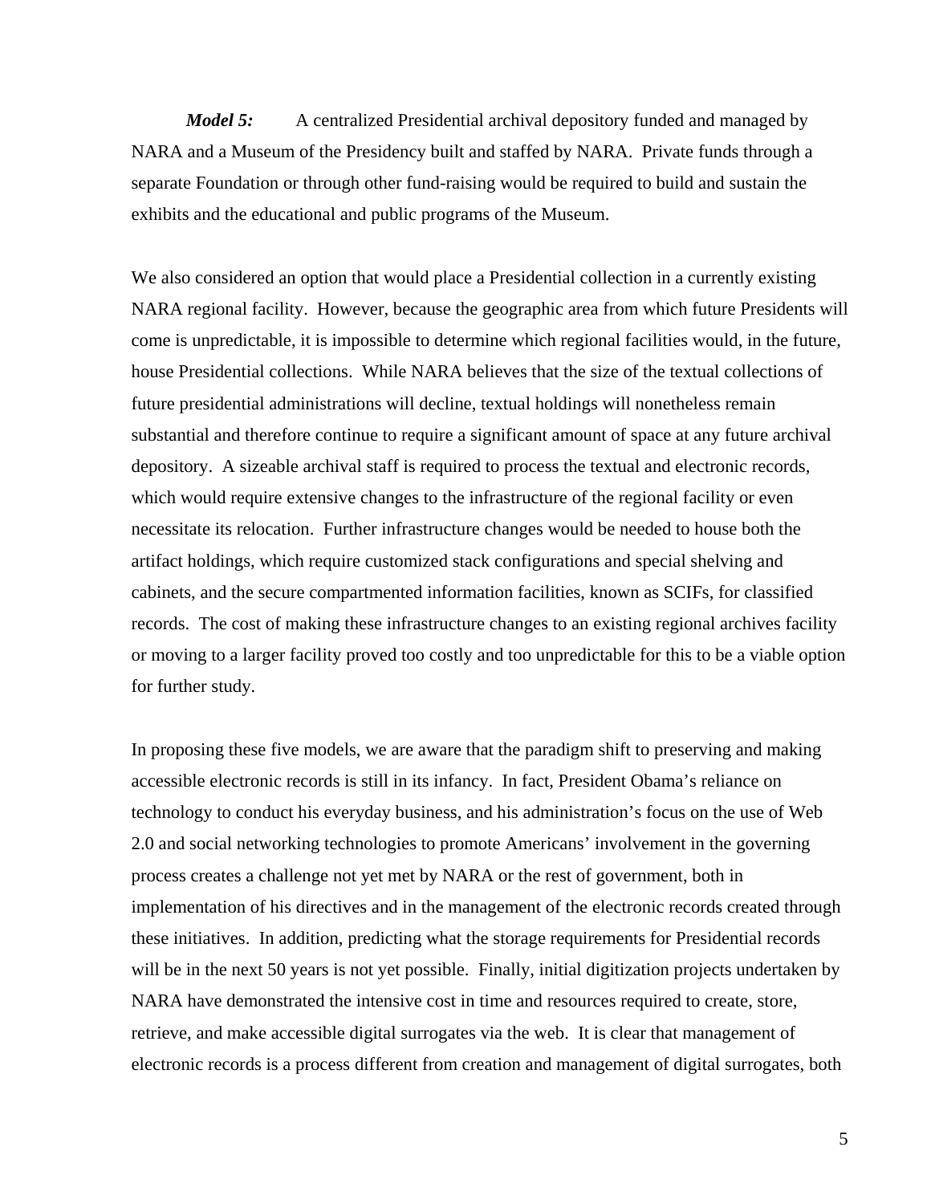***Model 5:*** A centralized Presidential archival depository funded and managed by NARA and a Museum of the Presidency built and staffed by NARA. Private funds through a separate Foundation or through other fund-raising would be required to build and sustain the exhibits and the educational and public programs of the Museum.

We also considered an option that would place a Presidential collection in a currently existing NARA regional facility. However, because the geographic area from which future Presidents will come is unpredictable, it is impossible to determine which regional facilities would, in the future, house Presidential collections. While NARA believes that the size of the textual collections of future presidential administrations will decline, textual holdings will nonetheless remain substantial and therefore continue to require a significant amount of space at any future archival depository. A sizeable archival staff is required to process the textual and electronic records, which would require extensive changes to the infrastructure of the regional facility or even necessitate its relocation. Further infrastructure changes would be needed to house both the artifact holdings, which require customized stack configurations and special shelving and cabinets, and the secure compartmented information facilities, known as SCIFs, for classified records. The cost of making these infrastructure changes to an existing regional archives facility or moving to a larger facility proved too costly and too unpredictable for this to be a viable option for further study.

In proposing these five models, we are aware that the paradigm shift to preserving and making accessible electronic records is still in its infancy. In fact, President Obama's reliance on technology to conduct his everyday business, and his administration's focus on the use of Web 2.0 and social networking technologies to promote Americans' involvement in the governing process creates a challenge not yet met by NARA or the rest of government, both in implementation of his directives and in the management of the electronic records created through these initiatives. In addition, predicting what the storage requirements for Presidential records will be in the next 50 years is not yet possible. Finally, initial digitization projects undertaken by NARA have demonstrated the intensive cost in time and resources required to create, store, retrieve, and make accessible digital surrogates via the web. It is clear that management of electronic records is a process different from creation and management of digital surrogates, both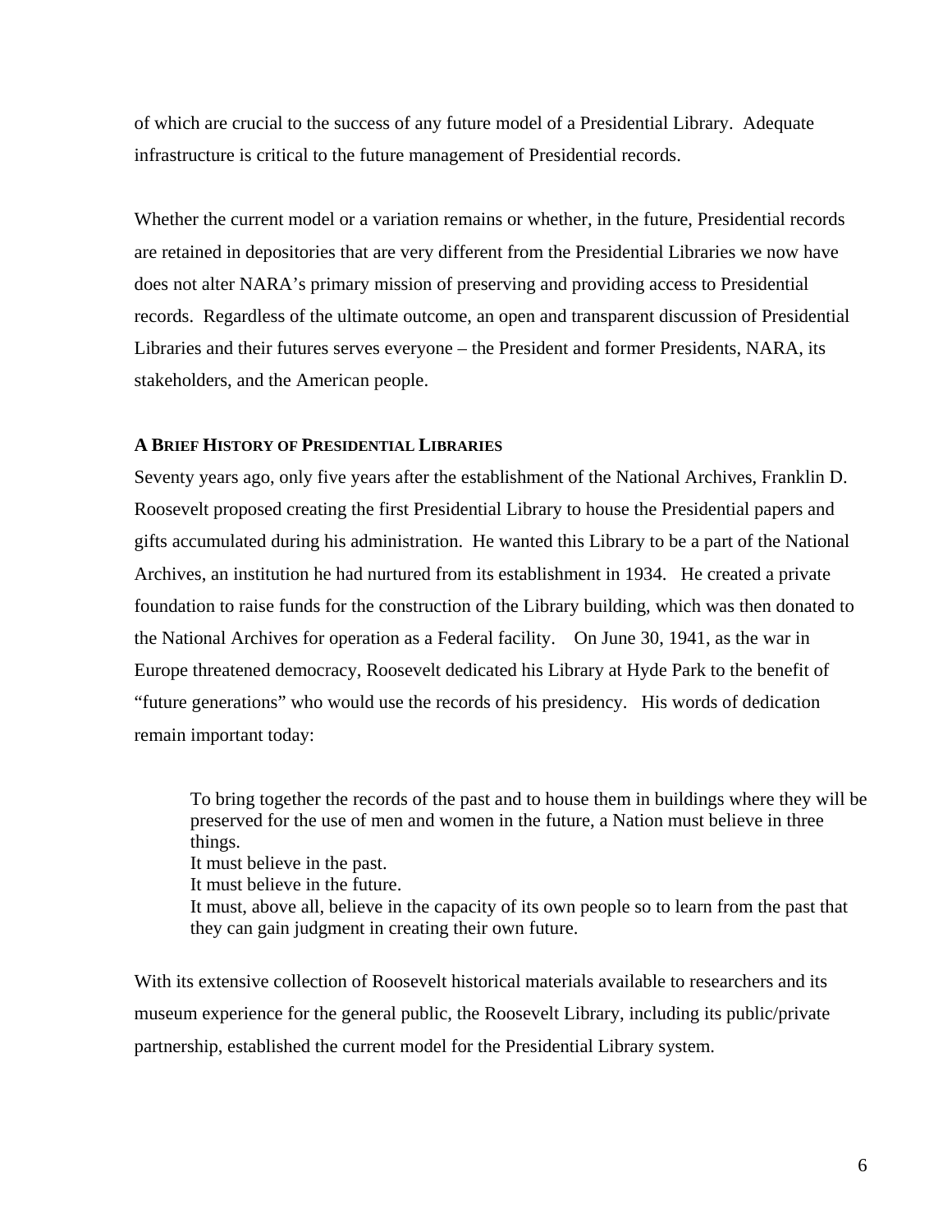of which are crucial to the success of any future model of a Presidential Library. Adequate infrastructure is critical to the future management of Presidential records.

Whether the current model or a variation remains or whether, in the future, Presidential records are retained in depositories that are very different from the Presidential Libraries we now have does not alter NARA's primary mission of preserving and providing access to Presidential records. Regardless of the ultimate outcome, an open and transparent discussion of Presidential Libraries and their futures serves everyone – the President and former Presidents, NARA, its stakeholders, and the American people.

## A Brief History of Presidential Libraries

Seventy years ago, only five years after the establishment of the National Archives, Franklin D. Roosevelt proposed creating the first Presidential Library to house the Presidential papers and gifts accumulated during his administration. He wanted this Library to be a part of the National Archives, an institution he had nurtured from its establishment in 1934. He created a private foundation to raise funds for the construction of the Library building, which was then donated to the National Archives for operation as a Federal facility. On June 30, 1941, as the war in Europe threatened democracy, Roosevelt dedicated his Library at Hyde Park to the benefit of "future generations" who would use the records of his presidency. His words of dedication remain important today:

> To bring together the records of the past and to house them in buildings where they will be preserved for the use of men and women in the future, a Nation must believe in three things.
> It must believe in the past.
> It must believe in the future.
> It must, above all, believe in the capacity of its own people so to learn from the past that they can gain judgment in creating their own future.

With its extensive collection of Roosevelt historical materials available to researchers and its museum experience for the general public, the Roosevelt Library, including its public/private partnership, established the current model for the Presidential Library system.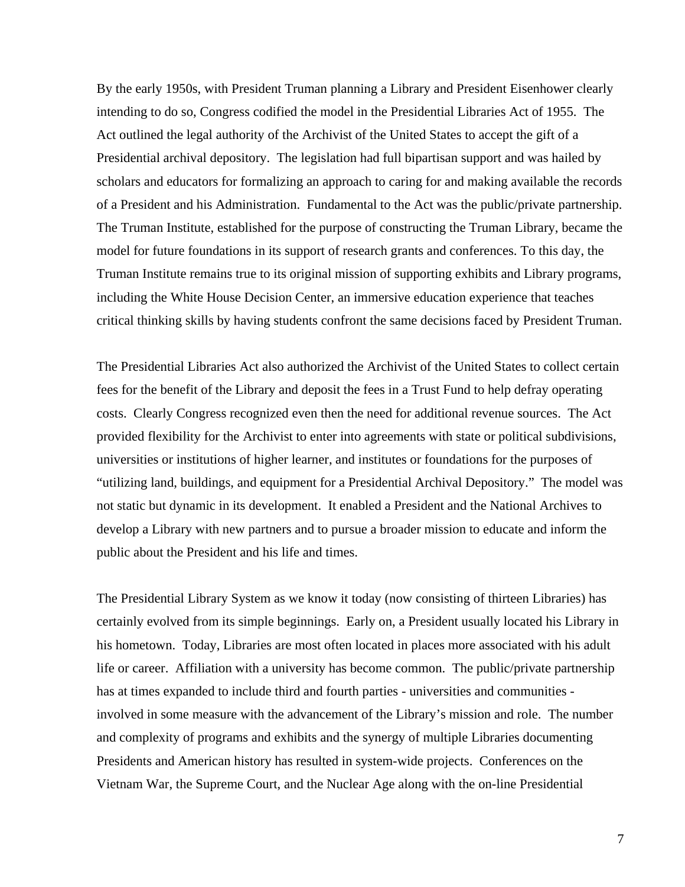By the early 1950s, with President Truman planning a Library and President Eisenhower clearly intending to do so, Congress codified the model in the Presidential Libraries Act of 1955. The Act outlined the legal authority of the Archivist of the United States to accept the gift of a Presidential archival depository. The legislation had full bipartisan support and was hailed by scholars and educators for formalizing an approach to caring for and making available the records of a President and his Administration. Fundamental to the Act was the public/private partnership. The Truman Institute, established for the purpose of constructing the Truman Library, became the model for future foundations in its support of research grants and conferences. To this day, the Truman Institute remains true to its original mission of supporting exhibits and Library programs, including the White House Decision Center, an immersive education experience that teaches critical thinking skills by having students confront the same decisions faced by President Truman.

The Presidential Libraries Act also authorized the Archivist of the United States to collect certain fees for the benefit of the Library and deposit the fees in a Trust Fund to help defray operating costs. Clearly Congress recognized even then the need for additional revenue sources. The Act provided flexibility for the Archivist to enter into agreements with state or political subdivisions, universities or institutions of higher learner, and institutes or foundations for the purposes of "utilizing land, buildings, and equipment for a Presidential Archival Depository." The model was not static but dynamic in its development. It enabled a President and the National Archives to develop a Library with new partners and to pursue a broader mission to educate and inform the public about the President and his life and times.

The Presidential Library System as we know it today (now consisting of thirteen Libraries) has certainly evolved from its simple beginnings. Early on, a President usually located his Library in his hometown. Today, Libraries are most often located in places more associated with his adult life or career. Affiliation with a university has become common. The public/private partnership has at times expanded to include third and fourth parties - universities and communities - involved in some measure with the advancement of the Library's mission and role. The number and complexity of programs and exhibits and the synergy of multiple Libraries documenting Presidents and American history has resulted in system-wide projects. Conferences on the Vietnam War, the Supreme Court, and the Nuclear Age along with the on-line Presidential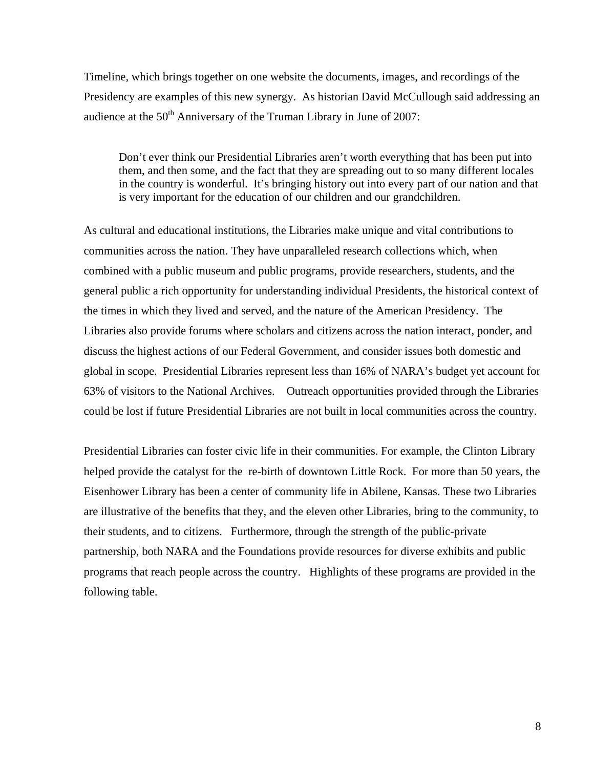Timeline, which brings together on one website the documents, images, and recordings of the Presidency are examples of this new synergy. As historian David McCullough said addressing an audience at the 50th Anniversary of the Truman Library in June of 2007:

> Don't ever think our Presidential Libraries aren't worth everything that has been put into them, and then some, and the fact that they are spreading out to so many different locales in the country is wonderful. It's bringing history out into every part of our nation and that is very important for the education of our children and our grandchildren.

As cultural and educational institutions, the Libraries make unique and vital contributions to communities across the nation. They have unparalleled research collections which, when combined with a public museum and public programs, provide researchers, students, and the general public a rich opportunity for understanding individual Presidents, the historical context of the times in which they lived and served, and the nature of the American Presidency. The Libraries also provide forums where scholars and citizens across the nation interact, ponder, and discuss the highest actions of our Federal Government, and consider issues both domestic and global in scope. Presidential Libraries represent less than 16% of NARA's budget yet account for 63% of visitors to the National Archives. Outreach opportunities provided through the Libraries could be lost if future Presidential Libraries are not built in local communities across the country.

Presidential Libraries can foster civic life in their communities. For example, the Clinton Library helped provide the catalyst for the re-birth of downtown Little Rock. For more than 50 years, the Eisenhower Library has been a center of community life in Abilene, Kansas. These two Libraries are illustrative of the benefits that they, and the eleven other Libraries, bring to the community, to their students, and to citizens. Furthermore, through the strength of the public-private partnership, both NARA and the Foundations provide resources for diverse exhibits and public programs that reach people across the country. Highlights of these programs are provided in the following table.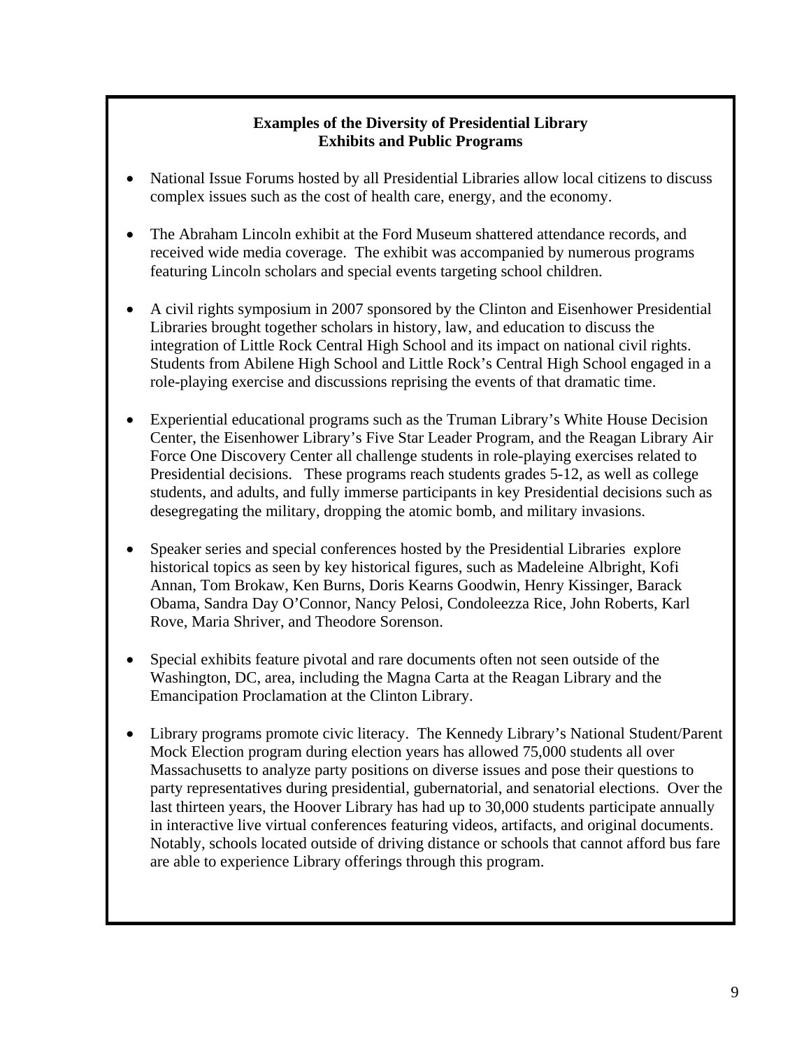**Examples of the Diversity of Presidential Library Exhibits and Public Programs**

- National Issue Forums hosted by all Presidential Libraries allow local citizens to discuss complex issues such as the cost of health care, energy, and the economy.

- The Abraham Lincoln exhibit at the Ford Museum shattered attendance records, and received wide media coverage. The exhibit was accompanied by numerous programs featuring Lincoln scholars and special events targeting school children.

- A civil rights symposium in 2007 sponsored by the Clinton and Eisenhower Presidential Libraries brought together scholars in history, law, and education to discuss the integration of Little Rock Central High School and its impact on national civil rights. Students from Abilene High School and Little Rock's Central High School engaged in a role-playing exercise and discussions reprising the events of that dramatic time.

- Experiential educational programs such as the Truman Library's White House Decision Center, the Eisenhower Library's Five Star Leader Program, and the Reagan Library Air Force One Discovery Center all challenge students in role-playing exercises related to Presidential decisions. These programs reach students grades 5-12, as well as college students, and adults, and fully immerse participants in key Presidential decisions such as desegregating the military, dropping the atomic bomb, and military invasions.

- Speaker series and special conferences hosted by the Presidential Libraries explore historical topics as seen by key historical figures, such as Madeleine Albright, Kofi Annan, Tom Brokaw, Ken Burns, Doris Kearns Goodwin, Henry Kissinger, Barack Obama, Sandra Day O'Connor, Nancy Pelosi, Condoleezza Rice, John Roberts, Karl Rove, Maria Shriver, and Theodore Sorenson.

- Special exhibits feature pivotal and rare documents often not seen outside of the Washington, DC, area, including the Magna Carta at the Reagan Library and the Emancipation Proclamation at the Clinton Library.

- Library programs promote civic literacy. The Kennedy Library's National Student/Parent Mock Election program during election years has allowed 75,000 students all over Massachusetts to analyze party positions on diverse issues and pose their questions to party representatives during presidential, gubernatorial, and senatorial elections. Over the last thirteen years, the Hoover Library has had up to 30,000 students participate annually in interactive live virtual conferences featuring videos, artifacts, and original documents. Notably, schools located outside of driving distance or schools that cannot afford bus fare are able to experience Library offerings through this program.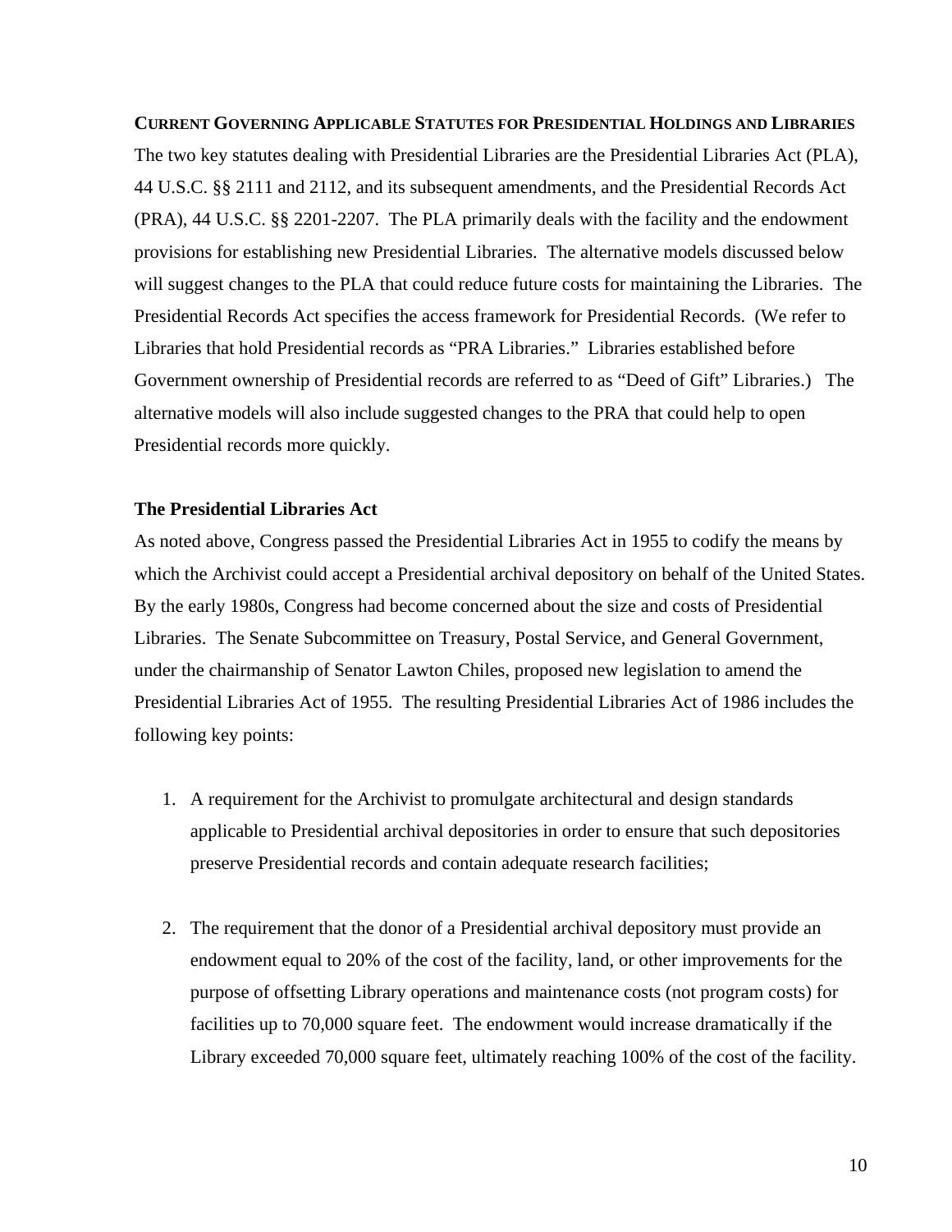## CURRENT GOVERNING APPLICABLE STATUTES FOR PRESIDENTIAL HOLDINGS AND LIBRARIES

The two key statutes dealing with Presidential Libraries are the Presidential Libraries Act (PLA), 44 U.S.C. §§ 2111 and 2112, and its subsequent amendments, and the Presidential Records Act (PRA), 44 U.S.C. §§ 2201-2207. The PLA primarily deals with the facility and the endowment provisions for establishing new Presidential Libraries. The alternative models discussed below will suggest changes to the PLA that could reduce future costs for maintaining the Libraries. The Presidential Records Act specifies the access framework for Presidential Records. (We refer to Libraries that hold Presidential records as "PRA Libraries." Libraries established before Government ownership of Presidential records are referred to as "Deed of Gift" Libraries.) The alternative models will also include suggested changes to the PRA that could help to open Presidential records more quickly.

### The Presidential Libraries Act

As noted above, Congress passed the Presidential Libraries Act in 1955 to codify the means by which the Archivist could accept a Presidential archival depository on behalf of the United States. By the early 1980s, Congress had become concerned about the size and costs of Presidential Libraries. The Senate Subcommittee on Treasury, Postal Service, and General Government, under the chairmanship of Senator Lawton Chiles, proposed new legislation to amend the Presidential Libraries Act of 1955. The resulting Presidential Libraries Act of 1986 includes the following key points:

1. A requirement for the Archivist to promulgate architectural and design standards applicable to Presidential archival depositories in order to ensure that such depositories preserve Presidential records and contain adequate research facilities;

2. The requirement that the donor of a Presidential archival depository must provide an endowment equal to 20% of the cost of the facility, land, or other improvements for the purpose of offsetting Library operations and maintenance costs (not program costs) for facilities up to 70,000 square feet. The endowment would increase dramatically if the Library exceeded 70,000 square feet, ultimately reaching 100% of the cost of the facility.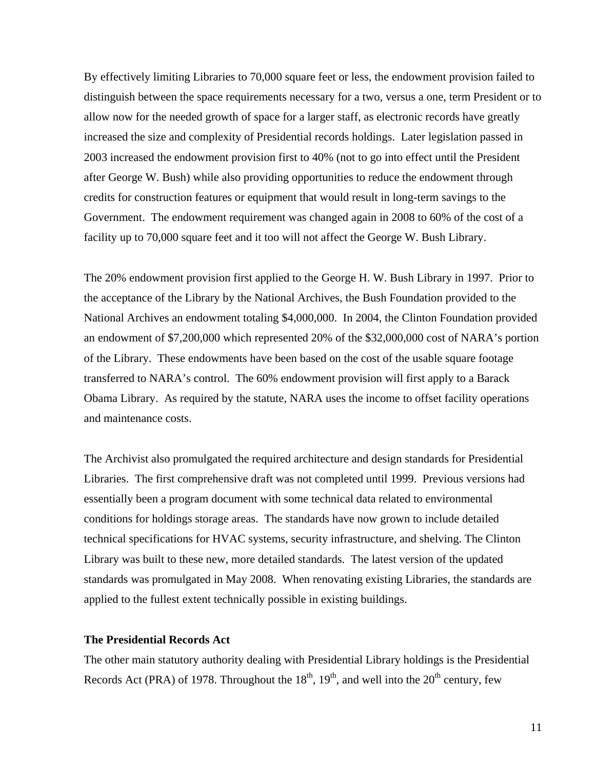By effectively limiting Libraries to 70,000 square feet or less, the endowment provision failed to distinguish between the space requirements necessary for a two, versus a one, term President or to allow now for the needed growth of space for a larger staff, as electronic records have greatly increased the size and complexity of Presidential records holdings. Later legislation passed in 2003 increased the endowment provision first to 40% (not to go into effect until the President after George W. Bush) while also providing opportunities to reduce the endowment through credits for construction features or equipment that would result in long-term savings to the Government. The endowment requirement was changed again in 2008 to 60% of the cost of a facility up to 70,000 square feet and it too will not affect the George W. Bush Library.

The 20% endowment provision first applied to the George H. W. Bush Library in 1997. Prior to the acceptance of the Library by the National Archives, the Bush Foundation provided to the National Archives an endowment totaling $4,000,000. In 2004, the Clinton Foundation provided an endowment of $7,200,000 which represented 20% of the $32,000,000 cost of NARA's portion of the Library. These endowments have been based on the cost of the usable square footage transferred to NARA's control. The 60% endowment provision will first apply to a Barack Obama Library. As required by the statute, NARA uses the income to offset facility operations and maintenance costs.

The Archivist also promulgated the required architecture and design standards for Presidential Libraries. The first comprehensive draft was not completed until 1999. Previous versions had essentially been a program document with some technical data related to environmental conditions for holdings storage areas. The standards have now grown to include detailed technical specifications for HVAC systems, security infrastructure, and shelving. The Clinton Library was built to these new, more detailed standards. The latest version of the updated standards was promulgated in May 2008. When renovating existing Libraries, the standards are applied to the fullest extent technically possible in existing buildings.

**The Presidential Records Act**

The other main statutory authority dealing with Presidential Library holdings is the Presidential Records Act (PRA) of 1978. Throughout the 18th, 19th, and well into the 20th century, few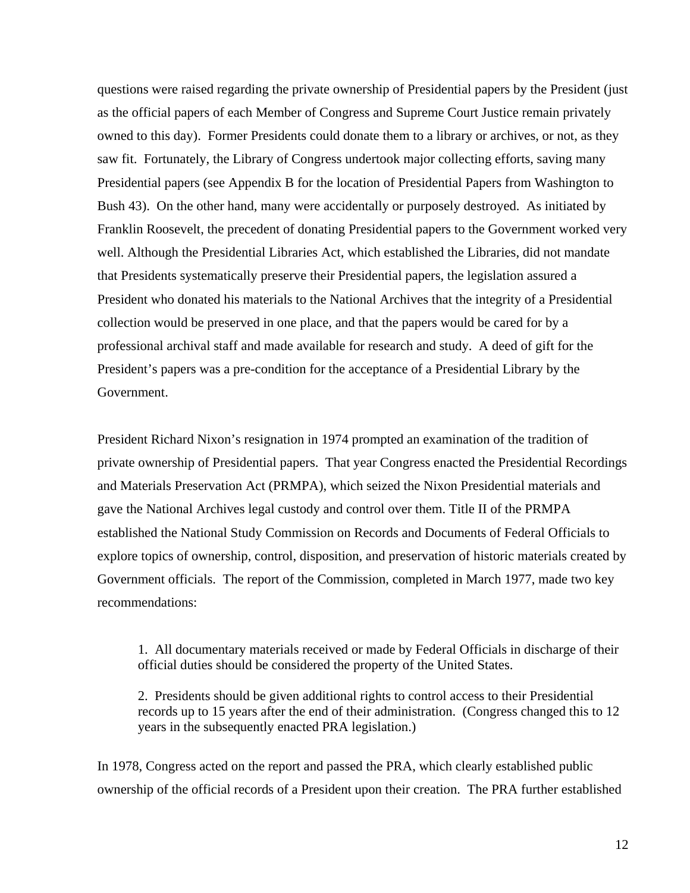questions were raised regarding the private ownership of Presidential papers by the President (just as the official papers of each Member of Congress and Supreme Court Justice remain privately owned to this day). Former Presidents could donate them to a library or archives, or not, as they saw fit. Fortunately, the Library of Congress undertook major collecting efforts, saving many Presidential papers (see Appendix B for the location of Presidential Papers from Washington to Bush 43). On the other hand, many were accidentally or purposely destroyed. As initiated by Franklin Roosevelt, the precedent of donating Presidential papers to the Government worked very well. Although the Presidential Libraries Act, which established the Libraries, did not mandate that Presidents systematically preserve their Presidential papers, the legislation assured a President who donated his materials to the National Archives that the integrity of a Presidential collection would be preserved in one place, and that the papers would be cared for by a professional archival staff and made available for research and study. A deed of gift for the President's papers was a pre-condition for the acceptance of a Presidential Library by the Government.

President Richard Nixon's resignation in 1974 prompted an examination of the tradition of private ownership of Presidential papers. That year Congress enacted the Presidential Recordings and Materials Preservation Act (PRMPA), which seized the Nixon Presidential materials and gave the National Archives legal custody and control over them. Title II of the PRMPA established the National Study Commission on Records and Documents of Federal Officials to explore topics of ownership, control, disposition, and preservation of historic materials created by Government officials. The report of the Commission, completed in March 1977, made two key recommendations:

> 1. All documentary materials received or made by Federal Officials in discharge of their official duties should be considered the property of the United States.
>
> 2. Presidents should be given additional rights to control access to their Presidential records up to 15 years after the end of their administration. (Congress changed this to 12 years in the subsequently enacted PRA legislation.)

In 1978, Congress acted on the report and passed the PRA, which clearly established public ownership of the official records of a President upon their creation. The PRA further established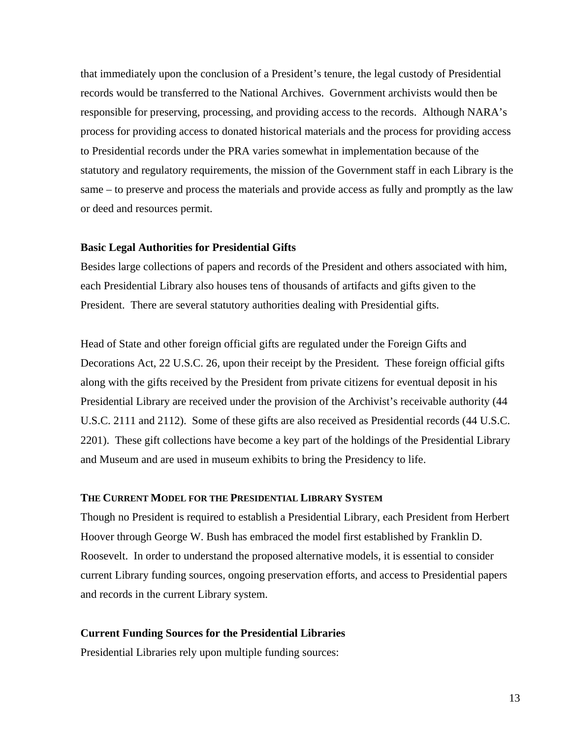that immediately upon the conclusion of a President's tenure, the legal custody of Presidential records would be transferred to the National Archives. Government archivists would then be responsible for preserving, processing, and providing access to the records. Although NARA's process for providing access to donated historical materials and the process for providing access to Presidential records under the PRA varies somewhat in implementation because of the statutory and regulatory requirements, the mission of the Government staff in each Library is the same – to preserve and process the materials and provide access as fully and promptly as the law or deed and resources permit.

### Basic Legal Authorities for Presidential Gifts

Besides large collections of papers and records of the President and others associated with him, each Presidential Library also houses tens of thousands of artifacts and gifts given to the President. There are several statutory authorities dealing with Presidential gifts.

Head of State and other foreign official gifts are regulated under the Foreign Gifts and Decorations Act, 22 U.S.C. 26, upon their receipt by the President. These foreign official gifts along with the gifts received by the President from private citizens for eventual deposit in his Presidential Library are received under the provision of the Archivist's receivable authority (44 U.S.C. 2111 and 2112). Some of these gifts are also received as Presidential records (44 U.S.C. 2201). These gift collections have become a key part of the holdings of the Presidential Library and Museum and are used in museum exhibits to bring the Presidency to life.

## THE CURRENT MODEL FOR THE PRESIDENTIAL LIBRARY SYSTEM

Though no President is required to establish a Presidential Library, each President from Herbert Hoover through George W. Bush has embraced the model first established by Franklin D. Roosevelt. In order to understand the proposed alternative models, it is essential to consider current Library funding sources, ongoing preservation efforts, and access to Presidential papers and records in the current Library system.

### Current Funding Sources for the Presidential Libraries

Presidential Libraries rely upon multiple funding sources: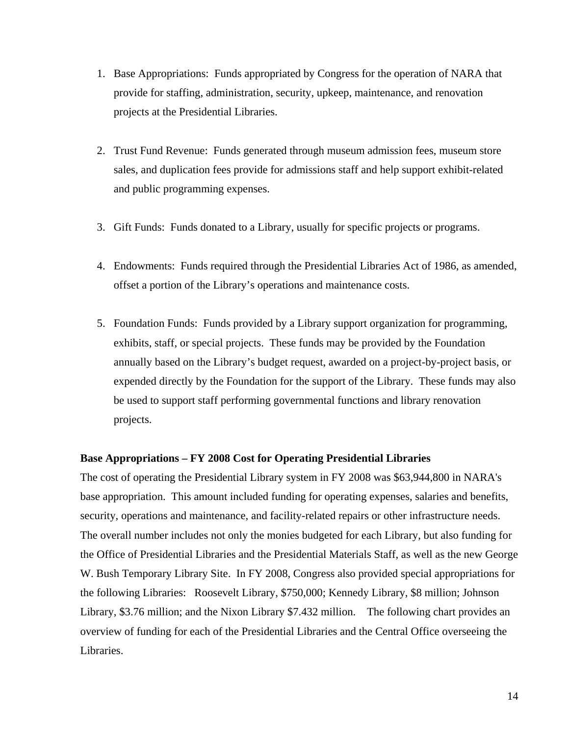1. Base Appropriations: Funds appropriated by Congress for the operation of NARA that provide for staffing, administration, security, upkeep, maintenance, and renovation projects at the Presidential Libraries.

2. Trust Fund Revenue: Funds generated through museum admission fees, museum store sales, and duplication fees provide for admissions staff and help support exhibit-related and public programming expenses.

3. Gift Funds: Funds donated to a Library, usually for specific projects or programs.

4. Endowments: Funds required through the Presidential Libraries Act of 1986, as amended, offset a portion of the Library's operations and maintenance costs.

5. Foundation Funds: Funds provided by a Library support organization for programming, exhibits, staff, or special projects. These funds may be provided by the Foundation annually based on the Library's budget request, awarded on a project-by-project basis, or expended directly by the Foundation for the support of the Library. These funds may also be used to support staff performing governmental functions and library renovation projects.

**Base Appropriations – FY 2008 Cost for Operating Presidential Libraries**

The cost of operating the Presidential Library system in FY 2008 was $63,944,800 in NARA's base appropriation. This amount included funding for operating expenses, salaries and benefits, security, operations and maintenance, and facility-related repairs or other infrastructure needs. The overall number includes not only the monies budgeted for each Library, but also funding for the Office of Presidential Libraries and the Presidential Materials Staff, as well as the new George W. Bush Temporary Library Site. In FY 2008, Congress also provided special appropriations for the following Libraries: Roosevelt Library, $750,000; Kennedy Library, $8 million; Johnson Library, $3.76 million; and the Nixon Library $7.432 million. The following chart provides an overview of funding for each of the Presidential Libraries and the Central Office overseeing the Libraries.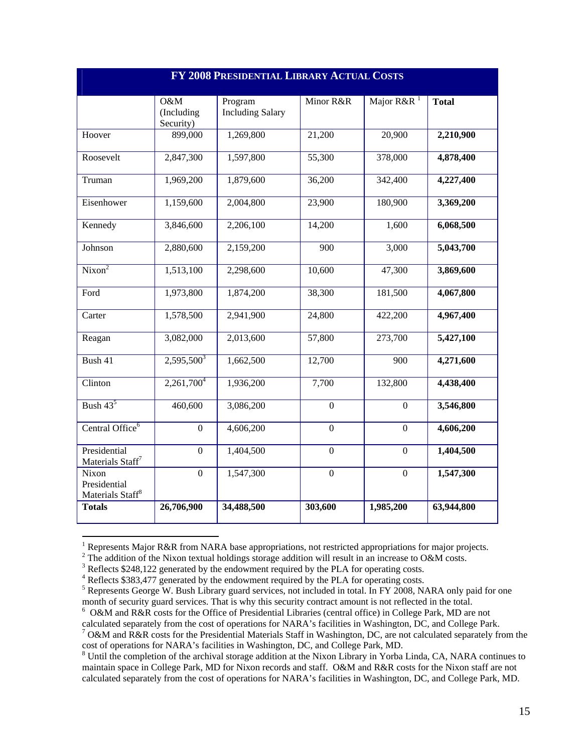| FY 2008 PRESIDENTIAL LIBRARY ACTUAL COSTS | | | | | |
|---|---|---|---|---|---|
| | O&M (Including Security) | Program Including Salary | Minor R&R | Major R&R [1] | **Total** |
| Hoover | 899,000 | 1,269,800 | 21,200 | 20,900 | **2,210,900** |
| Roosevelt | 2,847,300 | 1,597,800 | 55,300 | 378,000 | **4,878,400** |
| Truman | 1,969,200 | 1,879,600 | 36,200 | 342,400 | **4,227,400** |
| Eisenhower | 1,159,600 | 2,004,800 | 23,900 | 180,900 | **3,369,200** |
| Kennedy | 3,846,600 | 2,206,100 | 14,200 | 1,600 | **6,068,500** |
| Johnson | 2,880,600 | 2,159,200 | 900 | 3,000 | **5,043,700** |
| Nixon[2] | 1,513,100 | 2,298,600 | 10,600 | 47,300 | **3,869,600** |
| Ford | 1,973,800 | 1,874,200 | 38,300 | 181,500 | **4,067,800** |
| Carter | 1,578,500 | 2,941,900 | 24,800 | 422,200 | **4,967,400** |
| Reagan | 3,082,000 | 2,013,600 | 57,800 | 273,700 | **5,427,100** |
| Bush 41 | 2,595,500[3] | 1,662,500 | 12,700 | 900 | **4,271,600** |
| Clinton | 2,261,700[4] | 1,936,200 | 7,700 | 132,800 | **4,438,400** |
| Bush 43[5] | 460,600 | 3,086,200 | 0 | 0 | **3,546,800** |
| Central Office[6] | 0 | 4,606,200 | 0 | 0 | **4,606,200** |
| Presidential Materials Staff[7] | 0 | 1,404,500 | 0 | 0 | **1,404,500** |
| Nixon Presidential Materials Staff[8] | 0 | 1,547,300 | 0 | 0 | **1,547,300** |
| **Totals** | **26,706,900** | **34,488,500** | **303,600** | **1,985,200** | **63,944,800** |

[1] Represents Major R&R from NARA base appropriations, not restricted appropriations for major projects.
[2] The addition of the Nixon textual holdings storage addition will result in an increase to O&M costs.
[3] Reflects $248,122 generated by the endowment required by the PLA for operating costs.
[4] Reflects $383,477 generated by the endowment required by the PLA for operating costs.
[5] Represents George W. Bush Library guard services, not included in total. In FY 2008, NARA only paid for one month of security guard services. That is why this security contract amount is not reflected in the total.
[6] O&M and R&R costs for the Office of Presidential Libraries (central office) in College Park, MD are not calculated separately from the cost of operations for NARA's facilities in Washington, DC, and College Park.
[7] O&M and R&R costs for the Presidential Materials Staff in Washington, DC, are not calculated separately from the cost of operations for NARA's facilities in Washington, DC, and College Park, MD.
[8] Until the completion of the archival storage addition at the Nixon Library in Yorba Linda, CA, NARA continues to maintain space in College Park, MD for Nixon records and staff. O&M and R&R costs for the Nixon staff are not calculated separately from the cost of operations for NARA's facilities in Washington, DC, and College Park, MD.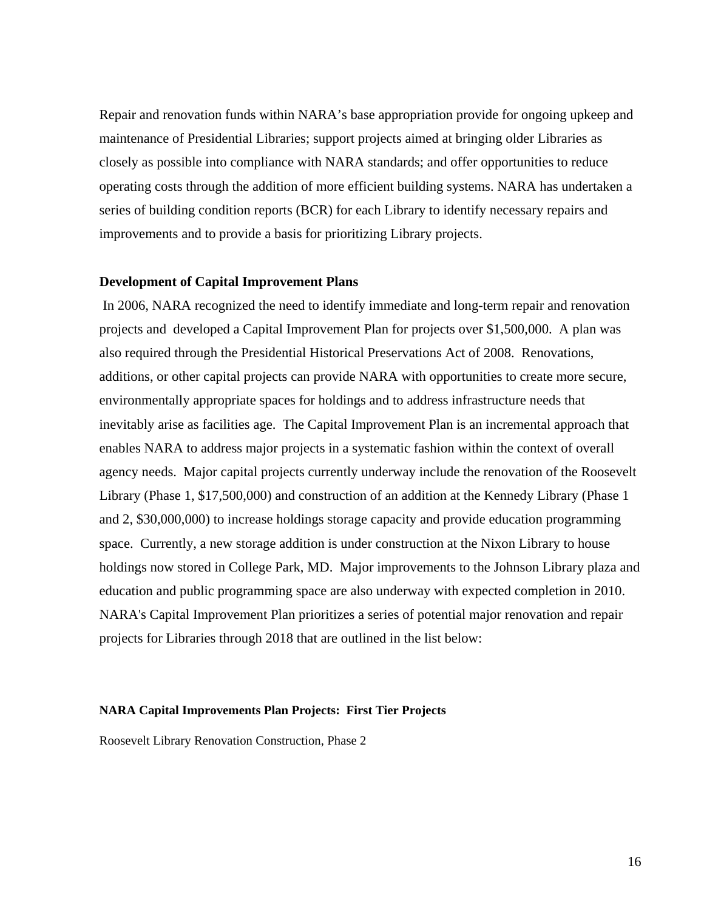Repair and renovation funds within NARA's base appropriation provide for ongoing upkeep and maintenance of Presidential Libraries; support projects aimed at bringing older Libraries as closely as possible into compliance with NARA standards; and offer opportunities to reduce operating costs through the addition of more efficient building systems. NARA has undertaken a series of building condition reports (BCR) for each Library to identify necessary repairs and improvements and to provide a basis for prioritizing Library projects.

**Development of Capital Improvement Plans**

In 2006, NARA recognized the need to identify immediate and long-term repair and renovation projects and developed a Capital Improvement Plan for projects over $1,500,000. A plan was also required through the Presidential Historical Preservations Act of 2008. Renovations, additions, or other capital projects can provide NARA with opportunities to create more secure, environmentally appropriate spaces for holdings and to address infrastructure needs that inevitably arise as facilities age. The Capital Improvement Plan is an incremental approach that enables NARA to address major projects in a systematic fashion within the context of overall agency needs. Major capital projects currently underway include the renovation of the Roosevelt Library (Phase 1, $17,500,000) and construction of an addition at the Kennedy Library (Phase 1 and 2, $30,000,000) to increase holdings storage capacity and provide education programming space. Currently, a new storage addition is under construction at the Nixon Library to house holdings now stored in College Park, MD. Major improvements to the Johnson Library plaza and education and public programming space are also underway with expected completion in 2010. NARA's Capital Improvement Plan prioritizes a series of potential major renovation and repair projects for Libraries through 2018 that are outlined in the list below:

**NARA Capital Improvements Plan Projects: First Tier Projects**

Roosevelt Library Renovation Construction, Phase 2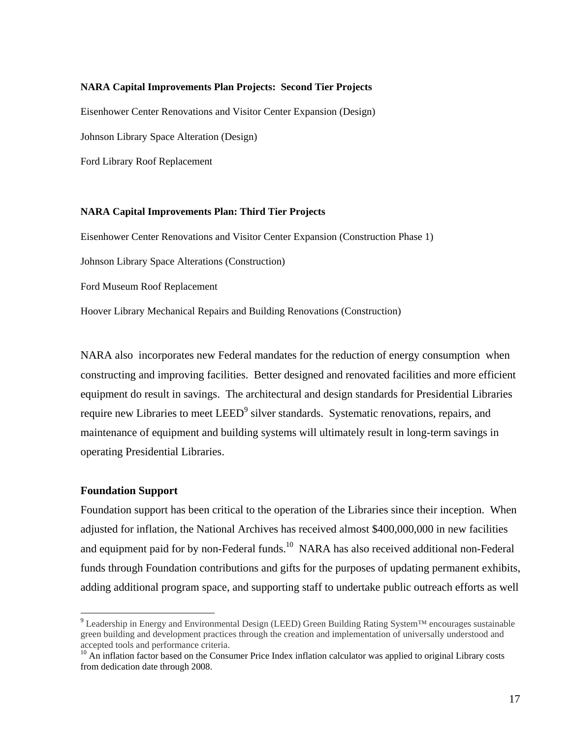**NARA Capital Improvements Plan Projects: Second Tier Projects**

Eisenhower Center Renovations and Visitor Center Expansion (Design)

Johnson Library Space Alteration (Design)

Ford Library Roof Replacement

**NARA Capital Improvements Plan: Third Tier Projects**

Eisenhower Center Renovations and Visitor Center Expansion (Construction Phase 1)

Johnson Library Space Alterations (Construction)

Ford Museum Roof Replacement

Hoover Library Mechanical Repairs and Building Renovations (Construction)

NARA also incorporates new Federal mandates for the reduction of energy consumption when constructing and improving facilities. Better designed and renovated facilities and more efficient equipment do result in savings. The architectural and design standards for Presidential Libraries require new Libraries to meet LEED[9] silver standards. Systematic renovations, repairs, and maintenance of equipment and building systems will ultimately result in long-term savings in operating Presidential Libraries.

### Foundation Support

Foundation support has been critical to the operation of the Libraries since their inception. When adjusted for inflation, the National Archives has received almost $400,000,000 in new facilities and equipment paid for by non-Federal funds.[10] NARA has also received additional non-Federal funds through Foundation contributions and gifts for the purposes of updating permanent exhibits, adding additional program space, and supporting staff to undertake public outreach efforts as well

[9] Leadership in Energy and Environmental Design (LEED) Green Building Rating System™ encourages sustainable green building and development practices through the creation and implementation of universally understood and accepted tools and performance criteria.

[10] An inflation factor based on the Consumer Price Index inflation calculator was applied to original Library costs from dedication date through 2008.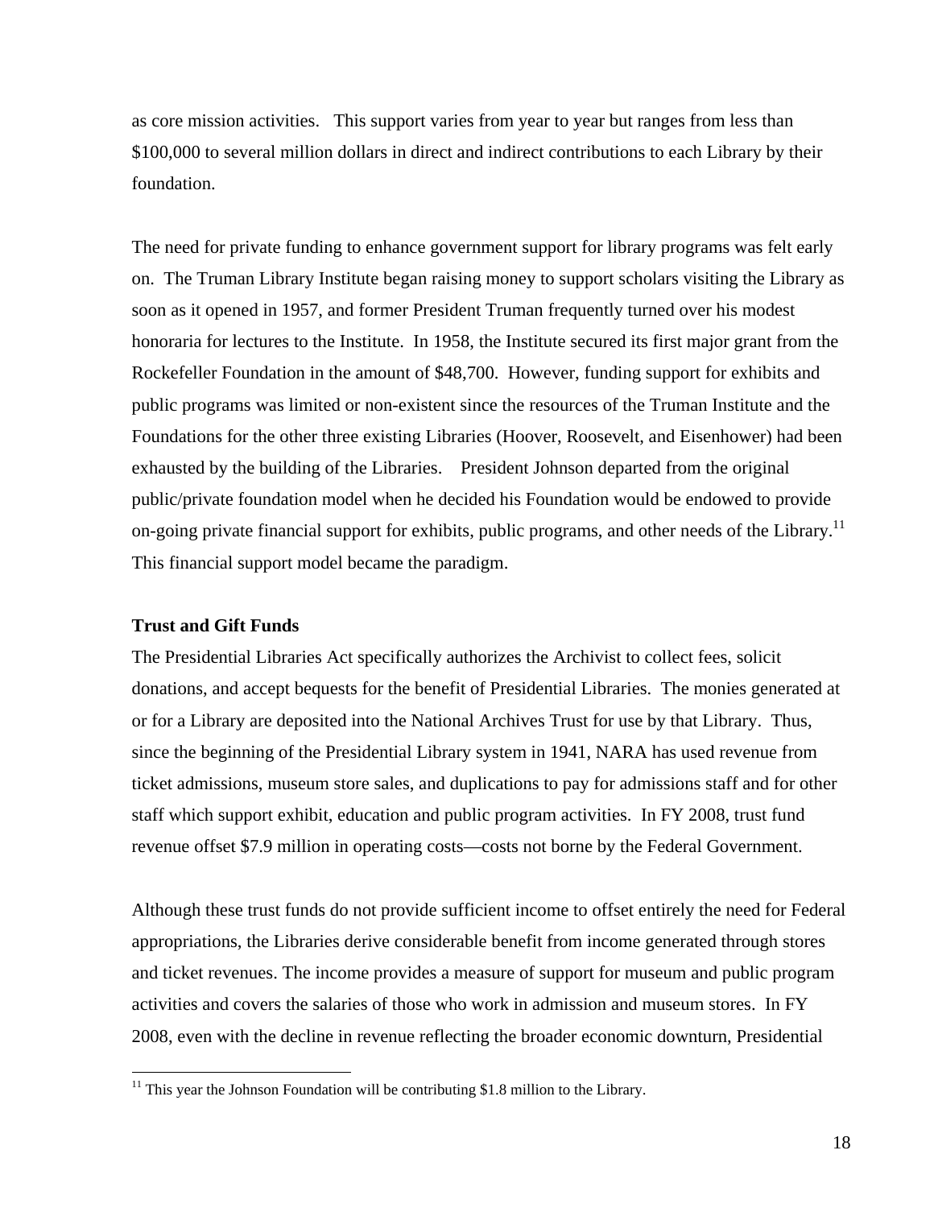as core mission activities. This support varies from year to year but ranges from less than $100,000 to several million dollars in direct and indirect contributions to each Library by their foundation.

The need for private funding to enhance government support for library programs was felt early on. The Truman Library Institute began raising money to support scholars visiting the Library as soon as it opened in 1957, and former President Truman frequently turned over his modest honoraria for lectures to the Institute. In 1958, the Institute secured its first major grant from the Rockefeller Foundation in the amount of $48,700. However, funding support for exhibits and public programs was limited or non-existent since the resources of the Truman Institute and the Foundations for the other three existing Libraries (Hoover, Roosevelt, and Eisenhower) had been exhausted by the building of the Libraries. President Johnson departed from the original public/private foundation model when he decided his Foundation would be endowed to provide on-going private financial support for exhibits, public programs, and other needs of the Library.[11] This financial support model became the paradigm.

**Trust and Gift Funds**

The Presidential Libraries Act specifically authorizes the Archivist to collect fees, solicit donations, and accept bequests for the benefit of Presidential Libraries. The monies generated at or for a Library are deposited into the National Archives Trust for use by that Library. Thus, since the beginning of the Presidential Library system in 1941, NARA has used revenue from ticket admissions, museum store sales, and duplications to pay for admissions staff and for other staff which support exhibit, education and public program activities. In FY 2008, trust fund revenue offset $7.9 million in operating costs—costs not borne by the Federal Government.

Although these trust funds do not provide sufficient income to offset entirely the need for Federal appropriations, the Libraries derive considerable benefit from income generated through stores and ticket revenues. The income provides a measure of support for museum and public program activities and covers the salaries of those who work in admission and museum stores. In FY 2008, even with the decline in revenue reflecting the broader economic downturn, Presidential

[11] This year the Johnson Foundation will be contributing $1.8 million to the Library.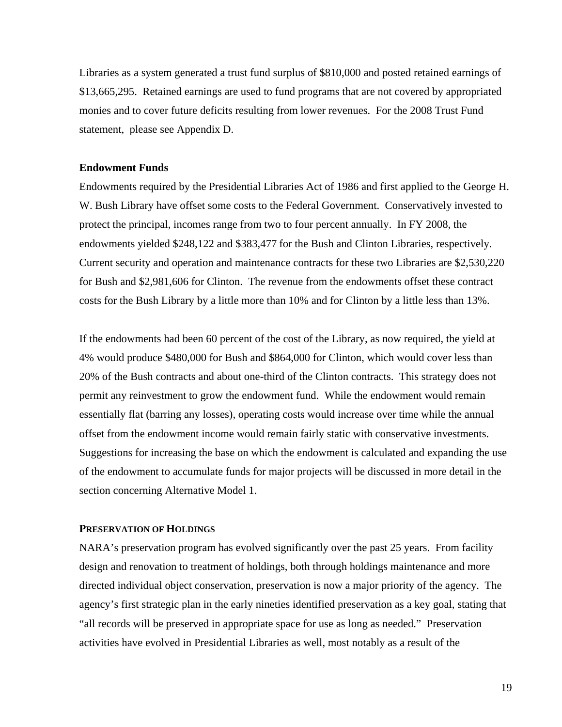Libraries as a system generated a trust fund surplus of $810,000 and posted retained earnings of $13,665,295. Retained earnings are used to fund programs that are not covered by appropriated monies and to cover future deficits resulting from lower revenues. For the 2008 Trust Fund statement, please see Appendix D.

### Endowment Funds

Endowments required by the Presidential Libraries Act of 1986 and first applied to the George H. W. Bush Library have offset some costs to the Federal Government. Conservatively invested to protect the principal, incomes range from two to four percent annually. In FY 2008, the endowments yielded $248,122 and $383,477 for the Bush and Clinton Libraries, respectively. Current security and operation and maintenance contracts for these two Libraries are $2,530,220 for Bush and $2,981,606 for Clinton. The revenue from the endowments offset these contract costs for the Bush Library by a little more than 10% and for Clinton by a little less than 13%.

If the endowments had been 60 percent of the cost of the Library, as now required, the yield at 4% would produce $480,000 for Bush and $864,000 for Clinton, which would cover less than 20% of the Bush contracts and about one-third of the Clinton contracts. This strategy does not permit any reinvestment to grow the endowment fund. While the endowment would remain essentially flat (barring any losses), operating costs would increase over time while the annual offset from the endowment income would remain fairly static with conservative investments. Suggestions for increasing the base on which the endowment is calculated and expanding the use of the endowment to accumulate funds for major projects will be discussed in more detail in the section concerning Alternative Model 1.

## PRESERVATION OF HOLDINGS

NARA's preservation program has evolved significantly over the past 25 years. From facility design and renovation to treatment of holdings, both through holdings maintenance and more directed individual object conservation, preservation is now a major priority of the agency. The agency's first strategic plan in the early nineties identified preservation as a key goal, stating that "all records will be preserved in appropriate space for use as long as needed." Preservation activities have evolved in Presidential Libraries as well, most notably as a result of the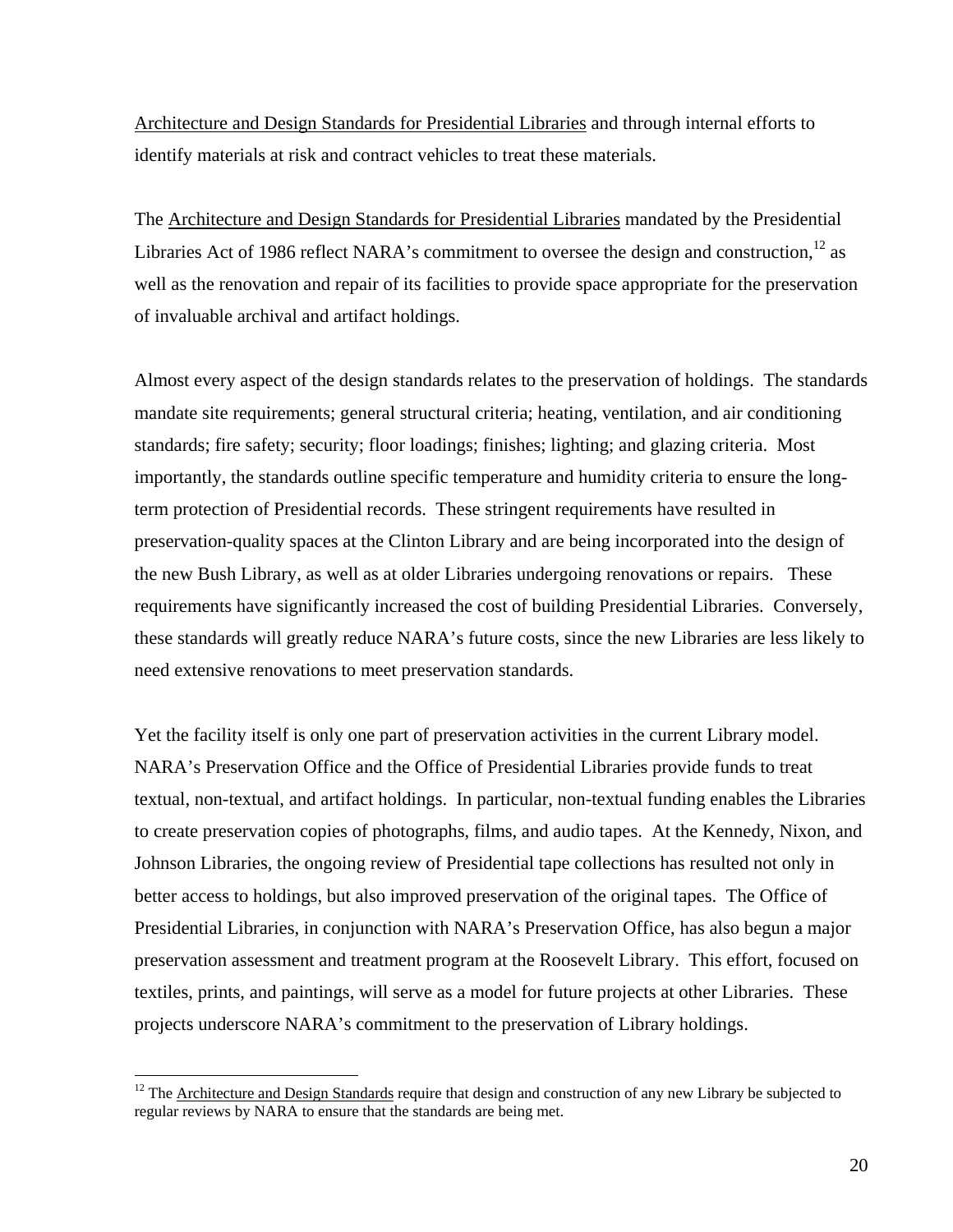Architecture and Design Standards for Presidential Libraries and through internal efforts to identify materials at risk and contract vehicles to treat these materials.

The Architecture and Design Standards for Presidential Libraries mandated by the Presidential Libraries Act of 1986 reflect NARA's commitment to oversee the design and construction,[12] as well as the renovation and repair of its facilities to provide space appropriate for the preservation of invaluable archival and artifact holdings.

Almost every aspect of the design standards relates to the preservation of holdings. The standards mandate site requirements; general structural criteria; heating, ventilation, and air conditioning standards; fire safety; security; floor loadings; finishes; lighting; and glazing criteria. Most importantly, the standards outline specific temperature and humidity criteria to ensure the long-term protection of Presidential records. These stringent requirements have resulted in preservation-quality spaces at the Clinton Library and are being incorporated into the design of the new Bush Library, as well as at older Libraries undergoing renovations or repairs. These requirements have significantly increased the cost of building Presidential Libraries. Conversely, these standards will greatly reduce NARA's future costs, since the new Libraries are less likely to need extensive renovations to meet preservation standards.

Yet the facility itself is only one part of preservation activities in the current Library model. NARA's Preservation Office and the Office of Presidential Libraries provide funds to treat textual, non-textual, and artifact holdings. In particular, non-textual funding enables the Libraries to create preservation copies of photographs, films, and audio tapes. At the Kennedy, Nixon, and Johnson Libraries, the ongoing review of Presidential tape collections has resulted not only in better access to holdings, but also improved preservation of the original tapes. The Office of Presidential Libraries, in conjunction with NARA's Preservation Office, has also begun a major preservation assessment and treatment program at the Roosevelt Library. This effort, focused on textiles, prints, and paintings, will serve as a model for future projects at other Libraries. These projects underscore NARA's commitment to the preservation of Library holdings.

---

[12] The Architecture and Design Standards require that design and construction of any new Library be subjected to regular reviews by NARA to ensure that the standards are being met.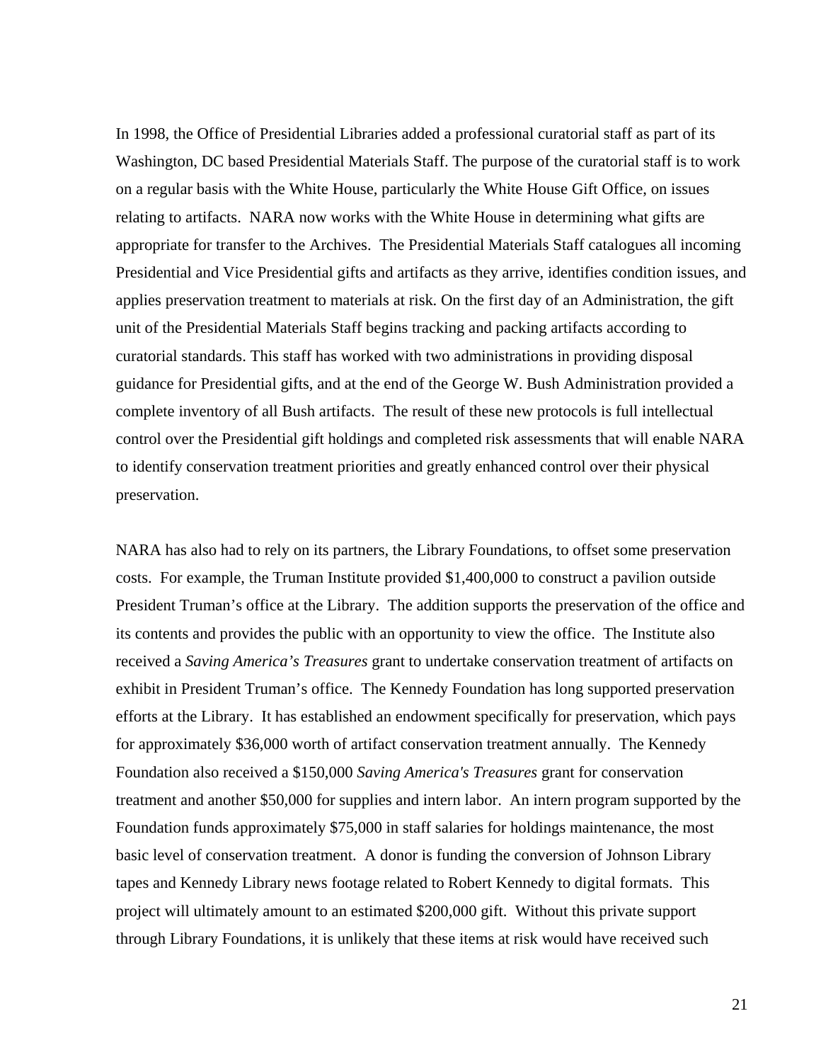In 1998, the Office of Presidential Libraries added a professional curatorial staff as part of its Washington, DC based Presidential Materials Staff. The purpose of the curatorial staff is to work on a regular basis with the White House, particularly the White House Gift Office, on issues relating to artifacts. NARA now works with the White House in determining what gifts are appropriate for transfer to the Archives. The Presidential Materials Staff catalogues all incoming Presidential and Vice Presidential gifts and artifacts as they arrive, identifies condition issues, and applies preservation treatment to materials at risk. On the first day of an Administration, the gift unit of the Presidential Materials Staff begins tracking and packing artifacts according to curatorial standards. This staff has worked with two administrations in providing disposal guidance for Presidential gifts, and at the end of the George W. Bush Administration provided a complete inventory of all Bush artifacts. The result of these new protocols is full intellectual control over the Presidential gift holdings and completed risk assessments that will enable NARA to identify conservation treatment priorities and greatly enhanced control over their physical preservation.

NARA has also had to rely on its partners, the Library Foundations, to offset some preservation costs. For example, the Truman Institute provided $1,400,000 to construct a pavilion outside President Truman's office at the Library. The addition supports the preservation of the office and its contents and provides the public with an opportunity to view the office. The Institute also received a *Saving America's Treasures* grant to undertake conservation treatment of artifacts on exhibit in President Truman's office. The Kennedy Foundation has long supported preservation efforts at the Library. It has established an endowment specifically for preservation, which pays for approximately $36,000 worth of artifact conservation treatment annually. The Kennedy Foundation also received a $150,000 *Saving America's Treasures* grant for conservation treatment and another $50,000 for supplies and intern labor. An intern program supported by the Foundation funds approximately $75,000 in staff salaries for holdings maintenance, the most basic level of conservation treatment. A donor is funding the conversion of Johnson Library tapes and Kennedy Library news footage related to Robert Kennedy to digital formats. This project will ultimately amount to an estimated $200,000 gift. Without this private support through Library Foundations, it is unlikely that these items at risk would have received such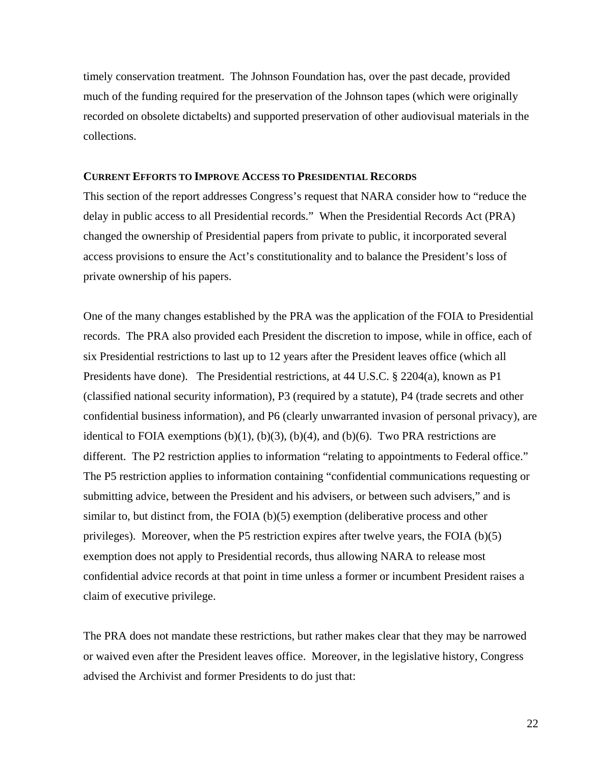timely conservation treatment. The Johnson Foundation has, over the past decade, provided much of the funding required for the preservation of the Johnson tapes (which were originally recorded on obsolete dictabelts) and supported preservation of other audiovisual materials in the collections.

## CURRENT EFFORTS TO IMPROVE ACCESS TO PRESIDENTIAL RECORDS

This section of the report addresses Congress's request that NARA consider how to "reduce the delay in public access to all Presidential records." When the Presidential Records Act (PRA) changed the ownership of Presidential papers from private to public, it incorporated several access provisions to ensure the Act's constitutionality and to balance the President's loss of private ownership of his papers.

One of the many changes established by the PRA was the application of the FOIA to Presidential records. The PRA also provided each President the discretion to impose, while in office, each of six Presidential restrictions to last up to 12 years after the President leaves office (which all Presidents have done). The Presidential restrictions, at 44 U.S.C. § 2204(a), known as P1 (classified national security information), P3 (required by a statute), P4 (trade secrets and other confidential business information), and P6 (clearly unwarranted invasion of personal privacy), are identical to FOIA exemptions (b)(1), (b)(3), (b)(4), and (b)(6). Two PRA restrictions are different. The P2 restriction applies to information "relating to appointments to Federal office." The P5 restriction applies to information containing "confidential communications requesting or submitting advice, between the President and his advisers, or between such advisers," and is similar to, but distinct from, the FOIA (b)(5) exemption (deliberative process and other privileges). Moreover, when the P5 restriction expires after twelve years, the FOIA (b)(5) exemption does not apply to Presidential records, thus allowing NARA to release most confidential advice records at that point in time unless a former or incumbent President raises a claim of executive privilege.

The PRA does not mandate these restrictions, but rather makes clear that they may be narrowed or waived even after the President leaves office. Moreover, in the legislative history, Congress advised the Archivist and former Presidents to do just that: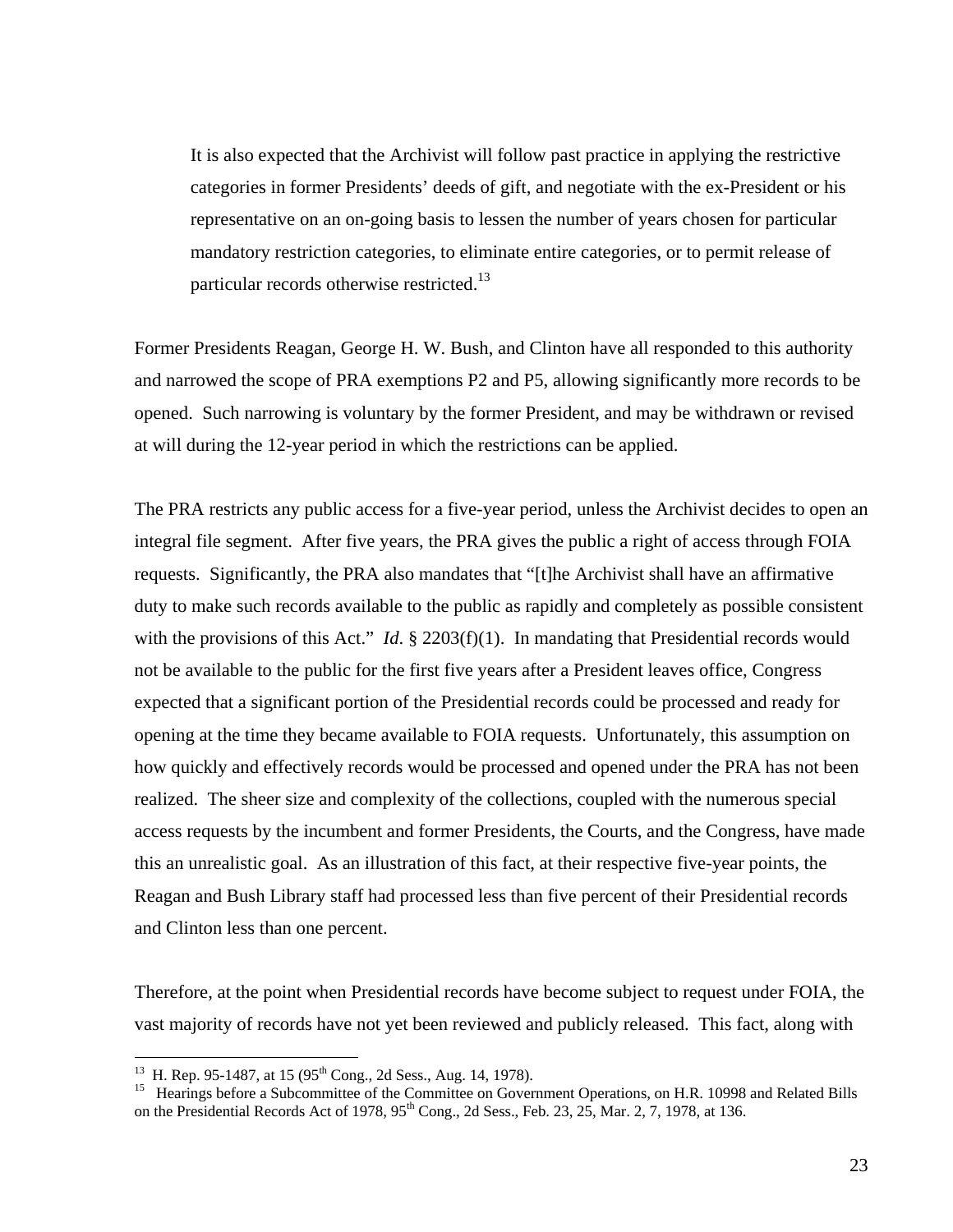> It is also expected that the Archivist will follow past practice in applying the restrictive categories in former Presidents' deeds of gift, and negotiate with the ex-President or his representative on an on-going basis to lessen the number of years chosen for particular mandatory restriction categories, to eliminate entire categories, or to permit release of particular records otherwise restricted.[13]

Former Presidents Reagan, George H. W. Bush, and Clinton have all responded to this authority and narrowed the scope of PRA exemptions P2 and P5, allowing significantly more records to be opened. Such narrowing is voluntary by the former President, and may be withdrawn or revised at will during the 12-year period in which the restrictions can be applied.

The PRA restricts any public access for a five-year period, unless the Archivist decides to open an integral file segment. After five years, the PRA gives the public a right of access through FOIA requests. Significantly, the PRA also mandates that "[t]he Archivist shall have an affirmative duty to make such records available to the public as rapidly and completely as possible consistent with the provisions of this Act." *Id*. § 2203(f)(1). In mandating that Presidential records would not be available to the public for the first five years after a President leaves office, Congress expected that a significant portion of the Presidential records could be processed and ready for opening at the time they became available to FOIA requests. Unfortunately, this assumption on how quickly and effectively records would be processed and opened under the PRA has not been realized. The sheer size and complexity of the collections, coupled with the numerous special access requests by the incumbent and former Presidents, the Courts, and the Congress, have made this an unrealistic goal. As an illustration of this fact, at their respective five-year points, the Reagan and Bush Library staff had processed less than five percent of their Presidential records and Clinton less than one percent.

Therefore, at the point when Presidential records have become subject to request under FOIA, the vast majority of records have not yet been reviewed and publicly released. This fact, along with

---

[13] H. Rep. 95-1487, at 15 (95th Cong., 2d Sess., Aug. 14, 1978).

[15] Hearings before a Subcommittee of the Committee on Government Operations, on H.R. 10998 and Related Bills on the Presidential Records Act of 1978, 95th Cong., 2d Sess., Feb. 23, 25, Mar. 2, 7, 1978, at 136.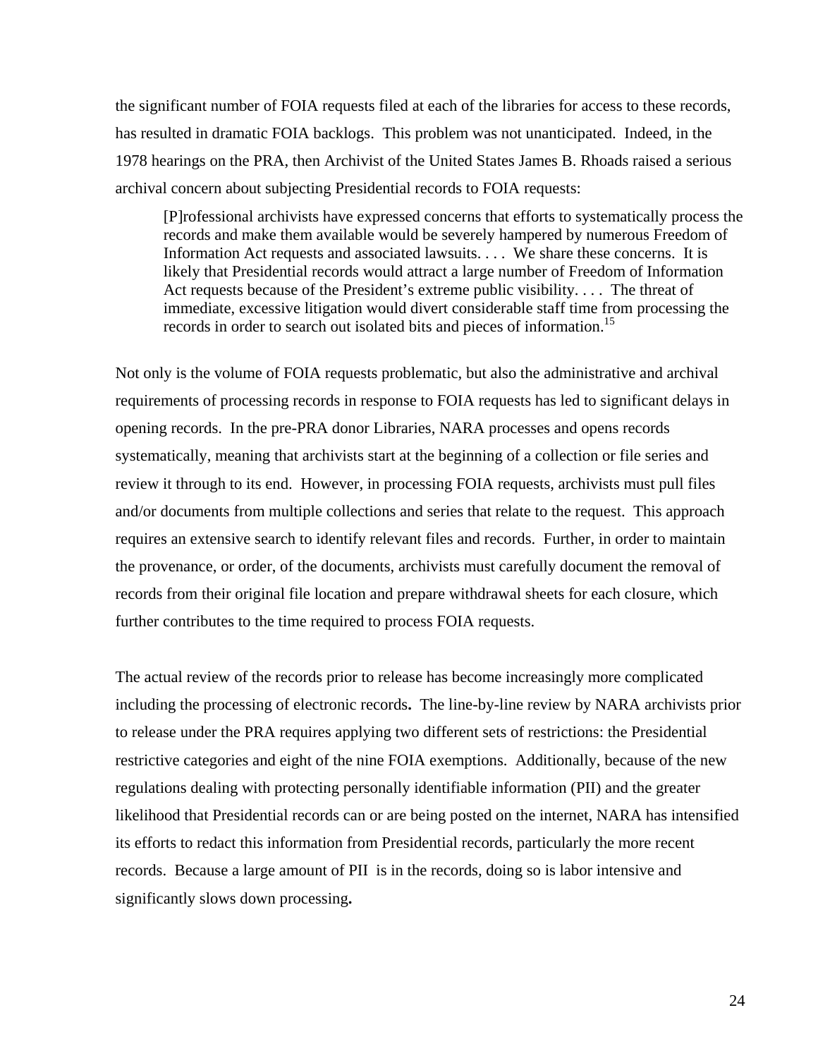the significant number of FOIA requests filed at each of the libraries for access to these records, has resulted in dramatic FOIA backlogs. This problem was not unanticipated. Indeed, in the 1978 hearings on the PRA, then Archivist of the United States James B. Rhoads raised a serious archival concern about subjecting Presidential records to FOIA requests:

> [P]rofessional archivists have expressed concerns that efforts to systematically process the records and make them available would be severely hampered by numerous Freedom of Information Act requests and associated lawsuits. . . . We share these concerns. It is likely that Presidential records would attract a large number of Freedom of Information Act requests because of the President's extreme public visibility. . . . The threat of immediate, excessive litigation would divert considerable staff time from processing the records in order to search out isolated bits and pieces of information.[15]

Not only is the volume of FOIA requests problematic, but also the administrative and archival requirements of processing records in response to FOIA requests has led to significant delays in opening records. In the pre-PRA donor Libraries, NARA processes and opens records systematically, meaning that archivists start at the beginning of a collection or file series and review it through to its end. However, in processing FOIA requests, archivists must pull files and/or documents from multiple collections and series that relate to the request. This approach requires an extensive search to identify relevant files and records. Further, in order to maintain the provenance, or order, of the documents, archivists must carefully document the removal of records from their original file location and prepare withdrawal sheets for each closure, which further contributes to the time required to process FOIA requests.

The actual review of the records prior to release has become increasingly more complicated including the processing of electronic records**.** The line-by-line review by NARA archivists prior to release under the PRA requires applying two different sets of restrictions: the Presidential restrictive categories and eight of the nine FOIA exemptions. Additionally, because of the new regulations dealing with protecting personally identifiable information (PII) and the greater likelihood that Presidential records can or are being posted on the internet, NARA has intensified its efforts to redact this information from Presidential records, particularly the more recent records. Because a large amount of PII is in the records, doing so is labor intensive and significantly slows down processing**.**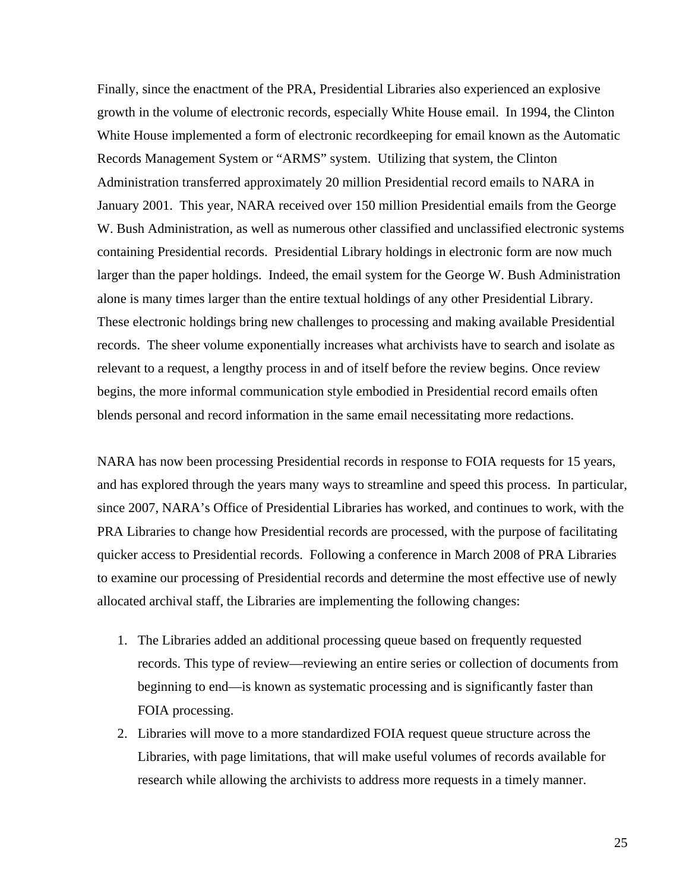Finally, since the enactment of the PRA, Presidential Libraries also experienced an explosive growth in the volume of electronic records, especially White House email. In 1994, the Clinton White House implemented a form of electronic recordkeeping for email known as the Automatic Records Management System or "ARMS" system. Utilizing that system, the Clinton Administration transferred approximately 20 million Presidential record emails to NARA in January 2001. This year, NARA received over 150 million Presidential emails from the George W. Bush Administration, as well as numerous other classified and unclassified electronic systems containing Presidential records. Presidential Library holdings in electronic form are now much larger than the paper holdings. Indeed, the email system for the George W. Bush Administration alone is many times larger than the entire textual holdings of any other Presidential Library. These electronic holdings bring new challenges to processing and making available Presidential records. The sheer volume exponentially increases what archivists have to search and isolate as relevant to a request, a lengthy process in and of itself before the review begins. Once review begins, the more informal communication style embodied in Presidential record emails often blends personal and record information in the same email necessitating more redactions.

NARA has now been processing Presidential records in response to FOIA requests for 15 years, and has explored through the years many ways to streamline and speed this process. In particular, since 2007, NARA's Office of Presidential Libraries has worked, and continues to work, with the PRA Libraries to change how Presidential records are processed, with the purpose of facilitating quicker access to Presidential records. Following a conference in March 2008 of PRA Libraries to examine our processing of Presidential records and determine the most effective use of newly allocated archival staff, the Libraries are implementing the following changes:

1. The Libraries added an additional processing queue based on frequently requested records. This type of review—reviewing an entire series or collection of documents from beginning to end—is known as systematic processing and is significantly faster than FOIA processing.
2. Libraries will move to a more standardized FOIA request queue structure across the Libraries, with page limitations, that will make useful volumes of records available for research while allowing the archivists to address more requests in a timely manner.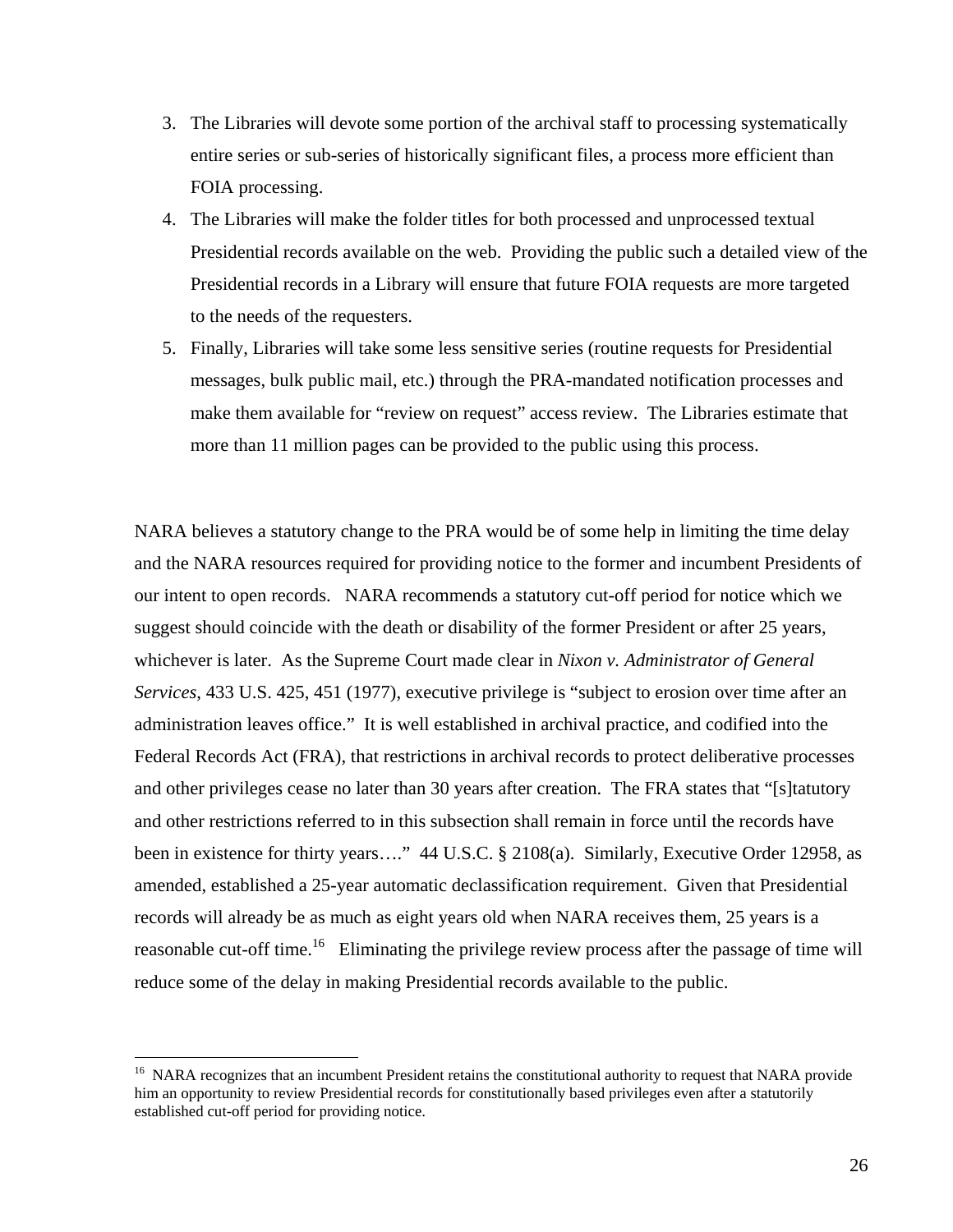3. The Libraries will devote some portion of the archival staff to processing systematically entire series or sub-series of historically significant files, a process more efficient than FOIA processing.
4. The Libraries will make the folder titles for both processed and unprocessed textual Presidential records available on the web. Providing the public such a detailed view of the Presidential records in a Library will ensure that future FOIA requests are more targeted to the needs of the requesters.
5. Finally, Libraries will take some less sensitive series (routine requests for Presidential messages, bulk public mail, etc.) through the PRA-mandated notification processes and make them available for "review on request" access review. The Libraries estimate that more than 11 million pages can be provided to the public using this process.

NARA believes a statutory change to the PRA would be of some help in limiting the time delay and the NARA resources required for providing notice to the former and incumbent Presidents of our intent to open records. NARA recommends a statutory cut-off period for notice which we suggest should coincide with the death or disability of the former President or after 25 years, whichever is later. As the Supreme Court made clear in *Nixon v. Administrator of General Services*, 433 U.S. 425, 451 (1977), executive privilege is "subject to erosion over time after an administration leaves office." It is well established in archival practice, and codified into the Federal Records Act (FRA), that restrictions in archival records to protect deliberative processes and other privileges cease no later than 30 years after creation. The FRA states that "[s]tatutory and other restrictions referred to in this subsection shall remain in force until the records have been in existence for thirty years…." 44 U.S.C. § 2108(a). Similarly, Executive Order 12958, as amended, established a 25-year automatic declassification requirement. Given that Presidential records will already be as much as eight years old when NARA receives them, 25 years is a reasonable cut-off time.[16] Eliminating the privilege review process after the passage of time will reduce some of the delay in making Presidential records available to the public.

---

[16] NARA recognizes that an incumbent President retains the constitutional authority to request that NARA provide him an opportunity to review Presidential records for constitutionally based privileges even after a statutorily established cut-off period for providing notice.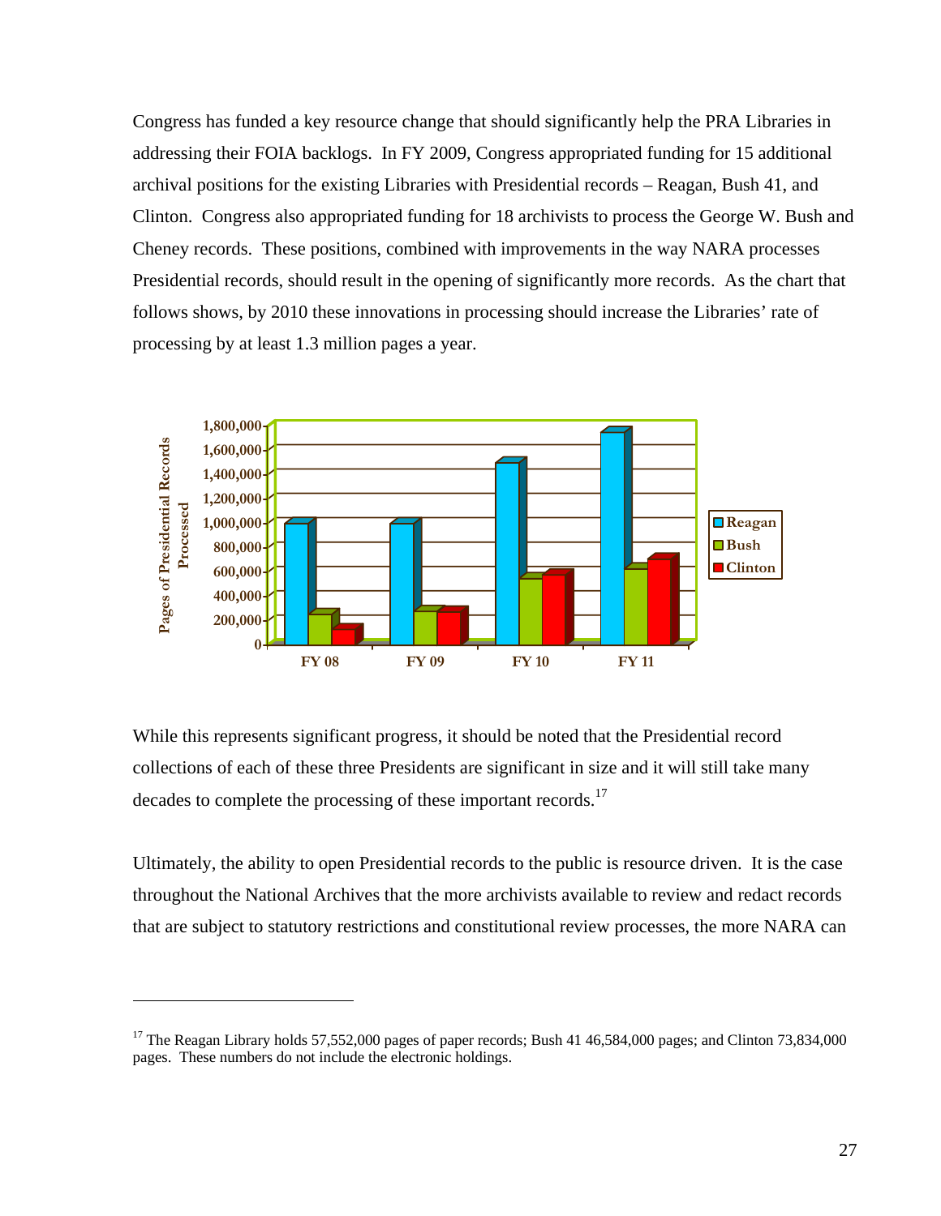Congress has funded a key resource change that should significantly help the PRA Libraries in addressing their FOIA backlogs. In FY 2009, Congress appropriated funding for 15 additional archival positions for the existing Libraries with Presidential records – Reagan, Bush 41, and Clinton. Congress also appropriated funding for 18 archivists to process the George W. Bush and Cheney records. These positions, combined with improvements in the way NARA processes Presidential records, should result in the opening of significantly more records. As the chart that follows shows, by 2010 these innovations in processing should increase the Libraries' rate of processing by at least 1.3 million pages a year.

While this represents significant progress, it should be noted that the Presidential record collections of each of these three Presidents are significant in size and it will still take many decades to complete the processing of these important records.[17]

Ultimately, the ability to open Presidential records to the public is resource driven. It is the case throughout the National Archives that the more archivists available to review and redact records that are subject to statutory restrictions and constitutional review processes, the more NARA can

[17] The Reagan Library holds 57,552,000 pages of paper records; Bush 41 46,584,000 pages; and Clinton 73,834,000 pages. These numbers do not include the electronic holdings.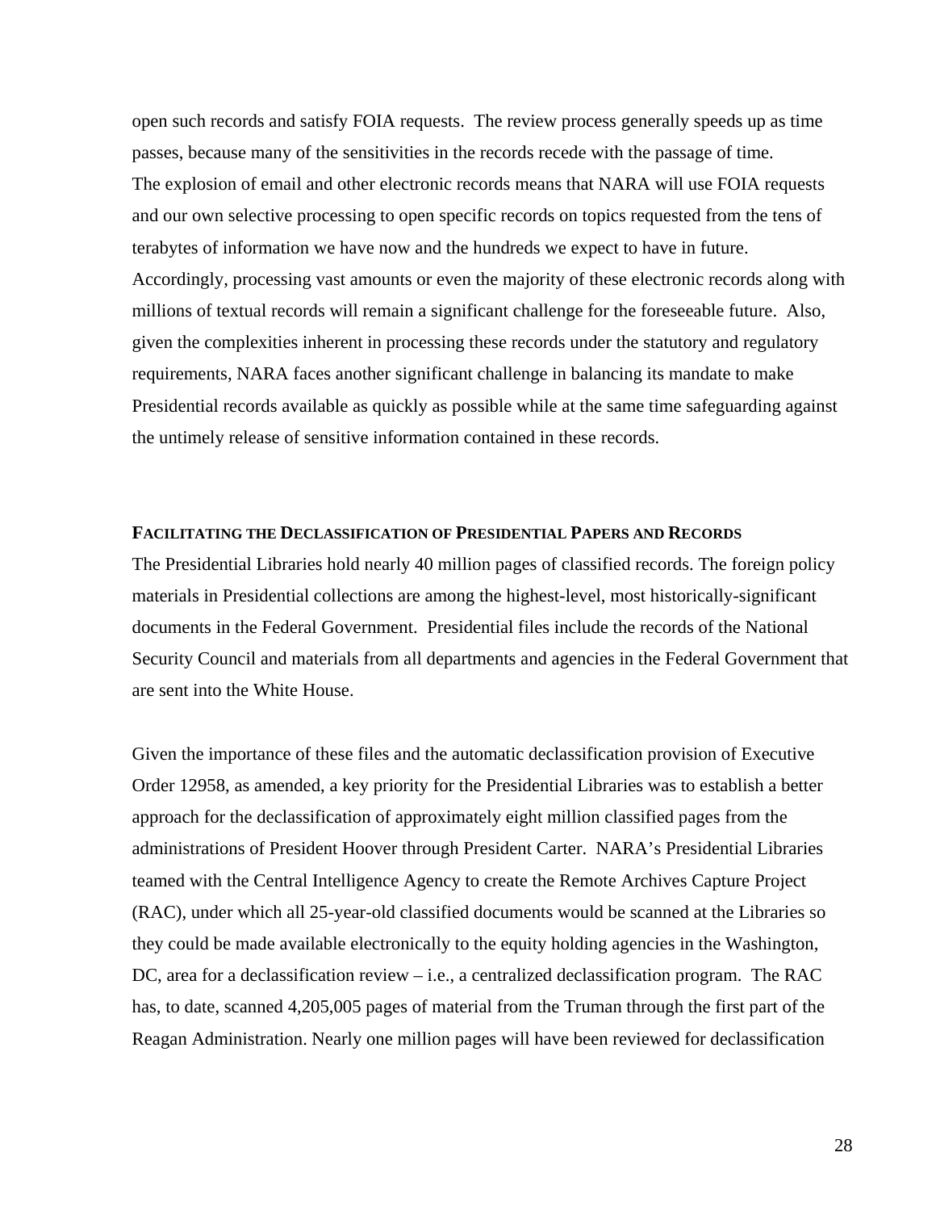open such records and satisfy FOIA requests. The review process generally speeds up as time passes, because many of the sensitivities in the records recede with the passage of time. The explosion of email and other electronic records means that NARA will use FOIA requests and our own selective processing to open specific records on topics requested from the tens of terabytes of information we have now and the hundreds we expect to have in future. Accordingly, processing vast amounts or even the majority of these electronic records along with millions of textual records will remain a significant challenge for the foreseeable future. Also, given the complexities inherent in processing these records under the statutory and regulatory requirements, NARA faces another significant challenge in balancing its mandate to make Presidential records available as quickly as possible while at the same time safeguarding against the untimely release of sensitive information contained in these records.

**FACILITATING THE DECLASSIFICATION OF PRESIDENTIAL PAPERS AND RECORDS**

The Presidential Libraries hold nearly 40 million pages of classified records. The foreign policy materials in Presidential collections are among the highest-level, most historically-significant documents in the Federal Government. Presidential files include the records of the National Security Council and materials from all departments and agencies in the Federal Government that are sent into the White House.

Given the importance of these files and the automatic declassification provision of Executive Order 12958, as amended, a key priority for the Presidential Libraries was to establish a better approach for the declassification of approximately eight million classified pages from the administrations of President Hoover through President Carter. NARA's Presidential Libraries teamed with the Central Intelligence Agency to create the Remote Archives Capture Project (RAC), under which all 25-year-old classified documents would be scanned at the Libraries so they could be made available electronically to the equity holding agencies in the Washington, DC, area for a declassification review – i.e., a centralized declassification program. The RAC has, to date, scanned 4,205,005 pages of material from the Truman through the first part of the Reagan Administration. Nearly one million pages will have been reviewed for declassification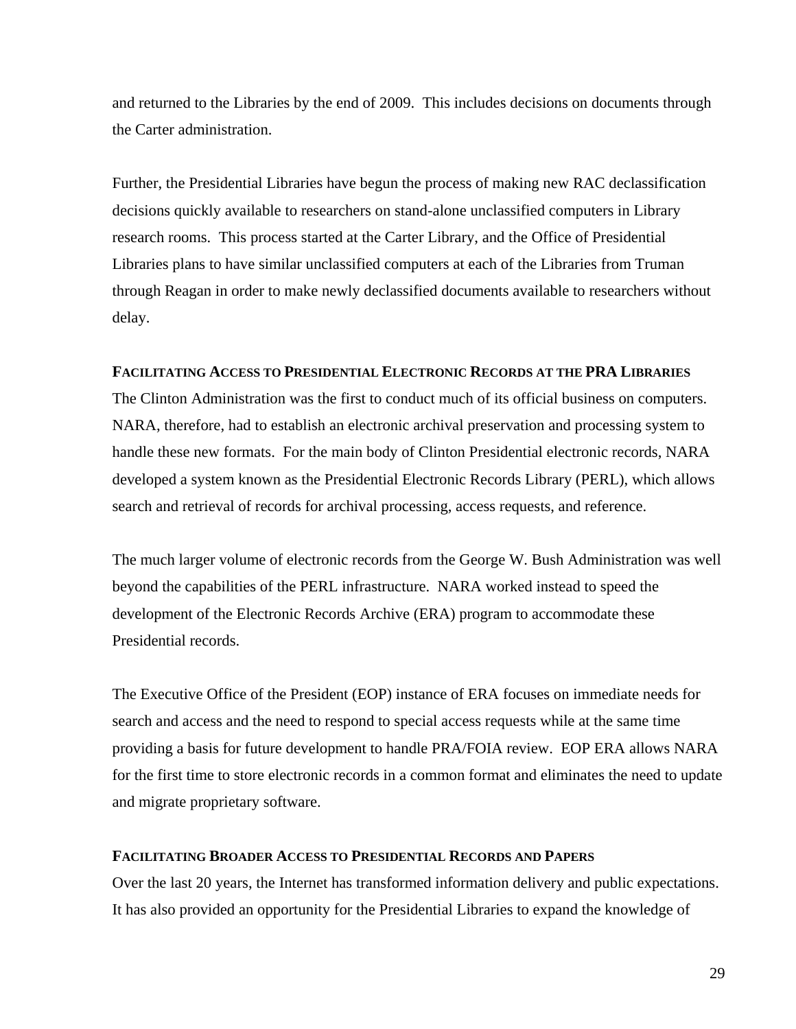and returned to the Libraries by the end of 2009. This includes decisions on documents through the Carter administration.

Further, the Presidential Libraries have begun the process of making new RAC declassification decisions quickly available to researchers on stand-alone unclassified computers in Library research rooms. This process started at the Carter Library, and the Office of Presidential Libraries plans to have similar unclassified computers at each of the Libraries from Truman through Reagan in order to make newly declassified documents available to researchers without delay.

### FACILITATING ACCESS TO PRESIDENTIAL ELECTRONIC RECORDS AT THE PRA LIBRARIES

The Clinton Administration was the first to conduct much of its official business on computers. NARA, therefore, had to establish an electronic archival preservation and processing system to handle these new formats. For the main body of Clinton Presidential electronic records, NARA developed a system known as the Presidential Electronic Records Library (PERL), which allows search and retrieval of records for archival processing, access requests, and reference.

The much larger volume of electronic records from the George W. Bush Administration was well beyond the capabilities of the PERL infrastructure. NARA worked instead to speed the development of the Electronic Records Archive (ERA) program to accommodate these Presidential records.

The Executive Office of the President (EOP) instance of ERA focuses on immediate needs for search and access and the need to respond to special access requests while at the same time providing a basis for future development to handle PRA/FOIA review. EOP ERA allows NARA for the first time to store electronic records in a common format and eliminates the need to update and migrate proprietary software.

### FACILITATING BROADER ACCESS TO PRESIDENTIAL RECORDS AND PAPERS

Over the last 20 years, the Internet has transformed information delivery and public expectations. It has also provided an opportunity for the Presidential Libraries to expand the knowledge of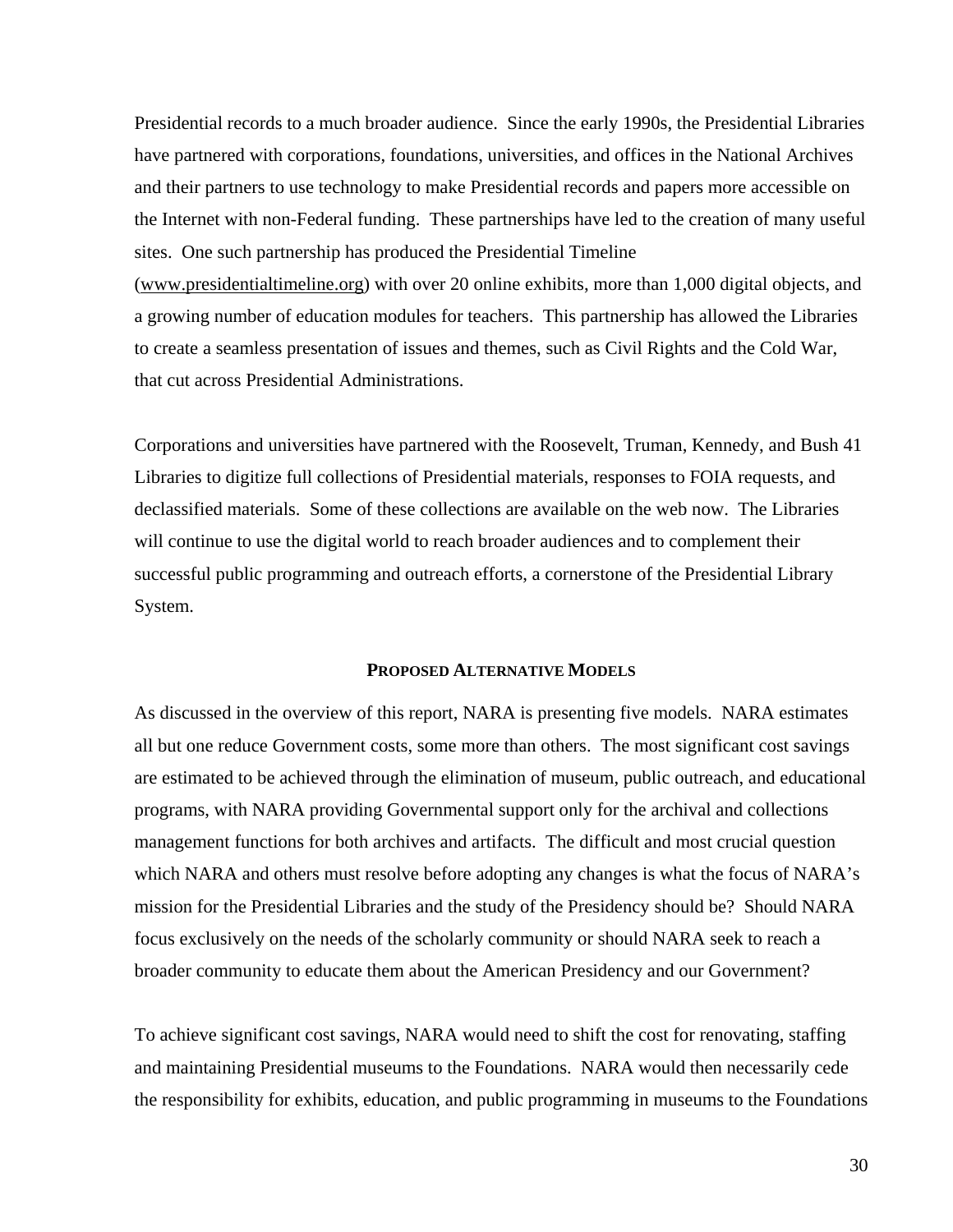Presidential records to a much broader audience. Since the early 1990s, the Presidential Libraries have partnered with corporations, foundations, universities, and offices in the National Archives and their partners to use technology to make Presidential records and papers more accessible on the Internet with non-Federal funding. These partnerships have led to the creation of many useful sites. One such partnership has produced the Presidential Timeline (www.presidentialtimeline.org) with over 20 online exhibits, more than 1,000 digital objects, and a growing number of education modules for teachers. This partnership has allowed the Libraries to create a seamless presentation of issues and themes, such as Civil Rights and the Cold War, that cut across Presidential Administrations.

Corporations and universities have partnered with the Roosevelt, Truman, Kennedy, and Bush 41 Libraries to digitize full collections of Presidential materials, responses to FOIA requests, and declassified materials. Some of these collections are available on the web now. The Libraries will continue to use the digital world to reach broader audiences and to complement their successful public programming and outreach efforts, a cornerstone of the Presidential Library System.

## PROPOSED ALTERNATIVE MODELS

As discussed in the overview of this report, NARA is presenting five models. NARA estimates all but one reduce Government costs, some more than others. The most significant cost savings are estimated to be achieved through the elimination of museum, public outreach, and educational programs, with NARA providing Governmental support only for the archival and collections management functions for both archives and artifacts. The difficult and most crucial question which NARA and others must resolve before adopting any changes is what the focus of NARA's mission for the Presidential Libraries and the study of the Presidency should be? Should NARA focus exclusively on the needs of the scholarly community or should NARA seek to reach a broader community to educate them about the American Presidency and our Government?

To achieve significant cost savings, NARA would need to shift the cost for renovating, staffing and maintaining Presidential museums to the Foundations. NARA would then necessarily cede the responsibility for exhibits, education, and public programming in museums to the Foundations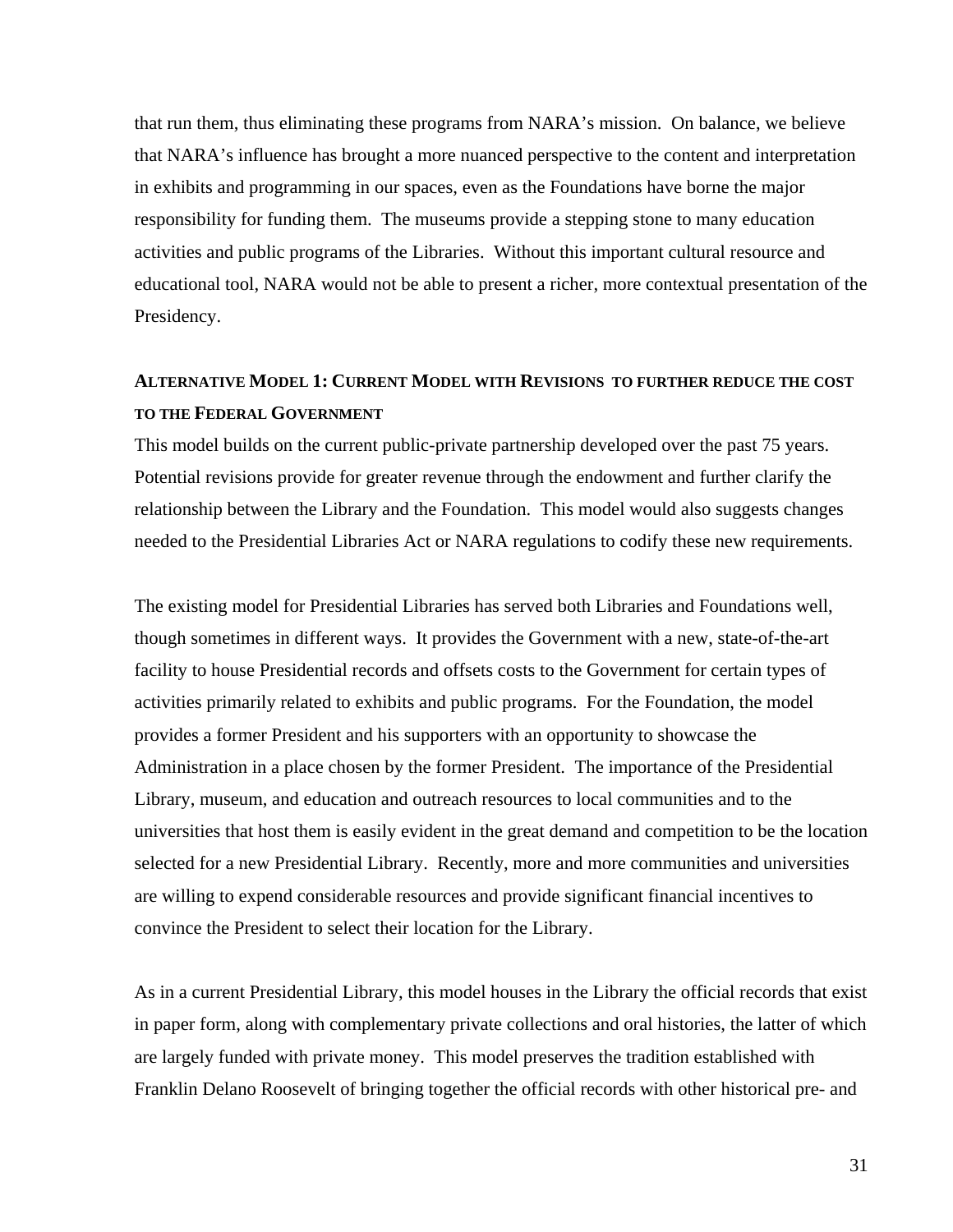that run them, thus eliminating these programs from NARA's mission. On balance, we believe that NARA's influence has brought a more nuanced perspective to the content and interpretation in exhibits and programming in our spaces, even as the Foundations have borne the major responsibility for funding them. The museums provide a stepping stone to many education activities and public programs of the Libraries. Without this important cultural resource and educational tool, NARA would not be able to present a richer, more contextual presentation of the Presidency.

### ALTERNATIVE MODEL 1: CURRENT MODEL WITH REVISIONS TO FURTHER REDUCE THE COST TO THE FEDERAL GOVERNMENT

This model builds on the current public-private partnership developed over the past 75 years. Potential revisions provide for greater revenue through the endowment and further clarify the relationship between the Library and the Foundation. This model would also suggests changes needed to the Presidential Libraries Act or NARA regulations to codify these new requirements.

The existing model for Presidential Libraries has served both Libraries and Foundations well, though sometimes in different ways. It provides the Government with a new, state-of-the-art facility to house Presidential records and offsets costs to the Government for certain types of activities primarily related to exhibits and public programs. For the Foundation, the model provides a former President and his supporters with an opportunity to showcase the Administration in a place chosen by the former President. The importance of the Presidential Library, museum, and education and outreach resources to local communities and to the universities that host them is easily evident in the great demand and competition to be the location selected for a new Presidential Library. Recently, more and more communities and universities are willing to expend considerable resources and provide significant financial incentives to convince the President to select their location for the Library.

As in a current Presidential Library, this model houses in the Library the official records that exist in paper form, along with complementary private collections and oral histories, the latter of which are largely funded with private money. This model preserves the tradition established with Franklin Delano Roosevelt of bringing together the official records with other historical pre- and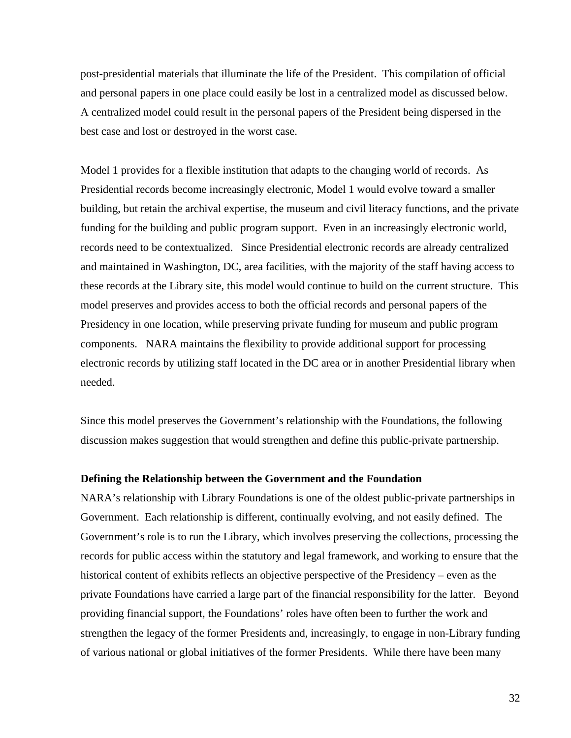post-presidential materials that illuminate the life of the President. This compilation of official and personal papers in one place could easily be lost in a centralized model as discussed below. A centralized model could result in the personal papers of the President being dispersed in the best case and lost or destroyed in the worst case.

Model 1 provides for a flexible institution that adapts to the changing world of records. As Presidential records become increasingly electronic, Model 1 would evolve toward a smaller building, but retain the archival expertise, the museum and civil literacy functions, and the private funding for the building and public program support. Even in an increasingly electronic world, records need to be contextualized. Since Presidential electronic records are already centralized and maintained in Washington, DC, area facilities, with the majority of the staff having access to these records at the Library site, this model would continue to build on the current structure. This model preserves and provides access to both the official records and personal papers of the Presidency in one location, while preserving private funding for museum and public program components. NARA maintains the flexibility to provide additional support for processing electronic records by utilizing staff located in the DC area or in another Presidential library when needed.

Since this model preserves the Government's relationship with the Foundations, the following discussion makes suggestion that would strengthen and define this public-private partnership.

**Defining the Relationship between the Government and the Foundation**

NARA's relationship with Library Foundations is one of the oldest public-private partnerships in Government. Each relationship is different, continually evolving, and not easily defined. The Government's role is to run the Library, which involves preserving the collections, processing the records for public access within the statutory and legal framework, and working to ensure that the historical content of exhibits reflects an objective perspective of the Presidency – even as the private Foundations have carried a large part of the financial responsibility for the latter. Beyond providing financial support, the Foundations' roles have often been to further the work and strengthen the legacy of the former Presidents and, increasingly, to engage in non-Library funding of various national or global initiatives of the former Presidents. While there have been many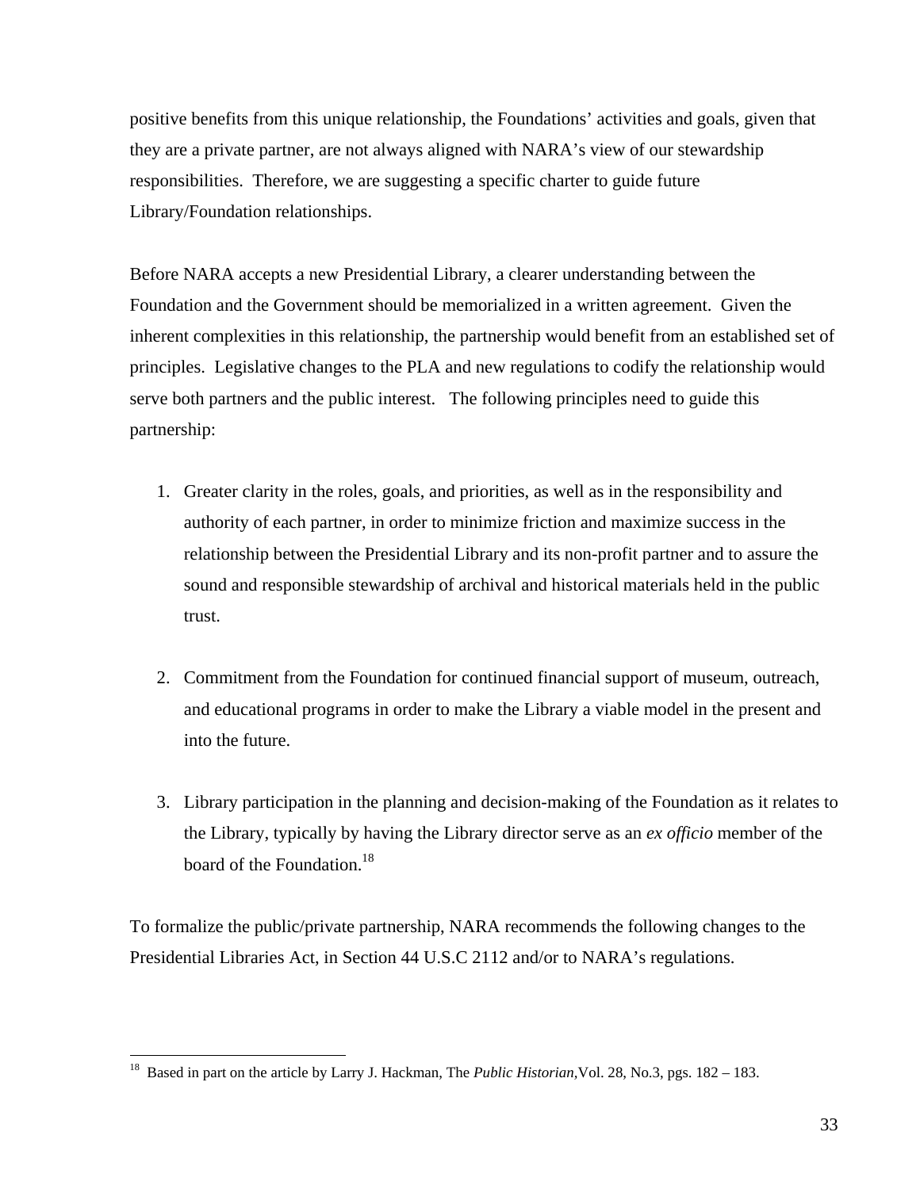positive benefits from this unique relationship, the Foundations' activities and goals, given that they are a private partner, are not always aligned with NARA's view of our stewardship responsibilities. Therefore, we are suggesting a specific charter to guide future Library/Foundation relationships.

Before NARA accepts a new Presidential Library, a clearer understanding between the Foundation and the Government should be memorialized in a written agreement. Given the inherent complexities in this relationship, the partnership would benefit from an established set of principles. Legislative changes to the PLA and new regulations to codify the relationship would serve both partners and the public interest. The following principles need to guide this partnership:

1. Greater clarity in the roles, goals, and priorities, as well as in the responsibility and authority of each partner, in order to minimize friction and maximize success in the relationship between the Presidential Library and its non-profit partner and to assure the sound and responsible stewardship of archival and historical materials held in the public trust.

2. Commitment from the Foundation for continued financial support of museum, outreach, and educational programs in order to make the Library a viable model in the present and into the future.

3. Library participation in the planning and decision-making of the Foundation as it relates to the Library, typically by having the Library director serve as an *ex officio* member of the board of the Foundation.[18]

To formalize the public/private partnership, NARA recommends the following changes to the Presidential Libraries Act, in Section 44 U.S.C 2112 and/or to NARA's regulations.

---

[18] Based in part on the article by Larry J. Hackman, The *Public Historian*,Vol. 28, No.3, pgs. 182 – 183.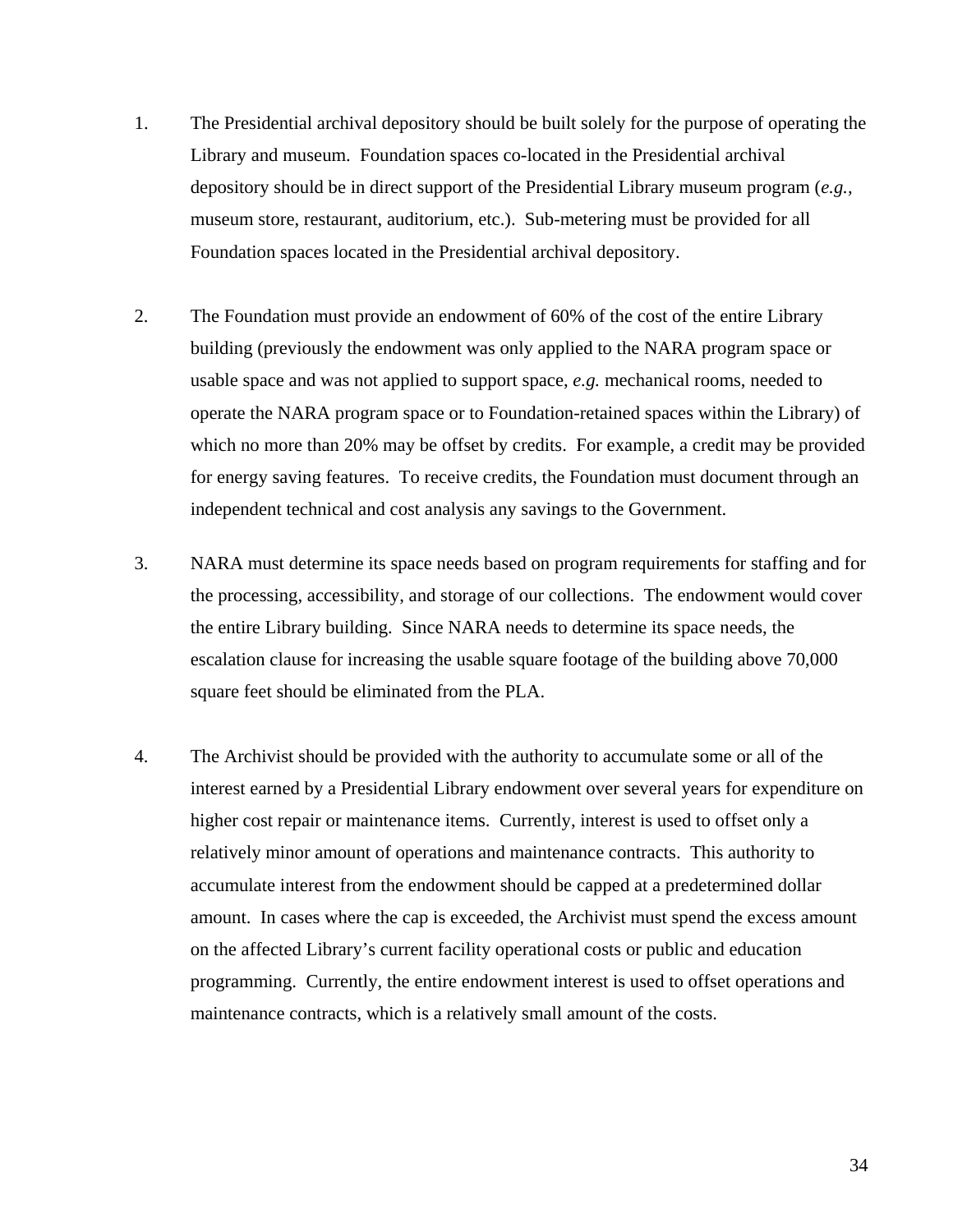1. The Presidential archival depository should be built solely for the purpose of operating the Library and museum. Foundation spaces co-located in the Presidential archival depository should be in direct support of the Presidential Library museum program (*e.g.*, museum store, restaurant, auditorium, etc.). Sub-metering must be provided for all Foundation spaces located in the Presidential archival depository.

2. The Foundation must provide an endowment of 60% of the cost of the entire Library building (previously the endowment was only applied to the NARA program space or usable space and was not applied to support space, *e.g.* mechanical rooms, needed to operate the NARA program space or to Foundation-retained spaces within the Library) of which no more than 20% may be offset by credits. For example, a credit may be provided for energy saving features. To receive credits, the Foundation must document through an independent technical and cost analysis any savings to the Government.

3. NARA must determine its space needs based on program requirements for staffing and for the processing, accessibility, and storage of our collections. The endowment would cover the entire Library building. Since NARA needs to determine its space needs, the escalation clause for increasing the usable square footage of the building above 70,000 square feet should be eliminated from the PLA.

4. The Archivist should be provided with the authority to accumulate some or all of the interest earned by a Presidential Library endowment over several years for expenditure on higher cost repair or maintenance items. Currently, interest is used to offset only a relatively minor amount of operations and maintenance contracts. This authority to accumulate interest from the endowment should be capped at a predetermined dollar amount. In cases where the cap is exceeded, the Archivist must spend the excess amount on the affected Library's current facility operational costs or public and education programming. Currently, the entire endowment interest is used to offset operations and maintenance contracts, which is a relatively small amount of the costs.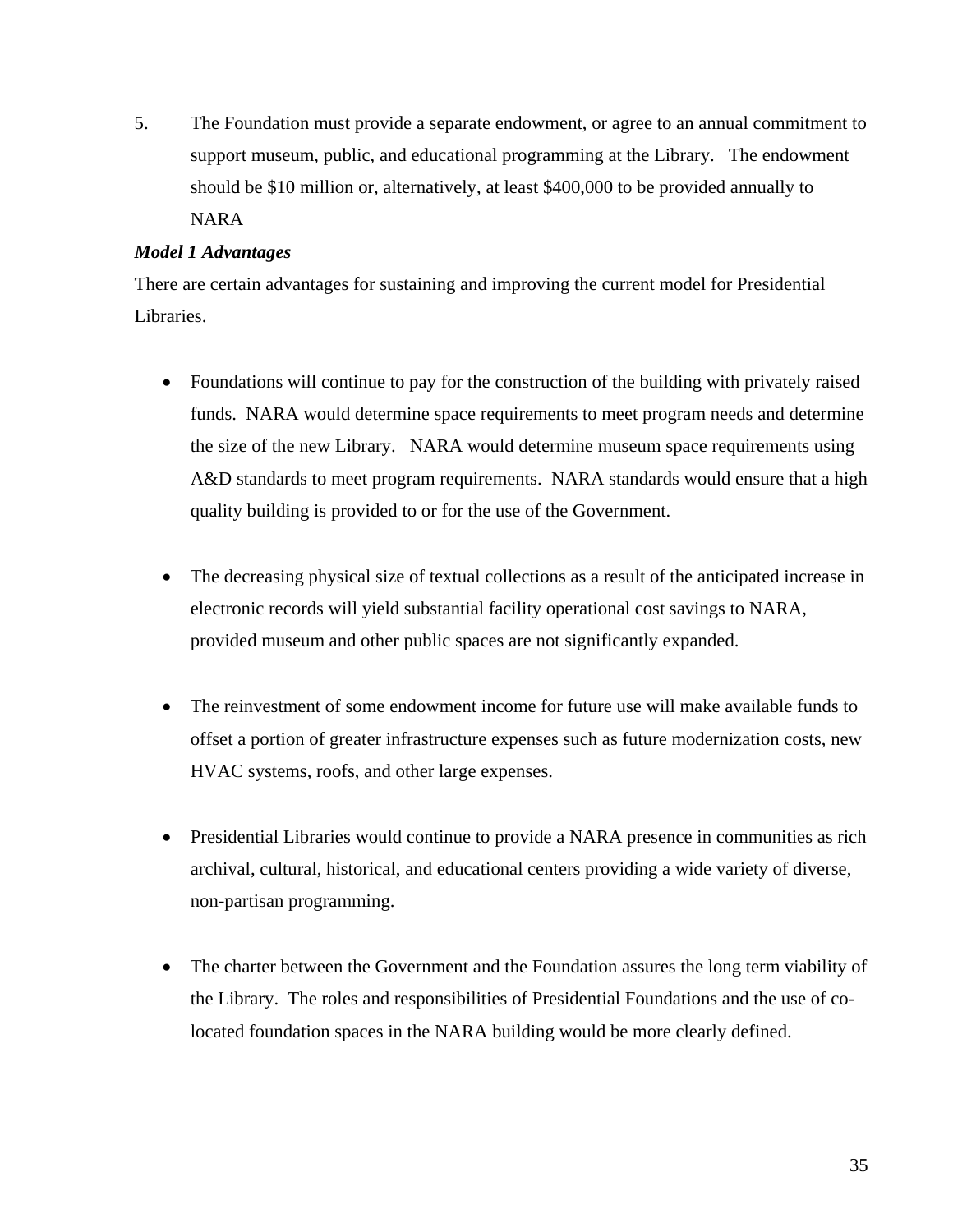5. The Foundation must provide a separate endowment, or agree to an annual commitment to support museum, public, and educational programming at the Library. The endowment should be $10 million or, alternatively, at least $400,000 to be provided annually to NARA

***Model 1 Advantages***

There are certain advantages for sustaining and improving the current model for Presidential Libraries.

- Foundations will continue to pay for the construction of the building with privately raised funds. NARA would determine space requirements to meet program needs and determine the size of the new Library. NARA would determine museum space requirements using A&D standards to meet program requirements. NARA standards would ensure that a high quality building is provided to or for the use of the Government.

- The decreasing physical size of textual collections as a result of the anticipated increase in electronic records will yield substantial facility operational cost savings to NARA, provided museum and other public spaces are not significantly expanded.

- The reinvestment of some endowment income for future use will make available funds to offset a portion of greater infrastructure expenses such as future modernization costs, new HVAC systems, roofs, and other large expenses.

- Presidential Libraries would continue to provide a NARA presence in communities as rich archival, cultural, historical, and educational centers providing a wide variety of diverse, non-partisan programming.

- The charter between the Government and the Foundation assures the long term viability of the Library. The roles and responsibilities of Presidential Foundations and the use of co-located foundation spaces in the NARA building would be more clearly defined.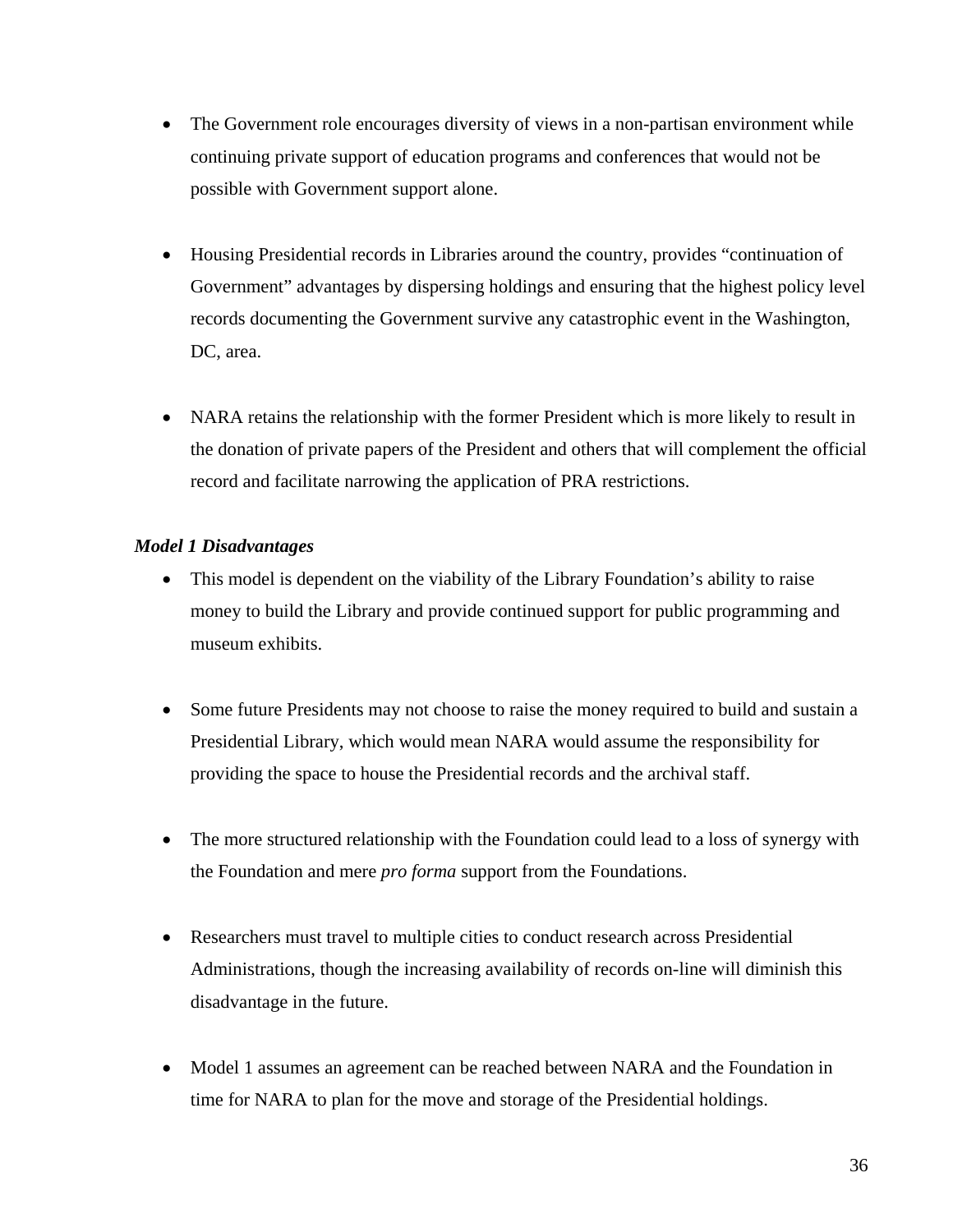- The Government role encourages diversity of views in a non-partisan environment while continuing private support of education programs and conferences that would not be possible with Government support alone.

- Housing Presidential records in Libraries around the country, provides "continuation of Government" advantages by dispersing holdings and ensuring that the highest policy level records documenting the Government survive any catastrophic event in the Washington, DC, area.

- NARA retains the relationship with the former President which is more likely to result in the donation of private papers of the President and others that will complement the official record and facilitate narrowing the application of PRA restrictions.

***Model 1 Disadvantages***

- This model is dependent on the viability of the Library Foundation's ability to raise money to build the Library and provide continued support for public programming and museum exhibits.

- Some future Presidents may not choose to raise the money required to build and sustain a Presidential Library, which would mean NARA would assume the responsibility for providing the space to house the Presidential records and the archival staff.

- The more structured relationship with the Foundation could lead to a loss of synergy with the Foundation and mere *pro forma* support from the Foundations.

- Researchers must travel to multiple cities to conduct research across Presidential Administrations, though the increasing availability of records on-line will diminish this disadvantage in the future.

- Model 1 assumes an agreement can be reached between NARA and the Foundation in time for NARA to plan for the move and storage of the Presidential holdings.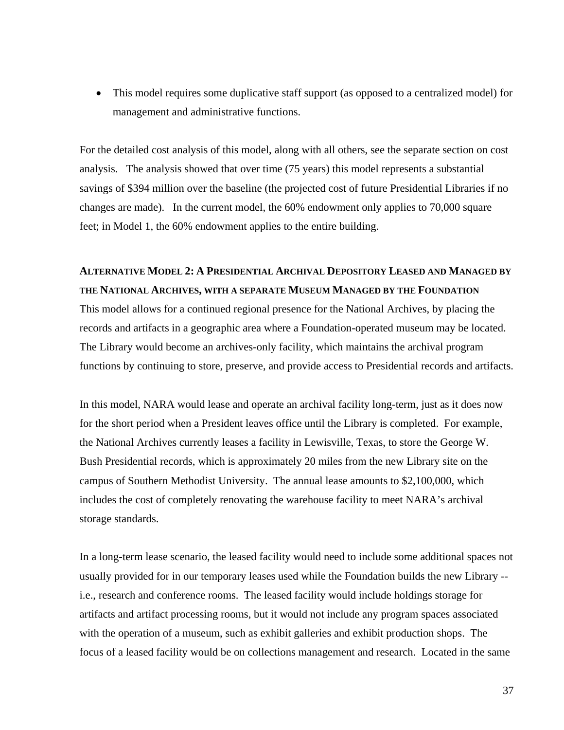- This model requires some duplicative staff support (as opposed to a centralized model) for management and administrative functions.

For the detailed cost analysis of this model, along with all others, see the separate section on cost analysis. The analysis showed that over time (75 years) this model represents a substantial savings of $394 million over the baseline (the projected cost of future Presidential Libraries if no changes are made). In the current model, the 60% endowment only applies to 70,000 square feet; in Model 1, the 60% endowment applies to the entire building.

### ALTERNATIVE MODEL 2: A PRESIDENTIAL ARCHIVAL DEPOSITORY LEASED AND MANAGED BY THE NATIONAL ARCHIVES, WITH A SEPARATE MUSEUM MANAGED BY THE FOUNDATION

This model allows for a continued regional presence for the National Archives, by placing the records and artifacts in a geographic area where a Foundation-operated museum may be located. The Library would become an archives-only facility, which maintains the archival program functions by continuing to store, preserve, and provide access to Presidential records and artifacts.

In this model, NARA would lease and operate an archival facility long-term, just as it does now for the short period when a President leaves office until the Library is completed. For example, the National Archives currently leases a facility in Lewisville, Texas, to store the George W. Bush Presidential records, which is approximately 20 miles from the new Library site on the campus of Southern Methodist University. The annual lease amounts to $2,100,000, which includes the cost of completely renovating the warehouse facility to meet NARA's archival storage standards.

In a long-term lease scenario, the leased facility would need to include some additional spaces not usually provided for in our temporary leases used while the Foundation builds the new Library -- i.e., research and conference rooms. The leased facility would include holdings storage for artifacts and artifact processing rooms, but it would not include any program spaces associated with the operation of a museum, such as exhibit galleries and exhibit production shops. The focus of a leased facility would be on collections management and research. Located in the same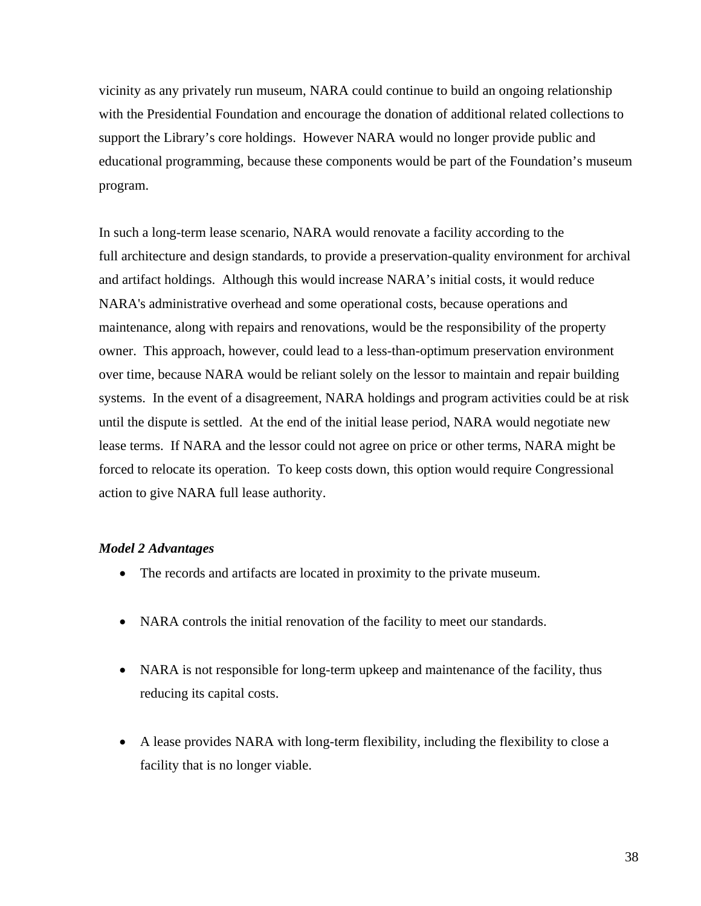vicinity as any privately run museum, NARA could continue to build an ongoing relationship with the Presidential Foundation and encourage the donation of additional related collections to support the Library's core holdings. However NARA would no longer provide public and educational programming, because these components would be part of the Foundation's museum program.

In such a long-term lease scenario, NARA would renovate a facility according to the full architecture and design standards, to provide a preservation-quality environment for archival and artifact holdings. Although this would increase NARA's initial costs, it would reduce NARA's administrative overhead and some operational costs, because operations and maintenance, along with repairs and renovations, would be the responsibility of the property owner. This approach, however, could lead to a less-than-optimum preservation environment over time, because NARA would be reliant solely on the lessor to maintain and repair building systems. In the event of a disagreement, NARA holdings and program activities could be at risk until the dispute is settled. At the end of the initial lease period, NARA would negotiate new lease terms. If NARA and the lessor could not agree on price or other terms, NARA might be forced to relocate its operation. To keep costs down, this option would require Congressional action to give NARA full lease authority.

***Model 2 Advantages***

- The records and artifacts are located in proximity to the private museum.
- NARA controls the initial renovation of the facility to meet our standards.
- NARA is not responsible for long-term upkeep and maintenance of the facility, thus reducing its capital costs.
- A lease provides NARA with long-term flexibility, including the flexibility to close a facility that is no longer viable.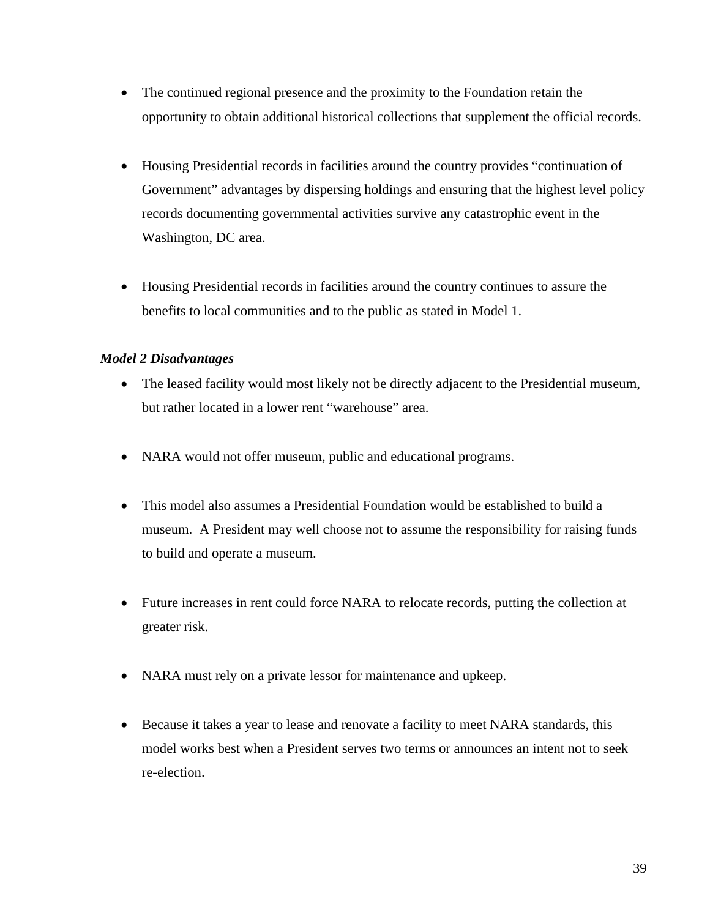- The continued regional presence and the proximity to the Foundation retain the opportunity to obtain additional historical collections that supplement the official records.

- Housing Presidential records in facilities around the country provides "continuation of Government" advantages by dispersing holdings and ensuring that the highest level policy records documenting governmental activities survive any catastrophic event in the Washington, DC area.

- Housing Presidential records in facilities around the country continues to assure the benefits to local communities and to the public as stated in Model 1.

***Model 2 Disadvantages***

- The leased facility would most likely not be directly adjacent to the Presidential museum, but rather located in a lower rent "warehouse" area.

- NARA would not offer museum, public and educational programs.

- This model also assumes a Presidential Foundation would be established to build a museum. A President may well choose not to assume the responsibility for raising funds to build and operate a museum.

- Future increases in rent could force NARA to relocate records, putting the collection at greater risk.

- NARA must rely on a private lessor for maintenance and upkeep.

- Because it takes a year to lease and renovate a facility to meet NARA standards, this model works best when a President serves two terms or announces an intent not to seek re-election.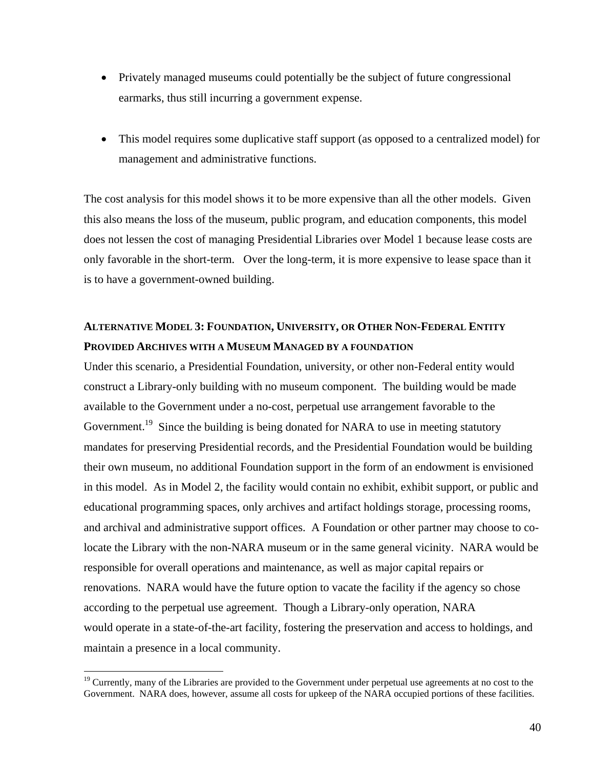- Privately managed museums could potentially be the subject of future congressional earmarks, thus still incurring a government expense.

- This model requires some duplicative staff support (as opposed to a centralized model) for management and administrative functions.

The cost analysis for this model shows it to be more expensive than all the other models. Given this also means the loss of the museum, public program, and education components, this model does not lessen the cost of managing Presidential Libraries over Model 1 because lease costs are only favorable in the short-term. Over the long-term, it is more expensive to lease space than it is to have a government-owned building.

### ALTERNATIVE MODEL 3: FOUNDATION, UNIVERSITY, OR OTHER NON-FEDERAL ENTITY PROVIDED ARCHIVES WITH A MUSEUM MANAGED BY A FOUNDATION

Under this scenario, a Presidential Foundation, university, or other non-Federal entity would construct a Library-only building with no museum component. The building would be made available to the Government under a no-cost, perpetual use arrangement favorable to the Government.[19] Since the building is being donated for NARA to use in meeting statutory mandates for preserving Presidential records, and the Presidential Foundation would be building their own museum, no additional Foundation support in the form of an endowment is envisioned in this model. As in Model 2, the facility would contain no exhibit, exhibit support, or public and educational programming spaces, only archives and artifact holdings storage, processing rooms, and archival and administrative support offices. A Foundation or other partner may choose to co-locate the Library with the non-NARA museum or in the same general vicinity. NARA would be responsible for overall operations and maintenance, as well as major capital repairs or renovations. NARA would have the future option to vacate the facility if the agency so chose according to the perpetual use agreement. Though a Library-only operation, NARA would operate in a state-of-the-art facility, fostering the preservation and access to holdings, and maintain a presence in a local community.

[19] Currently, many of the Libraries are provided to the Government under perpetual use agreements at no cost to the Government. NARA does, however, assume all costs for upkeep of the NARA occupied portions of these facilities.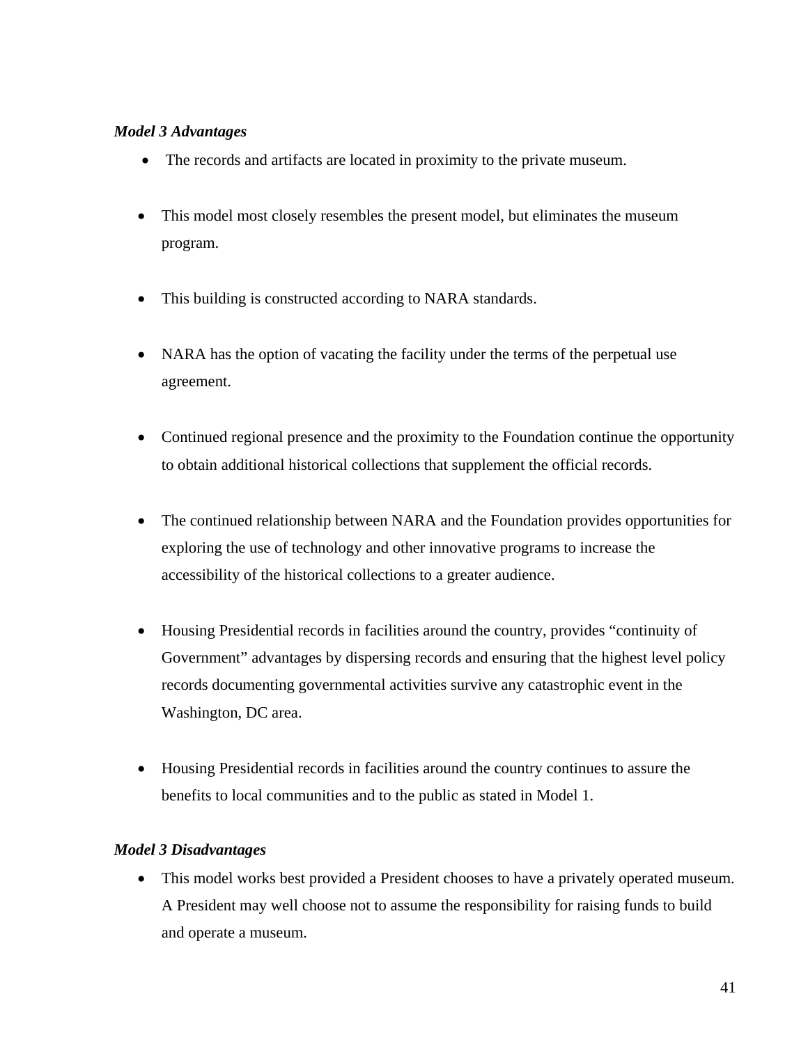***Model 3 Advantages***

- The records and artifacts are located in proximity to the private museum.

- This model most closely resembles the present model, but eliminates the museum program.

- This building is constructed according to NARA standards.

- NARA has the option of vacating the facility under the terms of the perpetual use agreement.

- Continued regional presence and the proximity to the Foundation continue the opportunity to obtain additional historical collections that supplement the official records.

- The continued relationship between NARA and the Foundation provides opportunities for exploring the use of technology and other innovative programs to increase the accessibility of the historical collections to a greater audience.

- Housing Presidential records in facilities around the country, provides "continuity of Government" advantages by dispersing records and ensuring that the highest level policy records documenting governmental activities survive any catastrophic event in the Washington, DC area.

- Housing Presidential records in facilities around the country continues to assure the benefits to local communities and to the public as stated in Model 1.

***Model 3 Disadvantages***

- This model works best provided a President chooses to have a privately operated museum. A President may well choose not to assume the responsibility for raising funds to build and operate a museum.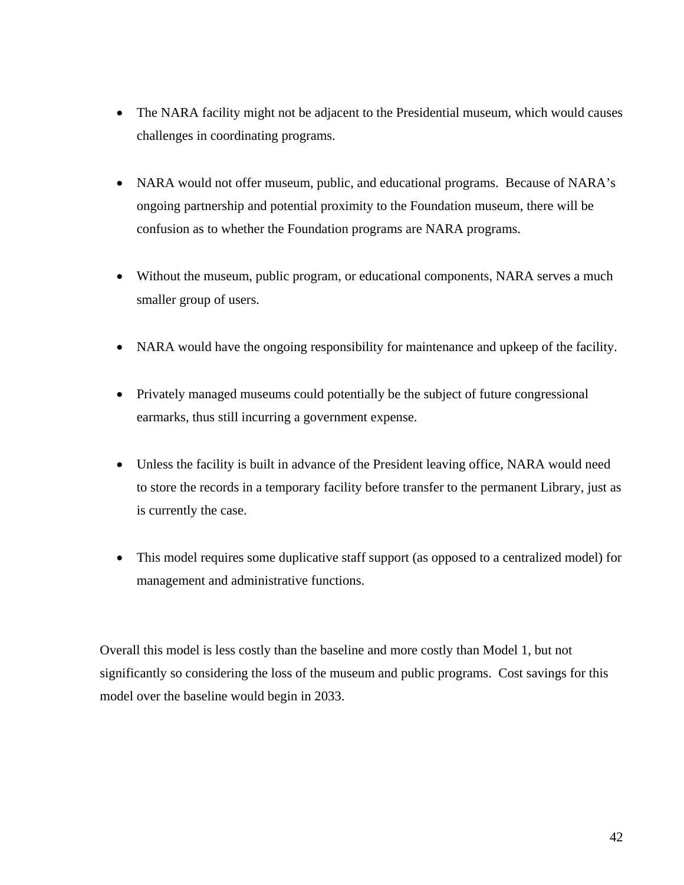- The NARA facility might not be adjacent to the Presidential museum, which would causes challenges in coordinating programs.

- NARA would not offer museum, public, and educational programs. Because of NARA's ongoing partnership and potential proximity to the Foundation museum, there will be confusion as to whether the Foundation programs are NARA programs.

- Without the museum, public program, or educational components, NARA serves a much smaller group of users.

- NARA would have the ongoing responsibility for maintenance and upkeep of the facility.

- Privately managed museums could potentially be the subject of future congressional earmarks, thus still incurring a government expense.

- Unless the facility is built in advance of the President leaving office, NARA would need to store the records in a temporary facility before transfer to the permanent Library, just as is currently the case.

- This model requires some duplicative staff support (as opposed to a centralized model) for management and administrative functions.

Overall this model is less costly than the baseline and more costly than Model 1, but not significantly so considering the loss of the museum and public programs. Cost savings for this model over the baseline would begin in 2033.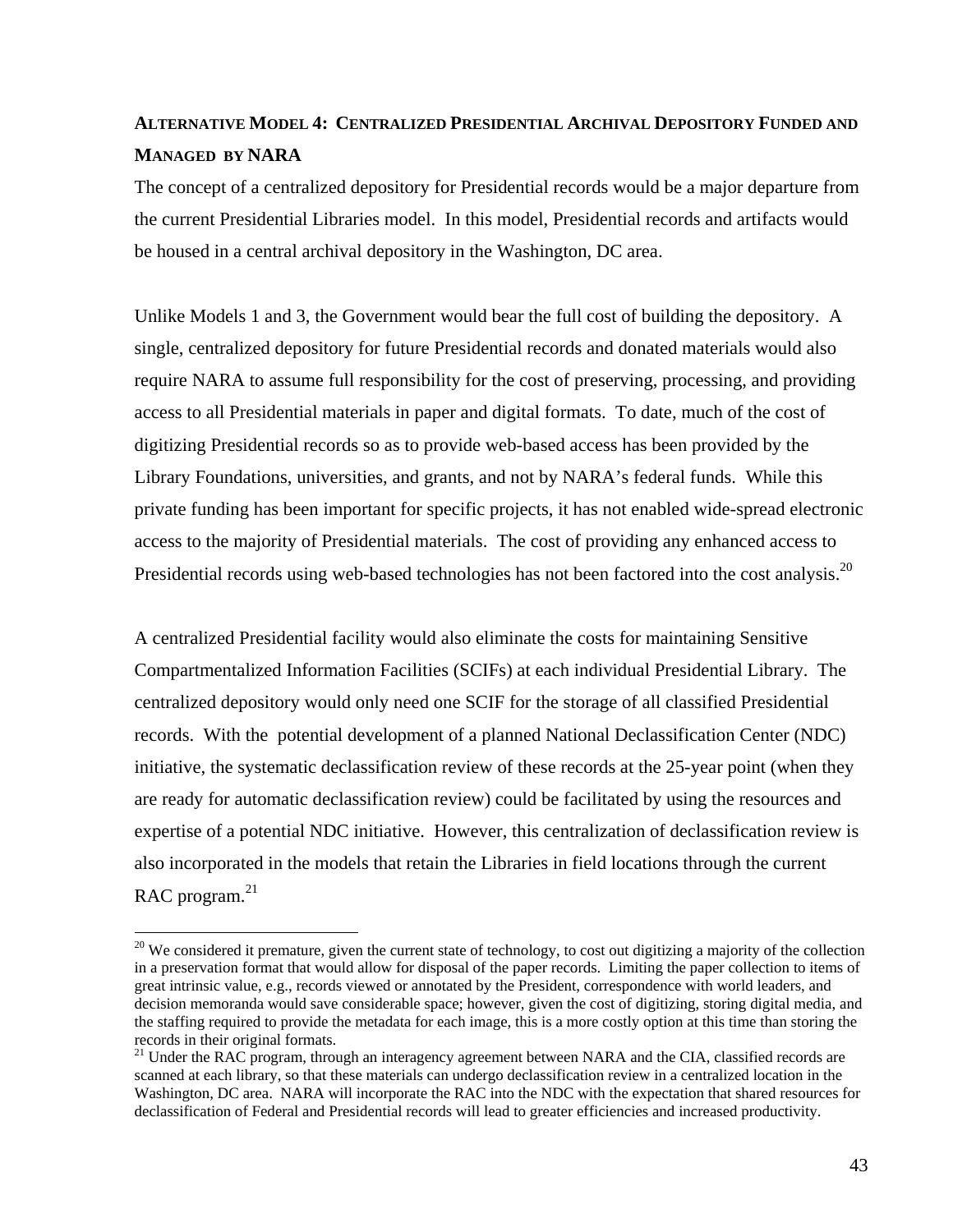## ALTERNATIVE MODEL 4: CENTRALIZED PRESIDENTIAL ARCHIVAL DEPOSITORY FUNDED AND MANAGED BY NARA

The concept of a centralized depository for Presidential records would be a major departure from the current Presidential Libraries model. In this model, Presidential records and artifacts would be housed in a central archival depository in the Washington, DC area.

Unlike Models 1 and 3, the Government would bear the full cost of building the depository. A single, centralized depository for future Presidential records and donated materials would also require NARA to assume full responsibility for the cost of preserving, processing, and providing access to all Presidential materials in paper and digital formats. To date, much of the cost of digitizing Presidential records so as to provide web-based access has been provided by the Library Foundations, universities, and grants, and not by NARA's federal funds. While this private funding has been important for specific projects, it has not enabled wide-spread electronic access to the majority of Presidential materials. The cost of providing any enhanced access to Presidential records using web-based technologies has not been factored into the cost analysis.[20]

A centralized Presidential facility would also eliminate the costs for maintaining Sensitive Compartmentalized Information Facilities (SCIFs) at each individual Presidential Library. The centralized depository would only need one SCIF for the storage of all classified Presidential records. With the potential development of a planned National Declassification Center (NDC) initiative, the systematic declassification review of these records at the 25-year point (when they are ready for automatic declassification review) could be facilitated by using the resources and expertise of a potential NDC initiative. However, this centralization of declassification review is also incorporated in the models that retain the Libraries in field locations through the current RAC program.[21]

---

[20] We considered it premature, given the current state of technology, to cost out digitizing a majority of the collection in a preservation format that would allow for disposal of the paper records. Limiting the paper collection to items of great intrinsic value, e.g., records viewed or annotated by the President, correspondence with world leaders, and decision memoranda would save considerable space; however, given the cost of digitizing, storing digital media, and the staffing required to provide the metadata for each image, this is a more costly option at this time than storing the records in their original formats.

[21] Under the RAC program, through an interagency agreement between NARA and the CIA, classified records are scanned at each library, so that these materials can undergo declassification review in a centralized location in the Washington, DC area. NARA will incorporate the RAC into the NDC with the expectation that shared resources for declassification of Federal and Presidential records will lead to greater efficiencies and increased productivity.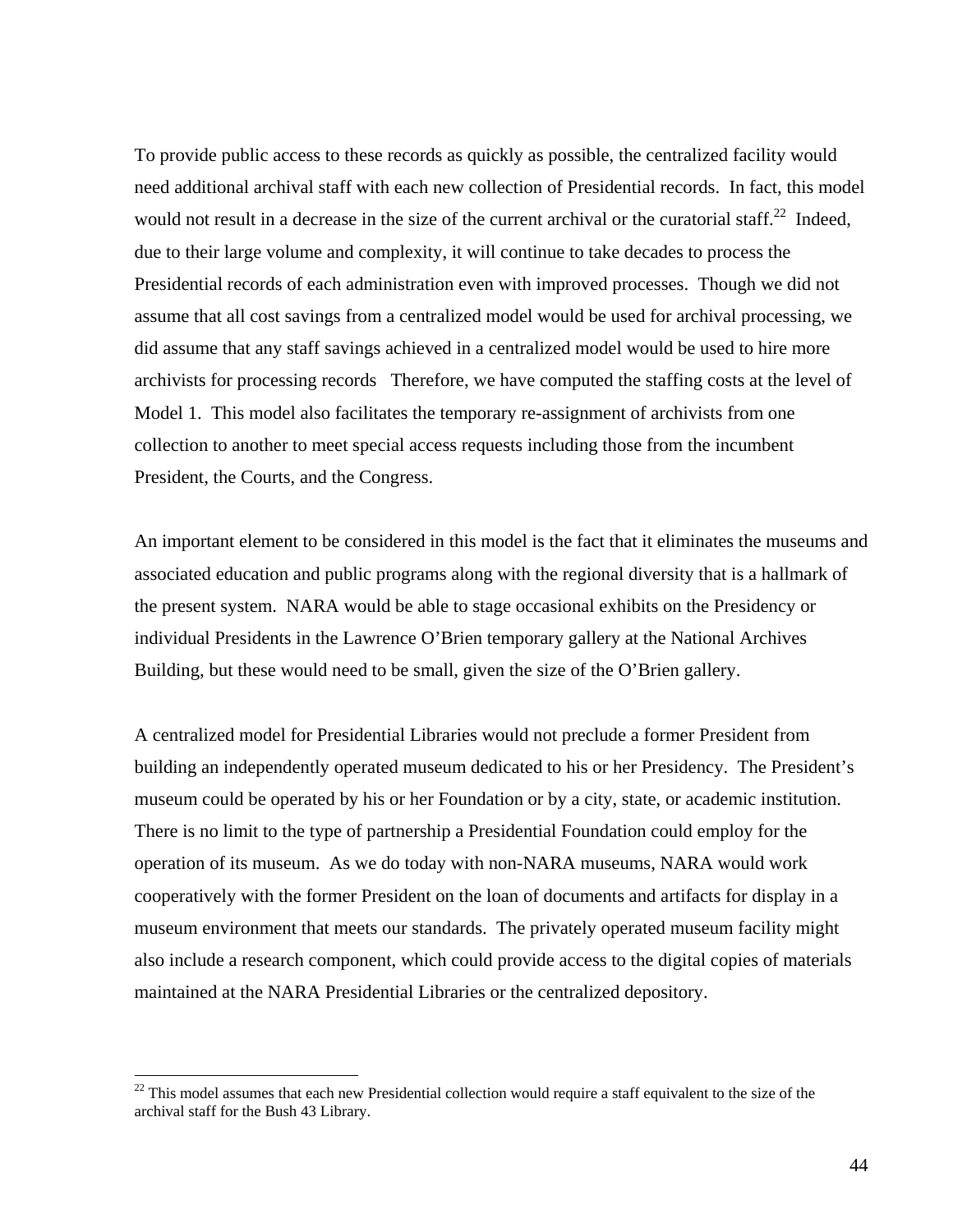To provide public access to these records as quickly as possible, the centralized facility would need additional archival staff with each new collection of Presidential records. In fact, this model would not result in a decrease in the size of the current archival or the curatorial staff.[22] Indeed, due to their large volume and complexity, it will continue to take decades to process the Presidential records of each administration even with improved processes. Though we did not assume that all cost savings from a centralized model would be used for archival processing, we did assume that any staff savings achieved in a centralized model would be used to hire more archivists for processing records Therefore, we have computed the staffing costs at the level of Model 1. This model also facilitates the temporary re-assignment of archivists from one collection to another to meet special access requests including those from the incumbent President, the Courts, and the Congress.

An important element to be considered in this model is the fact that it eliminates the museums and associated education and public programs along with the regional diversity that is a hallmark of the present system. NARA would be able to stage occasional exhibits on the Presidency or individual Presidents in the Lawrence O'Brien temporary gallery at the National Archives Building, but these would need to be small, given the size of the O'Brien gallery.

A centralized model for Presidential Libraries would not preclude a former President from building an independently operated museum dedicated to his or her Presidency. The President's museum could be operated by his or her Foundation or by a city, state, or academic institution. There is no limit to the type of partnership a Presidential Foundation could employ for the operation of its museum. As we do today with non-NARA museums, NARA would work cooperatively with the former President on the loan of documents and artifacts for display in a museum environment that meets our standards. The privately operated museum facility might also include a research component, which could provide access to the digital copies of materials maintained at the NARA Presidential Libraries or the centralized depository.

---

[22] This model assumes that each new Presidential collection would require a staff equivalent to the size of the archival staff for the Bush 43 Library.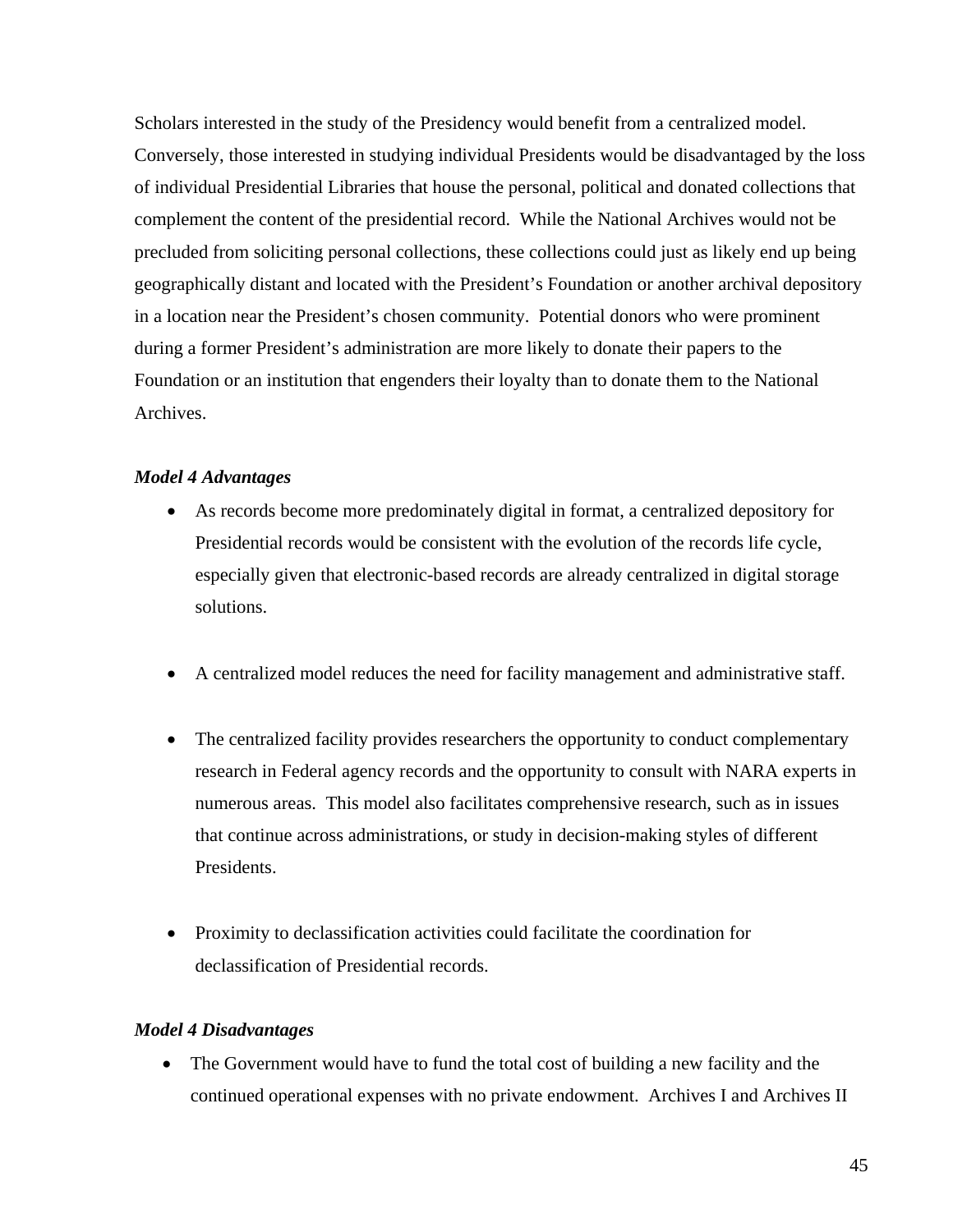Scholars interested in the study of the Presidency would benefit from a centralized model. Conversely, those interested in studying individual Presidents would be disadvantaged by the loss of individual Presidential Libraries that house the personal, political and donated collections that complement the content of the presidential record. While the National Archives would not be precluded from soliciting personal collections, these collections could just as likely end up being geographically distant and located with the President's Foundation or another archival depository in a location near the President's chosen community. Potential donors who were prominent during a former President's administration are more likely to donate their papers to the Foundation or an institution that engenders their loyalty than to donate them to the National Archives.

***Model 4 Advantages***

- As records become more predominately digital in format, a centralized depository for Presidential records would be consistent with the evolution of the records life cycle, especially given that electronic-based records are already centralized in digital storage solutions.

- A centralized model reduces the need for facility management and administrative staff.

- The centralized facility provides researchers the opportunity to conduct complementary research in Federal agency records and the opportunity to consult with NARA experts in numerous areas. This model also facilitates comprehensive research, such as in issues that continue across administrations, or study in decision-making styles of different Presidents.

- Proximity to declassification activities could facilitate the coordination for declassification of Presidential records.

***Model 4 Disadvantages***

- The Government would have to fund the total cost of building a new facility and the continued operational expenses with no private endowment. Archives I and Archives II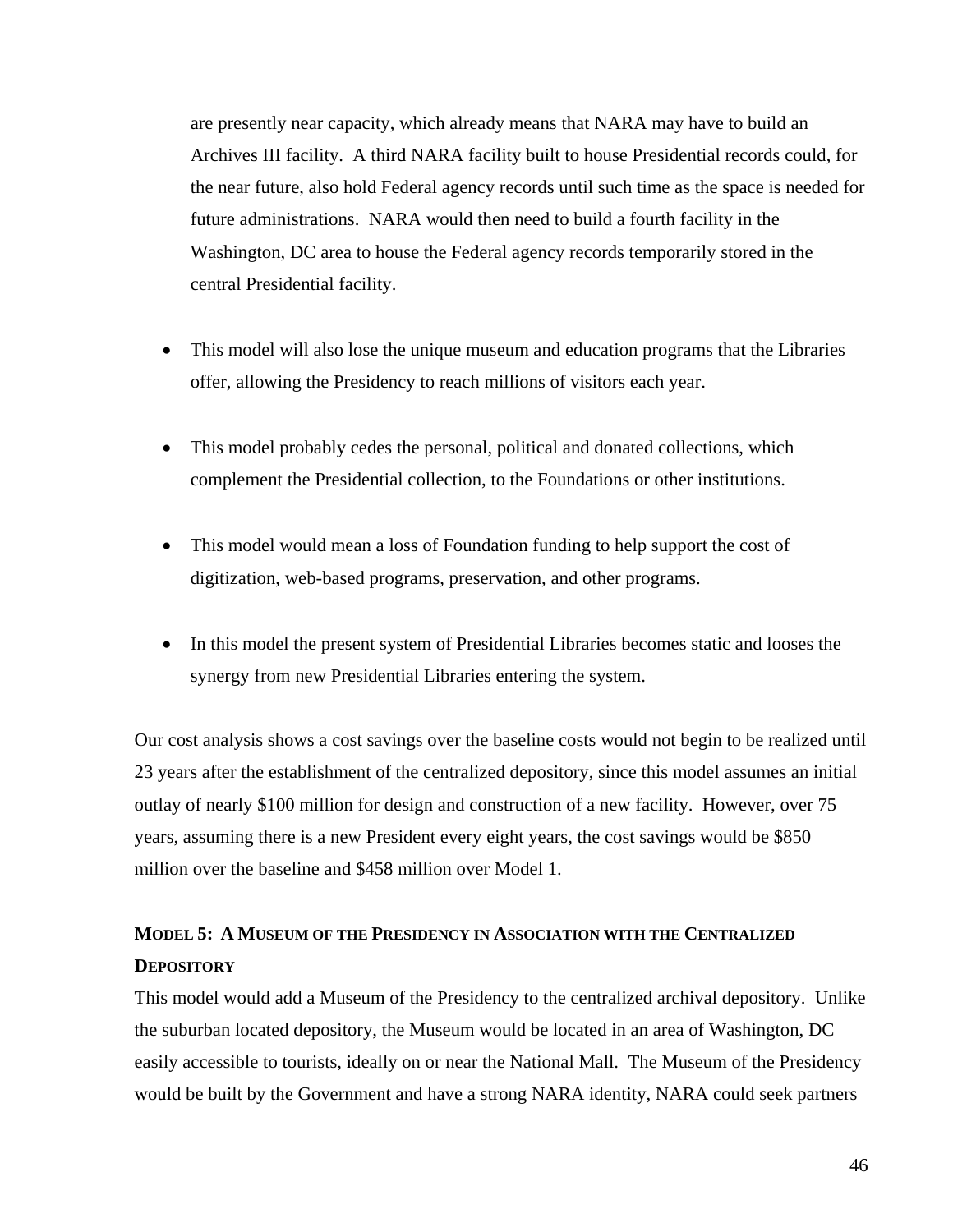are presently near capacity, which already means that NARA may have to build an Archives III facility. A third NARA facility built to house Presidential records could, for the near future, also hold Federal agency records until such time as the space is needed for future administrations. NARA would then need to build a fourth facility in the Washington, DC area to house the Federal agency records temporarily stored in the central Presidential facility.

- This model will also lose the unique museum and education programs that the Libraries offer, allowing the Presidency to reach millions of visitors each year.

- This model probably cedes the personal, political and donated collections, which complement the Presidential collection, to the Foundations or other institutions.

- This model would mean a loss of Foundation funding to help support the cost of digitization, web-based programs, preservation, and other programs.

- In this model the present system of Presidential Libraries becomes static and looses the synergy from new Presidential Libraries entering the system.

Our cost analysis shows a cost savings over the baseline costs would not begin to be realized until 23 years after the establishment of the centralized depository, since this model assumes an initial outlay of nearly $100 million for design and construction of a new facility. However, over 75 years, assuming there is a new President every eight years, the cost savings would be $850 million over the baseline and $458 million over Model 1.

### MODEL 5: A MUSEUM OF THE PRESIDENCY IN ASSOCIATION WITH THE CENTRALIZED DEPOSITORY

This model would add a Museum of the Presidency to the centralized archival depository. Unlike the suburban located depository, the Museum would be located in an area of Washington, DC easily accessible to tourists, ideally on or near the National Mall. The Museum of the Presidency would be built by the Government and have a strong NARA identity, NARA could seek partners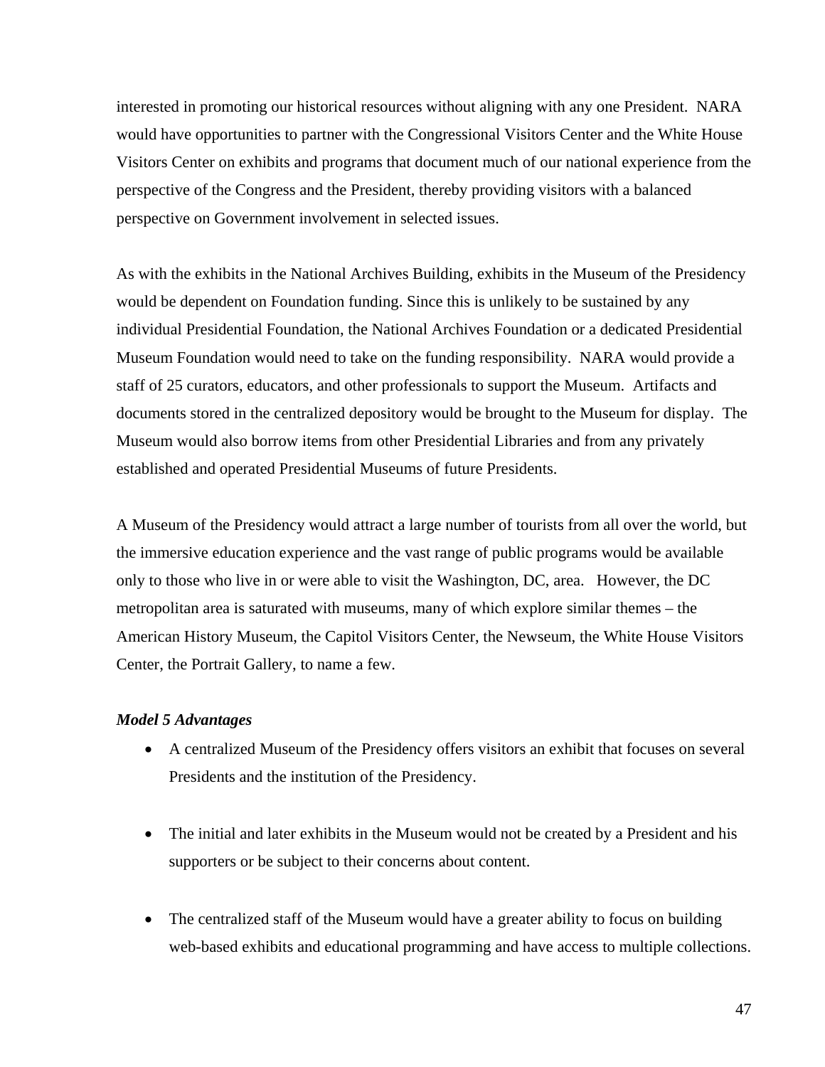interested in promoting our historical resources without aligning with any one President. NARA would have opportunities to partner with the Congressional Visitors Center and the White House Visitors Center on exhibits and programs that document much of our national experience from the perspective of the Congress and the President, thereby providing visitors with a balanced perspective on Government involvement in selected issues.

As with the exhibits in the National Archives Building, exhibits in the Museum of the Presidency would be dependent on Foundation funding. Since this is unlikely to be sustained by any individual Presidential Foundation, the National Archives Foundation or a dedicated Presidential Museum Foundation would need to take on the funding responsibility. NARA would provide a staff of 25 curators, educators, and other professionals to support the Museum. Artifacts and documents stored in the centralized depository would be brought to the Museum for display. The Museum would also borrow items from other Presidential Libraries and from any privately established and operated Presidential Museums of future Presidents.

A Museum of the Presidency would attract a large number of tourists from all over the world, but the immersive education experience and the vast range of public programs would be available only to those who live in or were able to visit the Washington, DC, area. However, the DC metropolitan area is saturated with museums, many of which explore similar themes – the American History Museum, the Capitol Visitors Center, the Newseum, the White House Visitors Center, the Portrait Gallery, to name a few.

***Model 5 Advantages***

- A centralized Museum of the Presidency offers visitors an exhibit that focuses on several Presidents and the institution of the Presidency.

- The initial and later exhibits in the Museum would not be created by a President and his supporters or be subject to their concerns about content.

- The centralized staff of the Museum would have a greater ability to focus on building web-based exhibits and educational programming and have access to multiple collections.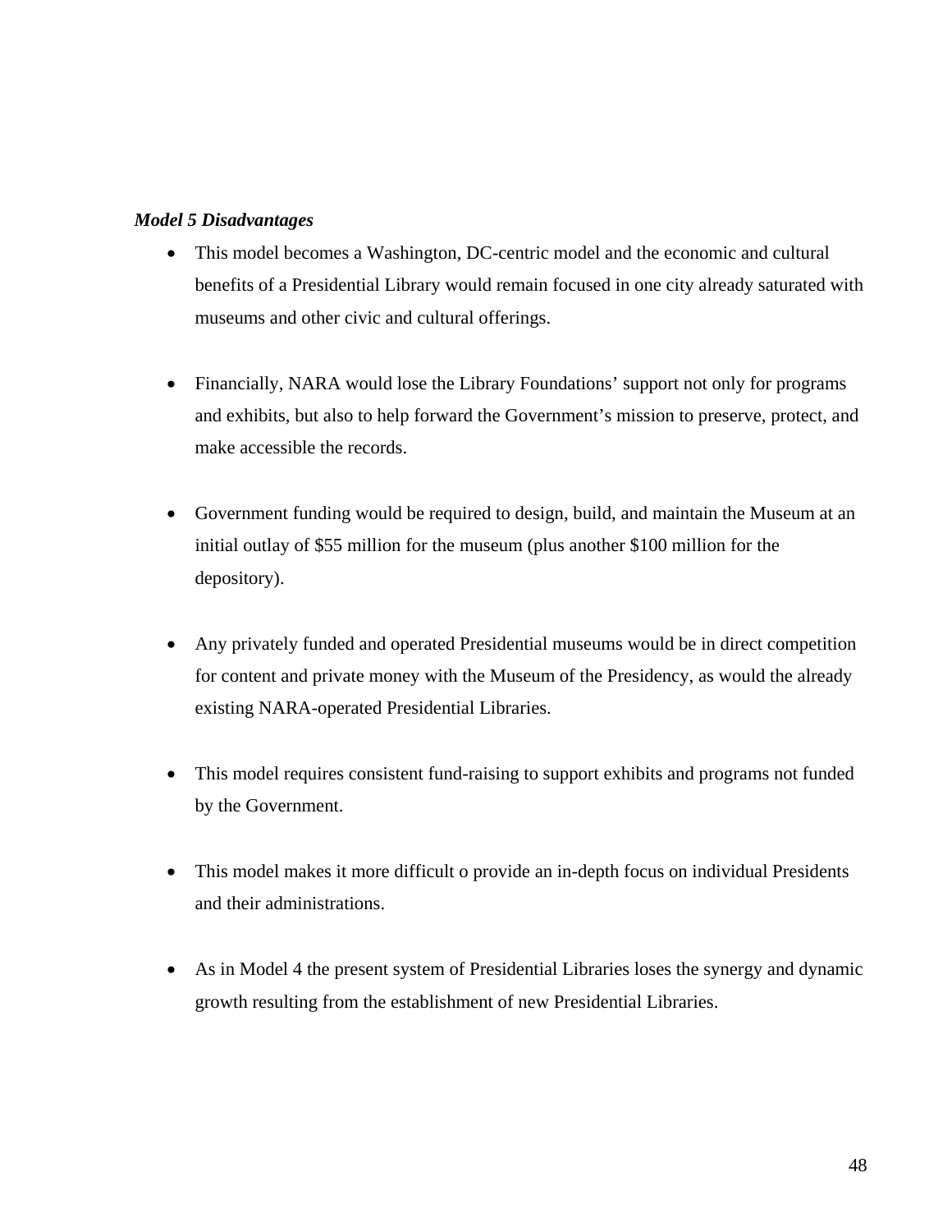***Model 5 Disadvantages***

- This model becomes a Washington, DC-centric model and the economic and cultural benefits of a Presidential Library would remain focused in one city already saturated with museums and other civic and cultural offerings.

- Financially, NARA would lose the Library Foundations' support not only for programs and exhibits, but also to help forward the Government's mission to preserve, protect, and make accessible the records.

- Government funding would be required to design, build, and maintain the Museum at an initial outlay of $55 million for the museum (plus another $100 million for the depository).

- Any privately funded and operated Presidential museums would be in direct competition for content and private money with the Museum of the Presidency, as would the already existing NARA-operated Presidential Libraries.

- This model requires consistent fund-raising to support exhibits and programs not funded by the Government.

- This model makes it more difficult o provide an in-depth focus on individual Presidents and their administrations.

- As in Model 4 the present system of Presidential Libraries loses the synergy and dynamic growth resulting from the establishment of new Presidential Libraries.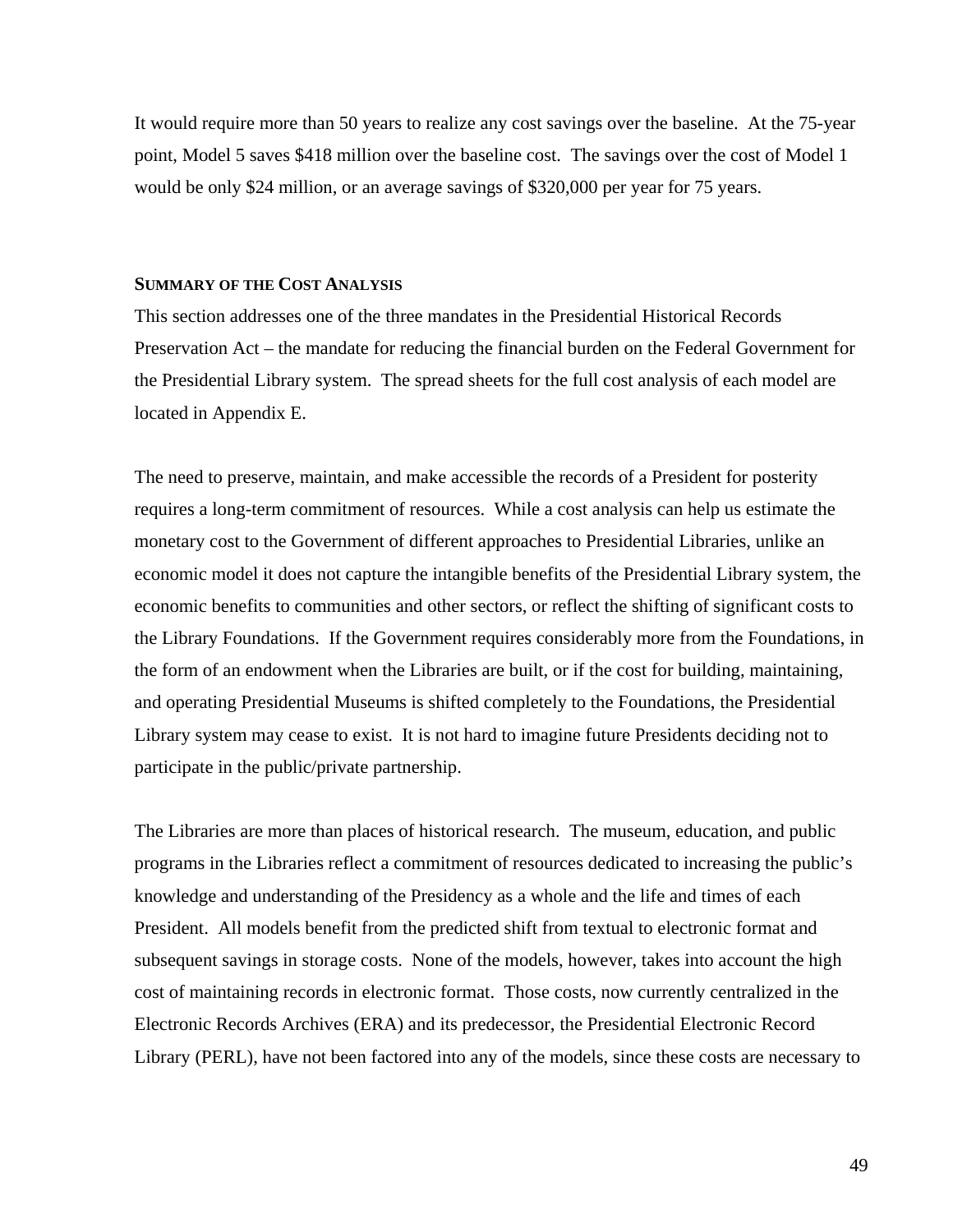It would require more than 50 years to realize any cost savings over the baseline. At the 75-year point, Model 5 saves $418 million over the baseline cost. The savings over the cost of Model 1 would be only $24 million, or an average savings of $320,000 per year for 75 years.

### SUMMARY OF THE COST ANALYSIS

This section addresses one of the three mandates in the Presidential Historical Records Preservation Act – the mandate for reducing the financial burden on the Federal Government for the Presidential Library system. The spread sheets for the full cost analysis of each model are located in Appendix E.

The need to preserve, maintain, and make accessible the records of a President for posterity requires a long-term commitment of resources. While a cost analysis can help us estimate the monetary cost to the Government of different approaches to Presidential Libraries, unlike an economic model it does not capture the intangible benefits of the Presidential Library system, the economic benefits to communities and other sectors, or reflect the shifting of significant costs to the Library Foundations. If the Government requires considerably more from the Foundations, in the form of an endowment when the Libraries are built, or if the cost for building, maintaining, and operating Presidential Museums is shifted completely to the Foundations, the Presidential Library system may cease to exist. It is not hard to imagine future Presidents deciding not to participate in the public/private partnership.

The Libraries are more than places of historical research. The museum, education, and public programs in the Libraries reflect a commitment of resources dedicated to increasing the public's knowledge and understanding of the Presidency as a whole and the life and times of each President. All models benefit from the predicted shift from textual to electronic format and subsequent savings in storage costs. None of the models, however, takes into account the high cost of maintaining records in electronic format. Those costs, now currently centralized in the Electronic Records Archives (ERA) and its predecessor, the Presidential Electronic Record Library (PERL), have not been factored into any of the models, since these costs are necessary to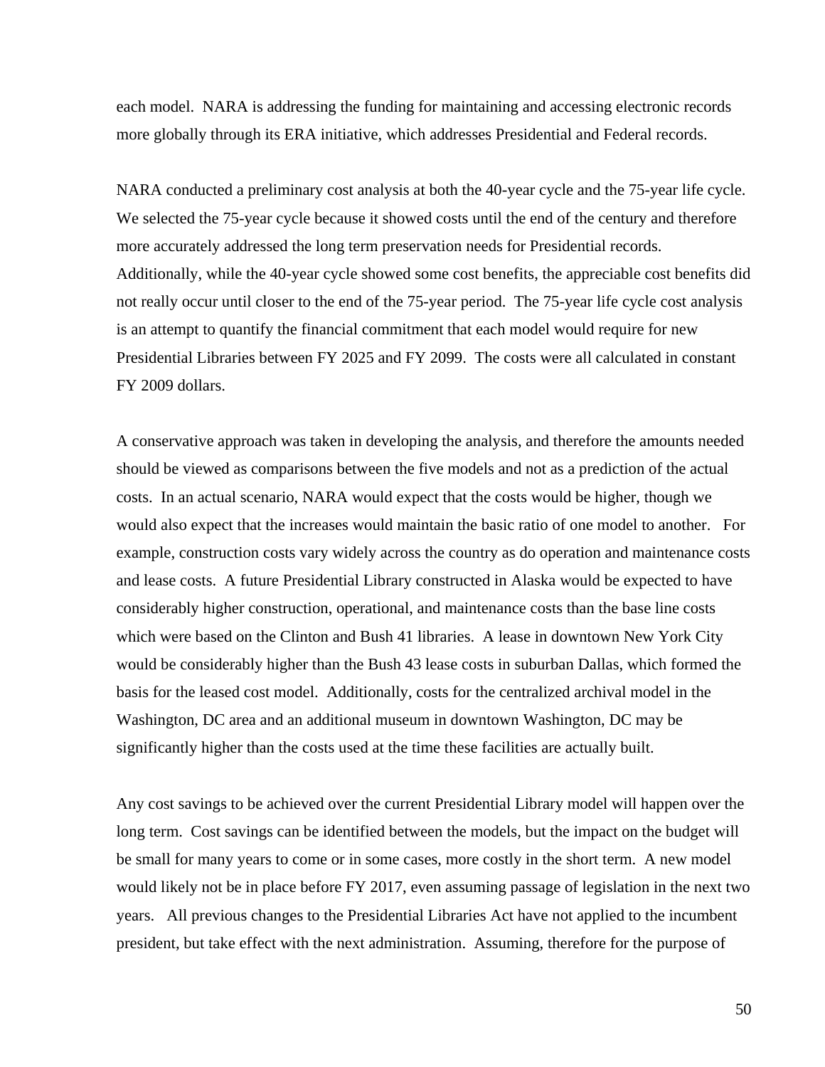each model. NARA is addressing the funding for maintaining and accessing electronic records more globally through its ERA initiative, which addresses Presidential and Federal records.

NARA conducted a preliminary cost analysis at both the 40-year cycle and the 75-year life cycle. We selected the 75-year cycle because it showed costs until the end of the century and therefore more accurately addressed the long term preservation needs for Presidential records. Additionally, while the 40-year cycle showed some cost benefits, the appreciable cost benefits did not really occur until closer to the end of the 75-year period. The 75-year life cycle cost analysis is an attempt to quantify the financial commitment that each model would require for new Presidential Libraries between FY 2025 and FY 2099. The costs were all calculated in constant FY 2009 dollars.

A conservative approach was taken in developing the analysis, and therefore the amounts needed should be viewed as comparisons between the five models and not as a prediction of the actual costs. In an actual scenario, NARA would expect that the costs would be higher, though we would also expect that the increases would maintain the basic ratio of one model to another. For example, construction costs vary widely across the country as do operation and maintenance costs and lease costs. A future Presidential Library constructed in Alaska would be expected to have considerably higher construction, operational, and maintenance costs than the base line costs which were based on the Clinton and Bush 41 libraries. A lease in downtown New York City would be considerably higher than the Bush 43 lease costs in suburban Dallas, which formed the basis for the leased cost model. Additionally, costs for the centralized archival model in the Washington, DC area and an additional museum in downtown Washington, DC may be significantly higher than the costs used at the time these facilities are actually built.

Any cost savings to be achieved over the current Presidential Library model will happen over the long term. Cost savings can be identified between the models, but the impact on the budget will be small for many years to come or in some cases, more costly in the short term. A new model would likely not be in place before FY 2017, even assuming passage of legislation in the next two years. All previous changes to the Presidential Libraries Act have not applied to the incumbent president, but take effect with the next administration. Assuming, therefore for the purpose of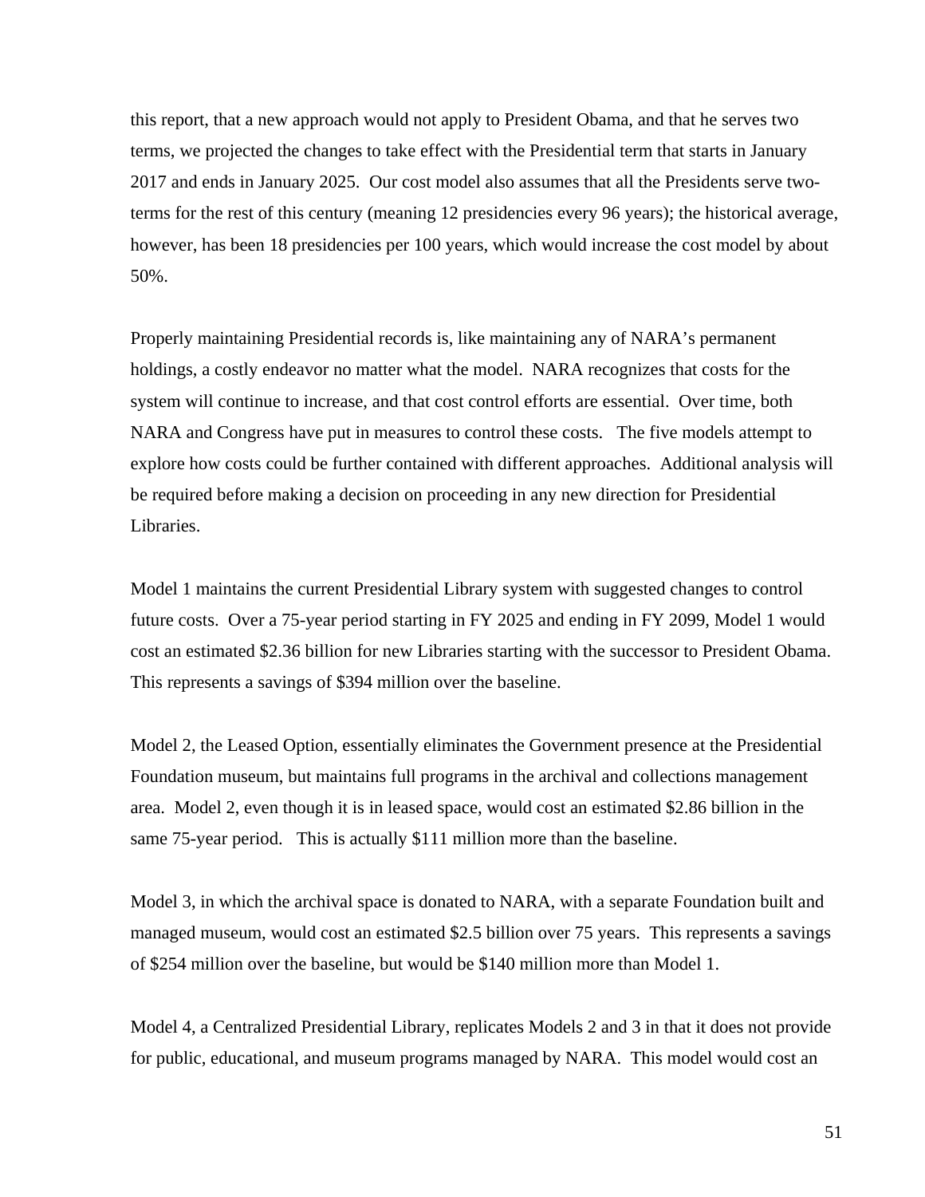this report, that a new approach would not apply to President Obama, and that he serves two terms, we projected the changes to take effect with the Presidential term that starts in January 2017 and ends in January 2025. Our cost model also assumes that all the Presidents serve two-terms for the rest of this century (meaning 12 presidencies every 96 years); the historical average, however, has been 18 presidencies per 100 years, which would increase the cost model by about 50%.

Properly maintaining Presidential records is, like maintaining any of NARA's permanent holdings, a costly endeavor no matter what the model. NARA recognizes that costs for the system will continue to increase, and that cost control efforts are essential. Over time, both NARA and Congress have put in measures to control these costs. The five models attempt to explore how costs could be further contained with different approaches. Additional analysis will be required before making a decision on proceeding in any new direction for Presidential Libraries.

Model 1 maintains the current Presidential Library system with suggested changes to control future costs. Over a 75-year period starting in FY 2025 and ending in FY 2099, Model 1 would cost an estimated $2.36 billion for new Libraries starting with the successor to President Obama. This represents a savings of $394 million over the baseline.

Model 2, the Leased Option, essentially eliminates the Government presence at the Presidential Foundation museum, but maintains full programs in the archival and collections management area. Model 2, even though it is in leased space, would cost an estimated $2.86 billion in the same 75-year period. This is actually $111 million more than the baseline.

Model 3, in which the archival space is donated to NARA, with a separate Foundation built and managed museum, would cost an estimated $2.5 billion over 75 years. This represents a savings of $254 million over the baseline, but would be $140 million more than Model 1.

Model 4, a Centralized Presidential Library, replicates Models 2 and 3 in that it does not provide for public, educational, and museum programs managed by NARA. This model would cost an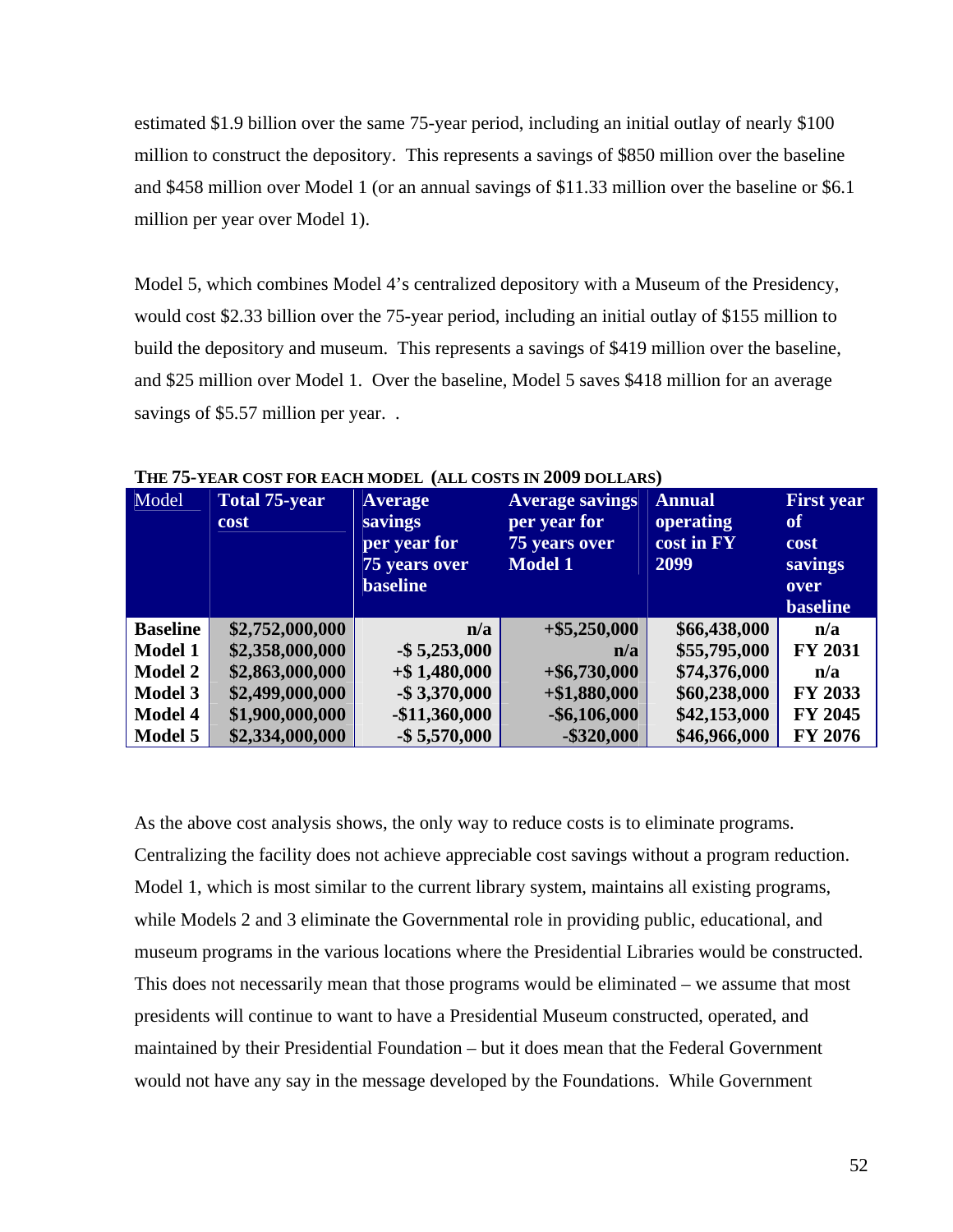estimated $1.9 billion over the same 75-year period, including an initial outlay of nearly $100 million to construct the depository. This represents a savings of $850 million over the baseline and $458 million over Model 1 (or an annual savings of $11.33 million over the baseline or $6.1 million per year over Model 1).

Model 5, which combines Model 4's centralized depository with a Museum of the Presidency, would cost $2.33 billion over the 75-year period, including an initial outlay of $155 million to build the depository and museum. This represents a savings of $419 million over the baseline, and $25 million over Model 1. Over the baseline, Model 5 saves $418 million for an average savings of $5.57 million per year. .

**THE 75-YEAR COST FOR EACH MODEL (ALL COSTS IN 2009 DOLLARS)**

| Model | Total 75-year cost | Average savings per year for 75 years over baseline | Average savings per year for 75 years over Model 1 | Annual operating cost in FY 2099 | First year of cost savings over baseline |
|---|---|---|---|---|---|
| **Baseline** | **$2,752,000,000** | **n/a** | **+$5,250,000** | **$66,438,000** | **n/a** |
| **Model 1** | **$2,358,000,000** | **-$ 5,253,000** | **n/a** | **$55,795,000** | **FY 2031** |
| **Model 2** | **$2,863,000,000** | **+$ 1,480,000** | **+$6,730,000** | **$74,376,000** | **n/a** |
| **Model 3** | **$2,499,000,000** | **-$ 3,370,000** | **+$1,880,000** | **$60,238,000** | **FY 2033** |
| **Model 4** | **$1,900,000,000** | **-$11,360,000** | **-$6,106,000** | **$42,153,000** | **FY 2045** |
| **Model 5** | **$2,334,000,000** | **-$ 5,570,000** | **-$320,000** | **$46,966,000** | **FY 2076** |

As the above cost analysis shows, the only way to reduce costs is to eliminate programs. Centralizing the facility does not achieve appreciable cost savings without a program reduction. Model 1, which is most similar to the current library system, maintains all existing programs, while Models 2 and 3 eliminate the Governmental role in providing public, educational, and museum programs in the various locations where the Presidential Libraries would be constructed. This does not necessarily mean that those programs would be eliminated – we assume that most presidents will continue to want to have a Presidential Museum constructed, operated, and maintained by their Presidential Foundation – but it does mean that the Federal Government would not have any say in the message developed by the Foundations. While Government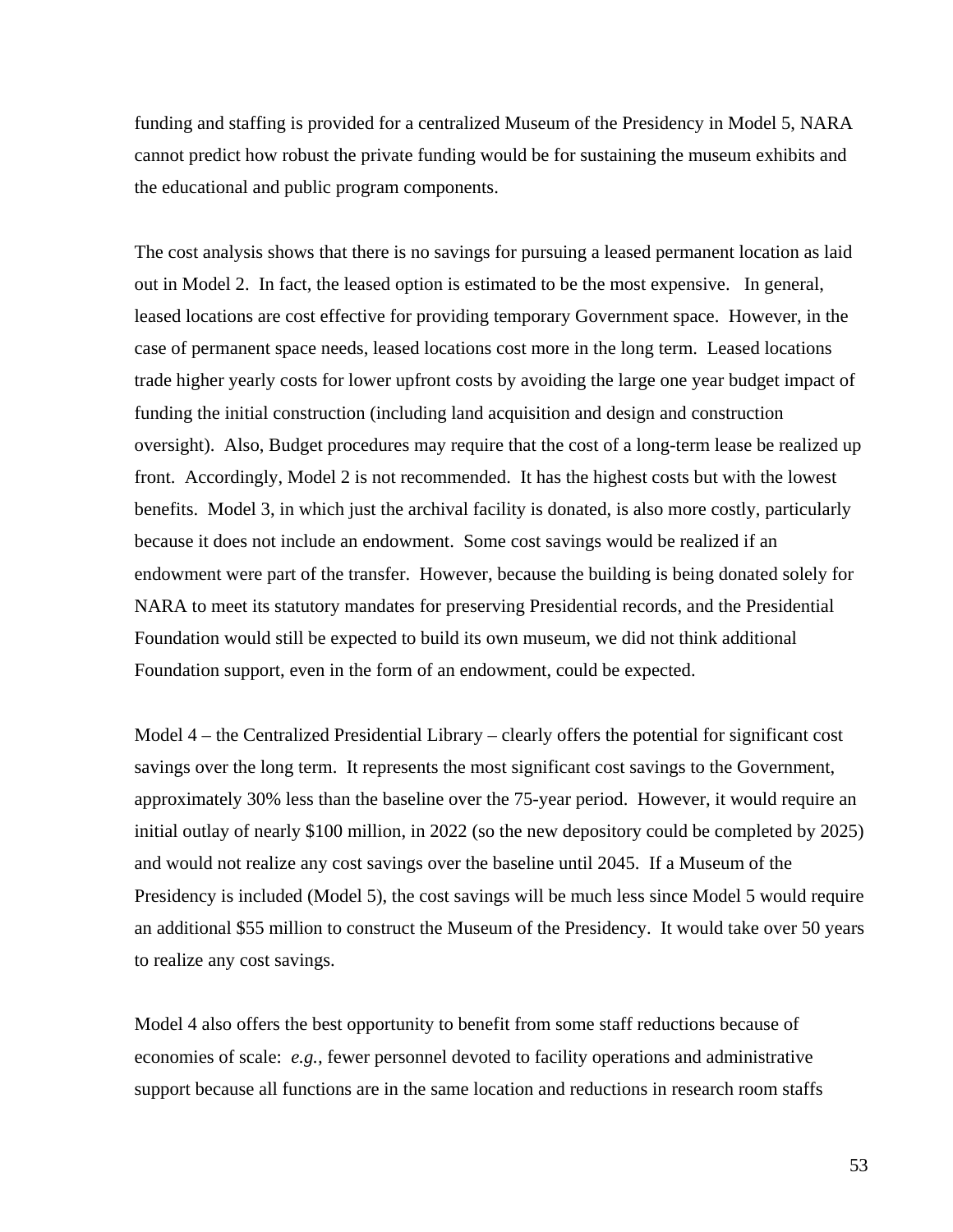funding and staffing is provided for a centralized Museum of the Presidency in Model 5, NARA cannot predict how robust the private funding would be for sustaining the museum exhibits and the educational and public program components.

The cost analysis shows that there is no savings for pursuing a leased permanent location as laid out in Model 2. In fact, the leased option is estimated to be the most expensive. In general, leased locations are cost effective for providing temporary Government space. However, in the case of permanent space needs, leased locations cost more in the long term. Leased locations trade higher yearly costs for lower upfront costs by avoiding the large one year budget impact of funding the initial construction (including land acquisition and design and construction oversight). Also, Budget procedures may require that the cost of a long-term lease be realized up front. Accordingly, Model 2 is not recommended. It has the highest costs but with the lowest benefits. Model 3, in which just the archival facility is donated, is also more costly, particularly because it does not include an endowment. Some cost savings would be realized if an endowment were part of the transfer. However, because the building is being donated solely for NARA to meet its statutory mandates for preserving Presidential records, and the Presidential Foundation would still be expected to build its own museum, we did not think additional Foundation support, even in the form of an endowment, could be expected.

Model 4 – the Centralized Presidential Library – clearly offers the potential for significant cost savings over the long term. It represents the most significant cost savings to the Government, approximately 30% less than the baseline over the 75-year period. However, it would require an initial outlay of nearly $100 million, in 2022 (so the new depository could be completed by 2025) and would not realize any cost savings over the baseline until 2045. If a Museum of the Presidency is included (Model 5), the cost savings will be much less since Model 5 would require an additional $55 million to construct the Museum of the Presidency. It would take over 50 years to realize any cost savings.

Model 4 also offers the best opportunity to benefit from some staff reductions because of economies of scale: *e.g.*, fewer personnel devoted to facility operations and administrative support because all functions are in the same location and reductions in research room staffs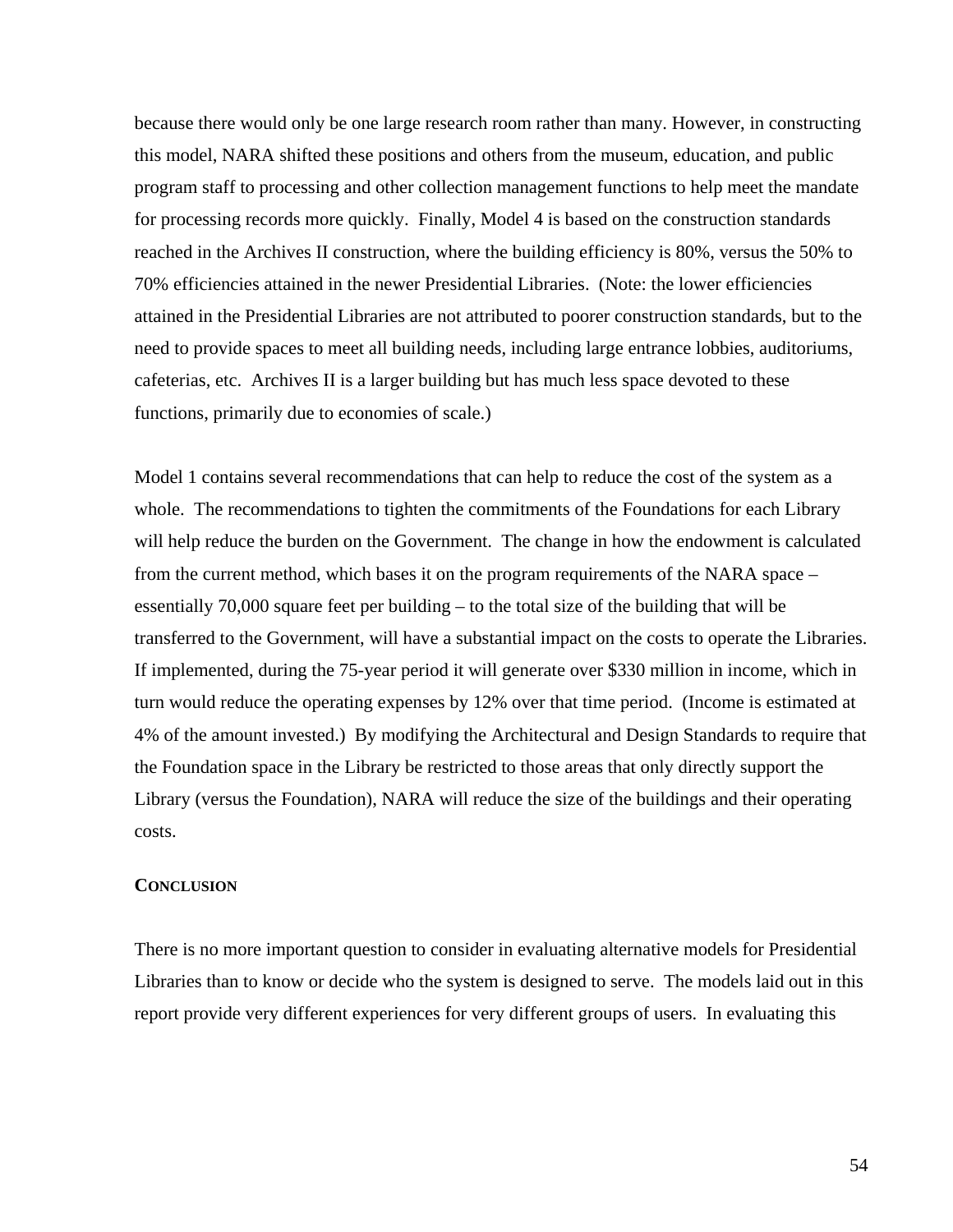because there would only be one large research room rather than many. However, in constructing this model, NARA shifted these positions and others from the museum, education, and public program staff to processing and other collection management functions to help meet the mandate for processing records more quickly. Finally, Model 4 is based on the construction standards reached in the Archives II construction, where the building efficiency is 80%, versus the 50% to 70% efficiencies attained in the newer Presidential Libraries. (Note: the lower efficiencies attained in the Presidential Libraries are not attributed to poorer construction standards, but to the need to provide spaces to meet all building needs, including large entrance lobbies, auditoriums, cafeterias, etc. Archives II is a larger building but has much less space devoted to these functions, primarily due to economies of scale.)

Model 1 contains several recommendations that can help to reduce the cost of the system as a whole. The recommendations to tighten the commitments of the Foundations for each Library will help reduce the burden on the Government. The change in how the endowment is calculated from the current method, which bases it on the program requirements of the NARA space – essentially 70,000 square feet per building – to the total size of the building that will be transferred to the Government, will have a substantial impact on the costs to operate the Libraries. If implemented, during the 75-year period it will generate over $330 million in income, which in turn would reduce the operating expenses by 12% over that time period. (Income is estimated at 4% of the amount invested.) By modifying the Architectural and Design Standards to require that the Foundation space in the Library be restricted to those areas that only directly support the Library (versus the Foundation), NARA will reduce the size of the buildings and their operating costs.

## CONCLUSION

There is no more important question to consider in evaluating alternative models for Presidential Libraries than to know or decide who the system is designed to serve. The models laid out in this report provide very different experiences for very different groups of users. In evaluating this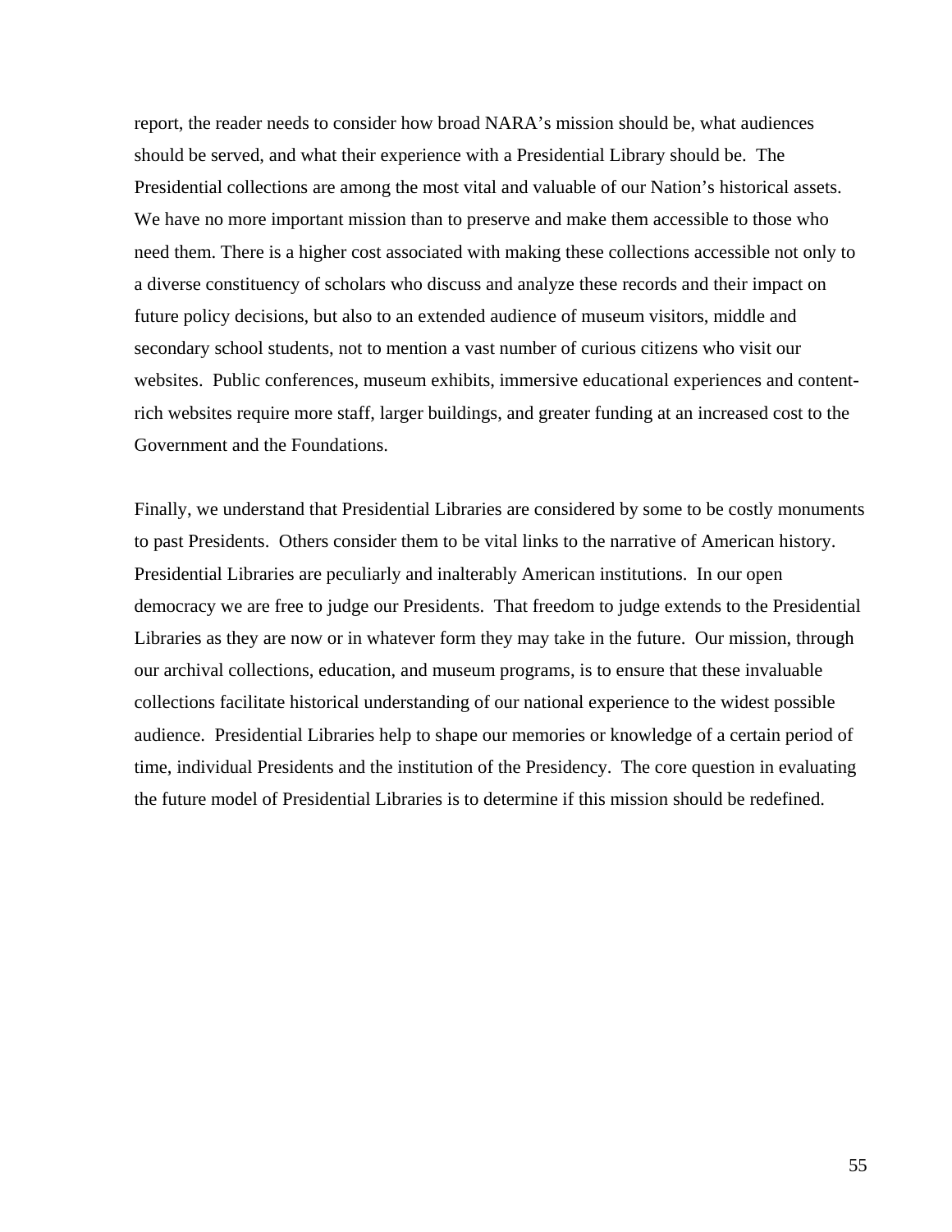report, the reader needs to consider how broad NARA's mission should be, what audiences should be served, and what their experience with a Presidential Library should be. The Presidential collections are among the most vital and valuable of our Nation's historical assets. We have no more important mission than to preserve and make them accessible to those who need them. There is a higher cost associated with making these collections accessible not only to a diverse constituency of scholars who discuss and analyze these records and their impact on future policy decisions, but also to an extended audience of museum visitors, middle and secondary school students, not to mention a vast number of curious citizens who visit our websites. Public conferences, museum exhibits, immersive educational experiences and content-rich websites require more staff, larger buildings, and greater funding at an increased cost to the Government and the Foundations.

Finally, we understand that Presidential Libraries are considered by some to be costly monuments to past Presidents. Others consider them to be vital links to the narrative of American history. Presidential Libraries are peculiarly and inalterably American institutions. In our open democracy we are free to judge our Presidents. That freedom to judge extends to the Presidential Libraries as they are now or in whatever form they may take in the future. Our mission, through our archival collections, education, and museum programs, is to ensure that these invaluable collections facilitate historical understanding of our national experience to the widest possible audience. Presidential Libraries help to shape our memories or knowledge of a certain period of time, individual Presidents and the institution of the Presidency. The core question in evaluating the future model of Presidential Libraries is to determine if this mission should be redefined.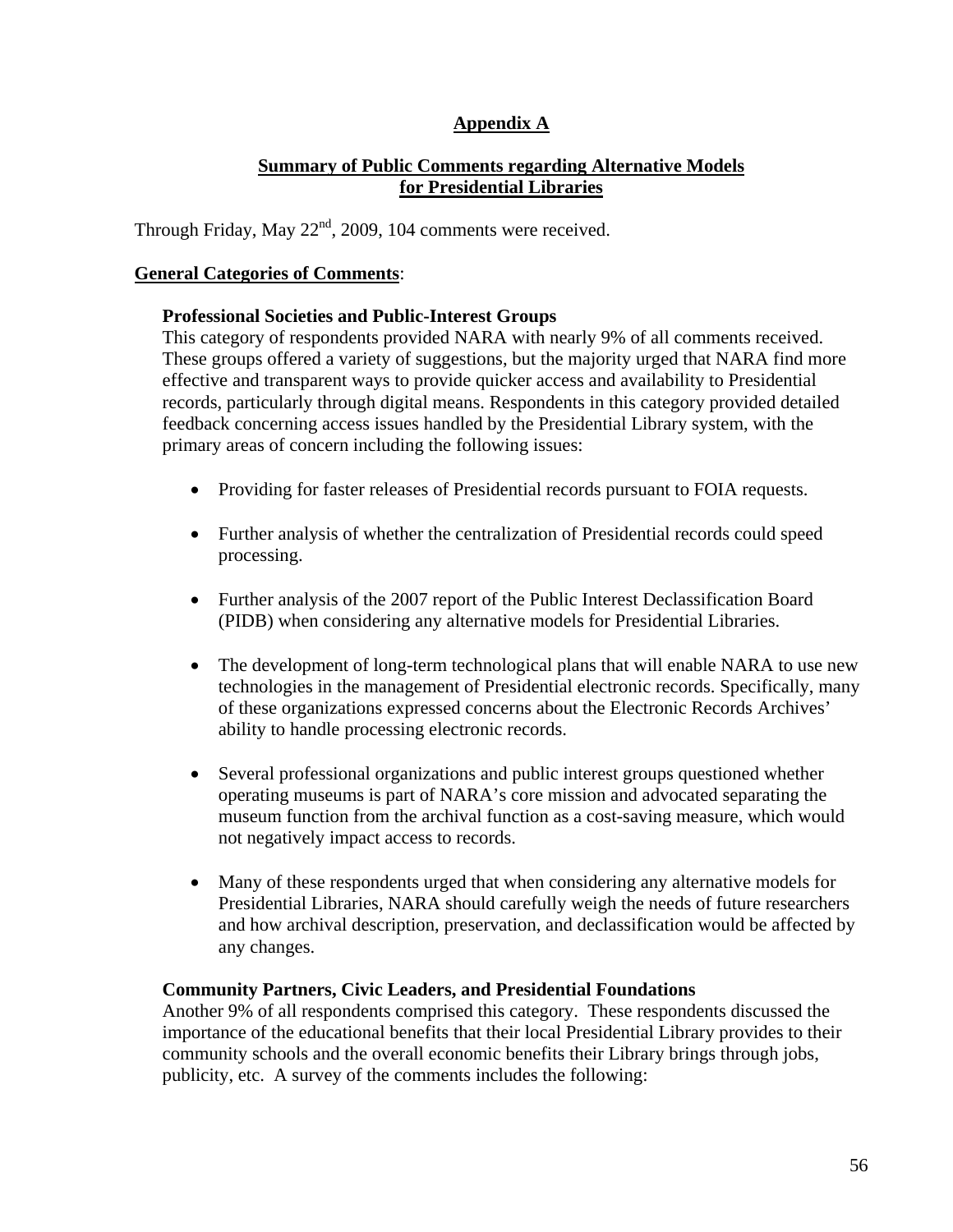# Appendix A

## Summary of Public Comments regarding Alternative Models for Presidential Libraries

Through Friday, May 22nd, 2009, 104 comments were received.

**General Categories of Comments**:

### Professional Societies and Public-Interest Groups

This category of respondents provided NARA with nearly 9% of all comments received. These groups offered a variety of suggestions, but the majority urged that NARA find more effective and transparent ways to provide quicker access and availability to Presidential records, particularly through digital means. Respondents in this category provided detailed feedback concerning access issues handled by the Presidential Library system, with the primary areas of concern including the following issues:

- Providing for faster releases of Presidential records pursuant to FOIA requests.
- Further analysis of whether the centralization of Presidential records could speed processing.
- Further analysis of the 2007 report of the Public Interest Declassification Board (PIDB) when considering any alternative models for Presidential Libraries.
- The development of long-term technological plans that will enable NARA to use new technologies in the management of Presidential electronic records. Specifically, many of these organizations expressed concerns about the Electronic Records Archives' ability to handle processing electronic records.
- Several professional organizations and public interest groups questioned whether operating museums is part of NARA's core mission and advocated separating the museum function from the archival function as a cost-saving measure, which would not negatively impact access to records.
- Many of these respondents urged that when considering any alternative models for Presidential Libraries, NARA should carefully weigh the needs of future researchers and how archival description, preservation, and declassification would be affected by any changes.

### Community Partners, Civic Leaders, and Presidential Foundations

Another 9% of all respondents comprised this category. These respondents discussed the importance of the educational benefits that their local Presidential Library provides to their community schools and the overall economic benefits their Library brings through jobs, publicity, etc. A survey of the comments includes the following: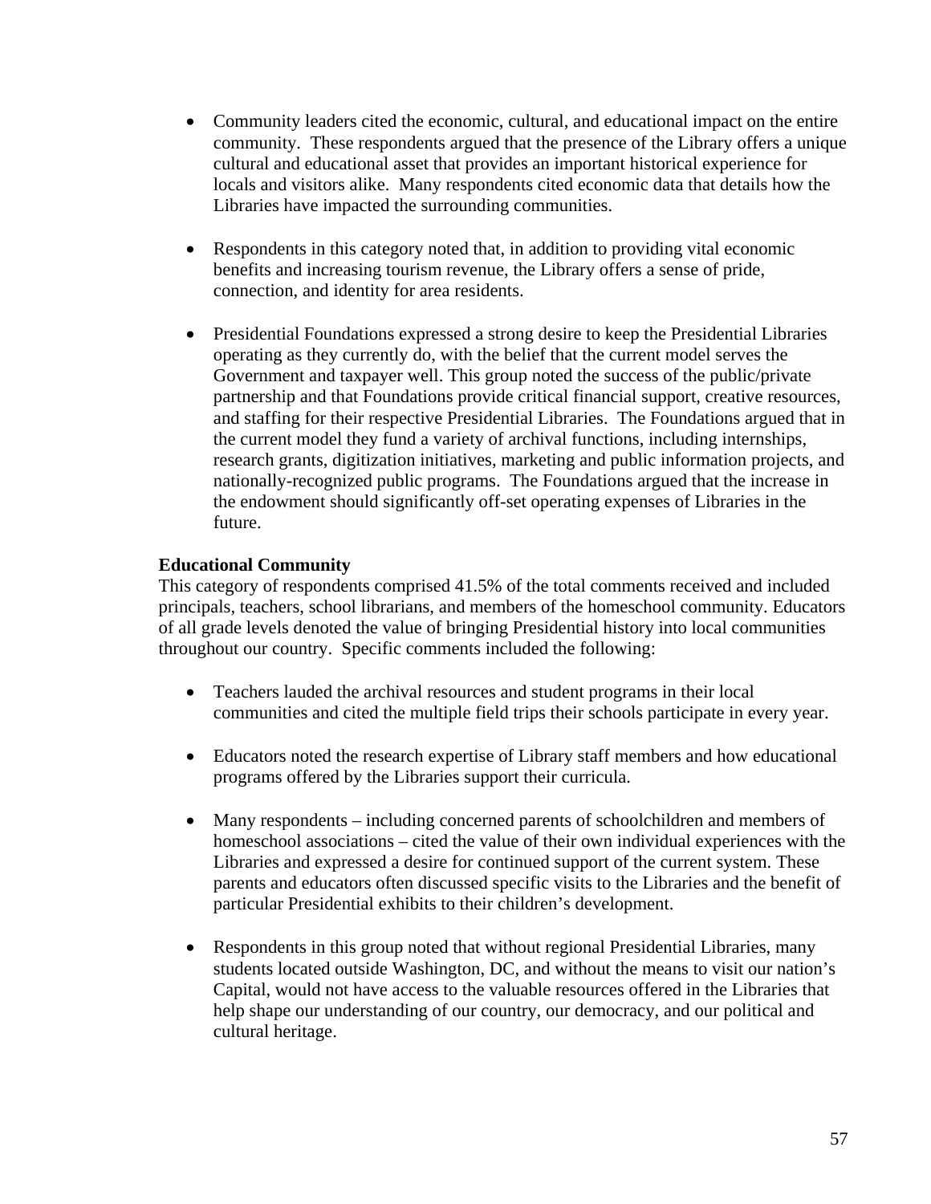- Community leaders cited the economic, cultural, and educational impact on the entire community. These respondents argued that the presence of the Library offers a unique cultural and educational asset that provides an important historical experience for locals and visitors alike. Many respondents cited economic data that details how the Libraries have impacted the surrounding communities.

- Respondents in this category noted that, in addition to providing vital economic benefits and increasing tourism revenue, the Library offers a sense of pride, connection, and identity for area residents.

- Presidential Foundations expressed a strong desire to keep the Presidential Libraries operating as they currently do, with the belief that the current model serves the Government and taxpayer well. This group noted the success of the public/private partnership and that Foundations provide critical financial support, creative resources, and staffing for their respective Presidential Libraries. The Foundations argued that in the current model they fund a variety of archival functions, including internships, research grants, digitization initiatives, marketing and public information projects, and nationally-recognized public programs. The Foundations argued that the increase in the endowment should significantly off-set operating expenses of Libraries in the future.

**Educational Community**

This category of respondents comprised 41.5% of the total comments received and included principals, teachers, school librarians, and members of the homeschool community. Educators of all grade levels denoted the value of bringing Presidential history into local communities throughout our country. Specific comments included the following:

- Teachers lauded the archival resources and student programs in their local communities and cited the multiple field trips their schools participate in every year.

- Educators noted the research expertise of Library staff members and how educational programs offered by the Libraries support their curricula.

- Many respondents – including concerned parents of schoolchildren and members of homeschool associations – cited the value of their own individual experiences with the Libraries and expressed a desire for continued support of the current system. These parents and educators often discussed specific visits to the Libraries and the benefit of particular Presidential exhibits to their children's development.

- Respondents in this group noted that without regional Presidential Libraries, many students located outside Washington, DC, and without the means to visit our nation's Capital, would not have access to the valuable resources offered in the Libraries that help shape our understanding of our country, our democracy, and our political and cultural heritage.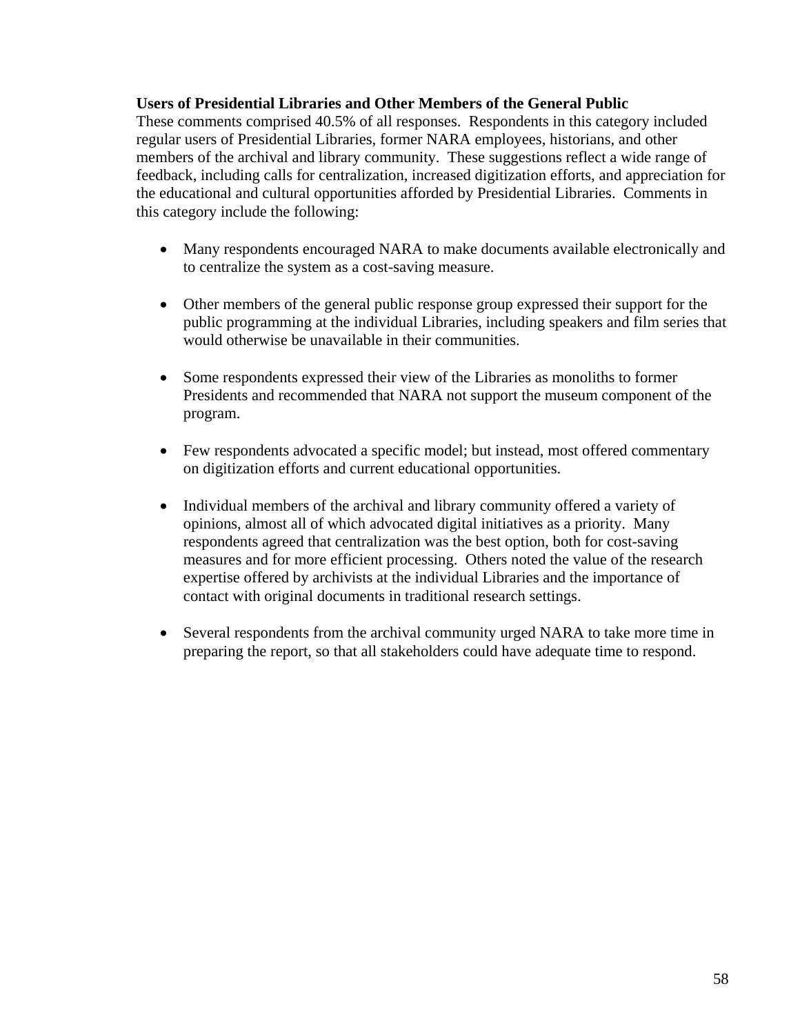**Users of Presidential Libraries and Other Members of the General Public**

These comments comprised 40.5% of all responses. Respondents in this category included regular users of Presidential Libraries, former NARA employees, historians, and other members of the archival and library community. These suggestions reflect a wide range of feedback, including calls for centralization, increased digitization efforts, and appreciation for the educational and cultural opportunities afforded by Presidential Libraries. Comments in this category include the following:

- Many respondents encouraged NARA to make documents available electronically and to centralize the system as a cost-saving measure.

- Other members of the general public response group expressed their support for the public programming at the individual Libraries, including speakers and film series that would otherwise be unavailable in their communities.

- Some respondents expressed their view of the Libraries as monoliths to former Presidents and recommended that NARA not support the museum component of the program.

- Few respondents advocated a specific model; but instead, most offered commentary on digitization efforts and current educational opportunities.

- Individual members of the archival and library community offered a variety of opinions, almost all of which advocated digital initiatives as a priority. Many respondents agreed that centralization was the best option, both for cost-saving measures and for more efficient processing. Others noted the value of the research expertise offered by archivists at the individual Libraries and the importance of contact with original documents in traditional research settings.

- Several respondents from the archival community urged NARA to take more time in preparing the report, so that all stakeholders could have adequate time to respond.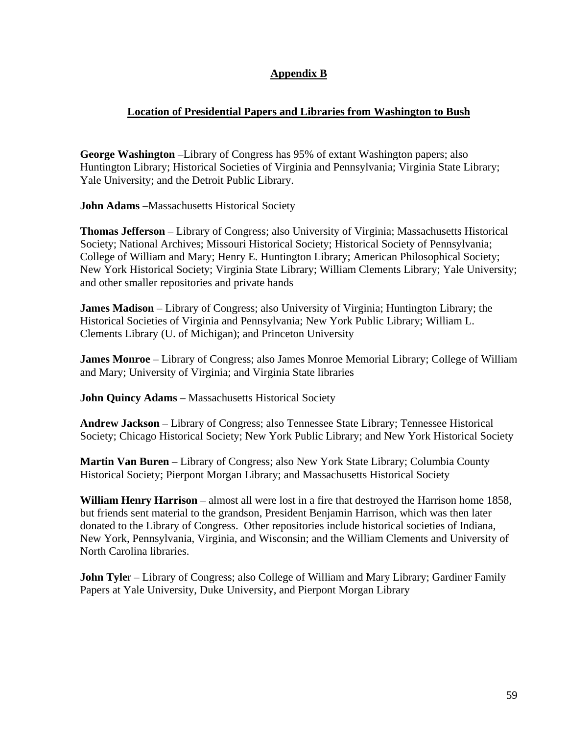## Appendix B

### Location of Presidential Papers and Libraries from Washington to Bush

**George Washington** –Library of Congress has 95% of extant Washington papers; also Huntington Library; Historical Societies of Virginia and Pennsylvania; Virginia State Library; Yale University; and the Detroit Public Library.

**John Adams** –Massachusetts Historical Society

**Thomas Jefferson** – Library of Congress; also University of Virginia; Massachusetts Historical Society; National Archives; Missouri Historical Society; Historical Society of Pennsylvania; College of William and Mary; Henry E. Huntington Library; American Philosophical Society; New York Historical Society; Virginia State Library; William Clements Library; Yale University; and other smaller repositories and private hands

**James Madison** – Library of Congress; also University of Virginia; Huntington Library; the Historical Societies of Virginia and Pennsylvania; New York Public Library; William L. Clements Library (U. of Michigan); and Princeton University

**James Monroe** – Library of Congress; also James Monroe Memorial Library; College of William and Mary; University of Virginia; and Virginia State libraries

**John Quincy Adams** – Massachusetts Historical Society

**Andrew Jackson** – Library of Congress; also Tennessee State Library; Tennessee Historical Society; Chicago Historical Society; New York Public Library; and New York Historical Society

**Martin Van Buren** – Library of Congress; also New York State Library; Columbia County Historical Society; Pierpont Morgan Library; and Massachusetts Historical Society

**William Henry Harrison** – almost all were lost in a fire that destroyed the Harrison home 1858, but friends sent material to the grandson, President Benjamin Harrison, which was then later donated to the Library of Congress. Other repositories include historical societies of Indiana, New York, Pennsylvania, Virginia, and Wisconsin; and the William Clements and University of North Carolina libraries.

**John Tyle**r – Library of Congress; also College of William and Mary Library; Gardiner Family Papers at Yale University, Duke University, and Pierpont Morgan Library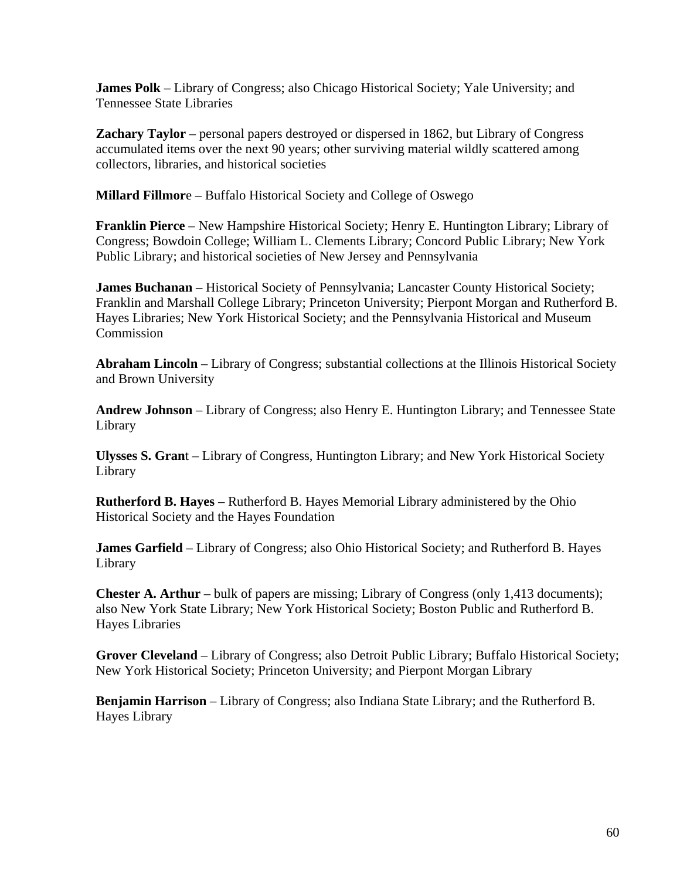**James Polk** – Library of Congress; also Chicago Historical Society; Yale University; and Tennessee State Libraries

**Zachary Taylor** – personal papers destroyed or dispersed in 1862, but Library of Congress accumulated items over the next 90 years; other surviving material wildly scattered among collectors, libraries, and historical societies

**Millard Fillmor**e – Buffalo Historical Society and College of Oswego

**Franklin Pierce** – New Hampshire Historical Society; Henry E. Huntington Library; Library of Congress; Bowdoin College; William L. Clements Library; Concord Public Library; New York Public Library; and historical societies of New Jersey and Pennsylvania

**James Buchanan** – Historical Society of Pennsylvania; Lancaster County Historical Society; Franklin and Marshall College Library; Princeton University; Pierpont Morgan and Rutherford B. Hayes Libraries; New York Historical Society; and the Pennsylvania Historical and Museum Commission

**Abraham Lincoln** – Library of Congress; substantial collections at the Illinois Historical Society and Brown University

**Andrew Johnson** – Library of Congress; also Henry E. Huntington Library; and Tennessee State Library

**Ulysses S. Gran**t – Library of Congress, Huntington Library; and New York Historical Society Library

**Rutherford B. Hayes** – Rutherford B. Hayes Memorial Library administered by the Ohio Historical Society and the Hayes Foundation

**James Garfield** – Library of Congress; also Ohio Historical Society; and Rutherford B. Hayes Library

**Chester A. Arthur** – bulk of papers are missing; Library of Congress (only 1,413 documents); also New York State Library; New York Historical Society; Boston Public and Rutherford B. Hayes Libraries

**Grover Cleveland** – Library of Congress; also Detroit Public Library; Buffalo Historical Society; New York Historical Society; Princeton University; and Pierpont Morgan Library

**Benjamin Harrison** – Library of Congress; also Indiana State Library; and the Rutherford B. Hayes Library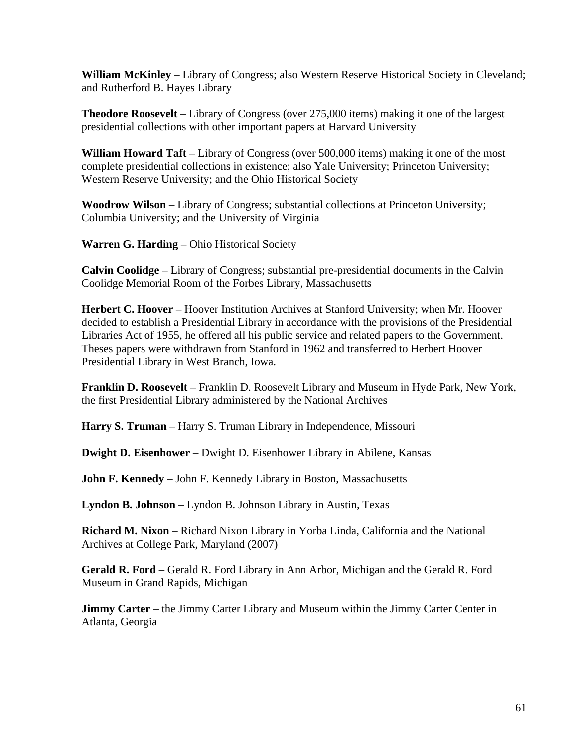**William McKinley** – Library of Congress; also Western Reserve Historical Society in Cleveland; and Rutherford B. Hayes Library

**Theodore Roosevelt** – Library of Congress (over 275,000 items) making it one of the largest presidential collections with other important papers at Harvard University

**William Howard Taft** – Library of Congress (over 500,000 items) making it one of the most complete presidential collections in existence; also Yale University; Princeton University; Western Reserve University; and the Ohio Historical Society

**Woodrow Wilson** – Library of Congress; substantial collections at Princeton University; Columbia University; and the University of Virginia

**Warren G. Harding** – Ohio Historical Society

**Calvin Coolidge** – Library of Congress; substantial pre-presidential documents in the Calvin Coolidge Memorial Room of the Forbes Library, Massachusetts

**Herbert C. Hoover** – Hoover Institution Archives at Stanford University; when Mr. Hoover decided to establish a Presidential Library in accordance with the provisions of the Presidential Libraries Act of 1955, he offered all his public service and related papers to the Government. Theses papers were withdrawn from Stanford in 1962 and transferred to Herbert Hoover Presidential Library in West Branch, Iowa.

**Franklin D. Roosevelt** – Franklin D. Roosevelt Library and Museum in Hyde Park, New York, the first Presidential Library administered by the National Archives

**Harry S. Truman** – Harry S. Truman Library in Independence, Missouri

**Dwight D. Eisenhower** – Dwight D. Eisenhower Library in Abilene, Kansas

**John F. Kennedy** – John F. Kennedy Library in Boston, Massachusetts

**Lyndon B. Johnson** – Lyndon B. Johnson Library in Austin, Texas

**Richard M. Nixon** – Richard Nixon Library in Yorba Linda, California and the National Archives at College Park, Maryland (2007)

**Gerald R. Ford** – Gerald R. Ford Library in Ann Arbor, Michigan and the Gerald R. Ford Museum in Grand Rapids, Michigan

**Jimmy Carter** – the Jimmy Carter Library and Museum within the Jimmy Carter Center in Atlanta, Georgia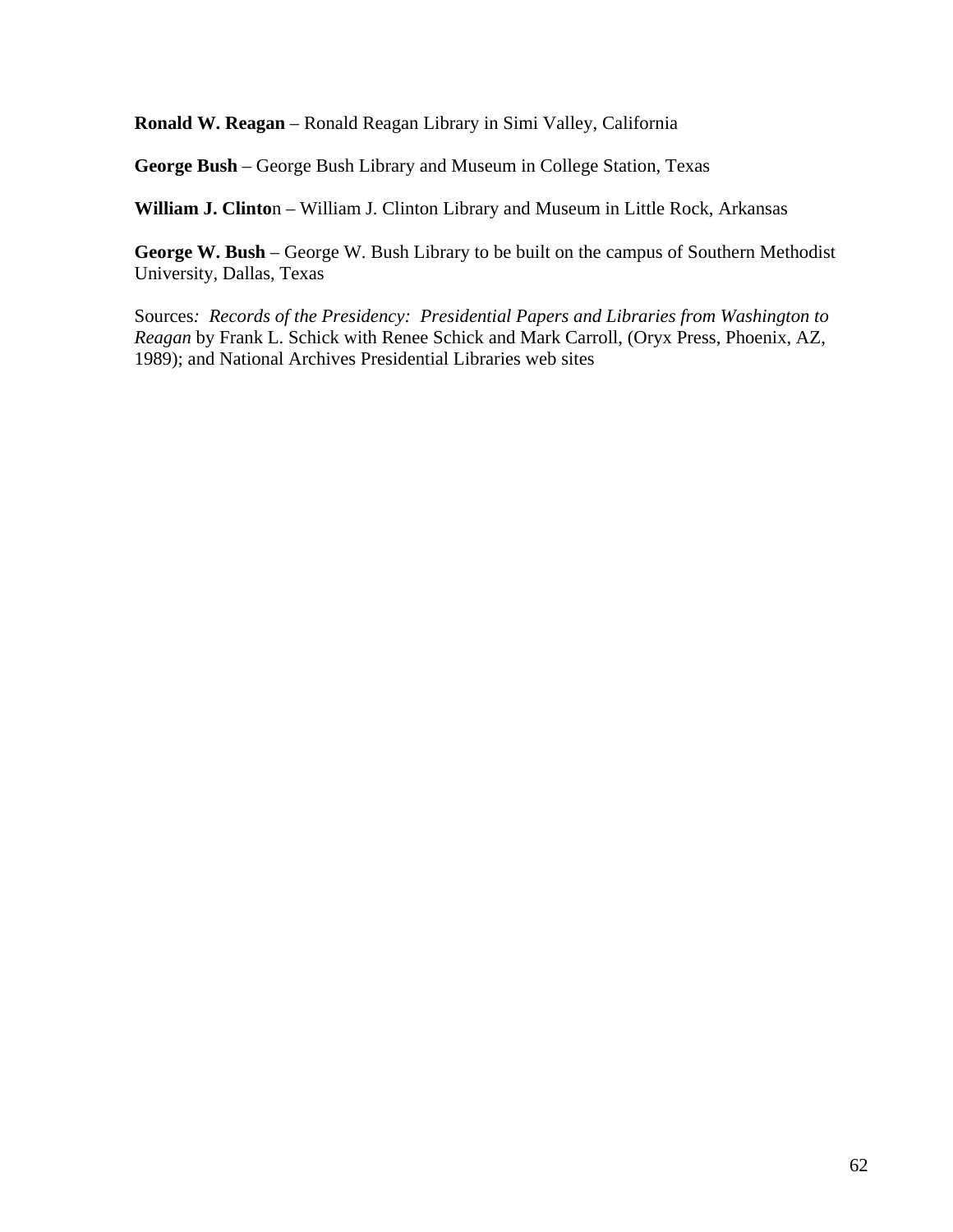**Ronald W. Reagan** – Ronald Reagan Library in Simi Valley, California

**George Bush** – George Bush Library and Museum in College Station, Texas

**William J. Clinto**n – William J. Clinton Library and Museum in Little Rock, Arkansas

**George W. Bush** – George W. Bush Library to be built on the campus of Southern Methodist University, Dallas, Texas

Sources*: Records of the Presidency: Presidential Papers and Libraries from Washington to Reagan* by Frank L. Schick with Renee Schick and Mark Carroll, (Oryx Press, Phoenix, AZ, 1989); and National Archives Presidential Libraries web sites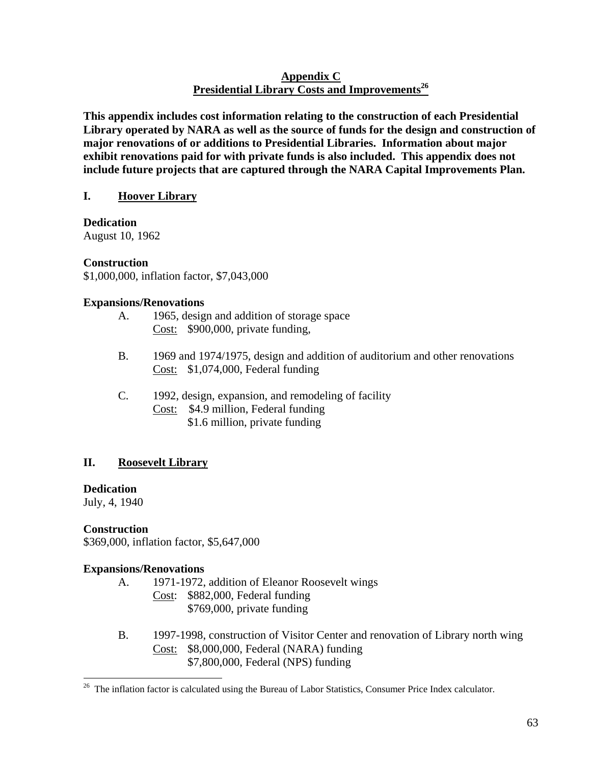## Appendix C
## Presidential Library Costs and Improvements[26]

**This appendix includes cost information relating to the construction of each Presidential Library operated by NARA as well as the source of funds for the design and construction of major renovations of or additions to Presidential Libraries. Information about major exhibit renovations paid for with private funds is also included. This appendix does not include future projects that are captured through the NARA Capital Improvements Plan.**

### I. Hoover Library

**Dedication**
August 10, 1962

**Construction**
$1,000,000, inflation factor, $7,043,000

**Expansions/Renovations**

A. 1965, design and addition of storage space
Cost: $900,000, private funding,

B. 1969 and 1974/1975, design and addition of auditorium and other renovations
Cost: $1,074,000, Federal funding

C. 1992, design, expansion, and remodeling of facility
Cost: $4.9 million, Federal funding
$1.6 million, private funding

### II. Roosevelt Library

**Dedication**
July, 4, 1940

**Construction**
$369,000, inflation factor, $5,647,000

**Expansions/Renovations**

A. 1971-1972, addition of Eleanor Roosevelt wings
Cost: $882,000, Federal funding
$769,000, private funding

B. 1997-1998, construction of Visitor Center and renovation of Library north wing
Cost: $8,000,000, Federal (NARA) funding
$7,800,000, Federal (NPS) funding

---

[26] The inflation factor is calculated using the Bureau of Labor Statistics, Consumer Price Index calculator.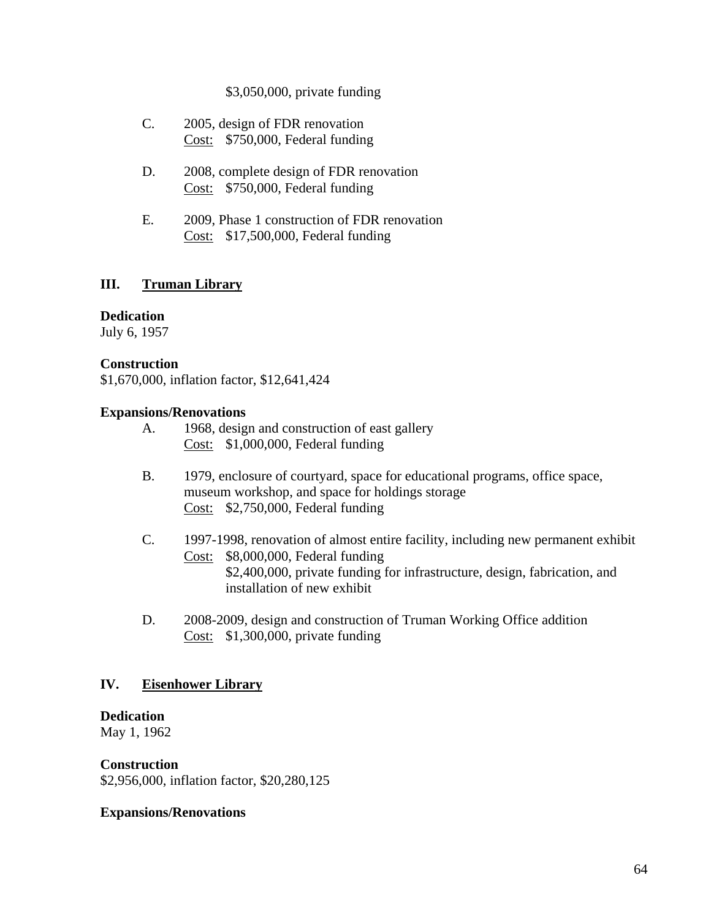$3,050,000, private funding

C. 2005, design of FDR renovation
Cost: $750,000, Federal funding

D. 2008, complete design of FDR renovation
Cost: $750,000, Federal funding

E. 2009, Phase 1 construction of FDR renovation
Cost: $17,500,000, Federal funding

## III. Truman Library

**Dedication**
July 6, 1957

**Construction**
$1,670,000, inflation factor, $12,641,424

**Expansions/Renovations**

A. 1968, design and construction of east gallery
Cost: $1,000,000, Federal funding

B. 1979, enclosure of courtyard, space for educational programs, office space, museum workshop, and space for holdings storage
Cost: $2,750,000, Federal funding

C. 1997-1998, renovation of almost entire facility, including new permanent exhibit
Cost: $8,000,000, Federal funding
$2,400,000, private funding for infrastructure, design, fabrication, and installation of new exhibit

D. 2008-2009, design and construction of Truman Working Office addition
Cost: $1,300,000, private funding

## IV. Eisenhower Library

**Dedication**
May 1, 1962

**Construction**
$2,956,000, inflation factor, $20,280,125

**Expansions/Renovations**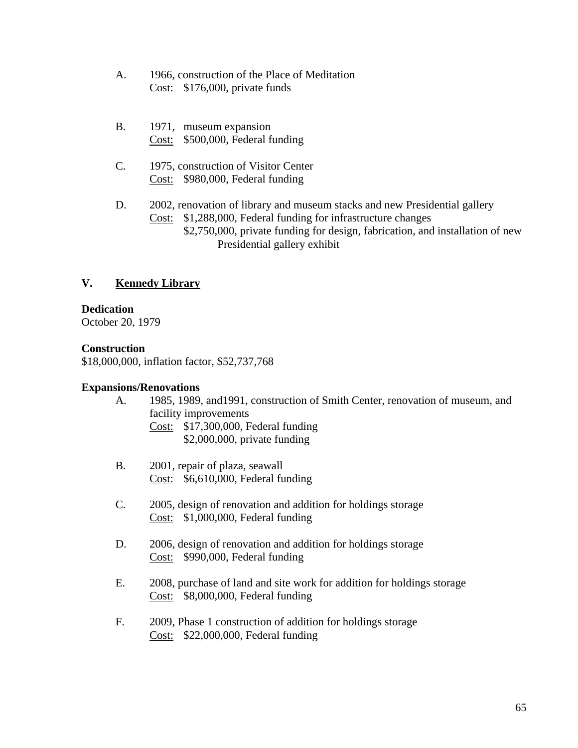A. 1966, construction of the Place of Meditation
   Cost: $176,000, private funds

B. 1971, museum expansion
   Cost: $500,000, Federal funding

C. 1975, construction of Visitor Center
   Cost: $980,000, Federal funding

D. 2002, renovation of library and museum stacks and new Presidential gallery
   Cost: $1,288,000, Federal funding for infrastructure changes
   $2,750,000, private funding for design, fabrication, and installation of new Presidential gallery exhibit

## V. Kennedy Library

**Dedication**
October 20, 1979

**Construction**
$18,000,000, inflation factor, $52,737,768

**Expansions/Renovations**

A. 1985, 1989, and1991, construction of Smith Center, renovation of museum, and facility improvements
   Cost: $17,300,000, Federal funding
   $2,000,000, private funding

B. 2001, repair of plaza, seawall
   Cost: $6,610,000, Federal funding

C. 2005, design of renovation and addition for holdings storage
   Cost: $1,000,000, Federal funding

D. 2006, design of renovation and addition for holdings storage
   Cost: $990,000, Federal funding

E. 2008, purchase of land and site work for addition for holdings storage
   Cost: $8,000,000, Federal funding

F. 2009, Phase 1 construction of addition for holdings storage
   Cost: $22,000,000, Federal funding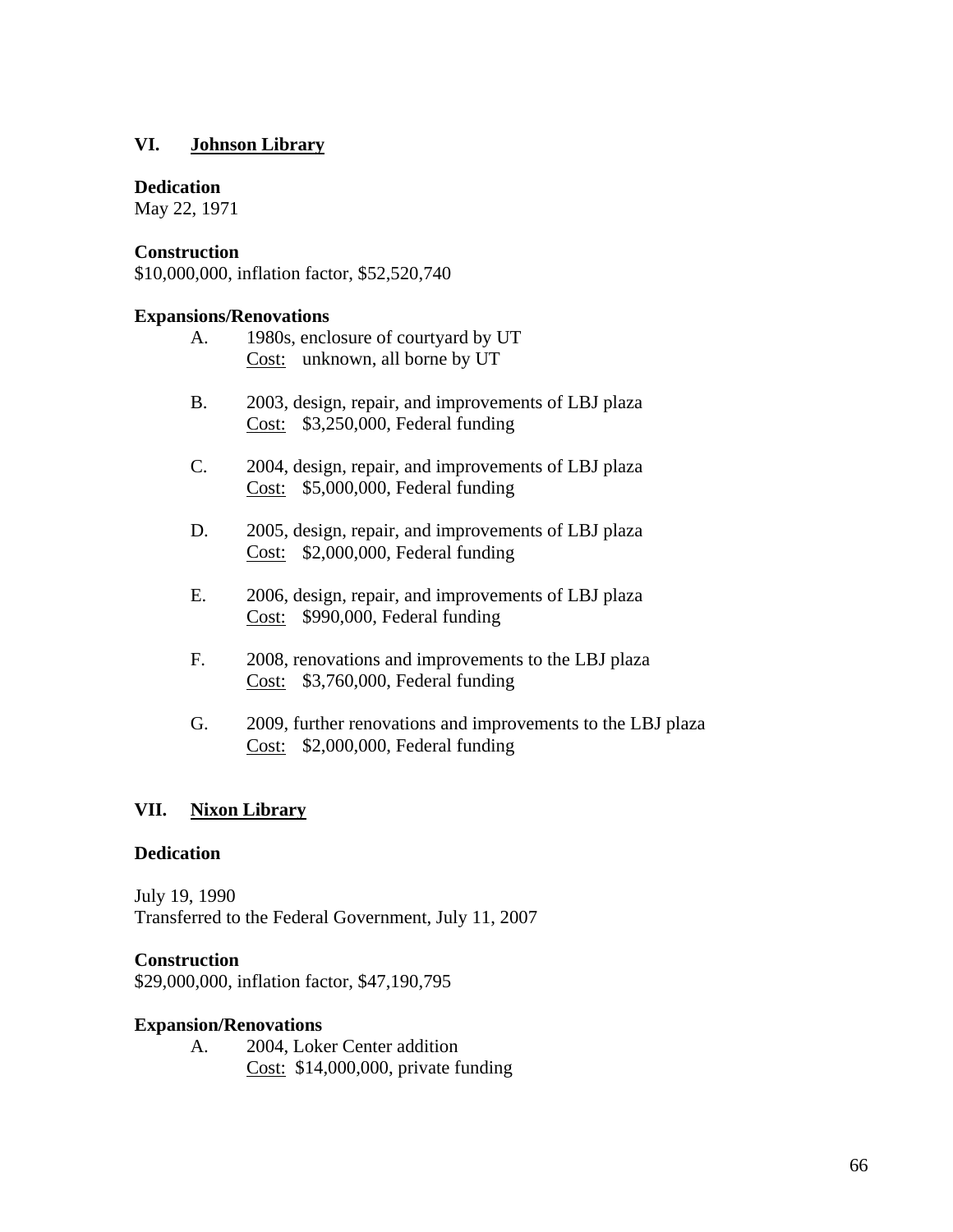## VI. Johnson Library

**Dedication**
May 22, 1971

**Construction**
$10,000,000, inflation factor, $52,520,740

**Expansions/Renovations**

A. 1980s, enclosure of courtyard by UT
Cost: unknown, all borne by UT

B. 2003, design, repair, and improvements of LBJ plaza
Cost: $3,250,000, Federal funding

C. 2004, design, repair, and improvements of LBJ plaza
Cost: $5,000,000, Federal funding

D. 2005, design, repair, and improvements of LBJ plaza
Cost: $2,000,000, Federal funding

E. 2006, design, repair, and improvements of LBJ plaza
Cost: $990,000, Federal funding

F. 2008, renovations and improvements to the LBJ plaza
Cost: $3,760,000, Federal funding

G. 2009, further renovations and improvements to the LBJ plaza
Cost: $2,000,000, Federal funding

## VII. Nixon Library

**Dedication**

July 19, 1990
Transferred to the Federal Government, July 11, 2007

**Construction**
$29,000,000, inflation factor, $47,190,795

**Expansion/Renovations**

A. 2004, Loker Center addition
Cost: $14,000,000, private funding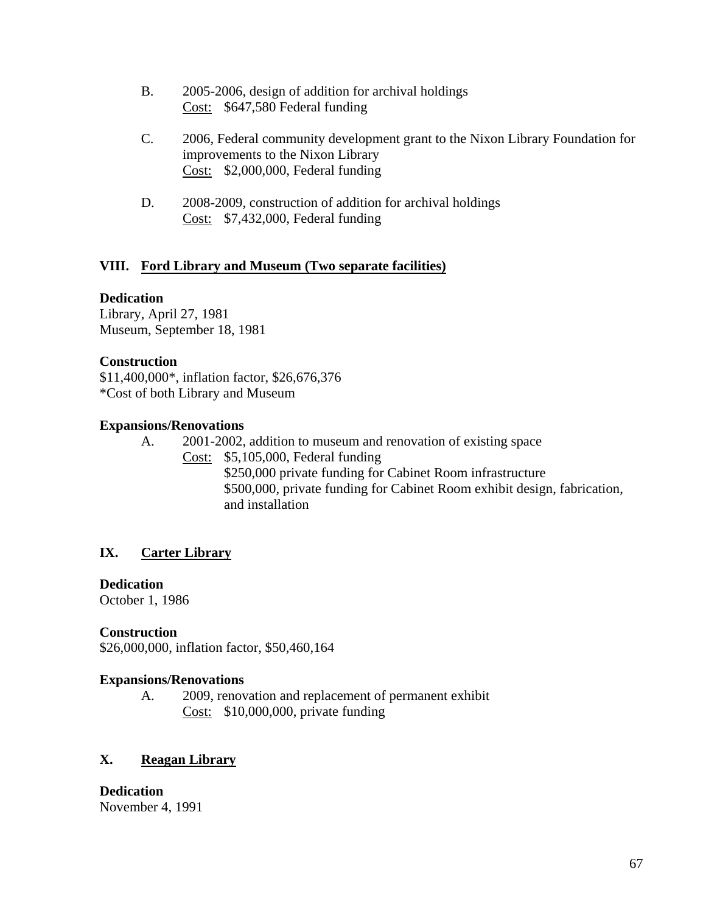B. 2005-2006, design of addition for archival holdings
   Cost: $647,580 Federal funding

C. 2006, Federal community development grant to the Nixon Library Foundation for improvements to the Nixon Library
   Cost: $2,000,000, Federal funding

D. 2008-2009, construction of addition for archival holdings
   Cost: $7,432,000, Federal funding

## VIII. Ford Library and Museum (Two separate facilities)

**Dedication**
Library, April 27, 1981
Museum, September 18, 1981

**Construction**
$11,400,000*, inflation factor, $26,676,376
*Cost of both Library and Museum

**Expansions/Renovations**

A. 2001-2002, addition to museum and renovation of existing space
   Cost: $5,105,000, Federal funding
   $250,000 private funding for Cabinet Room infrastructure
   $500,000, private funding for Cabinet Room exhibit design, fabrication, and installation

## IX. Carter Library

**Dedication**
October 1, 1986

**Construction**
$26,000,000, inflation factor, $50,460,164

**Expansions/Renovations**

A. 2009, renovation and replacement of permanent exhibit
   Cost: $10,000,000, private funding

## X. Reagan Library

**Dedication**
November 4, 1991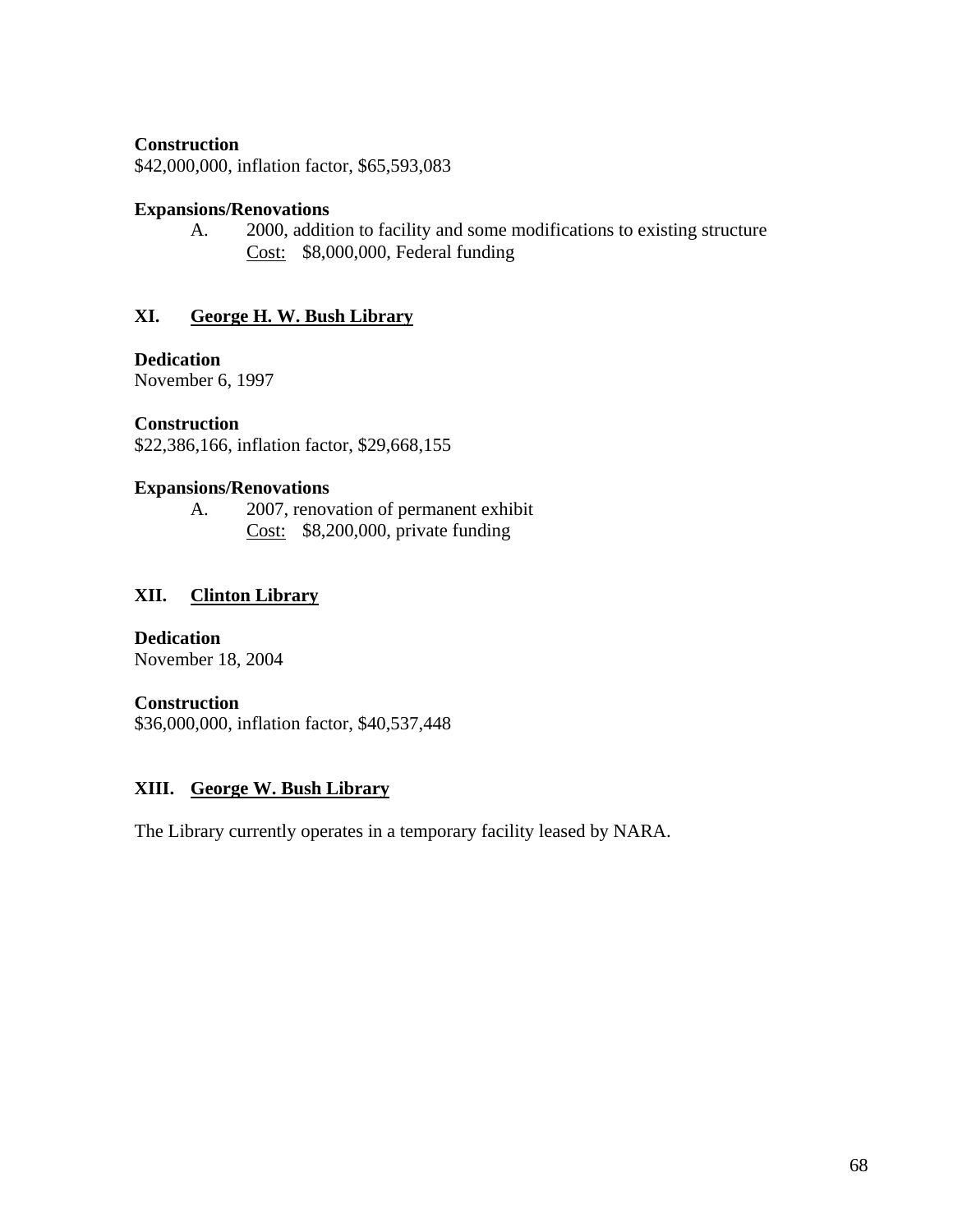**Construction**
$42,000,000, inflation factor, $65,593,083

**Expansions/Renovations**

A. 2000, addition to facility and some modifications to existing structure
   Cost: $8,000,000, Federal funding

## XI. George H. W. Bush Library

**Dedication**
November 6, 1997

**Construction**
$22,386,166, inflation factor, $29,668,155

**Expansions/Renovations**

A. 2007, renovation of permanent exhibit
   Cost: $8,200,000, private funding

## XII. Clinton Library

**Dedication**
November 18, 2004

**Construction**
$36,000,000, inflation factor, $40,537,448

## XIII. George W. Bush Library

The Library currently operates in a temporary facility leased by NARA.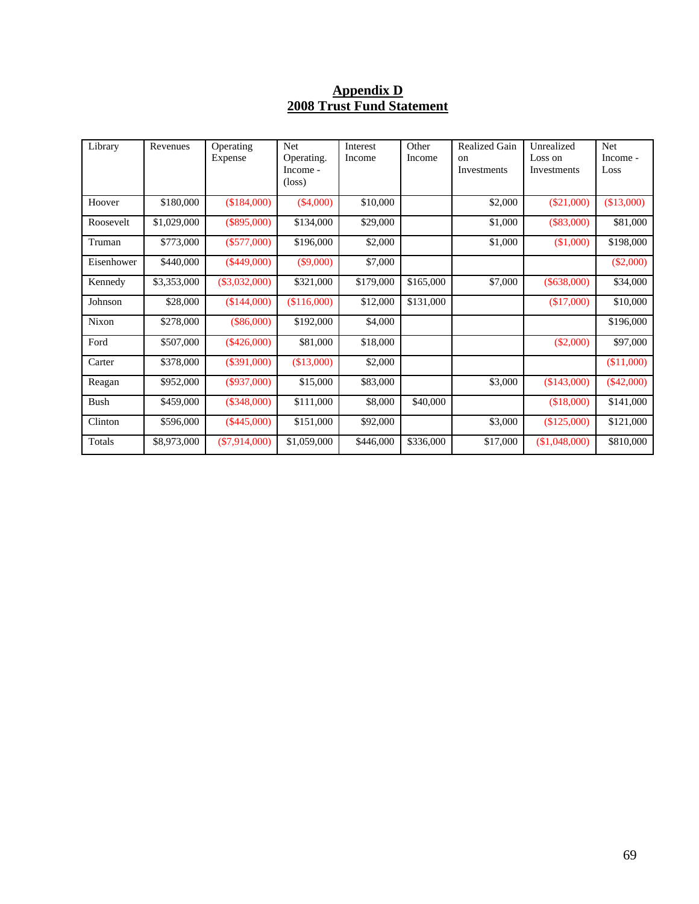# Appendix D
## 2008 Trust Fund Statement

| Library | Revenues | Operating Expense | Net Operating. Income - (loss) | Interest Income | Other Income | Realized Gain on Investments | Unrealized Loss on Investments | Net Income - Loss |
|---|---|---|---|---|---|---|---|---|
| Hoover | $180,000 | ($184,000) | ($4,000) | $10,000 | | $2,000 | ($21,000) | ($13,000) |
| Roosevelt | $1,029,000 | ($895,000) | $134,000 | $29,000 | | $1,000 | ($83,000) | $81,000 |
| Truman | $773,000 | ($577,000) | $196,000 | $2,000 | | $1,000 | ($1,000) | $198,000 |
| Eisenhower | $440,000 | ($449,000) | ($9,000) | $7,000 | | | | ($2,000) |
| Kennedy | $3,353,000 | ($3,032,000) | $321,000 | $179,000 | $165,000 | $7,000 | ($638,000) | $34,000 |
| Johnson | $28,000 | ($144,000) | ($116,000) | $12,000 | $131,000 | | ($17,000) | $10,000 |
| Nixon | $278,000 | ($86,000) | $192,000 | $4,000 | | | | $196,000 |
| Ford | $507,000 | ($426,000) | $81,000 | $18,000 | | | ($2,000) | $97,000 |
| Carter | $378,000 | ($391,000) | ($13,000) | $2,000 | | | | ($11,000) |
| Reagan | $952,000 | ($937,000) | $15,000 | $83,000 | | $3,000 | ($143,000) | ($42,000) |
| Bush | $459,000 | ($348,000) | $111,000 | $8,000 | $40,000 | | ($18,000) | $141,000 |
| Clinton | $596,000 | ($445,000) | $151,000 | $92,000 | | $3,000 | ($125,000) | $121,000 |
| Totals | $8,973,000 | ($7,914,000) | $1,059,000 | $446,000 | $336,000 | $17,000 | ($1,048,000) | $810,000 |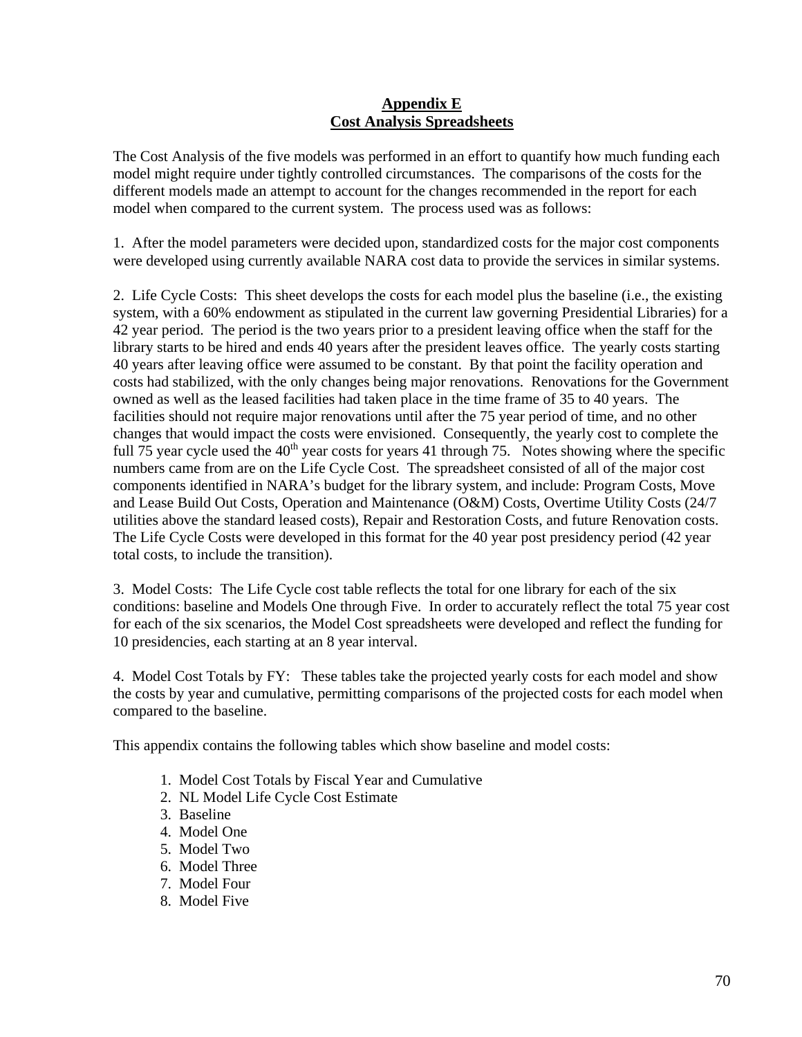## Appendix E
## Cost Analysis Spreadsheets

The Cost Analysis of the five models was performed in an effort to quantify how much funding each model might require under tightly controlled circumstances. The comparisons of the costs for the different models made an attempt to account for the changes recommended in the report for each model when compared to the current system. The process used was as follows:

1. After the model parameters were decided upon, standardized costs for the major cost components were developed using currently available NARA cost data to provide the services in similar systems.

2. Life Cycle Costs: This sheet develops the costs for each model plus the baseline (i.e., the existing system, with a 60% endowment as stipulated in the current law governing Presidential Libraries) for a 42 year period. The period is the two years prior to a president leaving office when the staff for the library starts to be hired and ends 40 years after the president leaves office. The yearly costs starting 40 years after leaving office were assumed to be constant. By that point the facility operation and costs had stabilized, with the only changes being major renovations. Renovations for the Government owned as well as the leased facilities had taken place in the time frame of 35 to 40 years. The facilities should not require major renovations until after the 75 year period of time, and no other changes that would impact the costs were envisioned. Consequently, the yearly cost to complete the full 75 year cycle used the 40th year costs for years 41 through 75. Notes showing where the specific numbers came from are on the Life Cycle Cost. The spreadsheet consisted of all of the major cost components identified in NARA's budget for the library system, and include: Program Costs, Move and Lease Build Out Costs, Operation and Maintenance (O&M) Costs, Overtime Utility Costs (24/7 utilities above the standard leased costs), Repair and Restoration Costs, and future Renovation costs. The Life Cycle Costs were developed in this format for the 40 year post presidency period (42 year total costs, to include the transition).

3. Model Costs: The Life Cycle cost table reflects the total for one library for each of the six conditions: baseline and Models One through Five. In order to accurately reflect the total 75 year cost for each of the six scenarios, the Model Cost spreadsheets were developed and reflect the funding for 10 presidencies, each starting at an 8 year interval.

4. Model Cost Totals by FY: These tables take the projected yearly costs for each model and show the costs by year and cumulative, permitting comparisons of the projected costs for each model when compared to the baseline.

This appendix contains the following tables which show baseline and model costs:

1. Model Cost Totals by Fiscal Year and Cumulative
2. NL Model Life Cycle Cost Estimate
3. Baseline
4. Model One
5. Model Two
6. Model Three
7. Model Four
8. Model Five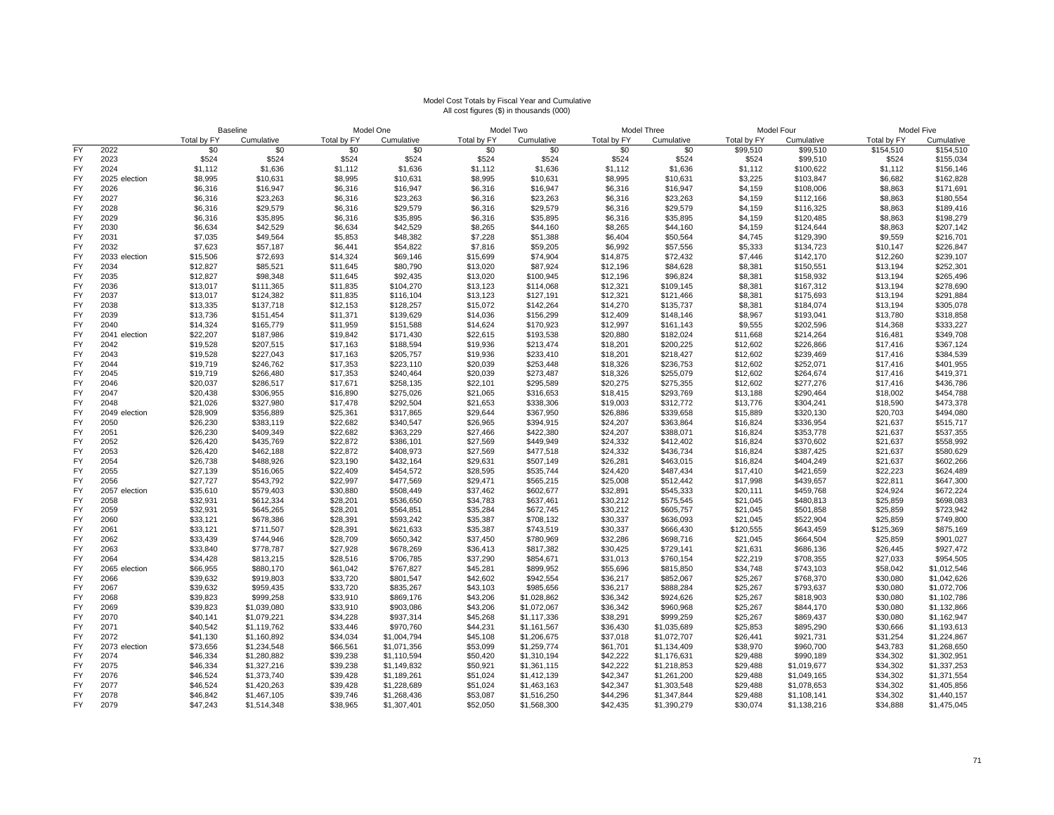Model Cost Totals by Fiscal Year and Cumulative
All cost figures ($) in thousands (000)

| | | Baseline | | Model One | | Model Two | | Model Three | | Model Four | | Model Five | |
|---|---|---|---|---|---|---|---|---|---|---|---|---|---|
| | | Total by FY | Cumulative | Total by FY | Cumulative | Total by FY | Cumulative | Total by FY | Cumulative | Total by FY | Cumulative | Total by FY | Cumulative |
| FY | 2022 | $0 | $0 | $0 | $0 | $0 | $0 | $0 | $0 | $99,510 | $99,510 | $154,510 | $154,510 |
| FY | 2023 | $524 | $524 | $524 | $524 | $524 | $524 | $524 | $524 | $524 | $99,510 | $524 | $155,034 |
| FY | 2024 | $1,112 | $1,636 | $1,112 | $1,636 | $1,112 | $1,636 | $1,112 | $1,636 | $1,112 | $100,622 | $1,112 | $156,146 |
| FY | 2025 election | $8,995 | $10,631 | $8,995 | $10,631 | $8,995 | $10,631 | $8,995 | $10,631 | $3,225 | $103,847 | $6,682 | $162,828 |
| FY | 2026 | $6,316 | $16,947 | $6,316 | $16,947 | $6,316 | $16,947 | $6,316 | $16,947 | $4,159 | $108,006 | $8,863 | $171,691 |
| FY | 2027 | $6,316 | $23,263 | $6,316 | $23,263 | $6,316 | $23,263 | $6,316 | $23,263 | $4,159 | $112,166 | $8,863 | $180,554 |
| FY | 2028 | $6,316 | $29,579 | $6,316 | $29,579 | $6,316 | $29,579 | $6,316 | $29,579 | $4,159 | $116,325 | $8,863 | $189,416 |
| FY | 2029 | $6,316 | $35,895 | $6,316 | $35,895 | $6,316 | $35,895 | $6,316 | $35,895 | $4,159 | $120,485 | $8,863 | $198,279 |
| FY | 2030 | $6,634 | $42,529 | $6,634 | $42,529 | $8,265 | $44,160 | $8,265 | $44,160 | $4,159 | $124,644 | $8,863 | $207,142 |
| FY | 2031 | $7,035 | $49,564 | $5,853 | $48,382 | $7,228 | $51,388 | $6,404 | $50,564 | $4,745 | $129,390 | $9,559 | $216,701 |
| FY | 2032 | $7,623 | $57,187 | $6,441 | $54,822 | $7,816 | $59,205 | $6,992 | $57,556 | $5,333 | $134,723 | $10,147 | $226,847 |
| FY | 2033 election | $15,506 | $72,693 | $14,324 | $69,146 | $15,699 | $74,904 | $14,875 | $72,432 | $7,446 | $142,170 | $12,260 | $239,107 |
| FY | 2034 | $12,827 | $85,521 | $11,645 | $80,790 | $13,020 | $87,924 | $12,196 | $84,628 | $8,381 | $150,551 | $13,194 | $252,301 |
| FY | 2035 | $12,827 | $98,348 | $11,645 | $92,435 | $13,020 | $100,945 | $12,196 | $96,824 | $8,381 | $158,932 | $13,194 | $265,496 |
| FY | 2036 | $13,017 | $111,365 | $11,835 | $104,270 | $13,123 | $114,068 | $12,321 | $109,145 | $8,381 | $167,312 | $13,194 | $278,690 |
| FY | 2037 | $13,017 | $124,382 | $11,835 | $116,104 | $13,123 | $127,191 | $12,321 | $121,466 | $8,381 | $175,693 | $13,194 | $291,884 |
| FY | 2038 | $13,335 | $137,718 | $12,153 | $128,257 | $15,072 | $142,264 | $14,270 | $135,737 | $8,381 | $184,074 | $13,194 | $305,078 |
| FY | 2039 | $13,736 | $151,454 | $11,371 | $139,629 | $14,036 | $156,299 | $12,409 | $148,146 | $8,967 | $193,041 | $13,780 | $318,858 |
| FY | 2040 | $14,324 | $165,779 | $11,959 | $151,588 | $14,624 | $170,923 | $12,997 | $161,143 | $9,555 | $202,596 | $14,368 | $333,227 |
| FY | 2041 election | $22,207 | $187,986 | $19,842 | $171,430 | $22,615 | $193,538 | $20,880 | $182,024 | $11,668 | $214,264 | $16,481 | $349,708 |
| FY | 2042 | $19,528 | $207,515 | $17,163 | $188,594 | $19,936 | $213,474 | $18,201 | $200,225 | $12,602 | $226,866 | $17,416 | $367,124 |
| FY | 2043 | $19,528 | $227,043 | $17,163 | $205,757 | $19,936 | $233,410 | $18,201 | $218,427 | $12,602 | $239,469 | $17,416 | $384,539 |
| FY | 2044 | $19,719 | $246,762 | $17,353 | $223,110 | $20,039 | $253,448 | $18,326 | $236,753 | $12,602 | $252,071 | $17,416 | $401,955 |
| FY | 2045 | $19,719 | $266,480 | $17,353 | $240,464 | $20,039 | $273,487 | $18,326 | $255,079 | $12,602 | $264,674 | $17,416 | $419,371 |
| FY | 2046 | $20,037 | $286,517 | $17,671 | $258,135 | $22,101 | $295,589 | $20,275 | $275,355 | $12,602 | $277,276 | $17,416 | $436,786 |
| FY | 2047 | $20,438 | $306,955 | $16,890 | $275,026 | $21,065 | $316,653 | $18,415 | $293,769 | $13,188 | $290,464 | $18,002 | $454,788 |
| FY | 2048 | $21,026 | $327,980 | $17,478 | $292,504 | $21,653 | $338,306 | $19,003 | $312,772 | $13,776 | $304,241 | $18,590 | $473,378 |
| FY | 2049 election | $28,909 | $356,889 | $25,361 | $317,865 | $29,644 | $367,950 | $26,886 | $339,658 | $15,889 | $320,130 | $20,703 | $494,080 |
| FY | 2050 | $26,230 | $383,119 | $22,682 | $340,547 | $26,965 | $394,915 | $24,207 | $363,864 | $16,824 | $336,954 | $21,637 | $515,717 |
| FY | 2051 | $26,230 | $409,349 | $22,682 | $363,229 | $27,466 | $422,380 | $24,207 | $388,071 | $16,824 | $353,778 | $21,637 | $537,355 |
| FY | 2052 | $26,420 | $435,769 | $22,872 | $386,101 | $27,569 | $449,949 | $24,332 | $412,402 | $16,824 | $370,602 | $21,637 | $558,992 |
| FY | 2053 | $26,420 | $462,188 | $22,872 | $408,973 | $27,569 | $477,518 | $24,332 | $436,734 | $16,824 | $387,425 | $21,637 | $580,629 |
| FY | 2054 | $26,738 | $488,926 | $23,190 | $432,164 | $29,631 | $507,149 | $26,281 | $463,015 | $16,824 | $404,249 | $21,637 | $602,266 |
| FY | 2055 | $27,139 | $516,065 | $22,409 | $454,572 | $28,595 | $535,744 | $24,420 | $487,434 | $17,410 | $421,659 | $22,223 | $624,489 |
| FY | 2056 | $27,727 | $543,792 | $22,997 | $477,569 | $29,471 | $565,215 | $25,008 | $512,442 | $17,998 | $439,657 | $22,811 | $647,300 |
| FY | 2057 election | $35,610 | $579,403 | $30,880 | $508,449 | $37,462 | $602,677 | $32,891 | $545,333 | $20,111 | $459,768 | $24,924 | $672,224 |
| FY | 2058 | $32,931 | $612,334 | $28,201 | $536,650 | $34,783 | $637,461 | $30,212 | $575,545 | $21,045 | $480,813 | $25,859 | $698,083 |
| FY | 2059 | $32,931 | $645,265 | $28,201 | $564,851 | $35,284 | $672,745 | $30,212 | $605,757 | $21,045 | $501,858 | $25,859 | $723,942 |
| FY | 2060 | $33,121 | $678,386 | $28,391 | $593,242 | $35,387 | $708,132 | $30,337 | $636,093 | $21,045 | $522,904 | $25,859 | $749,800 |
| FY | 2061 | $33,121 | $711,507 | $28,391 | $621,633 | $35,387 | $743,519 | $30,337 | $666,430 | $120,555 | $643,459 | $125,369 | $875,169 |
| FY | 2062 | $33,439 | $744,946 | $28,709 | $650,342 | $37,450 | $780,969 | $32,286 | $698,716 | $21,045 | $664,504 | $25,859 | $901,027 |
| FY | 2063 | $33,840 | $778,787 | $27,928 | $678,269 | $36,413 | $817,382 | $30,425 | $729,141 | $21,631 | $686,136 | $26,445 | $927,472 |
| FY | 2064 | $34,428 | $813,215 | $28,516 | $706,785 | $37,290 | $854,671 | $31,013 | $760,154 | $22,219 | $708,355 | $27,033 | $954,505 |
| FY | 2065 election | $66,955 | $880,170 | $61,042 | $767,827 | $45,281 | $899,952 | $55,696 | $815,850 | $34,748 | $743,103 | $58,042 | $1,012,546 |
| FY | 2066 | $39,632 | $919,803 | $33,720 | $801,547 | $42,602 | $942,554 | $36,217 | $852,067 | $25,267 | $768,370 | $30,080 | $1,042,626 |
| FY | 2067 | $39,632 | $959,435 | $33,720 | $835,267 | $43,103 | $985,656 | $36,217 | $888,284 | $25,267 | $793,637 | $30,080 | $1,072,706 |
| FY | 2068 | $39,823 | $999,258 | $33,910 | $869,176 | $43,206 | $1,028,862 | $36,342 | $924,626 | $25,267 | $818,903 | $30,080 | $1,102,786 |
| FY | 2069 | $39,823 | $1,039,080 | $33,910 | $903,086 | $43,206 | $1,072,067 | $36,342 | $960,968 | $25,267 | $844,170 | $30,080 | $1,132,866 |
| FY | 2070 | $40,141 | $1,079,221 | $34,228 | $937,314 | $45,268 | $1,117,336 | $38,291 | $999,259 | $25,267 | $869,437 | $30,080 | $1,162,947 |
| FY | 2071 | $40,542 | $1,119,762 | $33,446 | $970,760 | $44,231 | $1,161,567 | $36,430 | $1,035,689 | $25,853 | $895,290 | $30,666 | $1,193,613 |
| FY | 2072 | $41,130 | $1,160,892 | $34,034 | $1,004,794 | $45,108 | $1,206,675 | $37,018 | $1,072,707 | $26,441 | $921,731 | $31,254 | $1,224,867 |
| FY | 2073 election | $73,656 | $1,234,548 | $66,561 | $1,071,356 | $53,099 | $1,259,774 | $61,701 | $1,134,409 | $38,970 | $960,700 | $43,783 | $1,268,650 |
| FY | 2074 | $46,334 | $1,280,882 | $39,238 | $1,110,594 | $50,420 | $1,310,194 | $42,222 | $1,176,631 | $29,488 | $990,189 | $34,302 | $1,302,951 |
| FY | 2075 | $46,334 | $1,327,216 | $39,238 | $1,149,832 | $50,921 | $1,361,115 | $42,222 | $1,218,853 | $29,488 | $1,019,677 | $34,302 | $1,337,253 |
| FY | 2076 | $46,524 | $1,373,740 | $39,428 | $1,189,261 | $51,024 | $1,412,139 | $42,347 | $1,261,200 | $29,488 | $1,049,165 | $34,302 | $1,371,554 |
| FY | 2077 | $46,524 | $1,420,263 | $39,428 | $1,228,689 | $51,024 | $1,463,163 | $42,347 | $1,303,548 | $29,488 | $1,078,653 | $34,302 | $1,405,856 |
| FY | 2078 | $46,842 | $1,467,105 | $39,746 | $1,268,436 | $53,087 | $1,516,250 | $44,296 | $1,347,844 | $29,488 | $1,108,141 | $34,302 | $1,440,157 |
| FY | 2079 | $47,243 | $1,514,348 | $38,965 | $1,307,401 | $52,050 | $1,568,300 | $42,435 | $1,390,279 | $30,074 | $1,138,216 | $34,888 | $1,475,045 |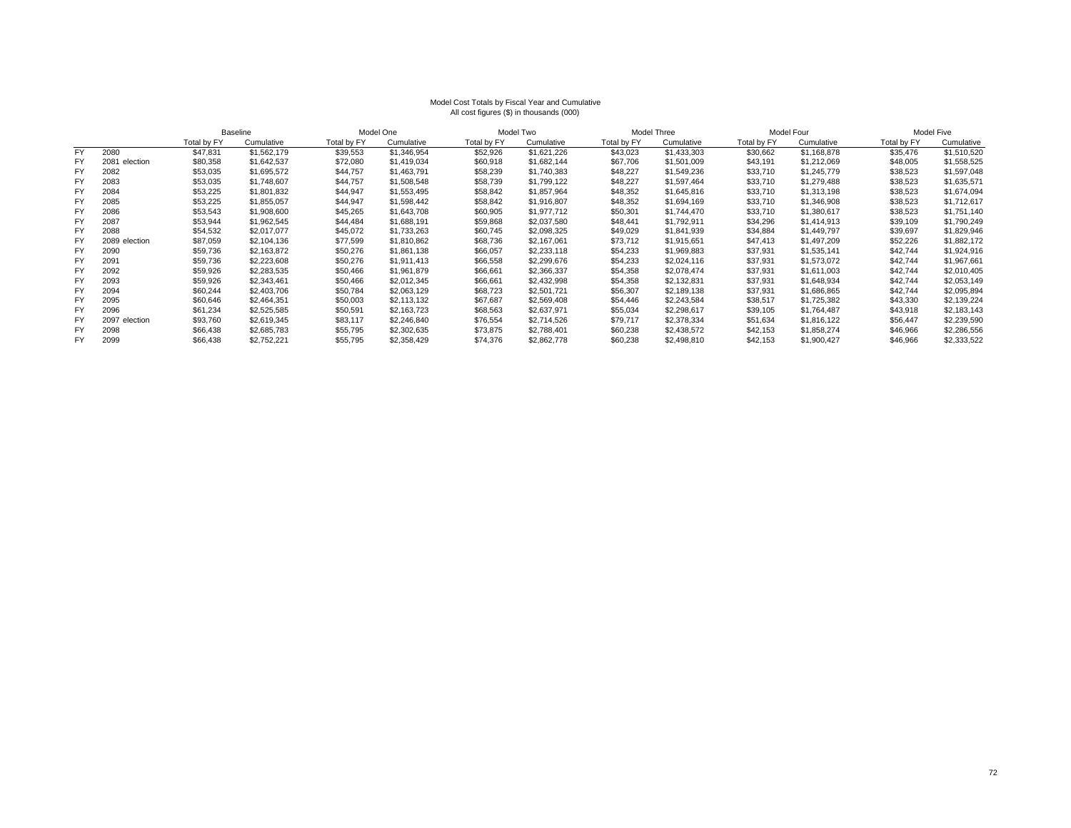Model Cost Totals by Fiscal Year and Cumulative
All cost figures ($) in thousands (000)

| | | Baseline | | Model One | | Model Two | | Model Three | | Model Four | | Model Five | |
|---|---|---|---|---|---|---|---|---|---|---|---|---|---|
| | | Total by FY | Cumulative | Total by FY | Cumulative | Total by FY | Cumulative | Total by FY | Cumulative | Total by FY | Cumulative | Total by FY | Cumulative |
| FY | 2080 | $47,831 | $1,562,179 | $39,553 | $1,346,954 | $52,926 | $1,621,226 | $43,023 | $1,433,303 | $30,662 | $1,168,878 | $35,476 | $1,510,520 |
| FY | 2081 election | $80,358 | $1,642,537 | $72,080 | $1,419,034 | $60,918 | $1,682,144 | $67,706 | $1,501,009 | $43,191 | $1,212,069 | $48,005 | $1,558,525 |
| FY | 2082 | $53,035 | $1,695,572 | $44,757 | $1,463,791 | $58,239 | $1,740,383 | $48,227 | $1,549,236 | $33,710 | $1,245,779 | $38,523 | $1,597,048 |
| FY | 2083 | $53,035 | $1,748,607 | $44,757 | $1,508,548 | $58,739 | $1,799,122 | $48,227 | $1,597,464 | $33,710 | $1,279,488 | $38,523 | $1,635,571 |
| FY | 2084 | $53,225 | $1,801,832 | $44,947 | $1,553,495 | $58,842 | $1,857,964 | $48,352 | $1,645,816 | $33,710 | $1,313,198 | $38,523 | $1,674,094 |
| FY | 2085 | $53,225 | $1,855,057 | $44,947 | $1,598,442 | $58,842 | $1,916,807 | $48,352 | $1,694,169 | $33,710 | $1,346,908 | $38,523 | $1,712,617 |
| FY | 2086 | $53,543 | $1,908,600 | $45,265 | $1,643,708 | $60,905 | $1,977,712 | $50,301 | $1,744,470 | $33,710 | $1,380,617 | $38,523 | $1,751,140 |
| FY | 2087 | $53,944 | $1,962,545 | $44,484 | $1,688,191 | $59,868 | $2,037,580 | $48,441 | $1,792,911 | $34,296 | $1,414,913 | $39,109 | $1,790,249 |
| FY | 2088 | $54,532 | $2,017,077 | $45,072 | $1,733,263 | $60,745 | $2,098,325 | $49,029 | $1,841,939 | $34,884 | $1,449,797 | $39,697 | $1,829,946 |
| FY | 2089 election | $87,059 | $2,104,136 | $77,599 | $1,810,862 | $68,736 | $2,167,061 | $73,712 | $1,915,651 | $47,413 | $1,497,209 | $52,226 | $1,882,172 |
| FY | 2090 | $59,736 | $2,163,872 | $50,276 | $1,861,138 | $66,057 | $2,233,118 | $54,233 | $1,969,883 | $37,931 | $1,535,141 | $42,744 | $1,924,916 |
| FY | 2091 | $59,736 | $2,223,608 | $50,276 | $1,911,413 | $66,558 | $2,299,676 | $54,233 | $2,024,116 | $37,931 | $1,573,072 | $42,744 | $1,967,661 |
| FY | 2092 | $59,926 | $2,283,535 | $50,466 | $1,961,879 | $66,661 | $2,366,337 | $54,358 | $2,078,474 | $37,931 | $1,611,003 | $42,744 | $2,010,405 |
| FY | 2093 | $59,926 | $2,343,461 | $50,466 | $2,012,345 | $66,661 | $2,432,998 | $54,358 | $2,132,831 | $37,931 | $1,648,934 | $42,744 | $2,053,149 |
| FY | 2094 | $60,244 | $2,403,706 | $50,784 | $2,063,129 | $68,723 | $2,501,721 | $56,307 | $2,189,138 | $37,931 | $1,686,865 | $42,744 | $2,095,894 |
| FY | 2095 | $60,646 | $2,464,351 | $50,003 | $2,113,132 | $67,687 | $2,569,408 | $54,446 | $2,243,584 | $38,517 | $1,725,382 | $43,330 | $2,139,224 |
| FY | 2096 | $61,234 | $2,525,585 | $50,591 | $2,163,723 | $68,563 | $2,637,971 | $55,034 | $2,298,617 | $39,105 | $1,764,487 | $43,918 | $2,183,143 |
| FY | 2097 election | $93,760 | $2,619,345 | $83,117 | $2,246,840 | $76,554 | $2,714,526 | $79,717 | $2,378,334 | $51,634 | $1,816,122 | $56,447 | $2,239,590 |
| FY | 2098 | $66,438 | $2,685,783 | $55,795 | $2,302,635 | $73,875 | $2,788,401 | $60,238 | $2,438,572 | $42,153 | $1,858,274 | $46,966 | $2,286,556 |
| FY | 2099 | $66,438 | $2,752,221 | $55,795 | $2,358,429 | $74,376 | $2,862,778 | $60,238 | $2,498,810 | $42,153 | $1,900,427 | $46,966 | $2,333,522 |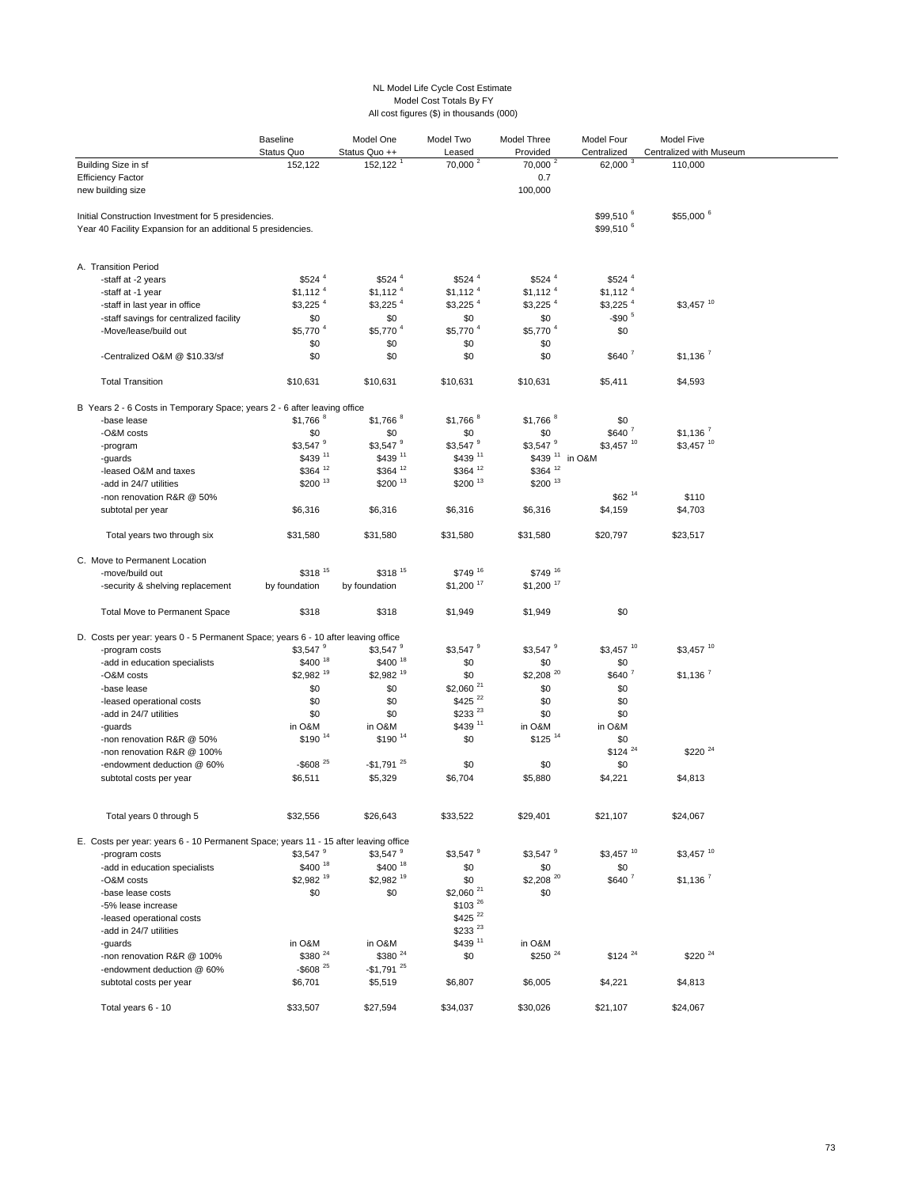NL Model Life Cycle Cost Estimate
Model Cost Totals By FY
All cost figures ($) in thousands (000)

| | Baseline Status Quo | Model One Status Quo ++ | Model Two Leased | Model Three Provided | Model Four Centralized | Model Five Centralized with Museum |
|---|---|---|---|---|---|---|
| Building Size in sf | 152,122 | 152,122 [1] | 70,000 [2] | 70,000 [2] | 62,000 [3] | 110,000 |
| Efficiency Factor | | | | 0.7 | | |
| new building size | | | | 100,000 | | |
| Initial Construction Investment for 5 presidencies. | | | | | $99,510 [6] | $55,000 [6] |
| Year 40 Facility Expansion for an additional 5 presidencies. | | | | | $99,510 [6] | |
| **A. Transition Period** | | | | | | |
| -staff at -2 years | $524 [4] | $524 [4] | $524 [4] | $524 [4] | $524 [4] | |
| -staff at -1 year | $1,112 [4] | $1,112 [4] | $1,112 [4] | $1,112 [4] | $1,112 [4] | |
| -staff in last year in office | $3,225 [4] | $3,225 [4] | $3,225 [4] | $3,225 [4] | $3,225 [4] | $3,457 [10] |
| -staff savings for centralized facility | $0 | $0 | $0 | $0 | -$90 [5] | |
| -Move/lease/build out | $5,770 [4] | $5,770 [4] | $5,770 [4] | $5,770 [4] | $0 | |
| | $0 | $0 | $0 | $0 | | |
| -Centralized O&M @ $10.33/sf | $0 | $0 | $0 | $0 | $640 [7] | $1,136 [7] |
| Total Transition | $10,631 | $10,631 | $10,631 | $10,631 | $5,411 | $4,593 |
| **B Years 2 - 6 Costs in Temporary Space; years 2 - 6 after leaving office** | | | | | | |
| -base lease | $1,766 [8] | $1,766 [8] | $1,766 [8] | $1,766 [8] | $0 | |
| -O&M costs | $0 | $0 | $0 | $0 | $640 [7] | $1,136 [7] |
| -program | $3,547 [9] | $3,547 [9] | $3,547 [9] | $3,547 [9] | $3,457 [10] | $3,457 [10] |
| -guards | $439 [11] | $439 [11] | $439 [11] | $439 [11] | in O&M | |
| -leased O&M and taxes | $364 [12] | $364 [12] | $364 [12] | $364 [12] | | |
| -add in 24/7 utilities | $200 [13] | $200 [13] | $200 [13] | $200 [13] | | |
| -non renovation R&R @ 50% | | | | | $62 [14] | $110 |
| subtotal per year | $6,316 | $6,316 | $6,316 | $6,316 | $4,159 | $4,703 |
| Total years two through six | $31,580 | $31,580 | $31,580 | $31,580 | $20,797 | $23,517 |
| **C. Move to Permanent Location** | | | | | | |
| -move/build out | $318 [15] | $318 [15] | $749 [16] | $749 [16] | | |
| -security & shelving replacement | by foundation | by foundation | $1,200 [17] | $1,200 [17] | | |
| Total Move to Permanent Space | $318 | $318 | $1,949 | $1,949 | $0 | |
| **D. Costs per year: years 0 - 5 Permanent Space; years 6 - 10 after leaving office** | | | | | | |
| -program costs | $3,547 [9] | $3,547 [9] | $3,547 [9] | $3,547 [9] | $3,457 [10] | $3,457 [10] |
| -add in education specialists | $400 [18] | $400 [18] | $0 | $0 | $0 | |
| -O&M costs | $2,982 [19] | $2,982 [19] | $0 | $2,208 [20] | $640 [7] | $1,136 [7] |
| -base lease | $0 | $0 | $2,060 [21] | $0 | $0 | |
| -leased operational costs | $0 | $0 | $425 [22] | $0 | $0 | |
| -add in 24/7 utilities | $0 | $0 | $233 [23] | $0 | $0 | |
| -guards | in O&M | in O&M | $439 [11] | in O&M | in O&M | |
| -non renovation R&R @ 50% | $190 [14] | $190 [14] | $0 | $125 [14] | $0 | |
| -non renovation R&R @ 100% | | | | | $124 [24] | $220 [24] |
| -endowment deduction @ 60% | -$608 [25] | -$1,791 [25] | $0 | $0 | $0 | |
| subtotal costs per year | $6,511 | $5,329 | $6,704 | $5,880 | $4,221 | $4,813 |
| Total years 0 through 5 | $32,556 | $26,643 | $33,522 | $29,401 | $21,107 | $24,067 |
| **E. Costs per year: years 6 - 10 Permanent Space; years 11 - 15 after leaving office** | | | | | | |
| -program costs | $3,547 [9] | $3,547 [9] | $3,547 [9] | $3,547 [9] | $3,457 [10] | $3,457 [10] |
| -add in education specialists | $400 [18] | $400 [18] | $0 | $0 | $0 | |
| -O&M costs | $2,982 [19] | $2,982 [19] | $0 | $2,208 [20] | $640 [7] | $1,136 [7] |
| -base lease costs | $0 | $0 | $2,060 [21] | $0 | | |
| -5% lease increase | | | $103 [26] | | | |
| -leased operational costs | | | $425 [22] | | | |
| -add in 24/7 utilities | | | $233 [23] | | | |
| -guards | in O&M | in O&M | $439 [11] | in O&M | | |
| -non renovation R&R @ 100% | $380 [24] | $380 [24] | $0 | $250 [24] | $124 [24] | $220 [24] |
| -endowment deduction @ 60% | -$608 [25] | -$1,791 [25] | | | | |
| subtotal costs per year | $6,701 | $5,519 | $6,807 | $6,005 | $4,221 | $4,813 |
| Total years 6 - 10 | $33,507 | $27,594 | $34,037 | $30,026 | $21,107 | $24,067 |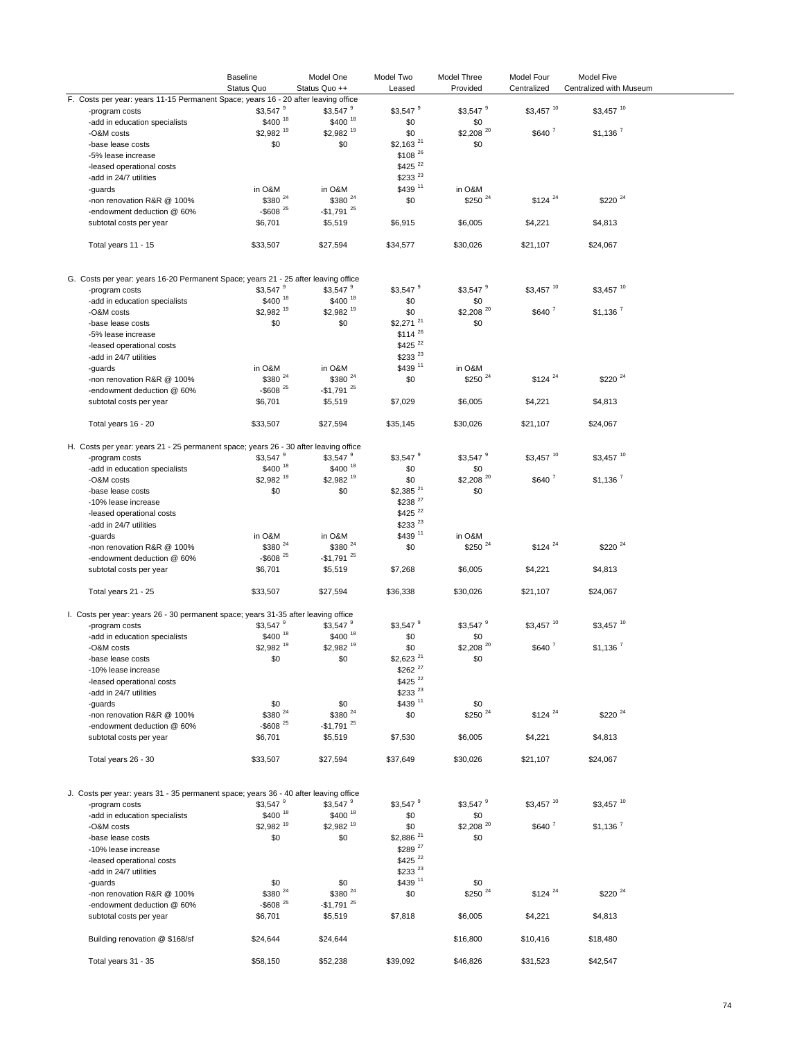| | Baseline Status Quo | Model One Status Quo ++ | Model Two Leased | Model Three Provided | Model Four Centralized | Model Five Centralized with Museum |
|---|---|---|---|---|---|---|
| F. Costs per year: years 11-15 Permanent Space; years 16 - 20 after leaving office | | | | | | |
| -program costs | $3,547 [9] | $3,547 [9] | $3,547 [9] | $3,547 [9] | $3,457 [10] | $3,457 [10] |
| -add in education specialists | $400 [18] | $400 [18] | $0 | $0 | | |
| -O&M costs | $2,982 [19] | $2,982 [19] | $0 | $2,208 [20] | $640 [7] | $1,136 [7] |
| -base lease costs | $0 | $0 | $2,163 [21] | $0 | | |
| -5% lease increase | | | $108 [26] | | | |
| -leased operational costs | | | $425 [22] | | | |
| -add in 24/7 utilities | | | $233 [23] | | | |
| -guards | in O&M | in O&M | $439 [11] | in O&M | | |
| -non renovation R&R @ 100% | $380 [24] | $380 [24] | $0 | $250 [24] | $124 [24] | $220 [24] |
| -endowment deduction @ 60% | -$608 [25] | -$1,791 [25] | | | | |
| subtotal costs per year | $6,701 | $5,519 | $6,915 | $6,005 | $4,221 | $4,813 |
| Total years 11 - 15 | $33,507 | $27,594 | $34,577 | $30,026 | $21,107 | $24,067 |
| G. Costs per year: years 16-20 Permanent Space; years 21 - 25 after leaving office | | | | | | |
| -program costs | $3,547 [9] | $3,547 [9] | $3,547 [9] | $3,547 [9] | $3,457 [10] | $3,457 [10] |
| -add in education specialists | $400 [18] | $400 [18] | $0 | $0 | | |
| -O&M costs | $2,982 [19] | $2,982 [19] | $0 | $2,208 [20] | $640 [7] | $1,136 [7] |
| -base lease costs | $0 | $0 | $2,271 [21] | $0 | | |
| -5% lease increase | | | $114 [26] | | | |
| -leased operational costs | | | $425 [22] | | | |
| -add in 24/7 utilities | | | $233 [23] | | | |
| -guards | in O&M | in O&M | $439 [11] | in O&M | | |
| -non renovation R&R @ 100% | $380 [24] | $380 [24] | $0 | $250 [24] | $124 [24] | $220 [24] |
| -endowment deduction @ 60% | -$608 [25] | -$1,791 [25] | | | | |
| subtotal costs per year | $6,701 | $5,519 | $7,029 | $6,005 | $4,221 | $4,813 |
| Total years 16 - 20 | $33,507 | $27,594 | $35,145 | $30,026 | $21,107 | $24,067 |
| H. Costs per year: years 21 - 25 permanent space; years 26 - 30 after leaving office | | | | | | |
| -program costs | $3,547 [9] | $3,547 [9] | $3,547 [9] | $3,547 [9] | $3,457 [10] | $3,457 [10] |
| -add in education specialists | $400 [18] | $400 [18] | $0 | $0 | | |
| -O&M costs | $2,982 [19] | $2,982 [19] | $0 | $2,208 [20] | $640 [7] | $1,136 [7] |
| -base lease costs | $0 | $0 | $2,385 [21] | $0 | | |
| -10% lease increase | | | $238 [27] | | | |
| -leased operational costs | | | $425 [22] | | | |
| -add in 24/7 utilities | | | $233 [23] | | | |
| -guards | in O&M | in O&M | $439 [11] | in O&M | | |
| -non renovation R&R @ 100% | $380 [24] | $380 [24] | $0 | $250 [24] | $124 [24] | $220 [24] |
| -endowment deduction @ 60% | -$608 [25] | -$1,791 [25] | | | | |
| subtotal costs per year | $6,701 | $5,519 | $7,268 | $6,005 | $4,221 | $4,813 |
| Total years 21 - 25 | $33,507 | $27,594 | $36,338 | $30,026 | $21,107 | $24,067 |
| I. Costs per year: years 26 - 30 permanent space; years 31-35 after leaving office | | | | | | |
| -program costs | $3,547 [9] | $3,547 [9] | $3,547 [9] | $3,547 [9] | $3,457 [10] | $3,457 [10] |
| -add in education specialists | $400 [18] | $400 [18] | $0 | $0 | | |
| -O&M costs | $2,982 [19] | $2,982 [19] | $0 | $2,208 [20] | $640 [7] | $1,136 [7] |
| -base lease costs | $0 | $0 | $2,623 [21] | $0 | | |
| -10% lease increase | | | $262 [27] | | | |
| -leased operational costs | | | $425 [22] | | | |
| -add in 24/7 utilities | | | $233 [23] | | | |
| -guards | $0 | $0 | $439 [11] | $0 | | |
| -non renovation R&R @ 100% | $380 [24] | $380 [24] | $0 | $250 [24] | $124 [24] | $220 [24] |
| -endowment deduction @ 60% | -$608 [25] | -$1,791 [25] | | | | |
| subtotal costs per year | $6,701 | $5,519 | $7,530 | $6,005 | $4,221 | $4,813 |
| Total years 26 - 30 | $33,507 | $27,594 | $37,649 | $30,026 | $21,107 | $24,067 |
| J. Costs per year: years 31 - 35 permanent space; years 36 - 40 after leaving office | | | | | | |
| -program costs | $3,547 [9] | $3,547 [9] | $3,547 [9] | $3,547 [9] | $3,457 [10] | $3,457 [10] |
| -add in education specialists | $400 [18] | $400 [18] | $0 | $0 | | |
| -O&M costs | $2,982 [19] | $2,982 [19] | $0 | $2,208 [20] | $640 [7] | $1,136 [7] |
| -base lease costs | $0 | $0 | $2,886 [21] | $0 | | |
| -10% lease increase | | | $289 [27] | | | |
| -leased operational costs | | | $425 [22] | | | |
| -add in 24/7 utilities | | | $233 [23] | | | |
| -guards | $0 | $0 | $439 [11] | $0 | | |
| -non renovation R&R @ 100% | $380 [24] | $380 [24] | $0 | $250 [24] | $124 [24] | $220 [24] |
| -endowment deduction @ 60% | -$608 [25] | -$1,791 [25] | | | | |
| subtotal costs per year | $6,701 | $5,519 | $7,818 | $6,005 | $4,221 | $4,813 |
| Building renovation @ $168/sf | $24,644 | $24,644 | | $16,800 | $10,416 | $18,480 |
| Total years 31 - 35 | $58,150 | $52,238 | $39,092 | $46,826 | $31,523 | $42,547 |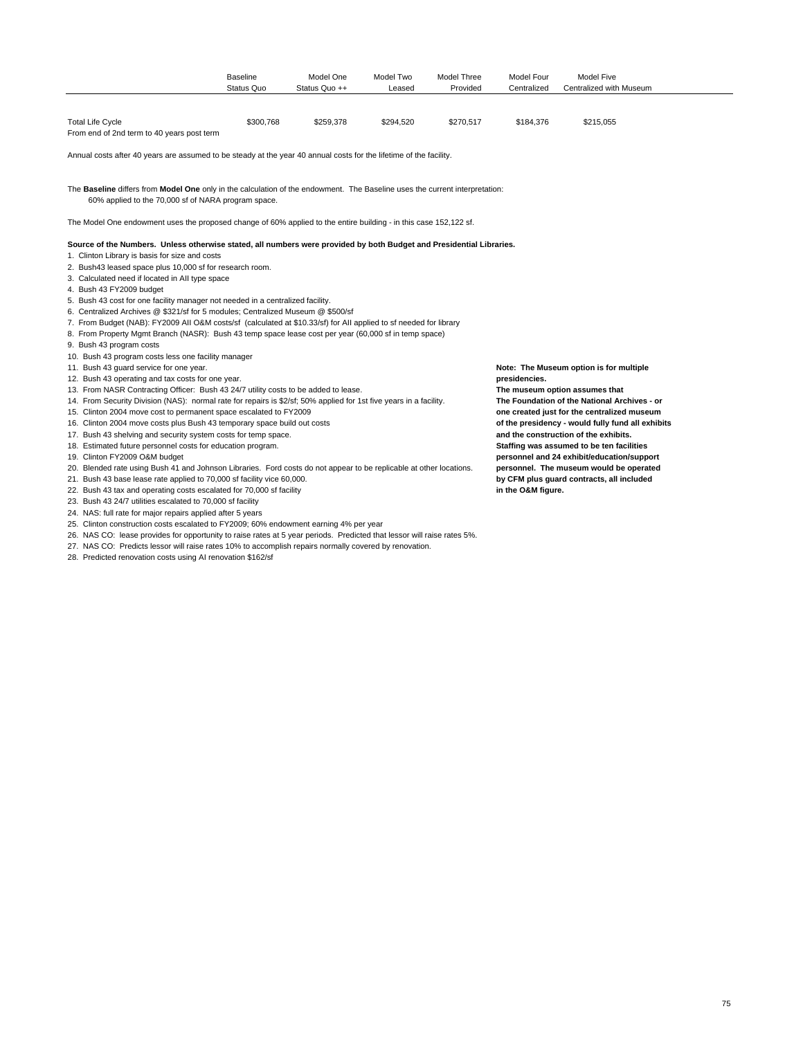| | Baseline Status Quo | Model One Status Quo ++ | Model Two Leased | Model Three Provided | Model Four Centralized | Model Five Centralized with Museum |
|---|---|---|---|---|---|---|
| Total Life Cycle<br>From end of 2nd term to 40 years post term | $300,768 | $259,378 | $294,520 | $270,517 | $184,376 | $215,055 |

Annual costs after 40 years are assumed to be steady at the year 40 annual costs for the lifetime of the facility.

The **Baseline** differs from **Model One** only in the calculation of the endowment. The Baseline uses the current interpretation:
60% applied to the 70,000 sf of NARA program space.

The Model One endowment uses the proposed change of 60% applied to the entire building - in this case 152,122 sf.

**Source of the Numbers. Unless otherwise stated, all numbers were provided by both Budget and Presidential Libraries.**

1. Clinton Library is basis for size and costs
2. Bush43 leased space plus 10,000 sf for research room.
3. Calculated need if located in AII type space
4. Bush 43 FY2009 budget
5. Bush 43 cost for one facility manager not needed in a centralized facility.
6. Centralized Archives @ $321/sf for 5 modules; Centralized Museum @ $500/sf
7. From Budget (NAB): FY2009 AII O&M costs/sf (calculated at $10.33/sf) for AII applied to sf needed for library
8. From Property Mgmt Branch (NASR): Bush 43 temp space lease cost per year (60,000 sf in temp space)
9. Bush 43 program costs
10. Bush 43 program costs less one facility manager
11. Bush 43 guard service for one year.
12. Bush 43 operating and tax costs for one year.
13. From NASR Contracting Officer: Bush 43 24/7 utility costs to be added to lease.
14. From Security Division (NAS): normal rate for repairs is $2/sf; 50% applied for 1st five years in a facility.
15. Clinton 2004 move cost to permanent space escalated to FY2009
16. Clinton 2004 move costs plus Bush 43 temporary space build out costs
17. Bush 43 shelving and security system costs for temp space.
18. Estimated future personnel costs for education program.
19. Clinton FY2009 O&M budget
20. Blended rate using Bush 41 and Johnson Libraries. Ford costs do not appear to be replicable at other locations.
21. Bush 43 base lease rate applied to 70,000 sf facility vice 60,000.
22. Bush 43 tax and operating costs escalated for 70,000 sf facility
23. Bush 43 24/7 utilities escalated to 70,000 sf facility
24. NAS: full rate for major repairs applied after 5 years
25. Clinton construction costs escalated to FY2009; 60% endowment earning 4% per year
26. NAS CO: lease provides for opportunity to raise rates at 5 year periods. Predicted that lessor will raise rates 5%.
27. NAS CO: Predicts lessor will raise rates 10% to accomplish repairs normally covered by renovation.
28. Predicted renovation costs using AI renovation $162/sf

**Note: The Museum option is for multiple presidencies. The museum option assumes that The Foundation of the National Archives - or one created just for the centralized museum of the presidency - would fully fund all exhibits and the construction of the exhibits. Staffing was assumed to be ten facilities personnel and 24 exhibit/education/support personnel. The museum would be operated by CFM plus guard contracts, all included in the O&M figure.**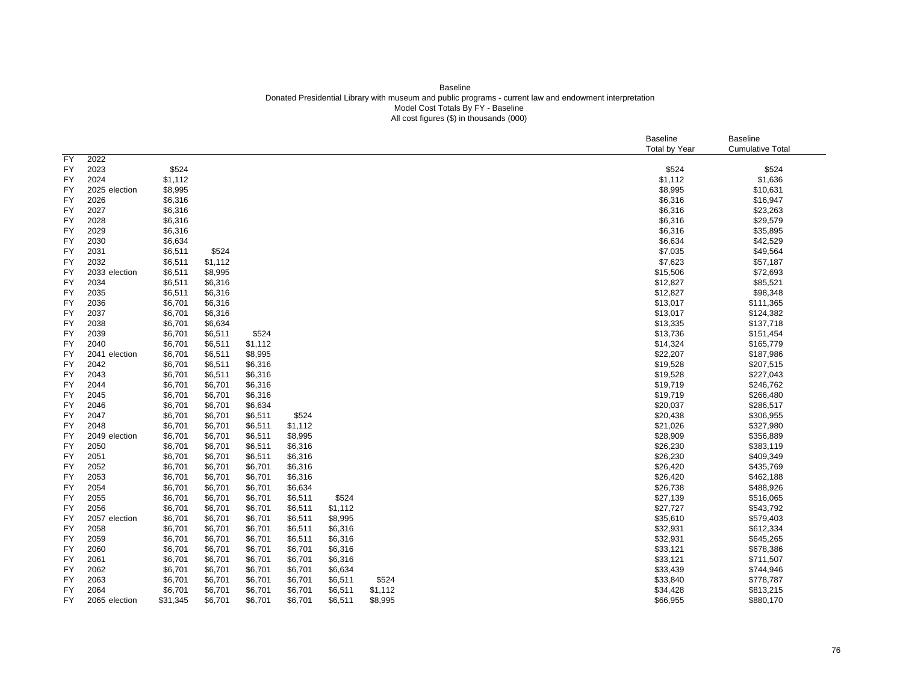Baseline
Donated Presidential Library with museum and public programs - current law and endowment interpretation
Model Cost Totals By FY - Baseline
All cost figures ($) in thousands (000)

| | | | | | | | | Baseline Total by Year | Baseline Cumulative Total |
|---|---|---|---|---|---|---|---|---|---|
| FY | 2022 | | | | | | | | |
| FY | 2023 | $524 | | | | | | $524 | $524 |
| FY | 2024 | $1,112 | | | | | | $1,112 | $1,636 |
| FY | 2025 election | $8,995 | | | | | | $8,995 | $10,631 |
| FY | 2026 | $6,316 | | | | | | $6,316 | $16,947 |
| FY | 2027 | $6,316 | | | | | | $6,316 | $23,263 |
| FY | 2028 | $6,316 | | | | | | $6,316 | $29,579 |
| FY | 2029 | $6,316 | | | | | | $6,316 | $35,895 |
| FY | 2030 | $6,634 | | | | | | $6,634 | $42,529 |
| FY | 2031 | $6,511 | $524 | | | | | $7,035 | $49,564 |
| FY | 2032 | $6,511 | $1,112 | | | | | $7,623 | $57,187 |
| FY | 2033 election | $6,511 | $8,995 | | | | | $15,506 | $72,693 |
| FY | 2034 | $6,511 | $6,316 | | | | | $12,827 | $85,521 |
| FY | 2035 | $6,511 | $6,316 | | | | | $12,827 | $98,348 |
| FY | 2036 | $6,701 | $6,316 | | | | | $13,017 | $111,365 |
| FY | 2037 | $6,701 | $6,316 | | | | | $13,017 | $124,382 |
| FY | 2038 | $6,701 | $6,634 | | | | | $13,335 | $137,718 |
| FY | 2039 | $6,701 | $6,511 | $524 | | | | $13,736 | $151,454 |
| FY | 2040 | $6,701 | $6,511 | $1,112 | | | | $14,324 | $165,779 |
| FY | 2041 election | $6,701 | $6,511 | $8,995 | | | | $22,207 | $187,986 |
| FY | 2042 | $6,701 | $6,511 | $6,316 | | | | $19,528 | $207,515 |
| FY | 2043 | $6,701 | $6,511 | $6,316 | | | | $19,528 | $227,043 |
| FY | 2044 | $6,701 | $6,701 | $6,316 | | | | $19,719 | $246,762 |
| FY | 2045 | $6,701 | $6,701 | $6,316 | | | | $19,719 | $266,480 |
| FY | 2046 | $6,701 | $6,701 | $6,634 | | | | $20,037 | $286,517 |
| FY | 2047 | $6,701 | $6,701 | $6,511 | $524 | | | $20,438 | $306,955 |
| FY | 2048 | $6,701 | $6,701 | $6,511 | $1,112 | | | $21,026 | $327,980 |
| FY | 2049 election | $6,701 | $6,701 | $6,511 | $8,995 | | | $28,909 | $356,889 |
| FY | 2050 | $6,701 | $6,701 | $6,511 | $6,316 | | | $26,230 | $383,119 |
| FY | 2051 | $6,701 | $6,701 | $6,511 | $6,316 | | | $26,230 | $409,349 |
| FY | 2052 | $6,701 | $6,701 | $6,701 | $6,316 | | | $26,420 | $435,769 |
| FY | 2053 | $6,701 | $6,701 | $6,701 | $6,316 | | | $26,420 | $462,188 |
| FY | 2054 | $6,701 | $6,701 | $6,701 | $6,634 | | | $26,738 | $488,926 |
| FY | 2055 | $6,701 | $6,701 | $6,701 | $6,511 | $524 | | $27,139 | $516,065 |
| FY | 2056 | $6,701 | $6,701 | $6,701 | $6,511 | $1,112 | | $27,727 | $543,792 |
| FY | 2057 election | $6,701 | $6,701 | $6,701 | $6,511 | $8,995 | | $35,610 | $579,403 |
| FY | 2058 | $6,701 | $6,701 | $6,701 | $6,511 | $6,316 | | $32,931 | $612,334 |
| FY | 2059 | $6,701 | $6,701 | $6,701 | $6,511 | $6,316 | | $32,931 | $645,265 |
| FY | 2060 | $6,701 | $6,701 | $6,701 | $6,701 | $6,316 | | $33,121 | $678,386 |
| FY | 2061 | $6,701 | $6,701 | $6,701 | $6,701 | $6,316 | | $33,121 | $711,507 |
| FY | 2062 | $6,701 | $6,701 | $6,701 | $6,701 | $6,634 | | $33,439 | $744,946 |
| FY | 2063 | $6,701 | $6,701 | $6,701 | $6,701 | $6,511 | $524 | $33,840 | $778,787 |
| FY | 2064 | $6,701 | $6,701 | $6,701 | $6,701 | $6,511 | $1,112 | $34,428 | $813,215 |
| FY | 2065 election | $31,345 | $6,701 | $6,701 | $6,701 | $6,511 | $8,995 | $66,955 | $880,170 |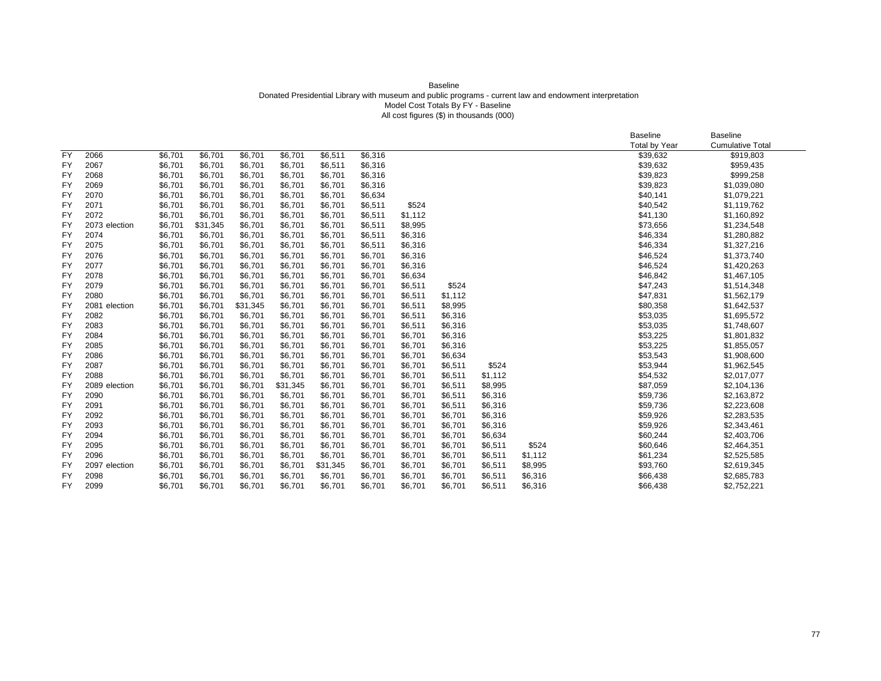Baseline

Donated Presidential Library with museum and public programs - current law and endowment interpretation

Model Cost Totals By FY - Baseline

All cost figures ($) in thousands (000)

| | | | | | | | | | | | | | Baseline Total by Year | Baseline Cumulative Total |
|---|---|---|---|---|---|---|---|---|---|---|---|---|---|---|
| FY | 2066 | $6,701 | $6,701 | $6,701 | $6,701 | $6,511 | $6,316 | | | | | | $39,632 | $919,803 |
| FY | 2067 | $6,701 | $6,701 | $6,701 | $6,701 | $6,511 | $6,316 | | | | | | $39,632 | $959,435 |
| FY | 2068 | $6,701 | $6,701 | $6,701 | $6,701 | $6,701 | $6,316 | | | | | | $39,823 | $999,258 |
| FY | 2069 | $6,701 | $6,701 | $6,701 | $6,701 | $6,701 | $6,316 | | | | | | $39,823 | $1,039,080 |
| FY | 2070 | $6,701 | $6,701 | $6,701 | $6,701 | $6,701 | $6,634 | | | | | | $40,141 | $1,079,221 |
| FY | 2071 | $6,701 | $6,701 | $6,701 | $6,701 | $6,701 | $6,511 | $524 | | | | | $40,542 | $1,119,762 |
| FY | 2072 | $6,701 | $6,701 | $6,701 | $6,701 | $6,701 | $6,511 | $1,112 | | | | | $41,130 | $1,160,892 |
| FY | 2073 election | $6,701 | $31,345 | $6,701 | $6,701 | $6,701 | $6,511 | $8,995 | | | | | $73,656 | $1,234,548 |
| FY | 2074 | $6,701 | $6,701 | $6,701 | $6,701 | $6,701 | $6,511 | $6,316 | | | | | $46,334 | $1,280,882 |
| FY | 2075 | $6,701 | $6,701 | $6,701 | $6,701 | $6,701 | $6,511 | $6,316 | | | | | $46,334 | $1,327,216 |
| FY | 2076 | $6,701 | $6,701 | $6,701 | $6,701 | $6,701 | $6,701 | $6,316 | | | | | $46,524 | $1,373,740 |
| FY | 2077 | $6,701 | $6,701 | $6,701 | $6,701 | $6,701 | $6,701 | $6,316 | | | | | $46,524 | $1,420,263 |
| FY | 2078 | $6,701 | $6,701 | $6,701 | $6,701 | $6,701 | $6,701 | $6,634 | | | | | $46,842 | $1,467,105 |
| FY | 2079 | $6,701 | $6,701 | $6,701 | $6,701 | $6,701 | $6,701 | $6,511 | $524 | | | | $47,243 | $1,514,348 |
| FY | 2080 | $6,701 | $6,701 | $6,701 | $6,701 | $6,701 | $6,701 | $6,511 | $1,112 | | | | $47,831 | $1,562,179 |
| FY | 2081 election | $6,701 | $6,701 | $31,345 | $6,701 | $6,701 | $6,701 | $6,511 | $8,995 | | | | $80,358 | $1,642,537 |
| FY | 2082 | $6,701 | $6,701 | $6,701 | $6,701 | $6,701 | $6,701 | $6,511 | $6,316 | | | | $53,035 | $1,695,572 |
| FY | 2083 | $6,701 | $6,701 | $6,701 | $6,701 | $6,701 | $6,701 | $6,511 | $6,316 | | | | $53,035 | $1,748,607 |
| FY | 2084 | $6,701 | $6,701 | $6,701 | $6,701 | $6,701 | $6,701 | $6,701 | $6,316 | | | | $53,225 | $1,801,832 |
| FY | 2085 | $6,701 | $6,701 | $6,701 | $6,701 | $6,701 | $6,701 | $6,701 | $6,316 | | | | $53,225 | $1,855,057 |
| FY | 2086 | $6,701 | $6,701 | $6,701 | $6,701 | $6,701 | $6,701 | $6,701 | $6,634 | | | | $53,543 | $1,908,600 |
| FY | 2087 | $6,701 | $6,701 | $6,701 | $6,701 | $6,701 | $6,701 | $6,701 | $6,511 | $524 | | | $53,944 | $1,962,545 |
| FY | 2088 | $6,701 | $6,701 | $6,701 | $6,701 | $6,701 | $6,701 | $6,701 | $6,511 | $1,112 | | | $54,532 | $2,017,077 |
| FY | 2089 election | $6,701 | $6,701 | $6,701 | $31,345 | $6,701 | $6,701 | $6,701 | $6,511 | $8,995 | | | $87,059 | $2,104,136 |
| FY | 2090 | $6,701 | $6,701 | $6,701 | $6,701 | $6,701 | $6,701 | $6,701 | $6,511 | $6,316 | | | $59,736 | $2,163,872 |
| FY | 2091 | $6,701 | $6,701 | $6,701 | $6,701 | $6,701 | $6,701 | $6,701 | $6,511 | $6,316 | | | $59,736 | $2,223,608 |
| FY | 2092 | $6,701 | $6,701 | $6,701 | $6,701 | $6,701 | $6,701 | $6,701 | $6,701 | $6,316 | | | $59,926 | $2,283,535 |
| FY | 2093 | $6,701 | $6,701 | $6,701 | $6,701 | $6,701 | $6,701 | $6,701 | $6,701 | $6,316 | | | $59,926 | $2,343,461 |
| FY | 2094 | $6,701 | $6,701 | $6,701 | $6,701 | $6,701 | $6,701 | $6,701 | $6,701 | $6,634 | | | $60,244 | $2,403,706 |
| FY | 2095 | $6,701 | $6,701 | $6,701 | $6,701 | $6,701 | $6,701 | $6,701 | $6,701 | $6,511 | $524 | | $60,646 | $2,464,351 |
| FY | 2096 | $6,701 | $6,701 | $6,701 | $6,701 | $6,701 | $6,701 | $6,701 | $6,701 | $6,511 | $1,112 | | $61,234 | $2,525,585 |
| FY | 2097 election | $6,701 | $6,701 | $6,701 | $6,701 | $31,345 | $6,701 | $6,701 | $6,701 | $6,511 | $8,995 | | $93,760 | $2,619,345 |
| FY | 2098 | $6,701 | $6,701 | $6,701 | $6,701 | $6,701 | $6,701 | $6,701 | $6,701 | $6,511 | $6,316 | | $66,438 | $2,685,783 |
| FY | 2099 | $6,701 | $6,701 | $6,701 | $6,701 | $6,701 | $6,701 | $6,701 | $6,701 | $6,511 | $6,316 | | $66,438 | $2,752,221 |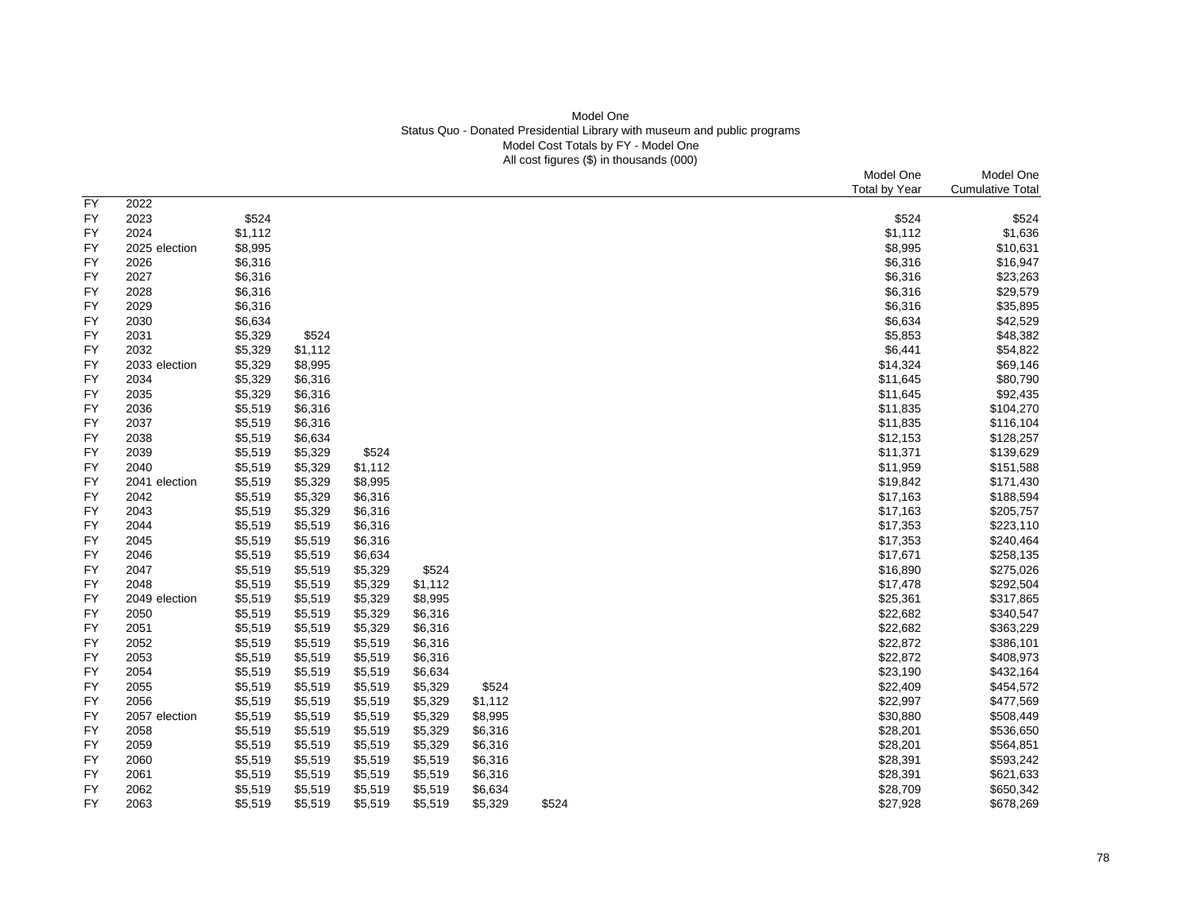Model One

Status Quo - Donated Presidential Library with museum and public programs

Model Cost Totals by FY - Model One

All cost figures ($) in thousands (000)

| | | | | | | | | Model One Total by Year | Model One Cumulative Total |
|---|---|---|---|---|---|---|---|---|---|
| FY | 2022 | | | | | | | | |
| FY | 2023 | $524 | | | | | | $524 | $524 |
| FY | 2024 | $1,112 | | | | | | $1,112 | $1,636 |
| FY | 2025 election | $8,995 | | | | | | $8,995 | $10,631 |
| FY | 2026 | $6,316 | | | | | | $6,316 | $16,947 |
| FY | 2027 | $6,316 | | | | | | $6,316 | $23,263 |
| FY | 2028 | $6,316 | | | | | | $6,316 | $29,579 |
| FY | 2029 | $6,316 | | | | | | $6,316 | $35,895 |
| FY | 2030 | $6,634 | | | | | | $6,634 | $42,529 |
| FY | 2031 | $5,329 | $524 | | | | | $5,853 | $48,382 |
| FY | 2032 | $5,329 | $1,112 | | | | | $6,441 | $54,822 |
| FY | 2033 election | $5,329 | $8,995 | | | | | $14,324 | $69,146 |
| FY | 2034 | $5,329 | $6,316 | | | | | $11,645 | $80,790 |
| FY | 2035 | $5,329 | $6,316 | | | | | $11,645 | $92,435 |
| FY | 2036 | $5,519 | $6,316 | | | | | $11,835 | $104,270 |
| FY | 2037 | $5,519 | $6,316 | | | | | $11,835 | $116,104 |
| FY | 2038 | $5,519 | $6,634 | | | | | $12,153 | $128,257 |
| FY | 2039 | $5,519 | $5,329 | $524 | | | | $11,371 | $139,629 |
| FY | 2040 | $5,519 | $5,329 | $1,112 | | | | $11,959 | $151,588 |
| FY | 2041 election | $5,519 | $5,329 | $8,995 | | | | $19,842 | $171,430 |
| FY | 2042 | $5,519 | $5,329 | $6,316 | | | | $17,163 | $188,594 |
| FY | 2043 | $5,519 | $5,329 | $6,316 | | | | $17,163 | $205,757 |
| FY | 2044 | $5,519 | $5,519 | $6,316 | | | | $17,353 | $223,110 |
| FY | 2045 | $5,519 | $5,519 | $6,316 | | | | $17,353 | $240,464 |
| FY | 2046 | $5,519 | $5,519 | $6,634 | | | | $17,671 | $258,135 |
| FY | 2047 | $5,519 | $5,519 | $5,329 | $524 | | | $16,890 | $275,026 |
| FY | 2048 | $5,519 | $5,519 | $5,329 | $1,112 | | | $17,478 | $292,504 |
| FY | 2049 election | $5,519 | $5,519 | $5,329 | $8,995 | | | $25,361 | $317,865 |
| FY | 2050 | $5,519 | $5,519 | $5,329 | $6,316 | | | $22,682 | $340,547 |
| FY | 2051 | $5,519 | $5,519 | $5,329 | $6,316 | | | $22,682 | $363,229 |
| FY | 2052 | $5,519 | $5,519 | $5,519 | $6,316 | | | $22,872 | $386,101 |
| FY | 2053 | $5,519 | $5,519 | $5,519 | $6,316 | | | $22,872 | $408,973 |
| FY | 2054 | $5,519 | $5,519 | $5,519 | $6,634 | | | $23,190 | $432,164 |
| FY | 2055 | $5,519 | $5,519 | $5,519 | $5,329 | $524 | | $22,409 | $454,572 |
| FY | 2056 | $5,519 | $5,519 | $5,519 | $5,329 | $1,112 | | $22,997 | $477,569 |
| FY | 2057 election | $5,519 | $5,519 | $5,519 | $5,329 | $8,995 | | $30,880 | $508,449 |
| FY | 2058 | $5,519 | $5,519 | $5,519 | $5,329 | $6,316 | | $28,201 | $536,650 |
| FY | 2059 | $5,519 | $5,519 | $5,519 | $5,329 | $6,316 | | $28,201 | $564,851 |
| FY | 2060 | $5,519 | $5,519 | $5,519 | $5,519 | $6,316 | | $28,391 | $593,242 |
| FY | 2061 | $5,519 | $5,519 | $5,519 | $5,519 | $6,316 | | $28,391 | $621,633 |
| FY | 2062 | $5,519 | $5,519 | $5,519 | $5,519 | $6,634 | | $28,709 | $650,342 |
| FY | 2063 | $5,519 | $5,519 | $5,519 | $5,519 | $5,329 | $524 | $27,928 | $678,269 |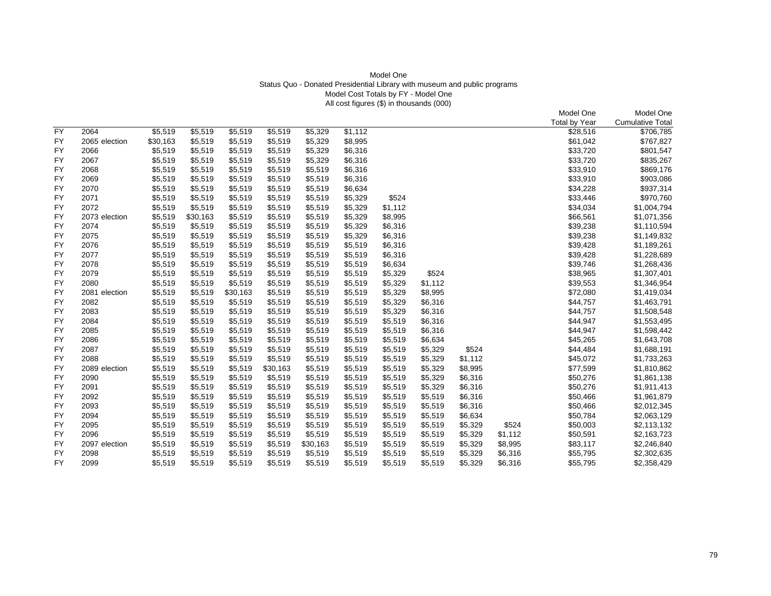Model One
Status Quo - Donated Presidential Library with museum and public programs
Model Cost Totals by FY - Model One
All cost figures ($) in thousands (000)

| | | | | | | | | | | | | Model One Total by Year | Model One Cumulative Total |
|---|---|---|---|---|---|---|---|---|---|---|---|---|---|
| FY | 2064 | $5,519 | $5,519 | $5,519 | $5,519 | $5,329 | $1,112 | | | | | $28,516 | $706,785 |
| FY | 2065 election | $30,163 | $5,519 | $5,519 | $5,519 | $5,329 | $8,995 | | | | | $61,042 | $767,827 |
| FY | 2066 | $5,519 | $5,519 | $5,519 | $5,519 | $5,329 | $6,316 | | | | | $33,720 | $801,547 |
| FY | 2067 | $5,519 | $5,519 | $5,519 | $5,519 | $5,329 | $6,316 | | | | | $33,720 | $835,267 |
| FY | 2068 | $5,519 | $5,519 | $5,519 | $5,519 | $5,519 | $6,316 | | | | | $33,910 | $869,176 |
| FY | 2069 | $5,519 | $5,519 | $5,519 | $5,519 | $5,519 | $6,316 | | | | | $33,910 | $903,086 |
| FY | 2070 | $5,519 | $5,519 | $5,519 | $5,519 | $5,519 | $6,634 | | | | | $34,228 | $937,314 |
| FY | 2071 | $5,519 | $5,519 | $5,519 | $5,519 | $5,519 | $5,329 | $524 | | | | $33,446 | $970,760 |
| FY | 2072 | $5,519 | $5,519 | $5,519 | $5,519 | $5,519 | $5,329 | $1,112 | | | | $34,034 | $1,004,794 |
| FY | 2073 election | $5,519 | $30,163 | $5,519 | $5,519 | $5,519 | $5,329 | $8,995 | | | | $66,561 | $1,071,356 |
| FY | 2074 | $5,519 | $5,519 | $5,519 | $5,519 | $5,519 | $5,329 | $6,316 | | | | $39,238 | $1,110,594 |
| FY | 2075 | $5,519 | $5,519 | $5,519 | $5,519 | $5,519 | $5,329 | $6,316 | | | | $39,238 | $1,149,832 |
| FY | 2076 | $5,519 | $5,519 | $5,519 | $5,519 | $5,519 | $5,519 | $6,316 | | | | $39,428 | $1,189,261 |
| FY | 2077 | $5,519 | $5,519 | $5,519 | $5,519 | $5,519 | $5,519 | $6,316 | | | | $39,428 | $1,228,689 |
| FY | 2078 | $5,519 | $5,519 | $5,519 | $5,519 | $5,519 | $5,519 | $6,634 | | | | $39,746 | $1,268,436 |
| FY | 2079 | $5,519 | $5,519 | $5,519 | $5,519 | $5,519 | $5,519 | $5,329 | $524 | | | $38,965 | $1,307,401 |
| FY | 2080 | $5,519 | $5,519 | $5,519 | $5,519 | $5,519 | $5,519 | $5,329 | $1,112 | | | $39,553 | $1,346,954 |
| FY | 2081 election | $5,519 | $5,519 | $30,163 | $5,519 | $5,519 | $5,519 | $5,329 | $8,995 | | | $72,080 | $1,419,034 |
| FY | 2082 | $5,519 | $5,519 | $5,519 | $5,519 | $5,519 | $5,519 | $5,329 | $6,316 | | | $44,757 | $1,463,791 |
| FY | 2083 | $5,519 | $5,519 | $5,519 | $5,519 | $5,519 | $5,519 | $5,329 | $6,316 | | | $44,757 | $1,508,548 |
| FY | 2084 | $5,519 | $5,519 | $5,519 | $5,519 | $5,519 | $5,519 | $5,519 | $6,316 | | | $44,947 | $1,553,495 |
| FY | 2085 | $5,519 | $5,519 | $5,519 | $5,519 | $5,519 | $5,519 | $5,519 | $6,316 | | | $44,947 | $1,598,442 |
| FY | 2086 | $5,519 | $5,519 | $5,519 | $5,519 | $5,519 | $5,519 | $5,519 | $6,634 | | | $45,265 | $1,643,708 |
| FY | 2087 | $5,519 | $5,519 | $5,519 | $5,519 | $5,519 | $5,519 | $5,519 | $5,329 | $524 | | $44,484 | $1,688,191 |
| FY | 2088 | $5,519 | $5,519 | $5,519 | $5,519 | $5,519 | $5,519 | $5,519 | $5,329 | $1,112 | | $45,072 | $1,733,263 |
| FY | 2089 election | $5,519 | $5,519 | $5,519 | $30,163 | $5,519 | $5,519 | $5,519 | $5,329 | $8,995 | | $77,599 | $1,810,862 |
| FY | 2090 | $5,519 | $5,519 | $5,519 | $5,519 | $5,519 | $5,519 | $5,519 | $5,329 | $6,316 | | $50,276 | $1,861,138 |
| FY | 2091 | $5,519 | $5,519 | $5,519 | $5,519 | $5,519 | $5,519 | $5,519 | $5,329 | $6,316 | | $50,276 | $1,911,413 |
| FY | 2092 | $5,519 | $5,519 | $5,519 | $5,519 | $5,519 | $5,519 | $5,519 | $5,519 | $6,316 | | $50,466 | $1,961,879 |
| FY | 2093 | $5,519 | $5,519 | $5,519 | $5,519 | $5,519 | $5,519 | $5,519 | $5,519 | $6,316 | | $50,466 | $2,012,345 |
| FY | 2094 | $5,519 | $5,519 | $5,519 | $5,519 | $5,519 | $5,519 | $5,519 | $5,519 | $6,634 | | $50,784 | $2,063,129 |
| FY | 2095 | $5,519 | $5,519 | $5,519 | $5,519 | $5,519 | $5,519 | $5,519 | $5,519 | $5,329 | $524 | $50,003 | $2,113,132 |
| FY | 2096 | $5,519 | $5,519 | $5,519 | $5,519 | $5,519 | $5,519 | $5,519 | $5,519 | $5,329 | $1,112 | $50,591 | $2,163,723 |
| FY | 2097 election | $5,519 | $5,519 | $5,519 | $5,519 | $30,163 | $5,519 | $5,519 | $5,519 | $5,329 | $8,995 | $83,117 | $2,246,840 |
| FY | 2098 | $5,519 | $5,519 | $5,519 | $5,519 | $5,519 | $5,519 | $5,519 | $5,519 | $5,329 | $6,316 | $55,795 | $2,302,635 |
| FY | 2099 | $5,519 | $5,519 | $5,519 | $5,519 | $5,519 | $5,519 | $5,519 | $5,519 | $5,329 | $6,316 | $55,795 | $2,358,429 |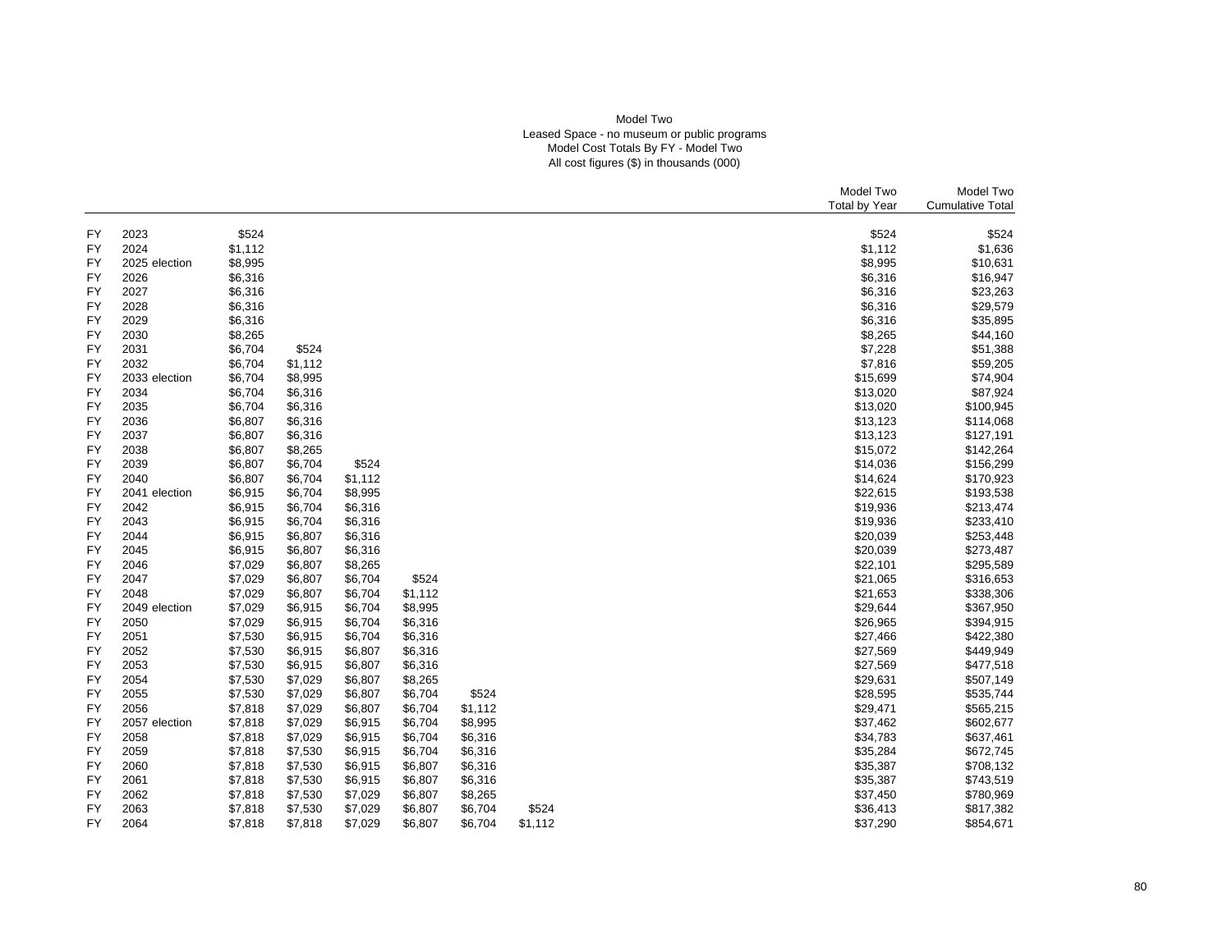Model Two
Leased Space - no museum or public programs
Model Cost Totals By FY - Model Two
All cost figures ($) in thousands (000)

| | | | | | | | | | Model Two Total by Year | Model Two Cumulative Total |
|---|---|---|---|---|---|---|---|---|---|---|
| FY | 2023 | $524 | | | | | | | $524 | $524 |
| FY | 2024 | $1,112 | | | | | | | $1,112 | $1,636 |
| FY | 2025 election | $8,995 | | | | | | | $8,995 | $10,631 |
| FY | 2026 | $6,316 | | | | | | | $6,316 | $16,947 |
| FY | 2027 | $6,316 | | | | | | | $6,316 | $23,263 |
| FY | 2028 | $6,316 | | | | | | | $6,316 | $29,579 |
| FY | 2029 | $6,316 | | | | | | | $6,316 | $35,895 |
| FY | 2030 | $8,265 | | | | | | | $8,265 | $44,160 |
| FY | 2031 | $6,704 | $524 | | | | | | $7,228 | $51,388 |
| FY | 2032 | $6,704 | $1,112 | | | | | | $7,816 | $59,205 |
| FY | 2033 election | $6,704 | $8,995 | | | | | | $15,699 | $74,904 |
| FY | 2034 | $6,704 | $6,316 | | | | | | $13,020 | $87,924 |
| FY | 2035 | $6,704 | $6,316 | | | | | | $13,020 | $100,945 |
| FY | 2036 | $6,807 | $6,316 | | | | | | $13,123 | $114,068 |
| FY | 2037 | $6,807 | $6,316 | | | | | | $13,123 | $127,191 |
| FY | 2038 | $6,807 | $8,265 | | | | | | $15,072 | $142,264 |
| FY | 2039 | $6,807 | $6,704 | $524 | | | | | $14,036 | $156,299 |
| FY | 2040 | $6,807 | $6,704 | $1,112 | | | | | $14,624 | $170,923 |
| FY | 2041 election | $6,915 | $6,704 | $8,995 | | | | | $22,615 | $193,538 |
| FY | 2042 | $6,915 | $6,704 | $6,316 | | | | | $19,936 | $213,474 |
| FY | 2043 | $6,915 | $6,704 | $6,316 | | | | | $19,936 | $233,410 |
| FY | 2044 | $6,915 | $6,807 | $6,316 | | | | | $20,039 | $253,448 |
| FY | 2045 | $6,915 | $6,807 | $6,316 | | | | | $20,039 | $273,487 |
| FY | 2046 | $7,029 | $6,807 | $8,265 | | | | | $22,101 | $295,589 |
| FY | 2047 | $7,029 | $6,807 | $6,704 | $524 | | | | $21,065 | $316,653 |
| FY | 2048 | $7,029 | $6,807 | $6,704 | $1,112 | | | | $21,653 | $338,306 |
| FY | 2049 election | $7,029 | $6,915 | $6,704 | $8,995 | | | | $29,644 | $367,950 |
| FY | 2050 | $7,029 | $6,915 | $6,704 | $6,316 | | | | $26,965 | $394,915 |
| FY | 2051 | $7,530 | $6,915 | $6,704 | $6,316 | | | | $27,466 | $422,380 |
| FY | 2052 | $7,530 | $6,915 | $6,807 | $6,316 | | | | $27,569 | $449,949 |
| FY | 2053 | $7,530 | $6,915 | $6,807 | $6,316 | | | | $27,569 | $477,518 |
| FY | 2054 | $7,530 | $7,029 | $6,807 | $8,265 | | | | $29,631 | $507,149 |
| FY | 2055 | $7,530 | $7,029 | $6,807 | $6,704 | $524 | | | $28,595 | $535,744 |
| FY | 2056 | $7,818 | $7,029 | $6,807 | $6,704 | $1,112 | | | $29,471 | $565,215 |
| FY | 2057 election | $7,818 | $7,029 | $6,915 | $6,704 | $8,995 | | | $37,462 | $602,677 |
| FY | 2058 | $7,818 | $7,029 | $6,915 | $6,704 | $6,316 | | | $34,783 | $637,461 |
| FY | 2059 | $7,818 | $7,530 | $6,915 | $6,704 | $6,316 | | | $35,284 | $672,745 |
| FY | 2060 | $7,818 | $7,530 | $6,915 | $6,807 | $6,316 | | | $35,387 | $708,132 |
| FY | 2061 | $7,818 | $7,530 | $6,915 | $6,807 | $6,316 | | | $35,387 | $743,519 |
| FY | 2062 | $7,818 | $7,530 | $7,029 | $6,807 | $8,265 | | | $37,450 | $780,969 |
| FY | 2063 | $7,818 | $7,530 | $7,029 | $6,807 | $6,704 | $524 | | $36,413 | $817,382 |
| FY | 2064 | $7,818 | $7,818 | $7,029 | $6,807 | $6,704 | $1,112 | | $37,290 | $854,671 |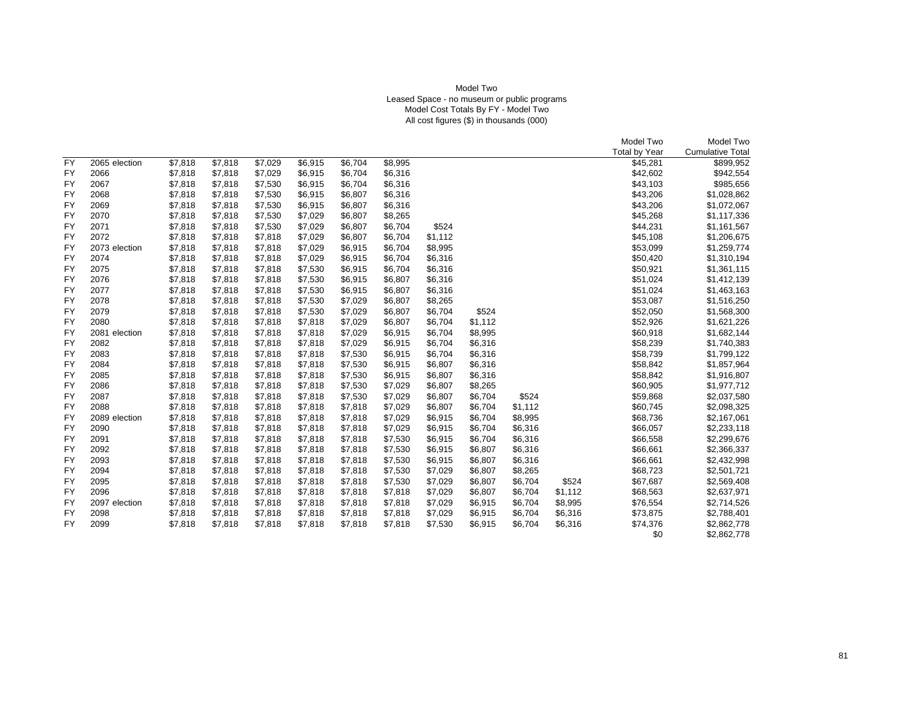Model Two
Leased Space - no museum or public programs
Model Cost Totals By FY - Model Two
All cost figures ($) in thousands (000)

| | | | | | | | | | | | | Model Two Total by Year | Model Two Cumulative Total |
|---|---|---|---|---|---|---|---|---|---|---|---|---|---|
| FY | 2065 election | $7,818 | $7,818 | $7,029 | $6,915 | $6,704 | $8,995 | | | | | $45,281 | $899,952 |
| FY | 2066 | $7,818 | $7,818 | $7,029 | $6,915 | $6,704 | $6,316 | | | | | $42,602 | $942,554 |
| FY | 2067 | $7,818 | $7,818 | $7,530 | $6,915 | $6,704 | $6,316 | | | | | $43,103 | $985,656 |
| FY | 2068 | $7,818 | $7,818 | $7,530 | $6,915 | $6,807 | $6,316 | | | | | $43,206 | $1,028,862 |
| FY | 2069 | $7,818 | $7,818 | $7,530 | $6,915 | $6,807 | $6,316 | | | | | $43,206 | $1,072,067 |
| FY | 2070 | $7,818 | $7,818 | $7,530 | $7,029 | $6,807 | $8,265 | | | | | $45,268 | $1,117,336 |
| FY | 2071 | $7,818 | $7,818 | $7,530 | $7,029 | $6,807 | $6,704 | $524 | | | | $44,231 | $1,161,567 |
| FY | 2072 | $7,818 | $7,818 | $7,818 | $7,029 | $6,807 | $6,704 | $1,112 | | | | $45,108 | $1,206,675 |
| FY | 2073 election | $7,818 | $7,818 | $7,818 | $7,029 | $6,915 | $6,704 | $8,995 | | | | $53,099 | $1,259,774 |
| FY | 2074 | $7,818 | $7,818 | $7,818 | $7,029 | $6,915 | $6,704 | $6,316 | | | | $50,420 | $1,310,194 |
| FY | 2075 | $7,818 | $7,818 | $7,818 | $7,530 | $6,915 | $6,704 | $6,316 | | | | $50,921 | $1,361,115 |
| FY | 2076 | $7,818 | $7,818 | $7,818 | $7,530 | $6,915 | $6,807 | $6,316 | | | | $51,024 | $1,412,139 |
| FY | 2077 | $7,818 | $7,818 | $7,818 | $7,530 | $6,915 | $6,807 | $6,316 | | | | $51,024 | $1,463,163 |
| FY | 2078 | $7,818 | $7,818 | $7,818 | $7,530 | $7,029 | $6,807 | $8,265 | | | | $53,087 | $1,516,250 |
| FY | 2079 | $7,818 | $7,818 | $7,818 | $7,530 | $7,029 | $6,807 | $6,704 | $524 | | | $52,050 | $1,568,300 |
| FY | 2080 | $7,818 | $7,818 | $7,818 | $7,818 | $7,029 | $6,807 | $6,704 | $1,112 | | | $52,926 | $1,621,226 |
| FY | 2081 election | $7,818 | $7,818 | $7,818 | $7,818 | $7,029 | $6,915 | $6,704 | $8,995 | | | $60,918 | $1,682,144 |
| FY | 2082 | $7,818 | $7,818 | $7,818 | $7,818 | $7,029 | $6,915 | $6,704 | $6,316 | | | $58,239 | $1,740,383 |
| FY | 2083 | $7,818 | $7,818 | $7,818 | $7,818 | $7,530 | $6,915 | $6,704 | $6,316 | | | $58,739 | $1,799,122 |
| FY | 2084 | $7,818 | $7,818 | $7,818 | $7,818 | $7,530 | $6,915 | $6,807 | $6,316 | | | $58,842 | $1,857,964 |
| FY | 2085 | $7,818 | $7,818 | $7,818 | $7,818 | $7,530 | $6,915 | $6,807 | $6,316 | | | $58,842 | $1,916,807 |
| FY | 2086 | $7,818 | $7,818 | $7,818 | $7,818 | $7,530 | $7,029 | $6,807 | $8,265 | | | $60,905 | $1,977,712 |
| FY | 2087 | $7,818 | $7,818 | $7,818 | $7,818 | $7,530 | $7,029 | $6,807 | $6,704 | $524 | | $59,868 | $2,037,580 |
| FY | 2088 | $7,818 | $7,818 | $7,818 | $7,818 | $7,818 | $7,029 | $6,807 | $6,704 | $1,112 | | $60,745 | $2,098,325 |
| FY | 2089 election | $7,818 | $7,818 | $7,818 | $7,818 | $7,818 | $7,029 | $6,915 | $6,704 | $8,995 | | $68,736 | $2,167,061 |
| FY | 2090 | $7,818 | $7,818 | $7,818 | $7,818 | $7,818 | $7,029 | $6,915 | $6,704 | $6,316 | | $66,057 | $2,233,118 |
| FY | 2091 | $7,818 | $7,818 | $7,818 | $7,818 | $7,818 | $7,530 | $6,915 | $6,704 | $6,316 | | $66,558 | $2,299,676 |
| FY | 2092 | $7,818 | $7,818 | $7,818 | $7,818 | $7,818 | $7,530 | $6,915 | $6,807 | $6,316 | | $66,661 | $2,366,337 |
| FY | 2093 | $7,818 | $7,818 | $7,818 | $7,818 | $7,818 | $7,530 | $6,915 | $6,807 | $6,316 | | $66,661 | $2,432,998 |
| FY | 2094 | $7,818 | $7,818 | $7,818 | $7,818 | $7,818 | $7,530 | $7,029 | $6,807 | $8,265 | | $68,723 | $2,501,721 |
| FY | 2095 | $7,818 | $7,818 | $7,818 | $7,818 | $7,818 | $7,530 | $7,029 | $6,807 | $6,704 | $524 | $67,687 | $2,569,408 |
| FY | 2096 | $7,818 | $7,818 | $7,818 | $7,818 | $7,818 | $7,818 | $7,029 | $6,807 | $6,704 | $1,112 | $68,563 | $2,637,971 |
| FY | 2097 election | $7,818 | $7,818 | $7,818 | $7,818 | $7,818 | $7,818 | $7,029 | $6,915 | $6,704 | $8,995 | $76,554 | $2,714,526 |
| FY | 2098 | $7,818 | $7,818 | $7,818 | $7,818 | $7,818 | $7,818 | $7,029 | $6,915 | $6,704 | $6,316 | $73,875 | $2,788,401 |
| FY | 2099 | $7,818 | $7,818 | $7,818 | $7,818 | $7,818 | $7,818 | $7,530 | $6,915 | $6,704 | $6,316 | $74,376 | $2,862,778 |
| | | | | | | | | | | | | $0 | $2,862,778 |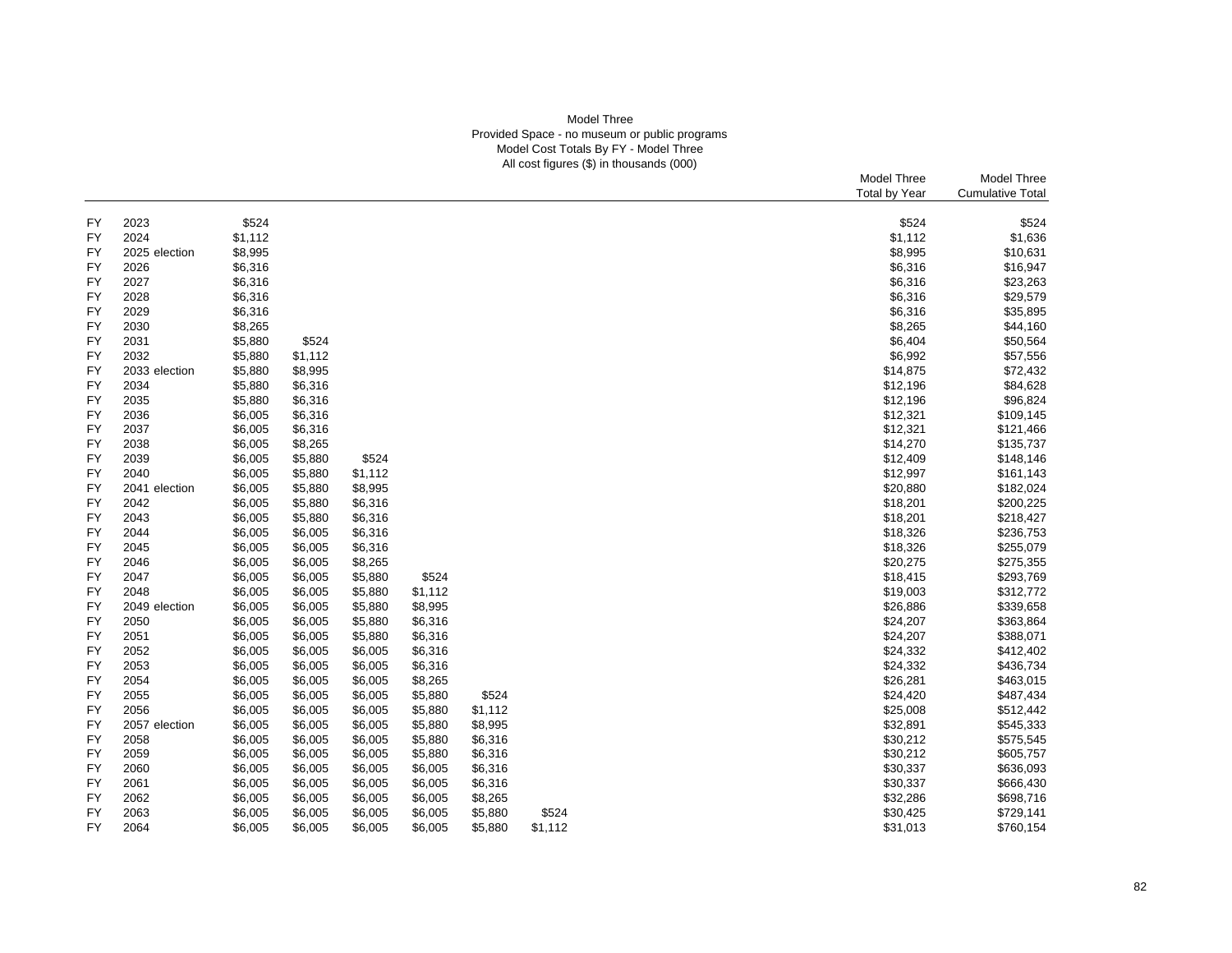Model Three
Provided Space - no museum or public programs
Model Cost Totals By FY - Model Three
All cost figures ($) in thousands (000)

| | | | | | | | | Model Three Total by Year | Model Three Cumulative Total |
|---|---|---|---|---|---|---|---|---|---|
| FY | 2023 | $524 | | | | | | $524 | $524 |
| FY | 2024 | $1,112 | | | | | | $1,112 | $1,636 |
| FY | 2025 election | $8,995 | | | | | | $8,995 | $10,631 |
| FY | 2026 | $6,316 | | | | | | $6,316 | $16,947 |
| FY | 2027 | $6,316 | | | | | | $6,316 | $23,263 |
| FY | 2028 | $6,316 | | | | | | $6,316 | $29,579 |
| FY | 2029 | $6,316 | | | | | | $6,316 | $35,895 |
| FY | 2030 | $8,265 | | | | | | $8,265 | $44,160 |
| FY | 2031 | $5,880 | $524 | | | | | $6,404 | $50,564 |
| FY | 2032 | $5,880 | $1,112 | | | | | $6,992 | $57,556 |
| FY | 2033 election | $5,880 | $8,995 | | | | | $14,875 | $72,432 |
| FY | 2034 | $5,880 | $6,316 | | | | | $12,196 | $84,628 |
| FY | 2035 | $5,880 | $6,316 | | | | | $12,196 | $96,824 |
| FY | 2036 | $6,005 | $6,316 | | | | | $12,321 | $109,145 |
| FY | 2037 | $6,005 | $6,316 | | | | | $12,321 | $121,466 |
| FY | 2038 | $6,005 | $8,265 | | | | | $14,270 | $135,737 |
| FY | 2039 | $6,005 | $5,880 | $524 | | | | $12,409 | $148,146 |
| FY | 2040 | $6,005 | $5,880 | $1,112 | | | | $12,997 | $161,143 |
| FY | 2041 election | $6,005 | $5,880 | $8,995 | | | | $20,880 | $182,024 |
| FY | 2042 | $6,005 | $5,880 | $6,316 | | | | $18,201 | $200,225 |
| FY | 2043 | $6,005 | $5,880 | $6,316 | | | | $18,201 | $218,427 |
| FY | 2044 | $6,005 | $6,005 | $6,316 | | | | $18,326 | $236,753 |
| FY | 2045 | $6,005 | $6,005 | $6,316 | | | | $18,326 | $255,079 |
| FY | 2046 | $6,005 | $6,005 | $8,265 | | | | $20,275 | $275,355 |
| FY | 2047 | $6,005 | $6,005 | $5,880 | $524 | | | $18,415 | $293,769 |
| FY | 2048 | $6,005 | $6,005 | $5,880 | $1,112 | | | $19,003 | $312,772 |
| FY | 2049 election | $6,005 | $6,005 | $5,880 | $8,995 | | | $26,886 | $339,658 |
| FY | 2050 | $6,005 | $6,005 | $5,880 | $6,316 | | | $24,207 | $363,864 |
| FY | 2051 | $6,005 | $6,005 | $5,880 | $6,316 | | | $24,207 | $388,071 |
| FY | 2052 | $6,005 | $6,005 | $6,005 | $6,316 | | | $24,332 | $412,402 |
| FY | 2053 | $6,005 | $6,005 | $6,005 | $6,316 | | | $24,332 | $436,734 |
| FY | 2054 | $6,005 | $6,005 | $6,005 | $8,265 | | | $26,281 | $463,015 |
| FY | 2055 | $6,005 | $6,005 | $6,005 | $5,880 | $524 | | $24,420 | $487,434 |
| FY | 2056 | $6,005 | $6,005 | $6,005 | $5,880 | $1,112 | | $25,008 | $512,442 |
| FY | 2057 election | $6,005 | $6,005 | $6,005 | $5,880 | $8,995 | | $32,891 | $545,333 |
| FY | 2058 | $6,005 | $6,005 | $6,005 | $5,880 | $6,316 | | $30,212 | $575,545 |
| FY | 2059 | $6,005 | $6,005 | $6,005 | $5,880 | $6,316 | | $30,212 | $605,757 |
| FY | 2060 | $6,005 | $6,005 | $6,005 | $6,005 | $6,316 | | $30,337 | $636,093 |
| FY | 2061 | $6,005 | $6,005 | $6,005 | $6,005 | $6,316 | | $30,337 | $666,430 |
| FY | 2062 | $6,005 | $6,005 | $6,005 | $6,005 | $8,265 | | $32,286 | $698,716 |
| FY | 2063 | $6,005 | $6,005 | $6,005 | $6,005 | $5,880 | $524 | $30,425 | $729,141 |
| FY | 2064 | $6,005 | $6,005 | $6,005 | $6,005 | $5,880 | $1,112 | $31,013 | $760,154 |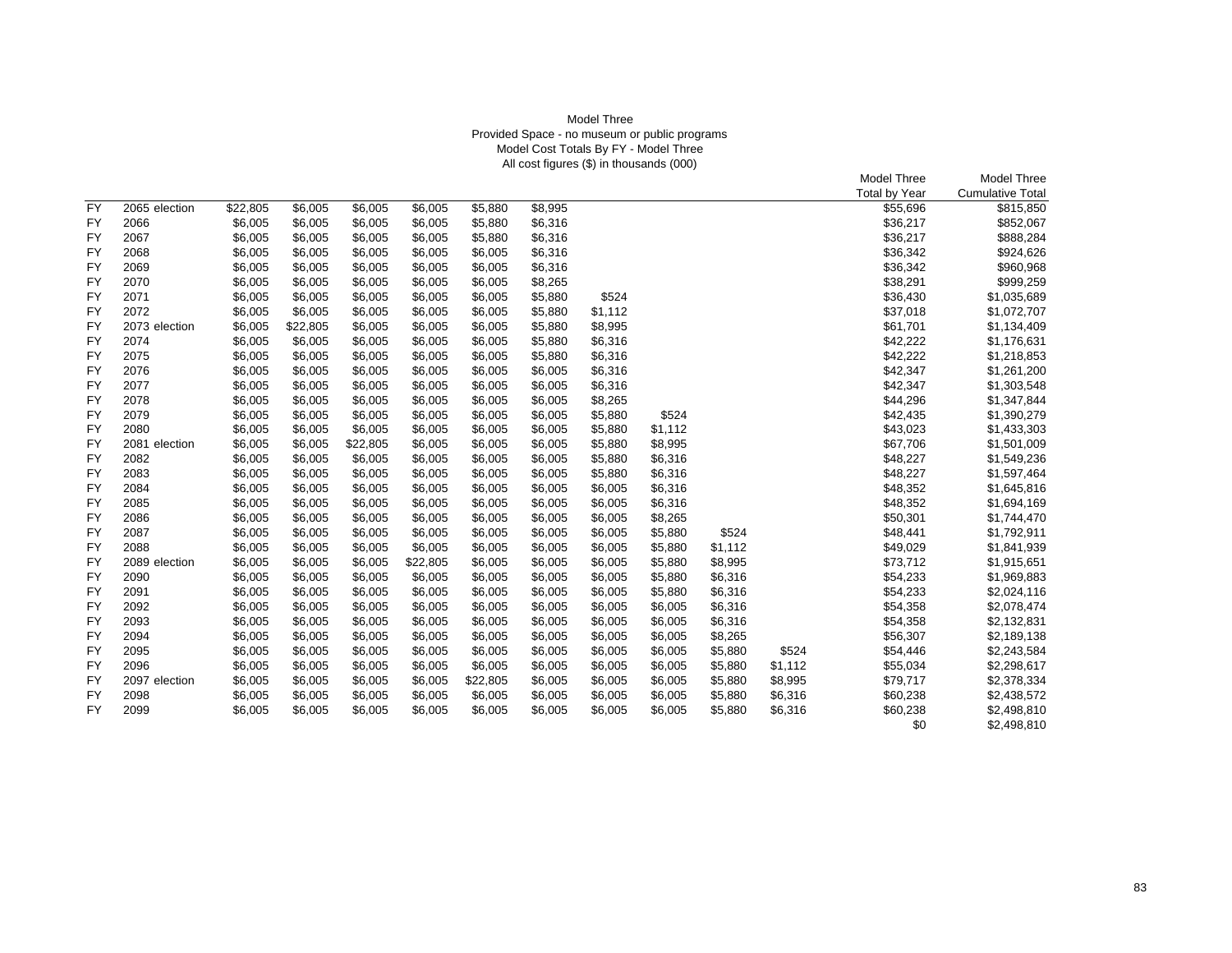Model Three
Provided Space - no museum or public programs
Model Cost Totals By FY - Model Three
All cost figures ($) in thousands (000)

| | | | | | | | | | | | | Model Three Total by Year | Model Three Cumulative Total |
|---|---|---|---|---|---|---|---|---|---|---|---|---|---|
| FY | 2065 election | $22,805 | $6,005 | $6,005 | $6,005 | $5,880 | $8,995 | | | | | $55,696 | $815,850 |
| FY | 2066 | $6,005 | $6,005 | $6,005 | $6,005 | $5,880 | $6,316 | | | | | $36,217 | $852,067 |
| FY | 2067 | $6,005 | $6,005 | $6,005 | $6,005 | $5,880 | $6,316 | | | | | $36,217 | $888,284 |
| FY | 2068 | $6,005 | $6,005 | $6,005 | $6,005 | $6,005 | $6,316 | | | | | $36,342 | $924,626 |
| FY | 2069 | $6,005 | $6,005 | $6,005 | $6,005 | $6,005 | $6,316 | | | | | $36,342 | $960,968 |
| FY | 2070 | $6,005 | $6,005 | $6,005 | $6,005 | $6,005 | $8,265 | | | | | $38,291 | $999,259 |
| FY | 2071 | $6,005 | $6,005 | $6,005 | $6,005 | $6,005 | $5,880 | $524 | | | | $36,430 | $1,035,689 |
| FY | 2072 | $6,005 | $6,005 | $6,005 | $6,005 | $6,005 | $5,880 | $1,112 | | | | $37,018 | $1,072,707 |
| FY | 2073 election | $6,005 | $22,805 | $6,005 | $6,005 | $6,005 | $5,880 | $8,995 | | | | $61,701 | $1,134,409 |
| FY | 2074 | $6,005 | $6,005 | $6,005 | $6,005 | $6,005 | $5,880 | $6,316 | | | | $42,222 | $1,176,631 |
| FY | 2075 | $6,005 | $6,005 | $6,005 | $6,005 | $6,005 | $5,880 | $6,316 | | | | $42,222 | $1,218,853 |
| FY | 2076 | $6,005 | $6,005 | $6,005 | $6,005 | $6,005 | $6,005 | $6,316 | | | | $42,347 | $1,261,200 |
| FY | 2077 | $6,005 | $6,005 | $6,005 | $6,005 | $6,005 | $6,005 | $6,316 | | | | $42,347 | $1,303,548 |
| FY | 2078 | $6,005 | $6,005 | $6,005 | $6,005 | $6,005 | $6,005 | $8,265 | | | | $44,296 | $1,347,844 |
| FY | 2079 | $6,005 | $6,005 | $6,005 | $6,005 | $6,005 | $6,005 | $5,880 | $524 | | | $42,435 | $1,390,279 |
| FY | 2080 | $6,005 | $6,005 | $6,005 | $6,005 | $6,005 | $6,005 | $5,880 | $1,112 | | | $43,023 | $1,433,303 |
| FY | 2081 election | $6,005 | $6,005 | $22,805 | $6,005 | $6,005 | $6,005 | $5,880 | $8,995 | | | $67,706 | $1,501,009 |
| FY | 2082 | $6,005 | $6,005 | $6,005 | $6,005 | $6,005 | $6,005 | $5,880 | $6,316 | | | $48,227 | $1,549,236 |
| FY | 2083 | $6,005 | $6,005 | $6,005 | $6,005 | $6,005 | $6,005 | $5,880 | $6,316 | | | $48,227 | $1,597,464 |
| FY | 2084 | $6,005 | $6,005 | $6,005 | $6,005 | $6,005 | $6,005 | $6,005 | $6,316 | | | $48,352 | $1,645,816 |
| FY | 2085 | $6,005 | $6,005 | $6,005 | $6,005 | $6,005 | $6,005 | $6,005 | $6,316 | | | $48,352 | $1,694,169 |
| FY | 2086 | $6,005 | $6,005 | $6,005 | $6,005 | $6,005 | $6,005 | $6,005 | $8,265 | | | $50,301 | $1,744,470 |
| FY | 2087 | $6,005 | $6,005 | $6,005 | $6,005 | $6,005 | $6,005 | $6,005 | $5,880 | $524 | | $48,441 | $1,792,911 |
| FY | 2088 | $6,005 | $6,005 | $6,005 | $6,005 | $6,005 | $6,005 | $6,005 | $5,880 | $1,112 | | $49,029 | $1,841,939 |
| FY | 2089 election | $6,005 | $6,005 | $6,005 | $22,805 | $6,005 | $6,005 | $6,005 | $5,880 | $8,995 | | $73,712 | $1,915,651 |
| FY | 2090 | $6,005 | $6,005 | $6,005 | $6,005 | $6,005 | $6,005 | $6,005 | $5,880 | $6,316 | | $54,233 | $1,969,883 |
| FY | 2091 | $6,005 | $6,005 | $6,005 | $6,005 | $6,005 | $6,005 | $6,005 | $5,880 | $6,316 | | $54,233 | $2,024,116 |
| FY | 2092 | $6,005 | $6,005 | $6,005 | $6,005 | $6,005 | $6,005 | $6,005 | $6,005 | $6,316 | | $54,358 | $2,078,474 |
| FY | 2093 | $6,005 | $6,005 | $6,005 | $6,005 | $6,005 | $6,005 | $6,005 | $6,005 | $6,316 | | $54,358 | $2,132,831 |
| FY | 2094 | $6,005 | $6,005 | $6,005 | $6,005 | $6,005 | $6,005 | $6,005 | $6,005 | $8,265 | | $56,307 | $2,189,138 |
| FY | 2095 | $6,005 | $6,005 | $6,005 | $6,005 | $6,005 | $6,005 | $6,005 | $6,005 | $5,880 | $524 | $54,446 | $2,243,584 |
| FY | 2096 | $6,005 | $6,005 | $6,005 | $6,005 | $6,005 | $6,005 | $6,005 | $6,005 | $5,880 | $1,112 | $55,034 | $2,298,617 |
| FY | 2097 election | $6,005 | $6,005 | $6,005 | $6,005 | $22,805 | $6,005 | $6,005 | $6,005 | $5,880 | $8,995 | $79,717 | $2,378,334 |
| FY | 2098 | $6,005 | $6,005 | $6,005 | $6,005 | $6,005 | $6,005 | $6,005 | $6,005 | $5,880 | $6,316 | $60,238 | $2,438,572 |
| FY | 2099 | $6,005 | $6,005 | $6,005 | $6,005 | $6,005 | $6,005 | $6,005 | $6,005 | $5,880 | $6,316 | $60,238 | $2,498,810 |
| | | | | | | | | | | | | $0 | $2,498,810 |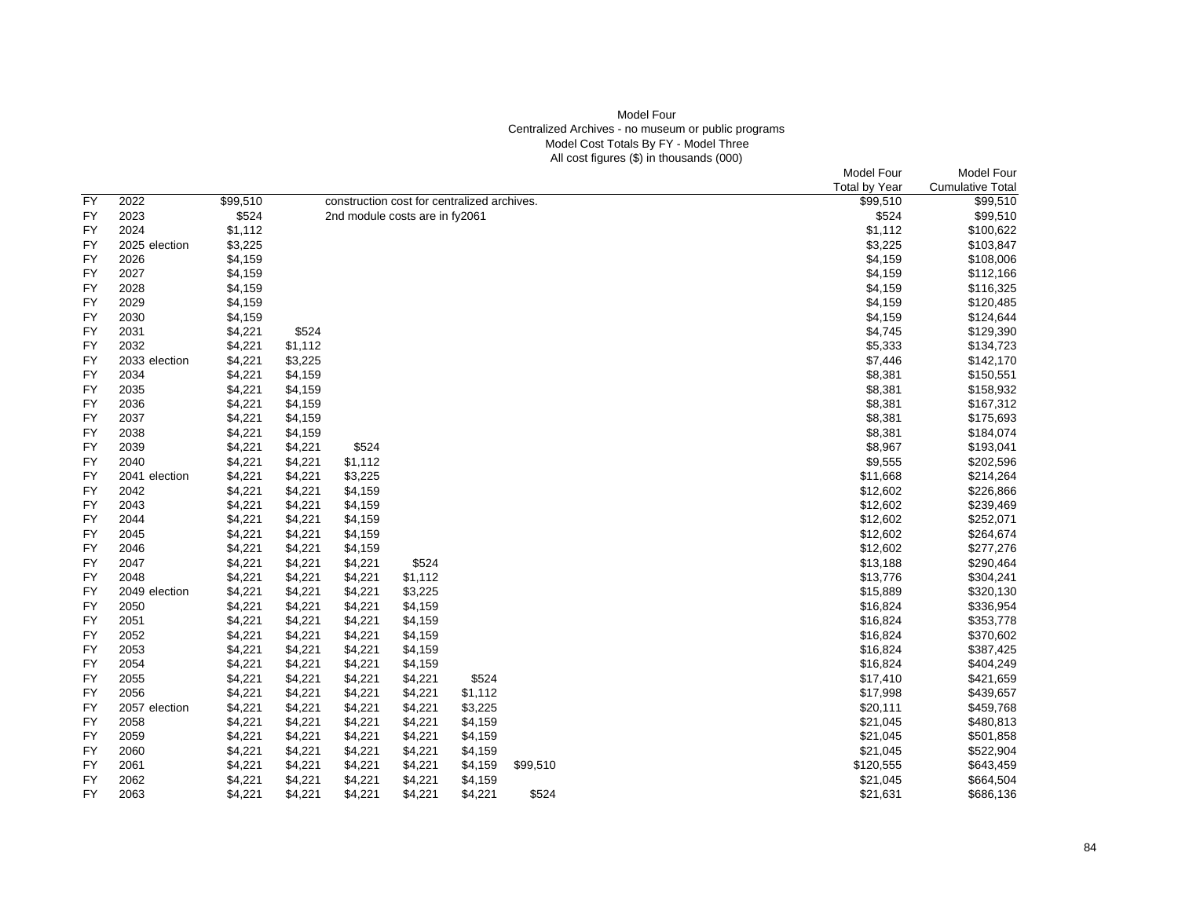Model Four

Centralized Archives - no museum or public programs

Model Cost Totals By FY - Model Three

All cost figures ($) in thousands (000)

| | | | | | | | | | Model Four Total by Year | Model Four Cumulative Total |
|---|---|---|---|---|---|---|---|---|---|---|
| FY | 2022 | $99,510 | | construction cost for centralized archives. | | | | | $99,510 | $99,510 |
| FY | 2023 | $524 | | 2nd module costs are in fy2061 | | | | | $524 | $99,510 |
| FY | 2024 | $1,112 | | | | | | | $1,112 | $100,622 |
| FY | 2025 election | $3,225 | | | | | | | $3,225 | $103,847 |
| FY | 2026 | $4,159 | | | | | | | $4,159 | $108,006 |
| FY | 2027 | $4,159 | | | | | | | $4,159 | $112,166 |
| FY | 2028 | $4,159 | | | | | | | $4,159 | $116,325 |
| FY | 2029 | $4,159 | | | | | | | $4,159 | $120,485 |
| FY | 2030 | $4,159 | | | | | | | $4,159 | $124,644 |
| FY | 2031 | $4,221 | $524 | | | | | | $4,745 | $129,390 |
| FY | 2032 | $4,221 | $1,112 | | | | | | $5,333 | $134,723 |
| FY | 2033 election | $4,221 | $3,225 | | | | | | $7,446 | $142,170 |
| FY | 2034 | $4,221 | $4,159 | | | | | | $8,381 | $150,551 |
| FY | 2035 | $4,221 | $4,159 | | | | | | $8,381 | $158,932 |
| FY | 2036 | $4,221 | $4,159 | | | | | | $8,381 | $167,312 |
| FY | 2037 | $4,221 | $4,159 | | | | | | $8,381 | $175,693 |
| FY | 2038 | $4,221 | $4,159 | | | | | | $8,381 | $184,074 |
| FY | 2039 | $4,221 | $4,221 | $524 | | | | | $8,967 | $193,041 |
| FY | 2040 | $4,221 | $4,221 | $1,112 | | | | | $9,555 | $202,596 |
| FY | 2041 election | $4,221 | $4,221 | $3,225 | | | | | $11,668 | $214,264 |
| FY | 2042 | $4,221 | $4,221 | $4,159 | | | | | $12,602 | $226,866 |
| FY | 2043 | $4,221 | $4,221 | $4,159 | | | | | $12,602 | $239,469 |
| FY | 2044 | $4,221 | $4,221 | $4,159 | | | | | $12,602 | $252,071 |
| FY | 2045 | $4,221 | $4,221 | $4,159 | | | | | $12,602 | $264,674 |
| FY | 2046 | $4,221 | $4,221 | $4,159 | | | | | $12,602 | $277,276 |
| FY | 2047 | $4,221 | $4,221 | $4,221 | $524 | | | | $13,188 | $290,464 |
| FY | 2048 | $4,221 | $4,221 | $4,221 | $1,112 | | | | $13,776 | $304,241 |
| FY | 2049 election | $4,221 | $4,221 | $4,221 | $3,225 | | | | $15,889 | $320,130 |
| FY | 2050 | $4,221 | $4,221 | $4,221 | $4,159 | | | | $16,824 | $336,954 |
| FY | 2051 | $4,221 | $4,221 | $4,221 | $4,159 | | | | $16,824 | $353,778 |
| FY | 2052 | $4,221 | $4,221 | $4,221 | $4,159 | | | | $16,824 | $370,602 |
| FY | 2053 | $4,221 | $4,221 | $4,221 | $4,159 | | | | $16,824 | $387,425 |
| FY | 2054 | $4,221 | $4,221 | $4,221 | $4,159 | | | | $16,824 | $404,249 |
| FY | 2055 | $4,221 | $4,221 | $4,221 | $4,221 | $524 | | | $17,410 | $421,659 |
| FY | 2056 | $4,221 | $4,221 | $4,221 | $4,221 | $1,112 | | | $17,998 | $439,657 |
| FY | 2057 election | $4,221 | $4,221 | $4,221 | $4,221 | $3,225 | | | $20,111 | $459,768 |
| FY | 2058 | $4,221 | $4,221 | $4,221 | $4,221 | $4,159 | | | $21,045 | $480,813 |
| FY | 2059 | $4,221 | $4,221 | $4,221 | $4,221 | $4,159 | | | $21,045 | $501,858 |
| FY | 2060 | $4,221 | $4,221 | $4,221 | $4,221 | $4,159 | | | $21,045 | $522,904 |
| FY | 2061 | $4,221 | $4,221 | $4,221 | $4,221 | $4,159 | $99,510 | | $120,555 | $643,459 |
| FY | 2062 | $4,221 | $4,221 | $4,221 | $4,221 | $4,159 | | | $21,045 | $664,504 |
| FY | 2063 | $4,221 | $4,221 | $4,221 | $4,221 | $4,221 | $524 | | $21,631 | $686,136 |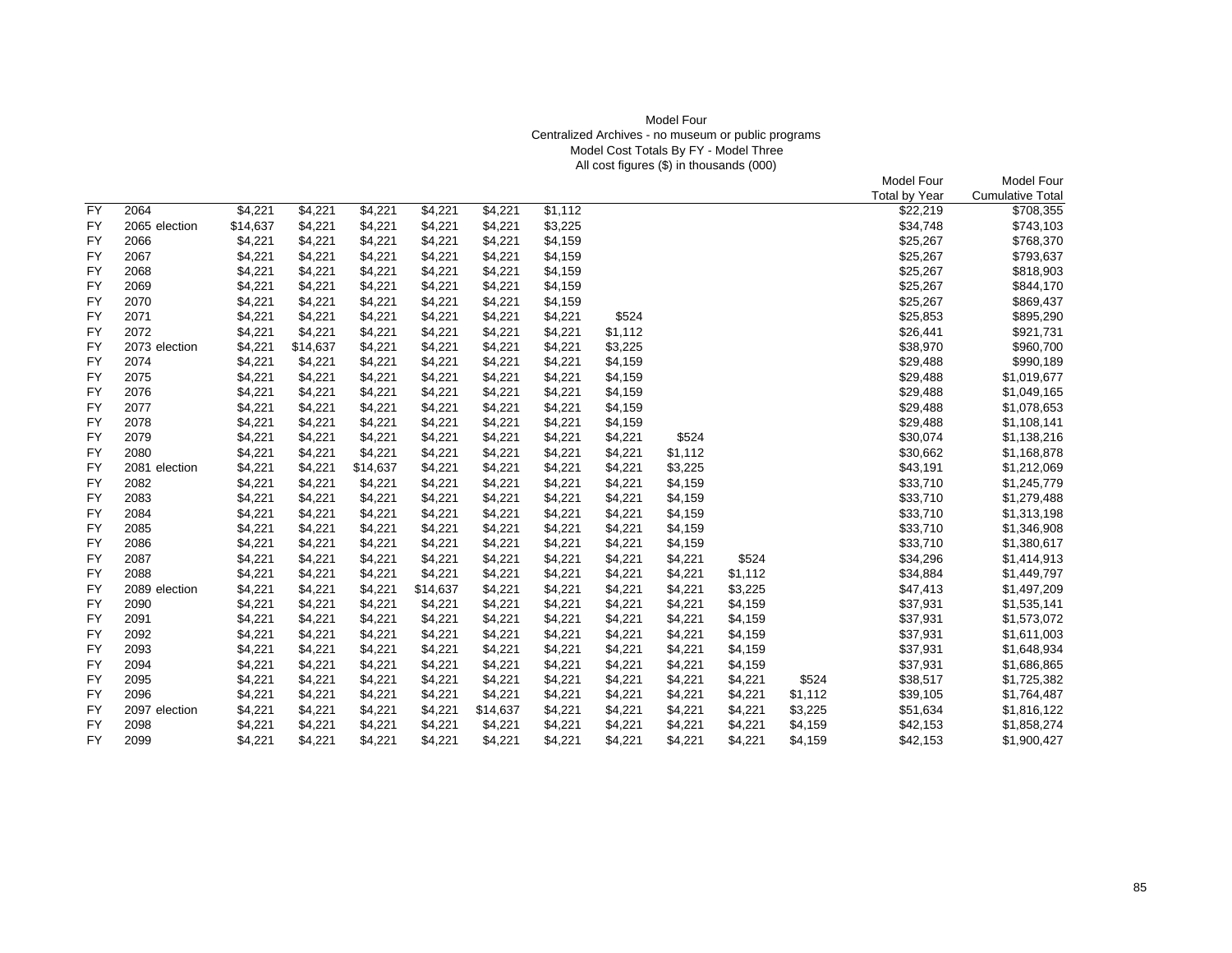Model Four
Centralized Archives - no museum or public programs
Model Cost Totals By FY - Model Three
All cost figures ($) in thousands (000)

| | | | | | | | | | | | | Model Four Total by Year | Model Four Cumulative Total |
|---|---|---|---|---|---|---|---|---|---|---|---|---|---|
| FY | 2064 | $4,221 | $4,221 | $4,221 | $4,221 | $4,221 | $1,112 | | | | | $22,219 | $708,355 |
| FY | 2065 election | $14,637 | $4,221 | $4,221 | $4,221 | $4,221 | $3,225 | | | | | $34,748 | $743,103 |
| FY | 2066 | $4,221 | $4,221 | $4,221 | $4,221 | $4,221 | $4,159 | | | | | $25,267 | $768,370 |
| FY | 2067 | $4,221 | $4,221 | $4,221 | $4,221 | $4,221 | $4,159 | | | | | $25,267 | $793,637 |
| FY | 2068 | $4,221 | $4,221 | $4,221 | $4,221 | $4,221 | $4,159 | | | | | $25,267 | $818,903 |
| FY | 2069 | $4,221 | $4,221 | $4,221 | $4,221 | $4,221 | $4,159 | | | | | $25,267 | $844,170 |
| FY | 2070 | $4,221 | $4,221 | $4,221 | $4,221 | $4,221 | $4,159 | | | | | $25,267 | $869,437 |
| FY | 2071 | $4,221 | $4,221 | $4,221 | $4,221 | $4,221 | $4,221 | $524 | | | | $25,853 | $895,290 |
| FY | 2072 | $4,221 | $4,221 | $4,221 | $4,221 | $4,221 | $4,221 | $1,112 | | | | $26,441 | $921,731 |
| FY | 2073 election | $4,221 | $14,637 | $4,221 | $4,221 | $4,221 | $4,221 | $3,225 | | | | $38,970 | $960,700 |
| FY | 2074 | $4,221 | $4,221 | $4,221 | $4,221 | $4,221 | $4,221 | $4,159 | | | | $29,488 | $990,189 |
| FY | 2075 | $4,221 | $4,221 | $4,221 | $4,221 | $4,221 | $4,221 | $4,159 | | | | $29,488 | $1,019,677 |
| FY | 2076 | $4,221 | $4,221 | $4,221 | $4,221 | $4,221 | $4,221 | $4,159 | | | | $29,488 | $1,049,165 |
| FY | 2077 | $4,221 | $4,221 | $4,221 | $4,221 | $4,221 | $4,221 | $4,159 | | | | $29,488 | $1,078,653 |
| FY | 2078 | $4,221 | $4,221 | $4,221 | $4,221 | $4,221 | $4,221 | $4,159 | | | | $29,488 | $1,108,141 |
| FY | 2079 | $4,221 | $4,221 | $4,221 | $4,221 | $4,221 | $4,221 | $4,221 | $524 | | | $30,074 | $1,138,216 |
| FY | 2080 | $4,221 | $4,221 | $4,221 | $4,221 | $4,221 | $4,221 | $4,221 | $1,112 | | | $30,662 | $1,168,878 |
| FY | 2081 election | $4,221 | $4,221 | $14,637 | $4,221 | $4,221 | $4,221 | $4,221 | $3,225 | | | $43,191 | $1,212,069 |
| FY | 2082 | $4,221 | $4,221 | $4,221 | $4,221 | $4,221 | $4,221 | $4,221 | $4,159 | | | $33,710 | $1,245,779 |
| FY | 2083 | $4,221 | $4,221 | $4,221 | $4,221 | $4,221 | $4,221 | $4,221 | $4,159 | | | $33,710 | $1,279,488 |
| FY | 2084 | $4,221 | $4,221 | $4,221 | $4,221 | $4,221 | $4,221 | $4,221 | $4,159 | | | $33,710 | $1,313,198 |
| FY | 2085 | $4,221 | $4,221 | $4,221 | $4,221 | $4,221 | $4,221 | $4,221 | $4,159 | | | $33,710 | $1,346,908 |
| FY | 2086 | $4,221 | $4,221 | $4,221 | $4,221 | $4,221 | $4,221 | $4,221 | $4,159 | | | $33,710 | $1,380,617 |
| FY | 2087 | $4,221 | $4,221 | $4,221 | $4,221 | $4,221 | $4,221 | $4,221 | $4,221 | $524 | | $34,296 | $1,414,913 |
| FY | 2088 | $4,221 | $4,221 | $4,221 | $4,221 | $4,221 | $4,221 | $4,221 | $4,221 | $1,112 | | $34,884 | $1,449,797 |
| FY | 2089 election | $4,221 | $4,221 | $4,221 | $14,637 | $4,221 | $4,221 | $4,221 | $4,221 | $3,225 | | $47,413 | $1,497,209 |
| FY | 2090 | $4,221 | $4,221 | $4,221 | $4,221 | $4,221 | $4,221 | $4,221 | $4,221 | $4,159 | | $37,931 | $1,535,141 |
| FY | 2091 | $4,221 | $4,221 | $4,221 | $4,221 | $4,221 | $4,221 | $4,221 | $4,221 | $4,159 | | $37,931 | $1,573,072 |
| FY | 2092 | $4,221 | $4,221 | $4,221 | $4,221 | $4,221 | $4,221 | $4,221 | $4,221 | $4,159 | | $37,931 | $1,611,003 |
| FY | 2093 | $4,221 | $4,221 | $4,221 | $4,221 | $4,221 | $4,221 | $4,221 | $4,221 | $4,159 | | $37,931 | $1,648,934 |
| FY | 2094 | $4,221 | $4,221 | $4,221 | $4,221 | $4,221 | $4,221 | $4,221 | $4,221 | $4,159 | | $37,931 | $1,686,865 |
| FY | 2095 | $4,221 | $4,221 | $4,221 | $4,221 | $4,221 | $4,221 | $4,221 | $4,221 | $4,221 | $524 | $38,517 | $1,725,382 |
| FY | 2096 | $4,221 | $4,221 | $4,221 | $4,221 | $4,221 | $4,221 | $4,221 | $4,221 | $4,221 | $1,112 | $39,105 | $1,764,487 |
| FY | 2097 election | $4,221 | $4,221 | $4,221 | $4,221 | $14,637 | $4,221 | $4,221 | $4,221 | $4,221 | $3,225 | $51,634 | $1,816,122 |
| FY | 2098 | $4,221 | $4,221 | $4,221 | $4,221 | $4,221 | $4,221 | $4,221 | $4,221 | $4,221 | $4,159 | $42,153 | $1,858,274 |
| FY | 2099 | $4,221 | $4,221 | $4,221 | $4,221 | $4,221 | $4,221 | $4,221 | $4,221 | $4,221 | $4,159 | $42,153 | $1,900,427 |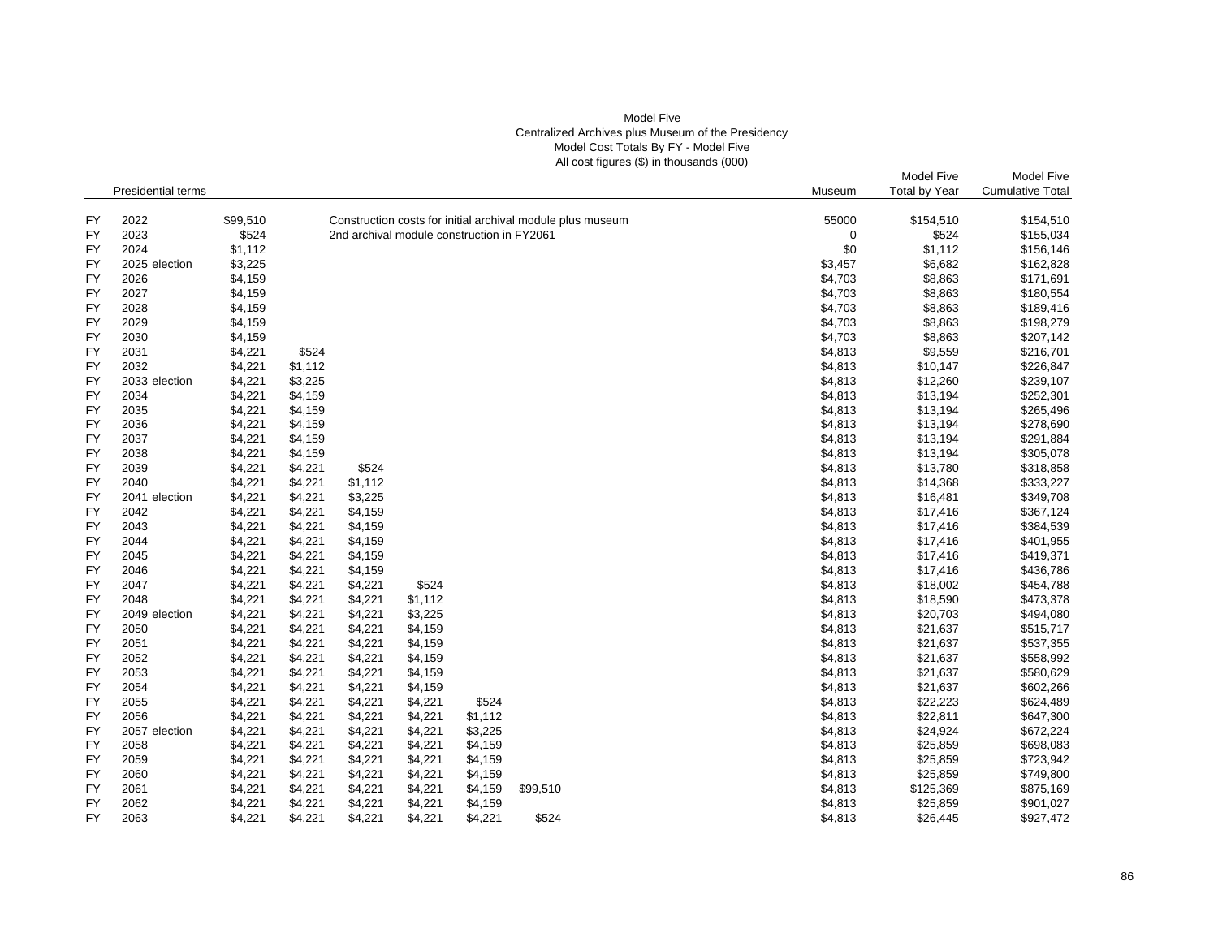Model Five
Centralized Archives plus Museum of the Presidency
Model Cost Totals By FY - Model Five
All cost figures ($) in thousands (000)

| | Presidential terms | | | | | | | | Museum | Model Five Total by Year | Model Five Cumulative Total |
|---|---|---|---|---|---|---|---|---|---|---|---|
| FY | 2022 | $99,510 | | Construction costs for initial archival module plus museum | | | | | 55000 | $154,510 | $154,510 |
| FY | 2023 | $524 | | 2nd archival module construction in FY2061 | | | | | 0 | $524 | $155,034 |
| FY | 2024 | $1,112 | | | | | | | $0 | $1,112 | $156,146 |
| FY | 2025 election | $3,225 | | | | | | | $3,457 | $6,682 | $162,828 |
| FY | 2026 | $4,159 | | | | | | | $4,703 | $8,863 | $171,691 |
| FY | 2027 | $4,159 | | | | | | | $4,703 | $8,863 | $180,554 |
| FY | 2028 | $4,159 | | | | | | | $4,703 | $8,863 | $189,416 |
| FY | 2029 | $4,159 | | | | | | | $4,703 | $8,863 | $198,279 |
| FY | 2030 | $4,159 | | | | | | | $4,703 | $8,863 | $207,142 |
| FY | 2031 | $4,221 | $524 | | | | | | $4,813 | $9,559 | $216,701 |
| FY | 2032 | $4,221 | $1,112 | | | | | | $4,813 | $10,147 | $226,847 |
| FY | 2033 election | $4,221 | $3,225 | | | | | | $4,813 | $12,260 | $239,107 |
| FY | 2034 | $4,221 | $4,159 | | | | | | $4,813 | $13,194 | $252,301 |
| FY | 2035 | $4,221 | $4,159 | | | | | | $4,813 | $13,194 | $265,496 |
| FY | 2036 | $4,221 | $4,159 | | | | | | $4,813 | $13,194 | $278,690 |
| FY | 2037 | $4,221 | $4,159 | | | | | | $4,813 | $13,194 | $291,884 |
| FY | 2038 | $4,221 | $4,159 | | | | | | $4,813 | $13,194 | $305,078 |
| FY | 2039 | $4,221 | $4,221 | $524 | | | | | $4,813 | $13,780 | $318,858 |
| FY | 2040 | $4,221 | $4,221 | $1,112 | | | | | $4,813 | $14,368 | $333,227 |
| FY | 2041 election | $4,221 | $4,221 | $3,225 | | | | | $4,813 | $16,481 | $349,708 |
| FY | 2042 | $4,221 | $4,221 | $4,159 | | | | | $4,813 | $17,416 | $367,124 |
| FY | 2043 | $4,221 | $4,221 | $4,159 | | | | | $4,813 | $17,416 | $384,539 |
| FY | 2044 | $4,221 | $4,221 | $4,159 | | | | | $4,813 | $17,416 | $401,955 |
| FY | 2045 | $4,221 | $4,221 | $4,159 | | | | | $4,813 | $17,416 | $419,371 |
| FY | 2046 | $4,221 | $4,221 | $4,159 | | | | | $4,813 | $17,416 | $436,786 |
| FY | 2047 | $4,221 | $4,221 | $4,221 | $524 | | | | $4,813 | $18,002 | $454,788 |
| FY | 2048 | $4,221 | $4,221 | $4,221 | $1,112 | | | | $4,813 | $18,590 | $473,378 |
| FY | 2049 election | $4,221 | $4,221 | $4,221 | $3,225 | | | | $4,813 | $20,703 | $494,080 |
| FY | 2050 | $4,221 | $4,221 | $4,221 | $4,159 | | | | $4,813 | $21,637 | $515,717 |
| FY | 2051 | $4,221 | $4,221 | $4,221 | $4,159 | | | | $4,813 | $21,637 | $537,355 |
| FY | 2052 | $4,221 | $4,221 | $4,221 | $4,159 | | | | $4,813 | $21,637 | $558,992 |
| FY | 2053 | $4,221 | $4,221 | $4,221 | $4,159 | | | | $4,813 | $21,637 | $580,629 |
| FY | 2054 | $4,221 | $4,221 | $4,221 | $4,159 | | | | $4,813 | $21,637 | $602,266 |
| FY | 2055 | $4,221 | $4,221 | $4,221 | $4,221 | $524 | | | $4,813 | $22,223 | $624,489 |
| FY | 2056 | $4,221 | $4,221 | $4,221 | $4,221 | $1,112 | | | $4,813 | $22,811 | $647,300 |
| FY | 2057 election | $4,221 | $4,221 | $4,221 | $4,221 | $3,225 | | | $4,813 | $24,924 | $672,224 |
| FY | 2058 | $4,221 | $4,221 | $4,221 | $4,221 | $4,159 | | | $4,813 | $25,859 | $698,083 |
| FY | 2059 | $4,221 | $4,221 | $4,221 | $4,221 | $4,159 | | | $4,813 | $25,859 | $723,942 |
| FY | 2060 | $4,221 | $4,221 | $4,221 | $4,221 | $4,159 | | | $4,813 | $25,859 | $749,800 |
| FY | 2061 | $4,221 | $4,221 | $4,221 | $4,221 | $4,159 | $99,510 | | $4,813 | $125,369 | $875,169 |
| FY | 2062 | $4,221 | $4,221 | $4,221 | $4,221 | $4,159 | | | $4,813 | $25,859 | $901,027 |
| FY | 2063 | $4,221 | $4,221 | $4,221 | $4,221 | $4,221 | $524 | | $4,813 | $26,445 | $927,472 |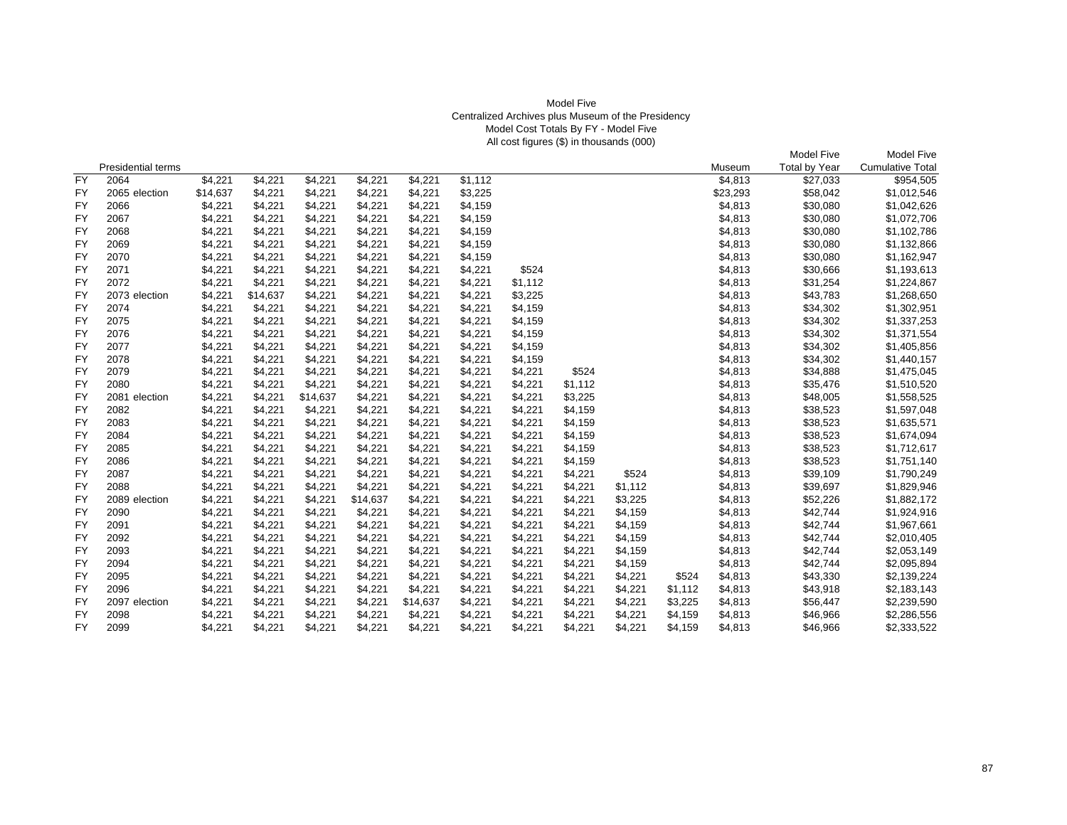Model Five
Centralized Archives plus Museum of the Presidency
Model Cost Totals By FY - Model Five
All cost figures ($) in thousands (000)

| | Presidential terms | | | | | | | | | | | Museum | Model Five Total by Year | Model Five Cumulative Total |
|---|---|---|---|---|---|---|---|---|---|---|---|---|---|---|
| FY | 2064 | $4,221 | $4,221 | $4,221 | $4,221 | $4,221 | $1,112 | | | | | $4,813 | $27,033 | $954,505 |
| FY | 2065 election | $14,637 | $4,221 | $4,221 | $4,221 | $4,221 | $3,225 | | | | | $23,293 | $58,042 | $1,012,546 |
| FY | 2066 | $4,221 | $4,221 | $4,221 | $4,221 | $4,221 | $4,159 | | | | | $4,813 | $30,080 | $1,042,626 |
| FY | 2067 | $4,221 | $4,221 | $4,221 | $4,221 | $4,221 | $4,159 | | | | | $4,813 | $30,080 | $1,072,706 |
| FY | 2068 | $4,221 | $4,221 | $4,221 | $4,221 | $4,221 | $4,159 | | | | | $4,813 | $30,080 | $1,102,786 |
| FY | 2069 | $4,221 | $4,221 | $4,221 | $4,221 | $4,221 | $4,159 | | | | | $4,813 | $30,080 | $1,132,866 |
| FY | 2070 | $4,221 | $4,221 | $4,221 | $4,221 | $4,221 | $4,159 | | | | | $4,813 | $30,080 | $1,162,947 |
| FY | 2071 | $4,221 | $4,221 | $4,221 | $4,221 | $4,221 | $4,221 | $524 | | | | $4,813 | $30,666 | $1,193,613 |
| FY | 2072 | $4,221 | $4,221 | $4,221 | $4,221 | $4,221 | $4,221 | $1,112 | | | | $4,813 | $31,254 | $1,224,867 |
| FY | 2073 election | $4,221 | $14,637 | $4,221 | $4,221 | $4,221 | $4,221 | $3,225 | | | | $4,813 | $43,783 | $1,268,650 |
| FY | 2074 | $4,221 | $4,221 | $4,221 | $4,221 | $4,221 | $4,221 | $4,159 | | | | $4,813 | $34,302 | $1,302,951 |
| FY | 2075 | $4,221 | $4,221 | $4,221 | $4,221 | $4,221 | $4,221 | $4,159 | | | | $4,813 | $34,302 | $1,337,253 |
| FY | 2076 | $4,221 | $4,221 | $4,221 | $4,221 | $4,221 | $4,221 | $4,159 | | | | $4,813 | $34,302 | $1,371,554 |
| FY | 2077 | $4,221 | $4,221 | $4,221 | $4,221 | $4,221 | $4,221 | $4,159 | | | | $4,813 | $34,302 | $1,405,856 |
| FY | 2078 | $4,221 | $4,221 | $4,221 | $4,221 | $4,221 | $4,221 | $4,159 | | | | $4,813 | $34,302 | $1,440,157 |
| FY | 2079 | $4,221 | $4,221 | $4,221 | $4,221 | $4,221 | $4,221 | $4,221 | $524 | | | $4,813 | $34,888 | $1,475,045 |
| FY | 2080 | $4,221 | $4,221 | $4,221 | $4,221 | $4,221 | $4,221 | $4,221 | $1,112 | | | $4,813 | $35,476 | $1,510,520 |
| FY | 2081 election | $4,221 | $4,221 | $14,637 | $4,221 | $4,221 | $4,221 | $4,221 | $3,225 | | | $4,813 | $48,005 | $1,558,525 |
| FY | 2082 | $4,221 | $4,221 | $4,221 | $4,221 | $4,221 | $4,221 | $4,221 | $4,159 | | | $4,813 | $38,523 | $1,597,048 |
| FY | 2083 | $4,221 | $4,221 | $4,221 | $4,221 | $4,221 | $4,221 | $4,221 | $4,159 | | | $4,813 | $38,523 | $1,635,571 |
| FY | 2084 | $4,221 | $4,221 | $4,221 | $4,221 | $4,221 | $4,221 | $4,221 | $4,159 | | | $4,813 | $38,523 | $1,674,094 |
| FY | 2085 | $4,221 | $4,221 | $4,221 | $4,221 | $4,221 | $4,221 | $4,221 | $4,159 | | | $4,813 | $38,523 | $1,712,617 |
| FY | 2086 | $4,221 | $4,221 | $4,221 | $4,221 | $4,221 | $4,221 | $4,221 | $4,159 | | | $4,813 | $38,523 | $1,751,140 |
| FY | 2087 | $4,221 | $4,221 | $4,221 | $4,221 | $4,221 | $4,221 | $4,221 | $4,221 | $524 | | $4,813 | $39,109 | $1,790,249 |
| FY | 2088 | $4,221 | $4,221 | $4,221 | $4,221 | $4,221 | $4,221 | $4,221 | $4,221 | $1,112 | | $4,813 | $39,697 | $1,829,946 |
| FY | 2089 election | $4,221 | $4,221 | $4,221 | $14,637 | $4,221 | $4,221 | $4,221 | $4,221 | $3,225 | | $4,813 | $52,226 | $1,882,172 |
| FY | 2090 | $4,221 | $4,221 | $4,221 | $4,221 | $4,221 | $4,221 | $4,221 | $4,221 | $4,159 | | $4,813 | $42,744 | $1,924,916 |
| FY | 2091 | $4,221 | $4,221 | $4,221 | $4,221 | $4,221 | $4,221 | $4,221 | $4,221 | $4,159 | | $4,813 | $42,744 | $1,967,661 |
| FY | 2092 | $4,221 | $4,221 | $4,221 | $4,221 | $4,221 | $4,221 | $4,221 | $4,221 | $4,159 | | $4,813 | $42,744 | $2,010,405 |
| FY | 2093 | $4,221 | $4,221 | $4,221 | $4,221 | $4,221 | $4,221 | $4,221 | $4,221 | $4,159 | | $4,813 | $42,744 | $2,053,149 |
| FY | 2094 | $4,221 | $4,221 | $4,221 | $4,221 | $4,221 | $4,221 | $4,221 | $4,221 | $4,159 | | $4,813 | $42,744 | $2,095,894 |
| FY | 2095 | $4,221 | $4,221 | $4,221 | $4,221 | $4,221 | $4,221 | $4,221 | $4,221 | $4,221 | $524 | $4,813 | $43,330 | $2,139,224 |
| FY | 2096 | $4,221 | $4,221 | $4,221 | $4,221 | $4,221 | $4,221 | $4,221 | $4,221 | $4,221 | $1,112 | $4,813 | $43,918 | $2,183,143 |
| FY | 2097 election | $4,221 | $4,221 | $4,221 | $4,221 | $14,637 | $4,221 | $4,221 | $4,221 | $4,221 | $3,225 | $4,813 | $56,447 | $2,239,590 |
| FY | 2098 | $4,221 | $4,221 | $4,221 | $4,221 | $4,221 | $4,221 | $4,221 | $4,221 | $4,221 | $4,159 | $4,813 | $46,966 | $2,286,556 |
| FY | 2099 | $4,221 | $4,221 | $4,221 | $4,221 | $4,221 | $4,221 | $4,221 | $4,221 | $4,221 | $4,159 | $4,813 | $46,966 | $2,333,522 |